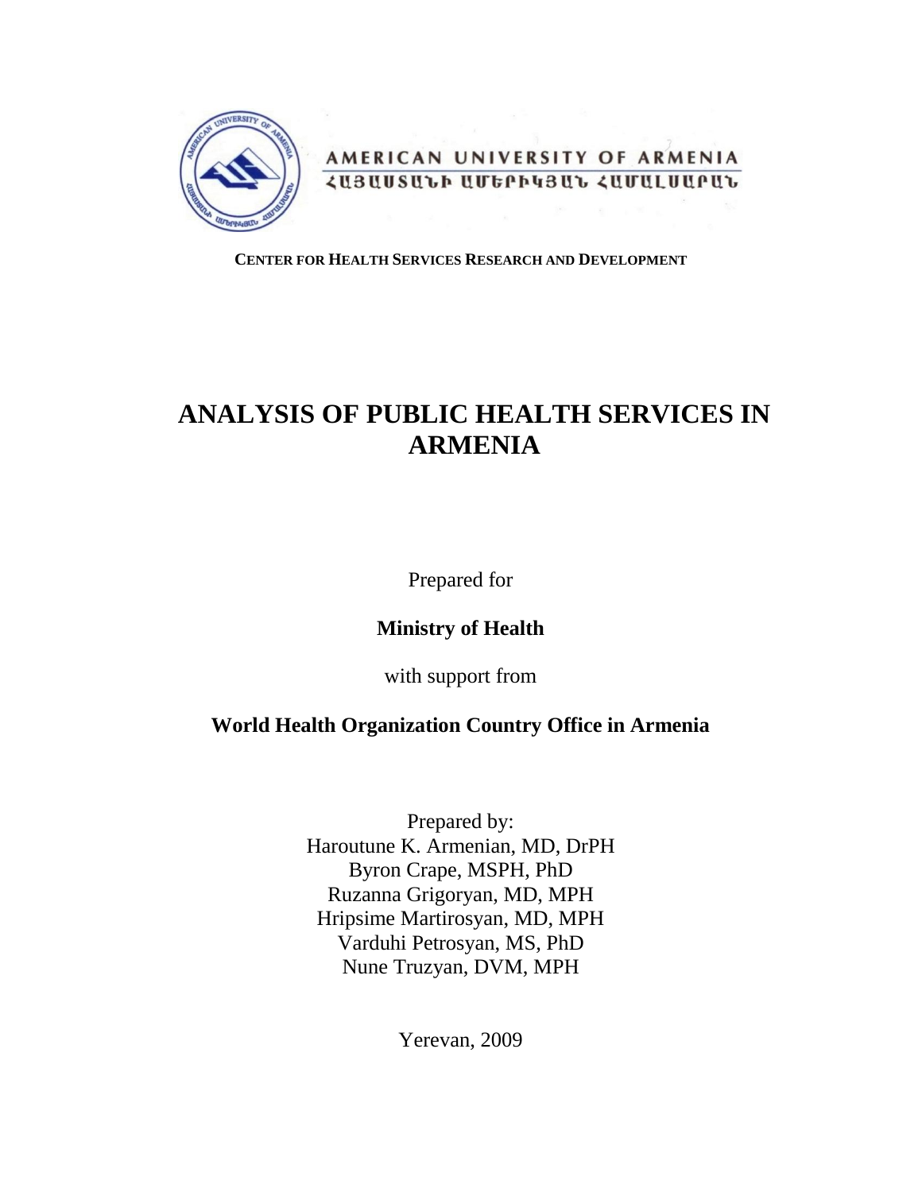AMERICAN UNIVERSITY OF ARMENIA

ՀԱՅԱՍՏԱՆԻ ԱՄԵՐԻԿՅԱՆ ՀԱՄԱԼՍԱՐԱՆ

**CENTER FOR HEALTH SERVICES RESEARCH AND DEVELOPMENT**

# ANALYSIS OF PUBLIC HEALTH SERVICES IN ARMENIA

Prepared for

**Ministry of Health**

with support from

**World Health Organization Country Office in Armenia**

Prepared by:
Haroutune K. Armenian, MD, DrPH
Byron Crape, MSPH, PhD
Ruzanna Grigoryan, MD, MPH
Hripsime Martirosyan, MD, MPH
Varduhi Petrosyan, MS, PhD
Nune Truzyan, DVM, MPH

Yerevan, 2009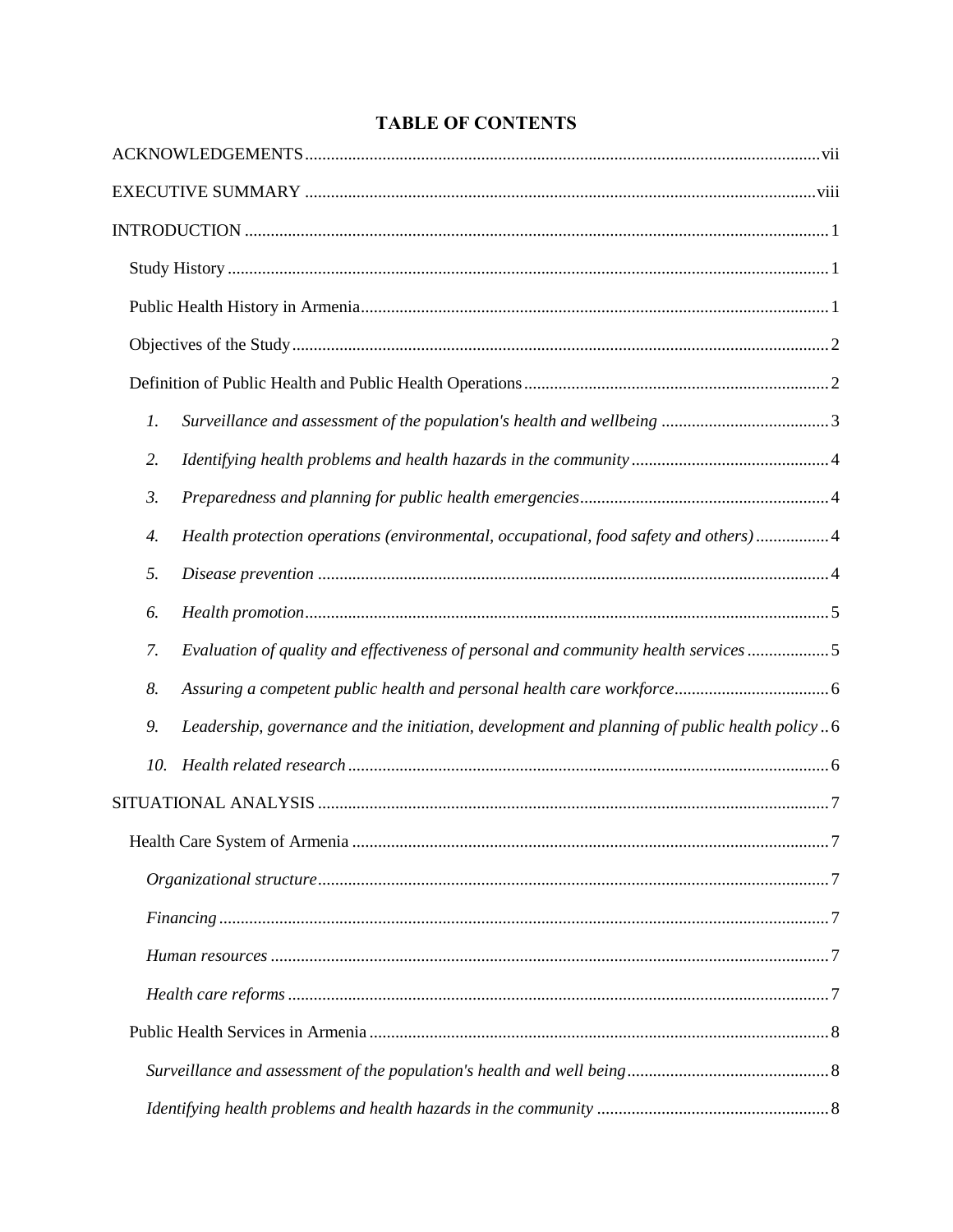# TABLE OF CONTENTS

ACKNOWLEDGEMENTS ....... vii

EXECUTIVE SUMMARY ....... viii

INTRODUCTION ....... 1

- Study History ....... 1
- Public Health History in Armenia ....... 1
- Objectives of the Study ....... 2
- Definition of Public Health and Public Health Operations ....... 2
  1. *Surveillance and assessment of the population's health and wellbeing* ....... 3
  2. *Identifying health problems and health hazards in the community* ....... 4
  3. *Preparedness and planning for public health emergencies* ....... 4
  4. *Health protection operations (environmental, occupational, food safety and others)* ....... 4
  5. *Disease prevention* ....... 4
  6. *Health promotion* ....... 5
  7. *Evaluation of quality and effectiveness of personal and community health services* ....... 5
  8. *Assuring a competent public health and personal health care workforce* ....... 6
  9. *Leadership, governance and the initiation, development and planning of public health policy* ....... 6
  10. *Health related research* ....... 6

SITUATIONAL ANALYSIS ....... 7

- Health Care System of Armenia ....... 7
  - *Organizational structure* ....... 7
  - *Financing* ....... 7
  - *Human resources* ....... 7
  - *Health care reforms* ....... 7
- Public Health Services in Armenia ....... 8
  - *Surveillance and assessment of the population's health and well being* ....... 8
  - *Identifying health problems and health hazards in the community* ....... 8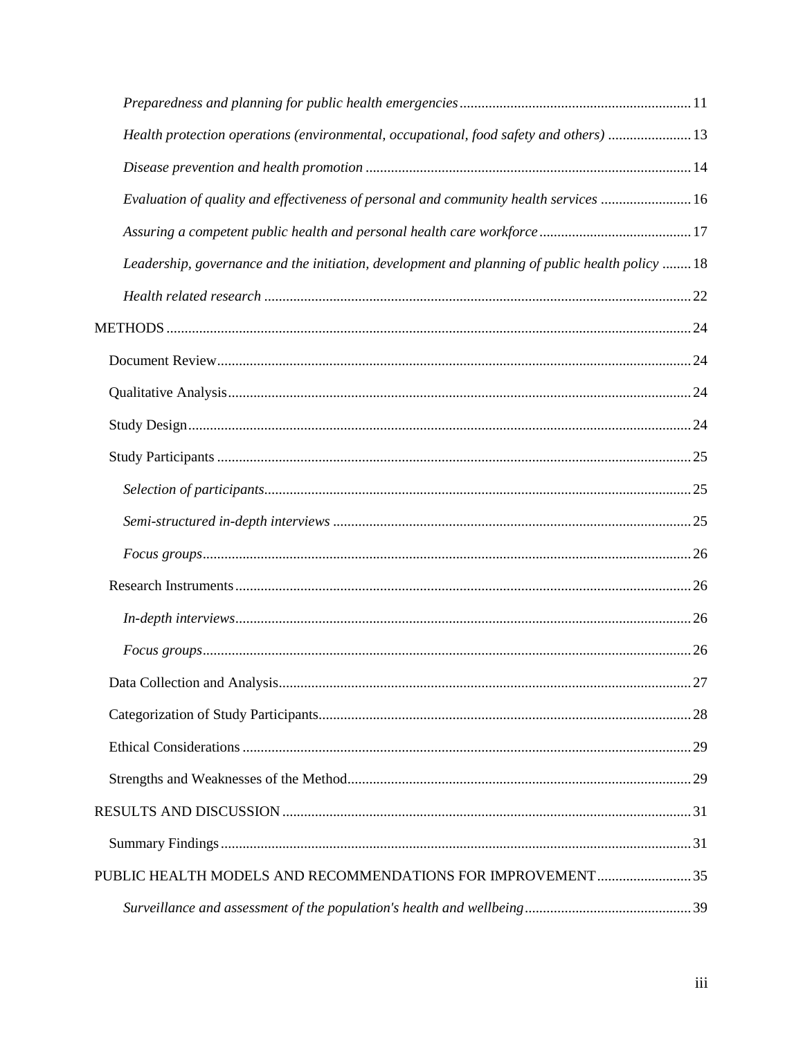*Preparedness and planning for public health emergencies* ... 11

*Health protection operations (environmental, occupational, food safety and others)* ... 13

*Disease prevention and health promotion* ... 14

*Evaluation of quality and effectiveness of personal and community health services* ... 16

*Assuring a competent public health and personal health care workforce* ... 17

*Leadership, governance and the initiation, development and planning of public health policy* ... 18

*Health related research* ... 22

METHODS ... 24

Document Review ... 24

Qualitative Analysis ... 24

Study Design ... 24

Study Participants ... 25

*Selection of participants* ... 25

*Semi-structured in-depth interviews* ... 25

*Focus groups* ... 26

Research Instruments ... 26

*In-depth interviews* ... 26

*Focus groups* ... 26

Data Collection and Analysis ... 27

Categorization of Study Participants ... 28

Ethical Considerations ... 29

Strengths and Weaknesses of the Method ... 29

RESULTS AND DISCUSSION ... 31

Summary Findings ... 31

PUBLIC HEALTH MODELS AND RECOMMENDATIONS FOR IMPROVEMENT ... 35

*Surveillance and assessment of the population's health and wellbeing* ... 39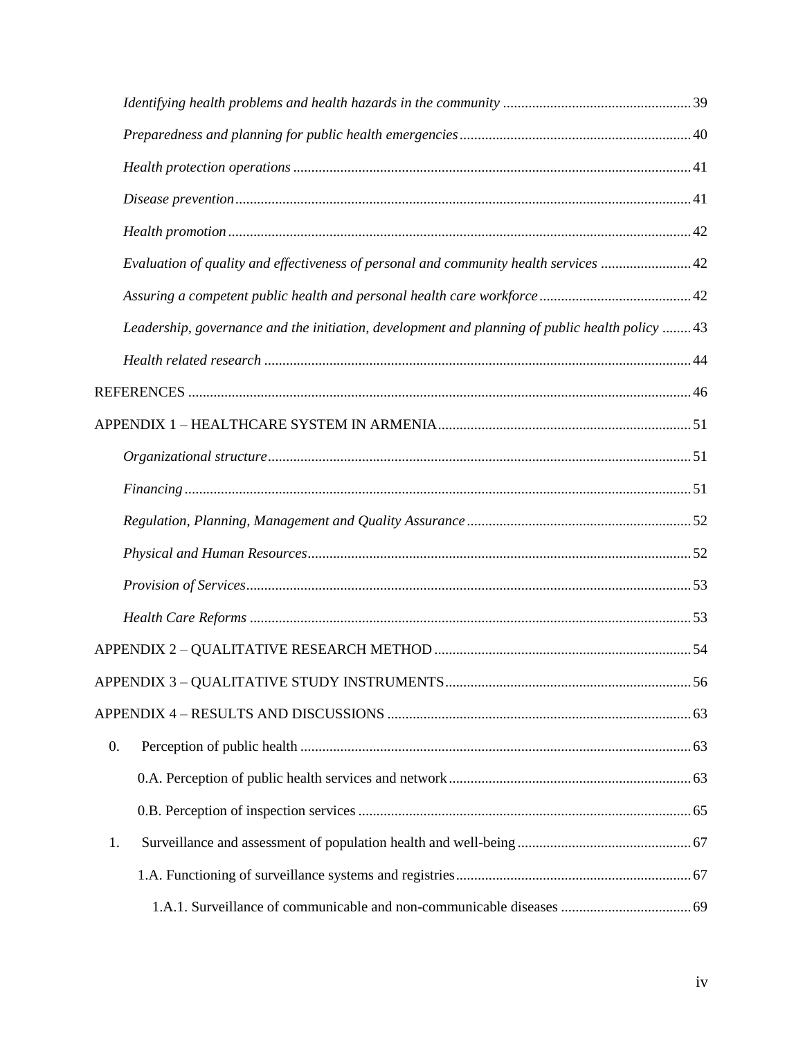*Identifying health problems and health hazards in the community* .......... 39

*Preparedness and planning for public health emergencies* .......... 40

*Health protection operations* .......... 41

*Disease prevention* .......... 41

*Health promotion* .......... 42

*Evaluation of quality and effectiveness of personal and community health services* .......... 42

*Assuring a competent public health and personal health care workforce* .......... 42

*Leadership, governance and the initiation, development and planning of public health policy* .......... 43

*Health related research* .......... 44

REFERENCES .......... 46

APPENDIX 1 – HEALTHCARE SYSTEM IN ARMENIA .......... 51

*Organizational structure* .......... 51

*Financing* .......... 51

*Regulation, Planning, Management and Quality Assurance* .......... 52

*Physical and Human Resources* .......... 52

*Provision of Services* .......... 53

*Health Care Reforms* .......... 53

APPENDIX 2 – QUALITATIVE RESEARCH METHOD .......... 54

APPENDIX 3 – QUALITATIVE STUDY INSTRUMENTS .......... 56

APPENDIX 4 – RESULTS AND DISCUSSIONS .......... 63

0. Perception of public health .......... 63

0.A. Perception of public health services and network .......... 63

0.B. Perception of inspection services .......... 65

1. Surveillance and assessment of population health and well-being .......... 67

1.A. Functioning of surveillance systems and registries .......... 67

1.A.1. Surveillance of communicable and non-communicable diseases .......... 69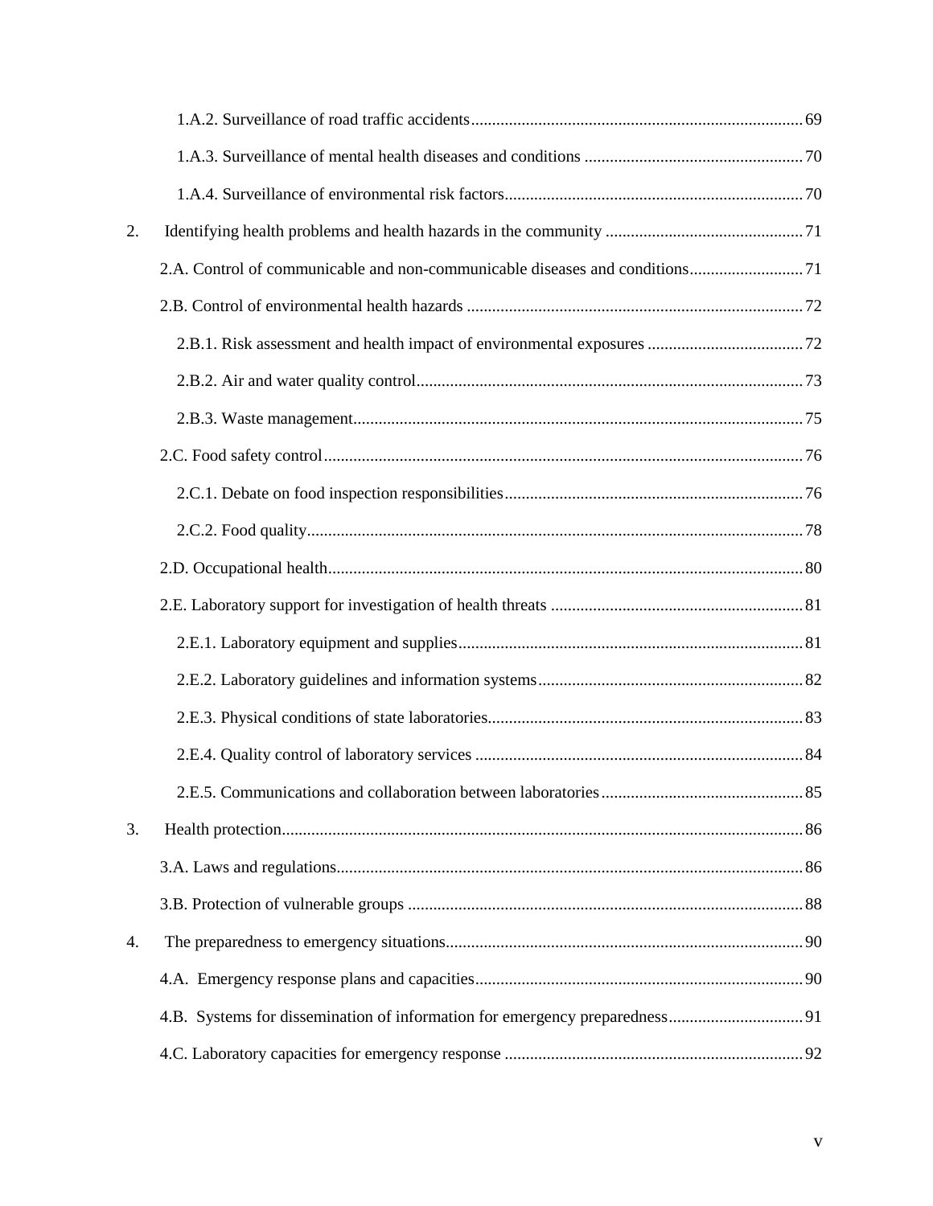1.A.2. Surveillance of road traffic accidents .............................................................................. 69

1.A.3. Surveillance of mental health diseases and conditions .................................................... 70

1.A.4. Surveillance of environmental risk factors ....................................................................... 70

2. Identifying health problems and health hazards in the community ............................................... 71

2.A. Control of communicable and non-communicable diseases and conditions ........................... 71

2.B. Control of environmental health hazards ................................................................................ 72

2.B.1. Risk assessment and health impact of environmental exposures ..................................... 72

2.B.2. Air and water quality control ........................................................................................... 73

2.B.3. Waste management .......................................................................................................... 75

2.C. Food safety control ................................................................................................................. 76

2.C.1. Debate on food inspection responsibilities ....................................................................... 76

2.C.2. Food quality ..................................................................................................................... 78

2.D. Occupational health ................................................................................................................ 80

2.E. Laboratory support for investigation of health threats ............................................................ 81

2.E.1. Laboratory equipment and supplies ................................................................................. 81

2.E.2. Laboratory guidelines and information systems ............................................................... 82

2.E.3. Physical conditions of state laboratories ........................................................................... 83

2.E.4. Quality control of laboratory services ............................................................................. 84

2.E.5. Communications and collaboration between laboratories ................................................ 85

3. Health protection ........................................................................................................................... 86

3.A. Laws and regulations .............................................................................................................. 86

3.B. Protection of vulnerable groups .............................................................................................. 88

4. The preparedness to emergency situations ..................................................................................... 90

4.A. Emergency response plans and capacities ............................................................................. 90

4.B. Systems for dissemination of information for emergency preparedness ................................ 91

4.C. Laboratory capacities for emergency response ....................................................................... 92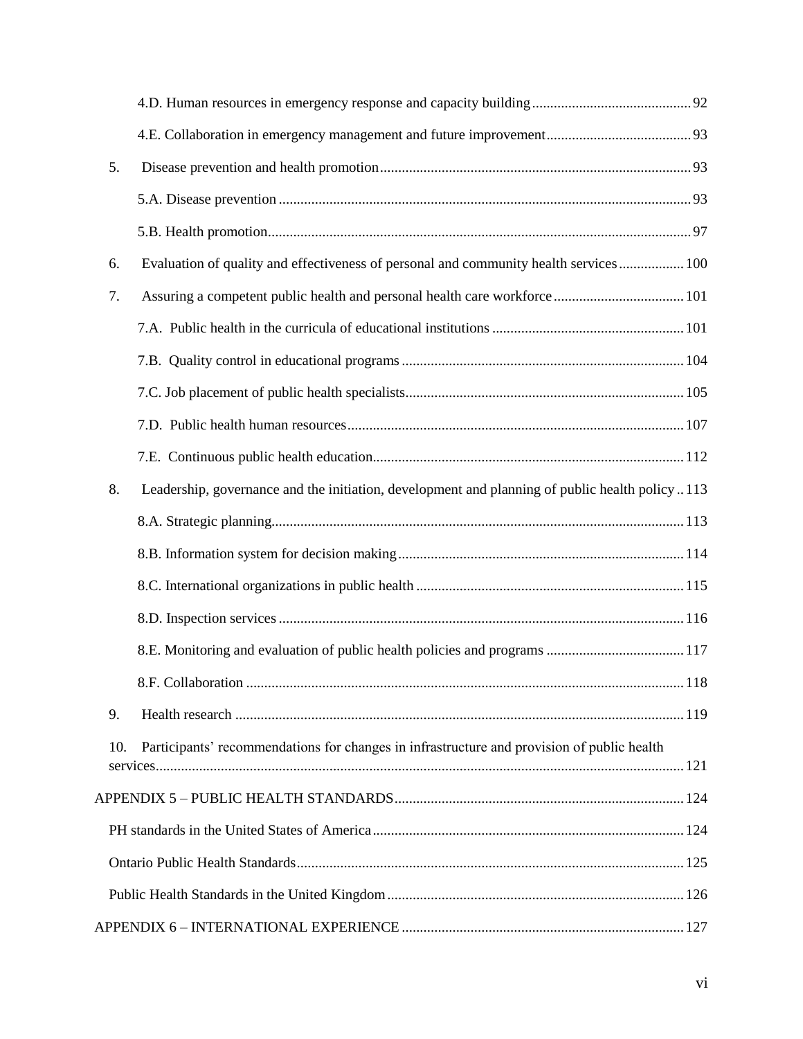4.D. Human resources in emergency response and capacity building ............................................ 92

4.E. Collaboration in emergency management and future improvement ........................................ 93

5. Disease prevention and health promotion ..................................................................................... 93

5.A. Disease prevention ................................................................................................................. 93

5.B. Health promotion .................................................................................................................... 97

6. Evaluation of quality and effectiveness of personal and community health services .................. 100

7. Assuring a competent public health and personal health care workforce .................................... 101

7.A. Public health in the curricula of educational institutions ..................................................... 101

7.B. Quality control in educational programs .............................................................................. 104

7.C. Job placement of public health specialists ............................................................................ 105

7.D. Public health human resources ............................................................................................. 107

7.E. Continuous public health education ..................................................................................... 112

8. Leadership, governance and the initiation, development and planning of public health policy .. 113

8.A. Strategic planning ................................................................................................................. 113

8.B. Information system for decision making .............................................................................. 114

8.C. International organizations in public health ......................................................................... 115

8.D. Inspection services ................................................................................................................ 116

8.E. Monitoring and evaluation of public health policies and programs ...................................... 117

8.F. Collaboration ......................................................................................................................... 118

9. Health research ............................................................................................................................ 119

10. Participants' recommendations for changes in infrastructure and provision of public health services ............................................................................................................................................ 121

APPENDIX 5 – PUBLIC HEALTH STANDARDS ............................................................................... 124

PH standards in the United States of America ..................................................................................... 124

Ontario Public Health Standards .......................................................................................................... 125

Public Health Standards in the United Kingdom ................................................................................. 126

APPENDIX 6 – INTERNATIONAL EXPERIENCE ............................................................................. 127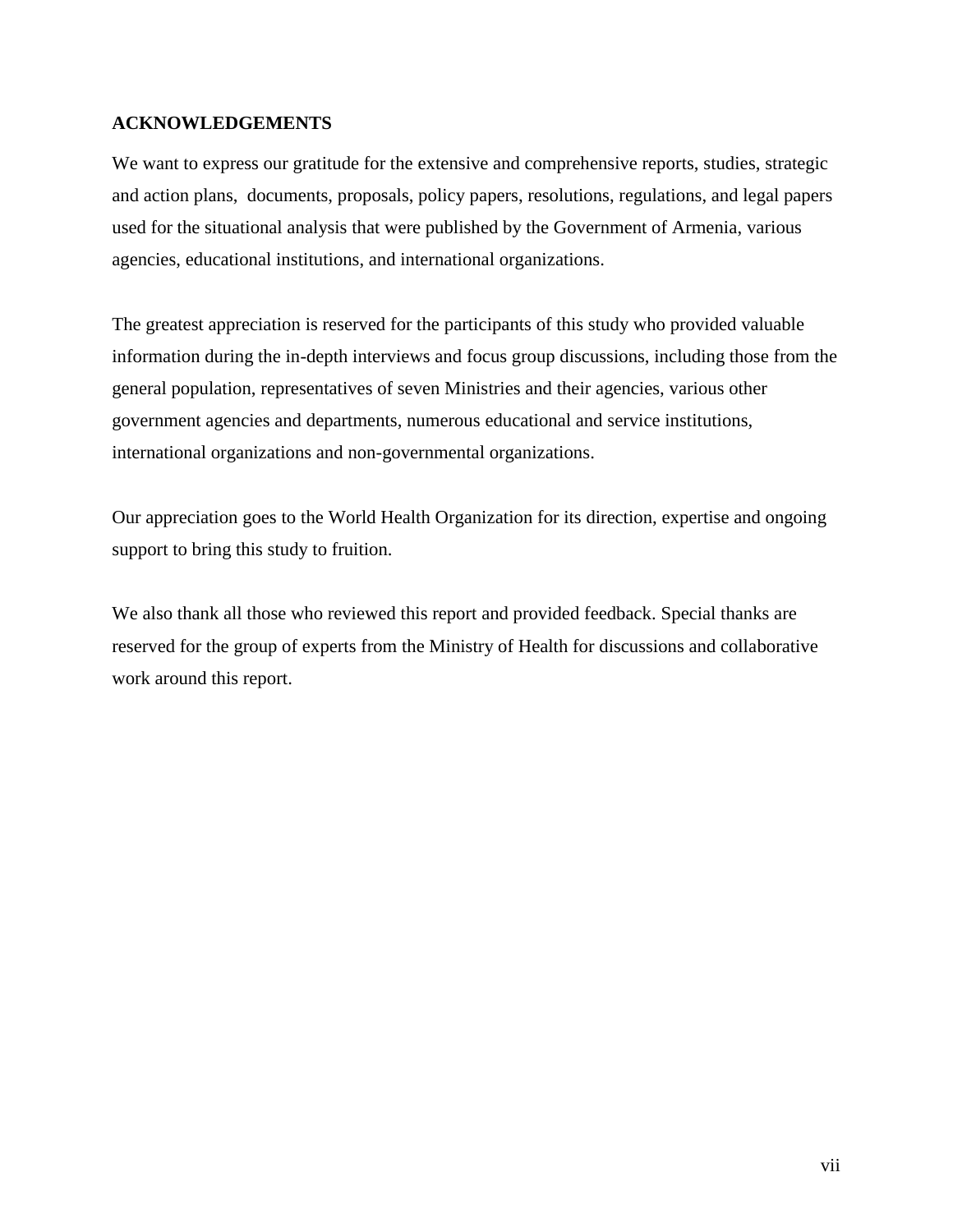## ACKNOWLEDGEMENTS

We want to express our gratitude for the extensive and comprehensive reports, studies, strategic and action plans, documents, proposals, policy papers, resolutions, regulations, and legal papers used for the situational analysis that were published by the Government of Armenia, various agencies, educational institutions, and international organizations.

The greatest appreciation is reserved for the participants of this study who provided valuable information during the in-depth interviews and focus group discussions, including those from the general population, representatives of seven Ministries and their agencies, various other government agencies and departments, numerous educational and service institutions, international organizations and non-governmental organizations.

Our appreciation goes to the World Health Organization for its direction, expertise and ongoing support to bring this study to fruition.

We also thank all those who reviewed this report and provided feedback. Special thanks are reserved for the group of experts from the Ministry of Health for discussions and collaborative work around this report.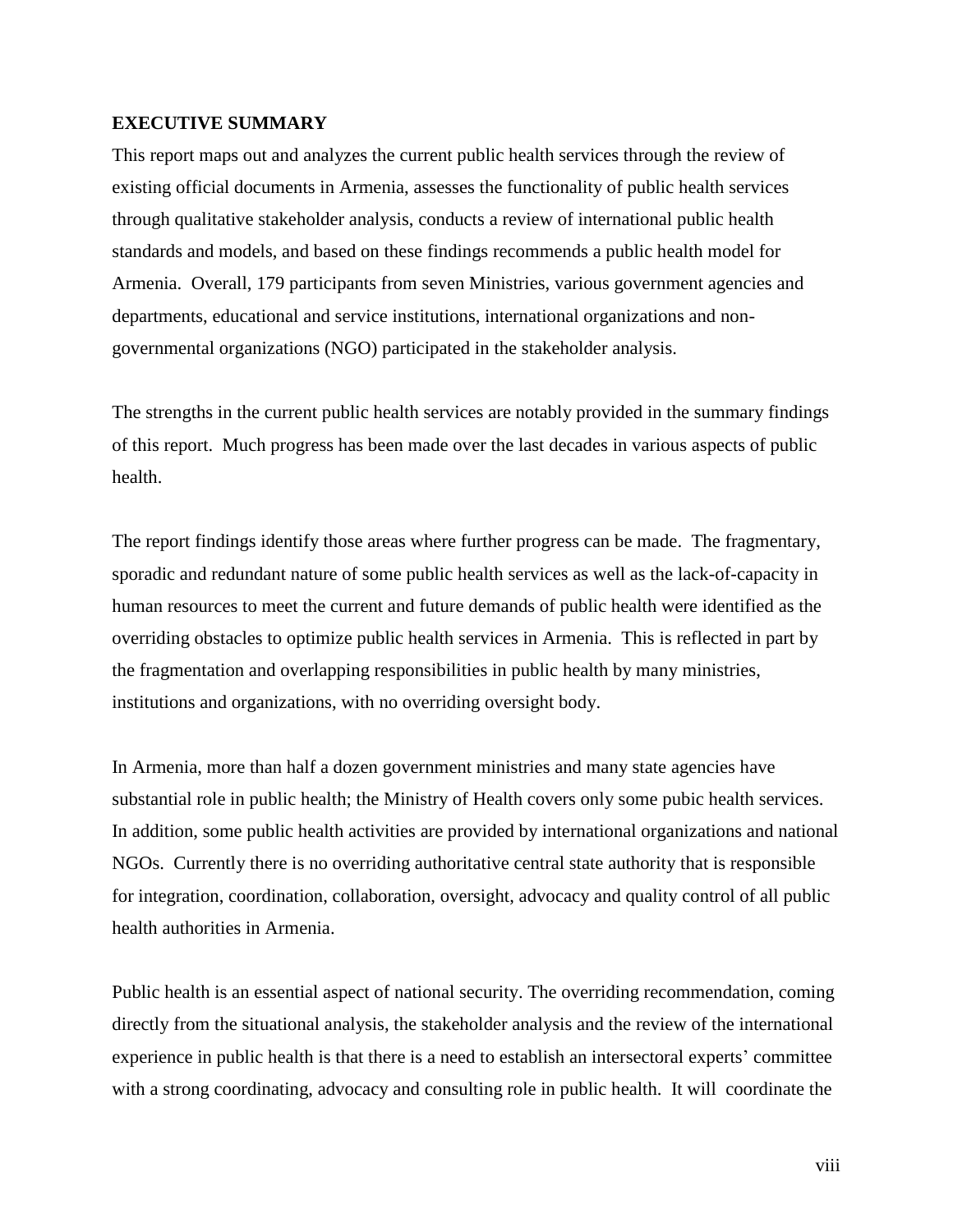## EXECUTIVE SUMMARY

This report maps out and analyzes the current public health services through the review of existing official documents in Armenia, assesses the functionality of public health services through qualitative stakeholder analysis, conducts a review of international public health standards and models, and based on these findings recommends a public health model for Armenia. Overall, 179 participants from seven Ministries, various government agencies and departments, educational and service institutions, international organizations and non-governmental organizations (NGO) participated in the stakeholder analysis.

The strengths in the current public health services are notably provided in the summary findings of this report. Much progress has been made over the last decades in various aspects of public health.

The report findings identify those areas where further progress can be made. The fragmentary, sporadic and redundant nature of some public health services as well as the lack-of-capacity in human resources to meet the current and future demands of public health were identified as the overriding obstacles to optimize public health services in Armenia. This is reflected in part by the fragmentation and overlapping responsibilities in public health by many ministries, institutions and organizations, with no overriding oversight body.

In Armenia, more than half a dozen government ministries and many state agencies have substantial role in public health; the Ministry of Health covers only some pubic health services. In addition, some public health activities are provided by international organizations and national NGOs. Currently there is no overriding authoritative central state authority that is responsible for integration, coordination, collaboration, oversight, advocacy and quality control of all public health authorities in Armenia.

Public health is an essential aspect of national security. The overriding recommendation, coming directly from the situational analysis, the stakeholder analysis and the review of the international experience in public health is that there is a need to establish an intersectoral experts' committee with a strong coordinating, advocacy and consulting role in public health. It will coordinate the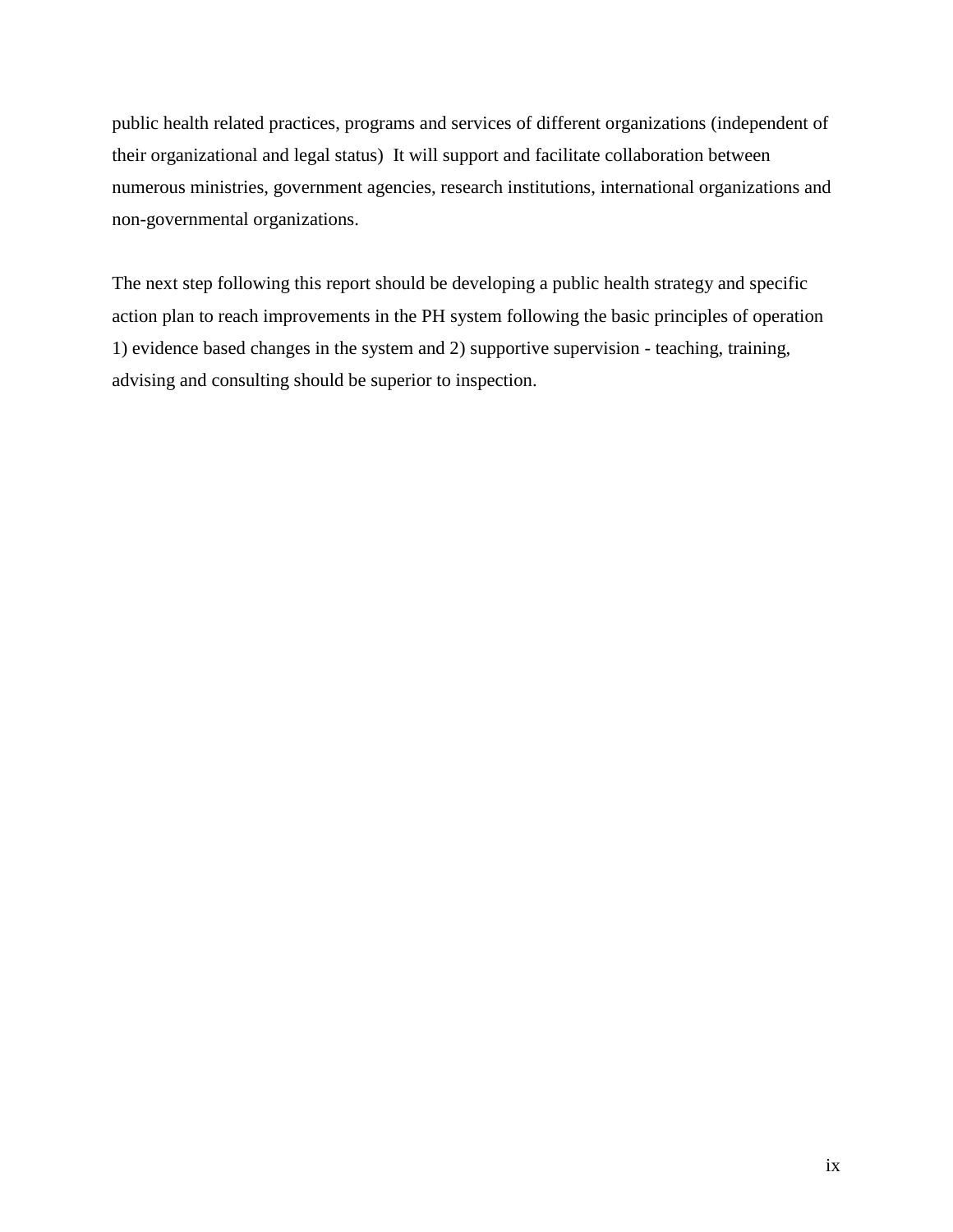public health related practices, programs and services of different organizations (independent of their organizational and legal status)  It will support and facilitate collaboration between numerous ministries, government agencies, research institutions, international organizations and non-governmental organizations.

The next step following this report should be developing a public health strategy and specific action plan to reach improvements in the PH system following the basic principles of operation 1) evidence based changes in the system and 2) supportive supervision - teaching, training, advising and consulting should be superior to inspection.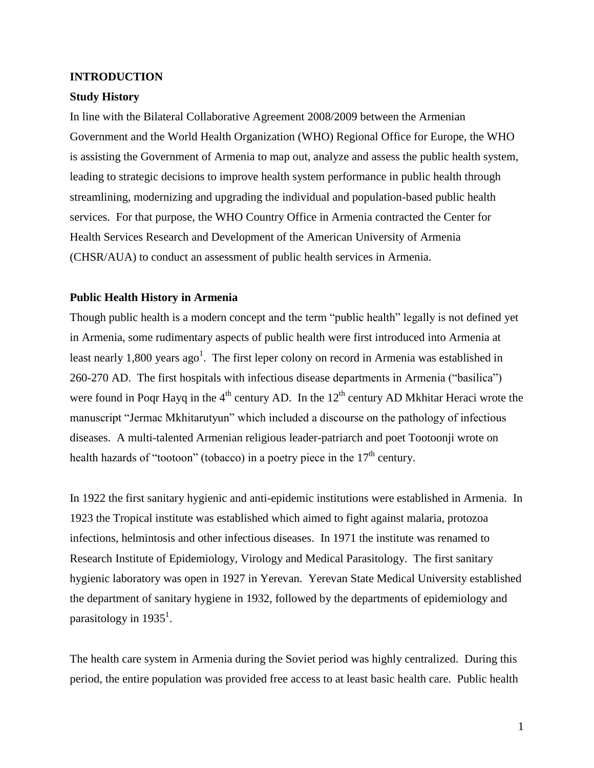# INTRODUCTION

## Study History

In line with the Bilateral Collaborative Agreement 2008/2009 between the Armenian Government and the World Health Organization (WHO) Regional Office for Europe, the WHO is assisting the Government of Armenia to map out, analyze and assess the public health system, leading to strategic decisions to improve health system performance in public health through streamlining, modernizing and upgrading the individual and population-based public health services. For that purpose, the WHO Country Office in Armenia contracted the Center for Health Services Research and Development of the American University of Armenia (CHSR/AUA) to conduct an assessment of public health services in Armenia.

## Public Health History in Armenia

Though public health is a modern concept and the term "public health" legally is not defined yet in Armenia, some rudimentary aspects of public health were first introduced into Armenia at least nearly 1,800 years ago[1]. The first leper colony on record in Armenia was established in 260-270 AD. The first hospitals with infectious disease departments in Armenia ("basilica") were found in Poqr Hayq in the 4th century AD. In the 12th century AD Mkhitar Heraci wrote the manuscript "Jermac Mkhitarutyun" which included a discourse on the pathology of infectious diseases. A multi-talented Armenian religious leader-patriarch and poet Tootoonji wrote on health hazards of "tootoon" (tobacco) in a poetry piece in the 17th century.

In 1922 the first sanitary hygienic and anti-epidemic institutions were established in Armenia. In 1923 the Tropical institute was established which aimed to fight against malaria, protozoa infections, helmintosis and other infectious diseases. In 1971 the institute was renamed to Research Institute of Epidemiology, Virology and Medical Parasitology. The first sanitary hygienic laboratory was open in 1927 in Yerevan. Yerevan State Medical University established the department of sanitary hygiene in 1932, followed by the departments of epidemiology and parasitology in 1935[1].

The health care system in Armenia during the Soviet period was highly centralized. During this period, the entire population was provided free access to at least basic health care. Public health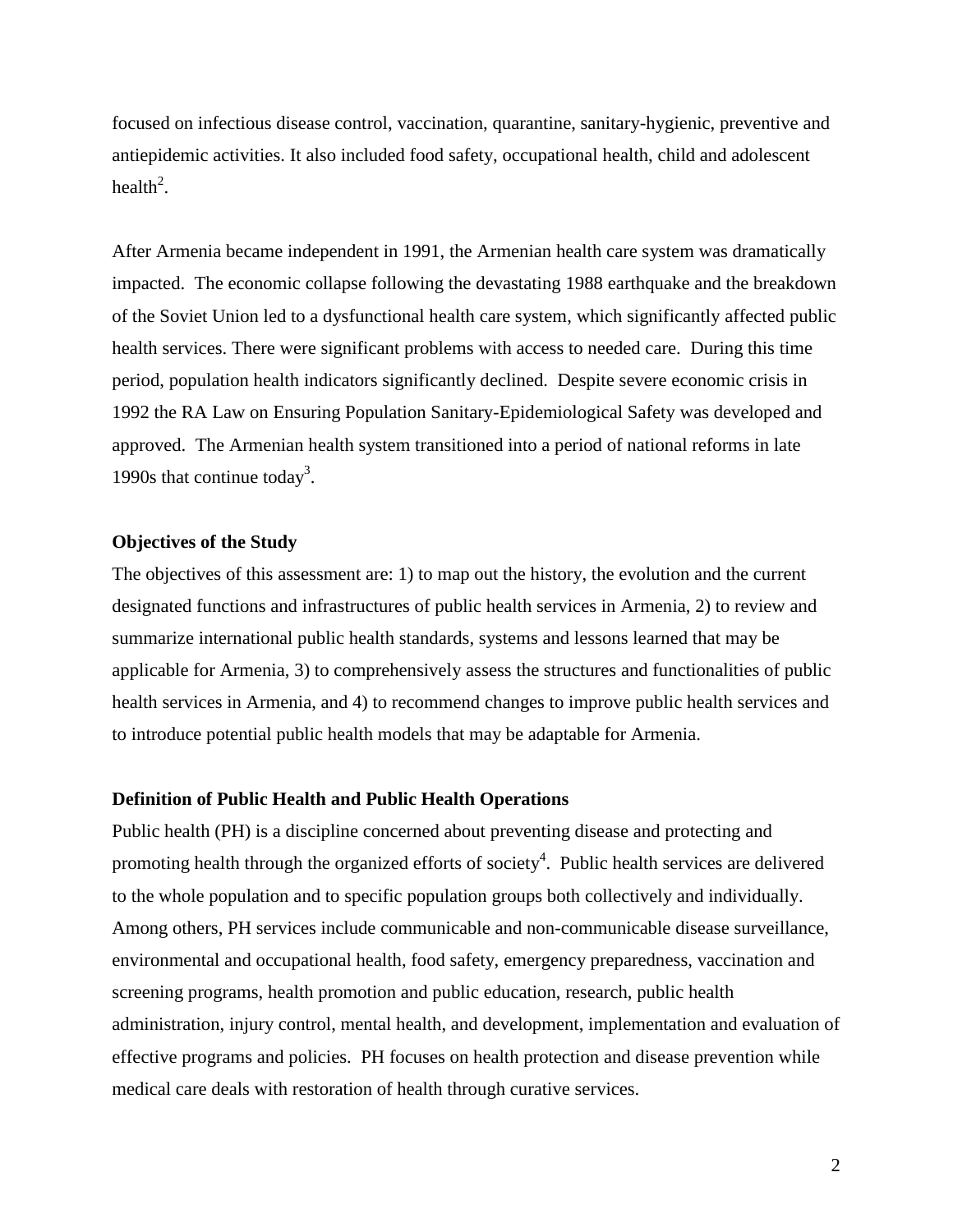focused on infectious disease control, vaccination, quarantine, sanitary-hygienic, preventive and antiepidemic activities. It also included food safety, occupational health, child and adolescent health[2].

After Armenia became independent in 1991, the Armenian health care system was dramatically impacted. The economic collapse following the devastating 1988 earthquake and the breakdown of the Soviet Union led to a dysfunctional health care system, which significantly affected public health services. There were significant problems with access to needed care. During this time period, population health indicators significantly declined. Despite severe economic crisis in 1992 the RA Law on Ensuring Population Sanitary-Epidemiological Safety was developed and approved. The Armenian health system transitioned into a period of national reforms in late 1990s that continue today[3].

**Objectives of the Study**

The objectives of this assessment are: 1) to map out the history, the evolution and the current designated functions and infrastructures of public health services in Armenia, 2) to review and summarize international public health standards, systems and lessons learned that may be applicable for Armenia, 3) to comprehensively assess the structures and functionalities of public health services in Armenia, and 4) to recommend changes to improve public health services and to introduce potential public health models that may be adaptable for Armenia.

**Definition of Public Health and Public Health Operations**

Public health (PH) is a discipline concerned about preventing disease and protecting and promoting health through the organized efforts of society[4]. Public health services are delivered to the whole population and to specific population groups both collectively and individually. Among others, PH services include communicable and non-communicable disease surveillance, environmental and occupational health, food safety, emergency preparedness, vaccination and screening programs, health promotion and public education, research, public health administration, injury control, mental health, and development, implementation and evaluation of effective programs and policies. PH focuses on health protection and disease prevention while medical care deals with restoration of health through curative services.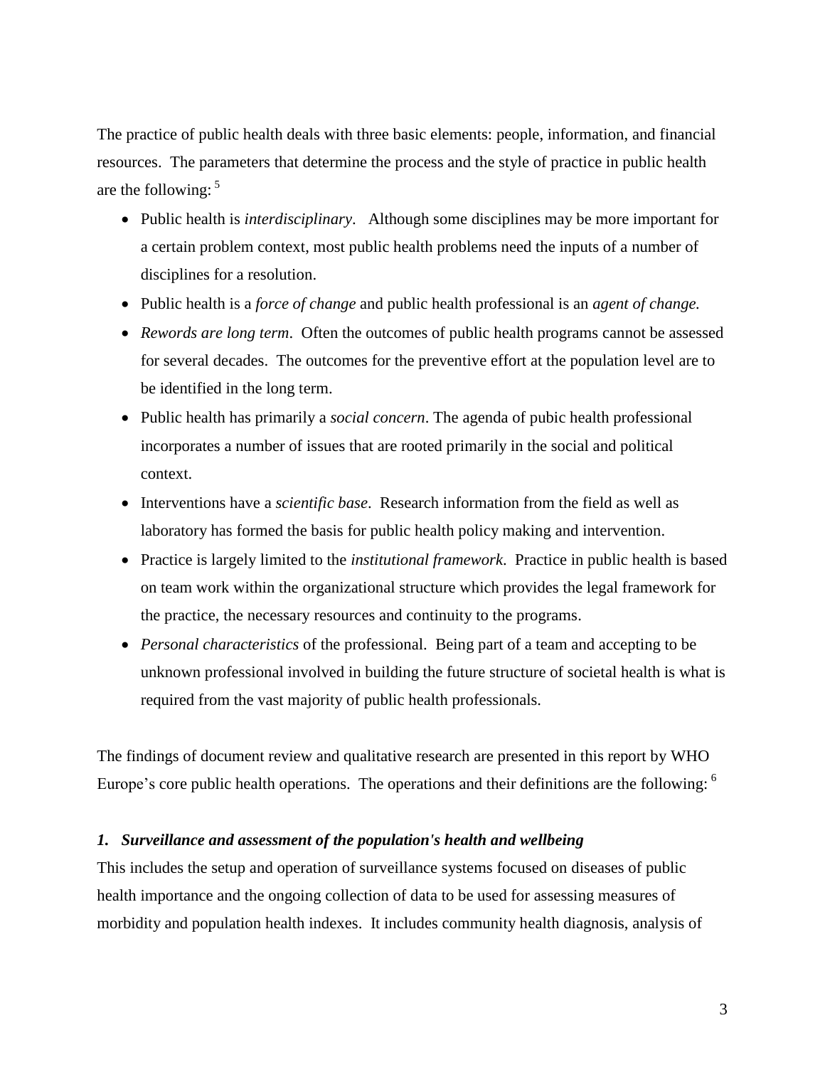The practice of public health deals with three basic elements: people, information, and financial resources. The parameters that determine the process and the style of practice in public health are the following: [5]

- Public health is *interdisciplinary*. Although some disciplines may be more important for a certain problem context, most public health problems need the inputs of a number of disciplines for a resolution.
- Public health is a *force of change* and public health professional is an *agent of change.*
- *Rewords are long term*. Often the outcomes of public health programs cannot be assessed for several decades. The outcomes for the preventive effort at the population level are to be identified in the long term.
- Public health has primarily a *social concern*. The agenda of pubic health professional incorporates a number of issues that are rooted primarily in the social and political context.
- Interventions have a *scientific base*. Research information from the field as well as laboratory has formed the basis for public health policy making and intervention.
- Practice is largely limited to the *institutional framework*. Practice in public health is based on team work within the organizational structure which provides the legal framework for the practice, the necessary resources and continuity to the programs.
- *Personal characteristics* of the professional. Being part of a team and accepting to be unknown professional involved in building the future structure of societal health is what is required from the vast majority of public health professionals.

The findings of document review and qualitative research are presented in this report by WHO Europe's core public health operations. The operations and their definitions are the following: [6]

### *1. Surveillance and assessment of the population's health and wellbeing*

This includes the setup and operation of surveillance systems focused on diseases of public health importance and the ongoing collection of data to be used for assessing measures of morbidity and population health indexes. It includes community health diagnosis, analysis of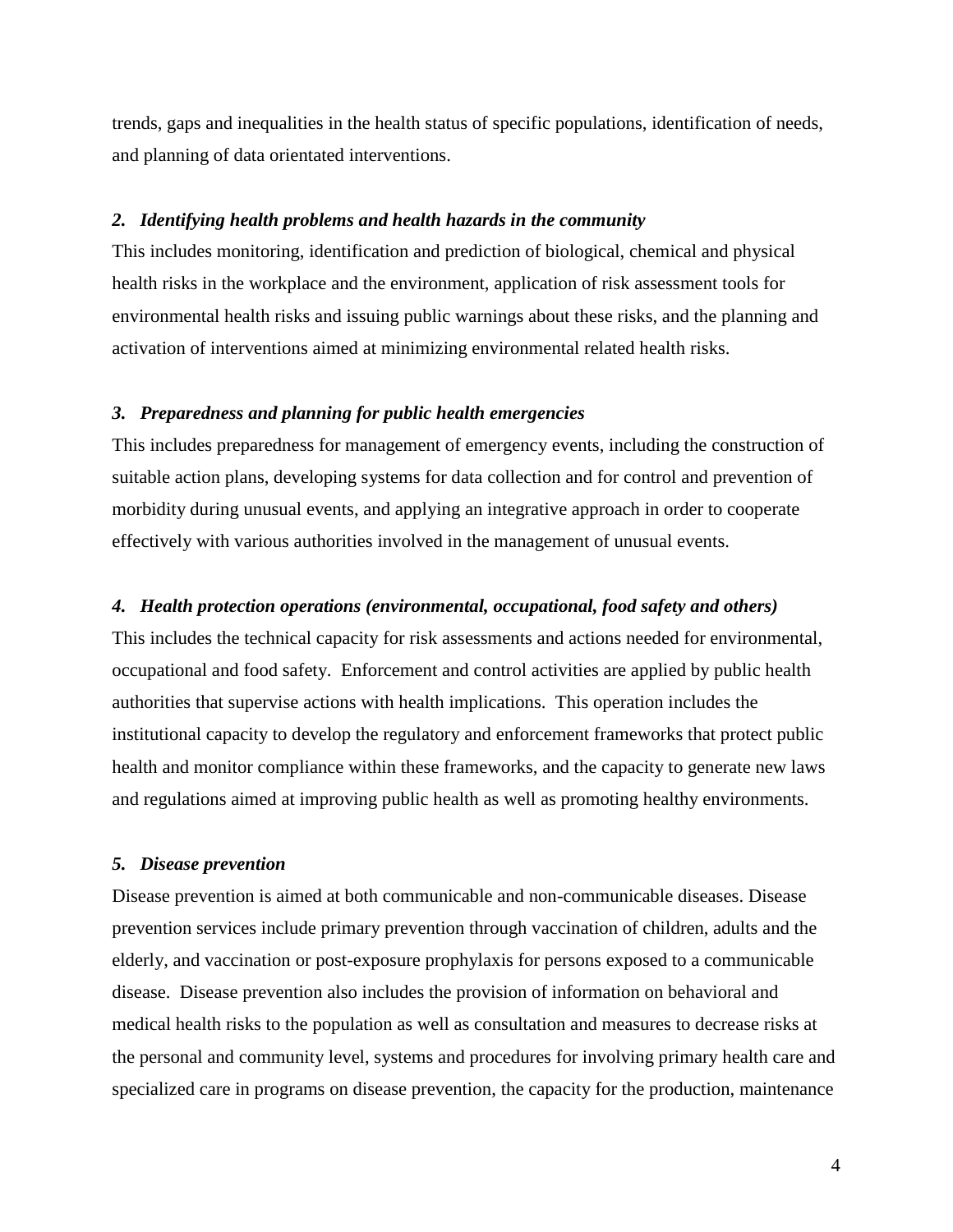trends, gaps and inequalities in the health status of specific populations, identification of needs, and planning of data orientated interventions.

***2. Identifying health problems and health hazards in the community***

This includes monitoring, identification and prediction of biological, chemical and physical health risks in the workplace and the environment, application of risk assessment tools for environmental health risks and issuing public warnings about these risks, and the planning and activation of interventions aimed at minimizing environmental related health risks.

***3. Preparedness and planning for public health emergencies***

This includes preparedness for management of emergency events, including the construction of suitable action plans, developing systems for data collection and for control and prevention of morbidity during unusual events, and applying an integrative approach in order to cooperate effectively with various authorities involved in the management of unusual events.

***4. Health protection operations (environmental, occupational, food safety and others)***

This includes the technical capacity for risk assessments and actions needed for environmental, occupational and food safety. Enforcement and control activities are applied by public health authorities that supervise actions with health implications. This operation includes the institutional capacity to develop the regulatory and enforcement frameworks that protect public health and monitor compliance within these frameworks, and the capacity to generate new laws and regulations aimed at improving public health as well as promoting healthy environments.

***5. Disease prevention***

Disease prevention is aimed at both communicable and non-communicable diseases. Disease prevention services include primary prevention through vaccination of children, adults and the elderly, and vaccination or post-exposure prophylaxis for persons exposed to a communicable disease. Disease prevention also includes the provision of information on behavioral and medical health risks to the population as well as consultation and measures to decrease risks at the personal and community level, systems and procedures for involving primary health care and specialized care in programs on disease prevention, the capacity for the production, maintenance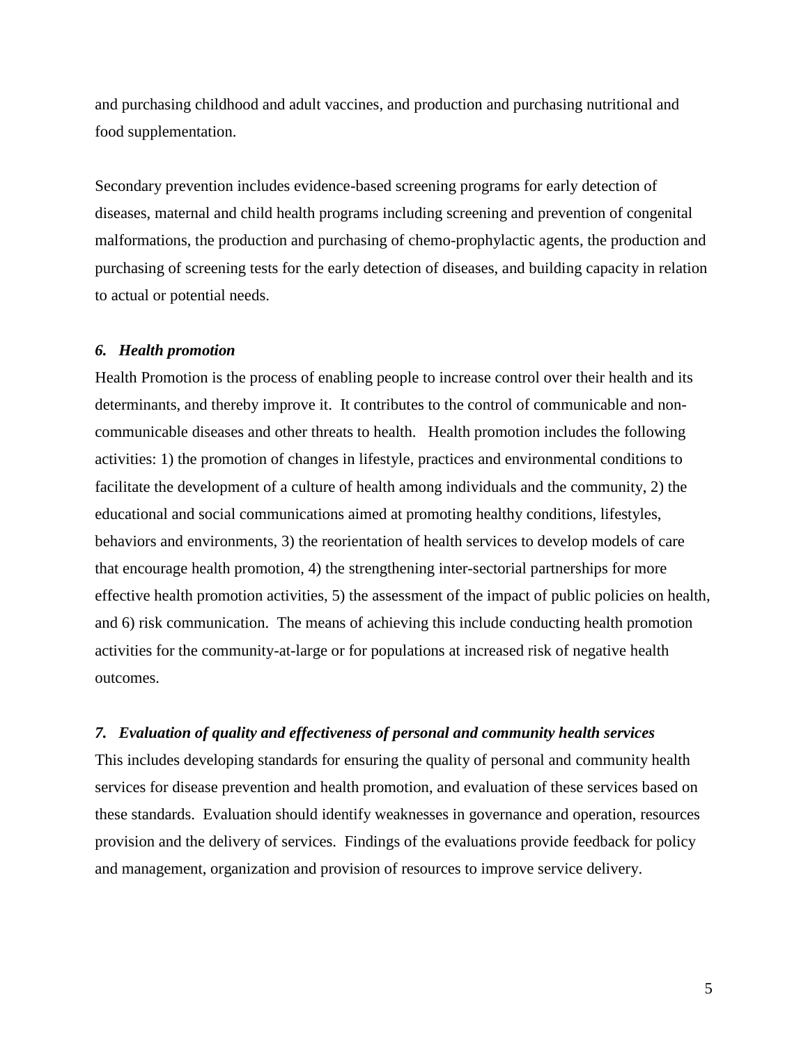and purchasing childhood and adult vaccines, and production and purchasing nutritional and food supplementation.

Secondary prevention includes evidence-based screening programs for early detection of diseases, maternal and child health programs including screening and prevention of congenital malformations, the production and purchasing of chemo-prophylactic agents, the production and purchasing of screening tests for the early detection of diseases, and building capacity in relation to actual or potential needs.

### *6. Health promotion*

Health Promotion is the process of enabling people to increase control over their health and its determinants, and thereby improve it. It contributes to the control of communicable and non-communicable diseases and other threats to health. Health promotion includes the following activities: 1) the promotion of changes in lifestyle, practices and environmental conditions to facilitate the development of a culture of health among individuals and the community, 2) the educational and social communications aimed at promoting healthy conditions, lifestyles, behaviors and environments, 3) the reorientation of health services to develop models of care that encourage health promotion, 4) the strengthening inter-sectorial partnerships for more effective health promotion activities, 5) the assessment of the impact of public policies on health, and 6) risk communication. The means of achieving this include conducting health promotion activities for the community-at-large or for populations at increased risk of negative health outcomes.

### *7. Evaluation of quality and effectiveness of personal and community health services*

This includes developing standards for ensuring the quality of personal and community health services for disease prevention and health promotion, and evaluation of these services based on these standards. Evaluation should identify weaknesses in governance and operation, resources provision and the delivery of services. Findings of the evaluations provide feedback for policy and management, organization and provision of resources to improve service delivery.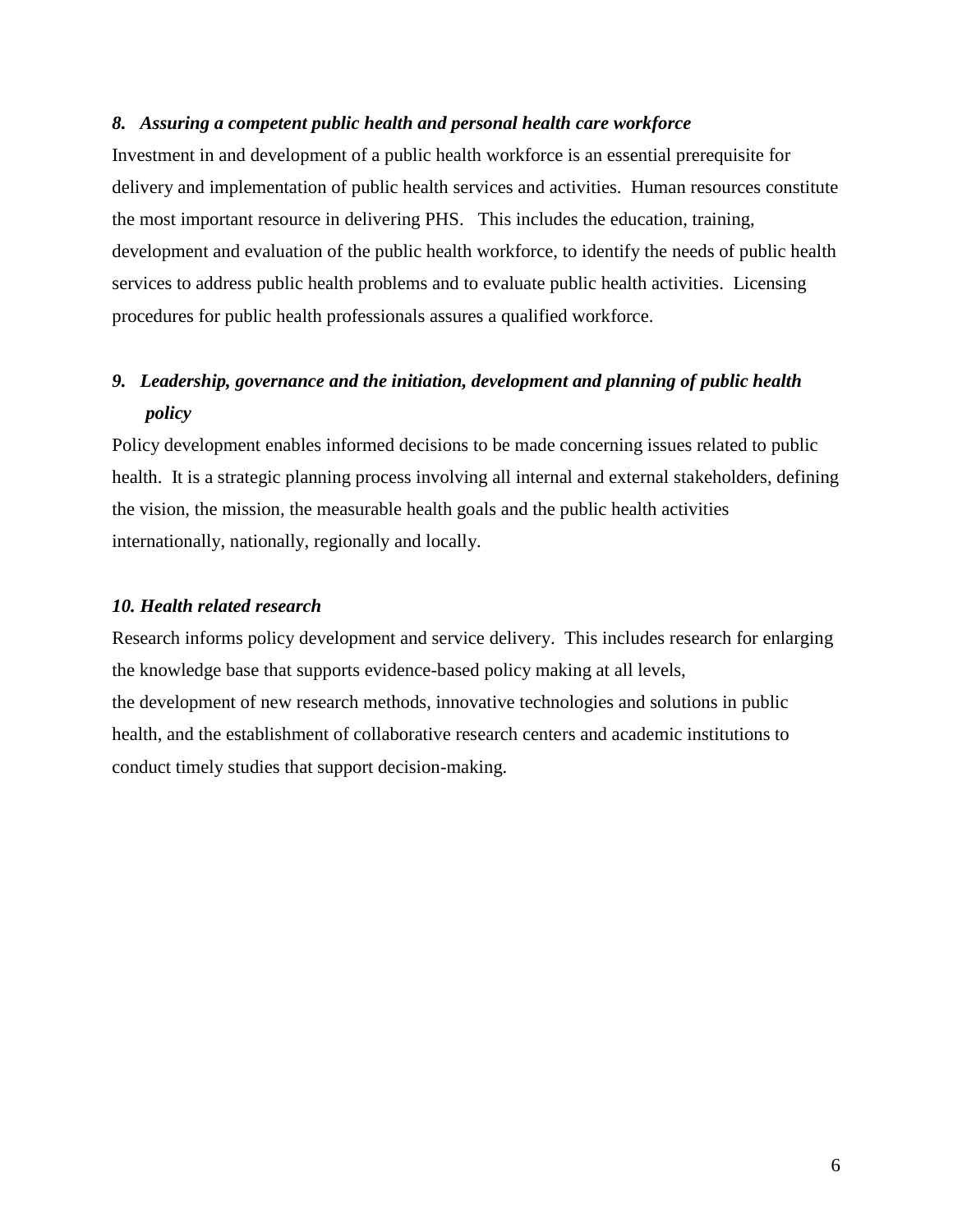### *8. Assuring a competent public health and personal health care workforce*

Investment in and development of a public health workforce is an essential prerequisite for delivery and implementation of public health services and activities. Human resources constitute the most important resource in delivering PHS. This includes the education, training, development and evaluation of the public health workforce, to identify the needs of public health services to address public health problems and to evaluate public health activities. Licensing procedures for public health professionals assures a qualified workforce.

### *9. Leadership, governance and the initiation, development and planning of public health policy*

Policy development enables informed decisions to be made concerning issues related to public health. It is a strategic planning process involving all internal and external stakeholders, defining the vision, the mission, the measurable health goals and the public health activities internationally, nationally, regionally and locally.

### *10. Health related research*

Research informs policy development and service delivery. This includes research for enlarging the knowledge base that supports evidence-based policy making at all levels, the development of new research methods, innovative technologies and solutions in public health, and the establishment of collaborative research centers and academic institutions to conduct timely studies that support decision-making.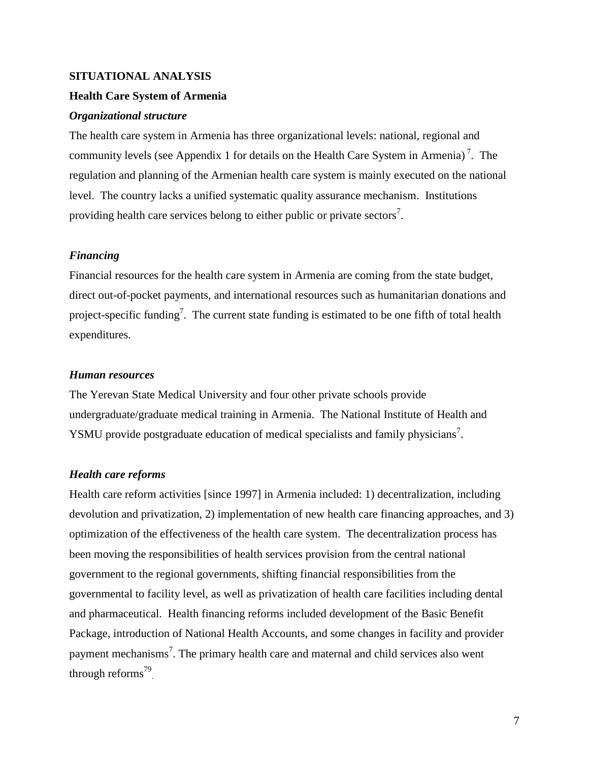# SITUATIONAL ANALYSIS

## Health Care System of Armenia

### *Organizational structure*

The health care system in Armenia has three organizational levels: national, regional and community levels (see Appendix 1 for details on the Health Care System in Armenia)[7]. The regulation and planning of the Armenian health care system is mainly executed on the national level. The country lacks a unified systematic quality assurance mechanism. Institutions providing health care services belong to either public or private sectors[7].

### *Financing*

Financial resources for the health care system in Armenia are coming from the state budget, direct out-of-pocket payments, and international resources such as humanitarian donations and project-specific funding[7]. The current state funding is estimated to be one fifth of total health expenditures.

### *Human resources*

The Yerevan State Medical University and four other private schools provide undergraduate/graduate medical training in Armenia. The National Institute of Health and YSMU provide postgraduate education of medical specialists and family physicians[7].

### *Health care reforms*

Health care reform activities [since 1997] in Armenia included: 1) decentralization, including devolution and privatization, 2) implementation of new health care financing approaches, and 3) optimization of the effectiveness of the health care system. The decentralization process has been moving the responsibilities of health services provision from the central national government to the regional governments, shifting financial responsibilities from the governmental to facility level, as well as privatization of health care facilities including dental and pharmaceutical. Health financing reforms included development of the Basic Benefit Package, introduction of National Health Accounts, and some changes in facility and provider payment mechanisms[7]. The primary health care and maternal and child services also went through reforms[79].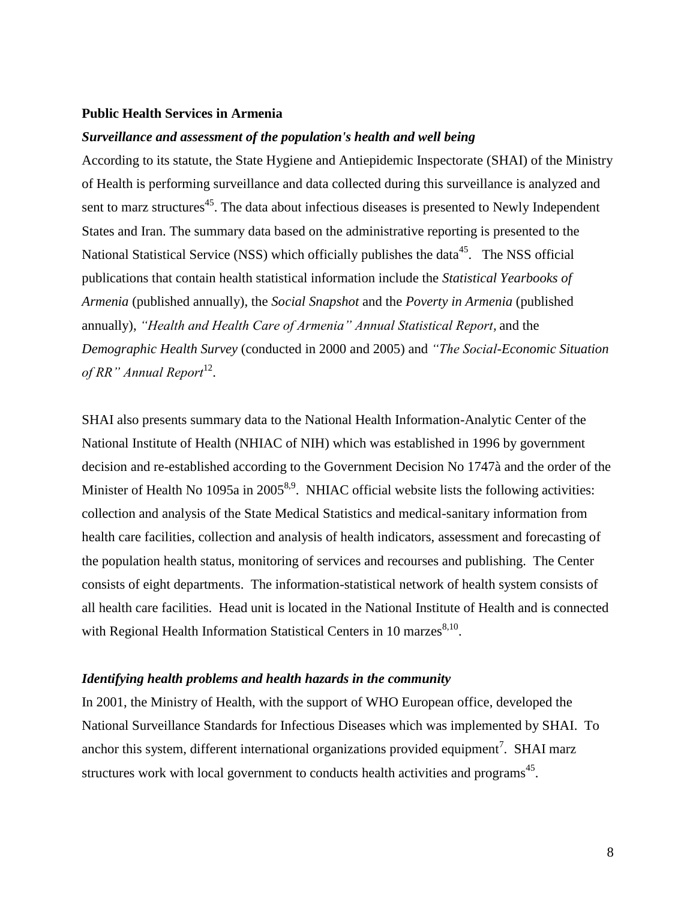**Public Health Services in Armenia**

***Surveillance and assessment of the population's health and well being***

According to its statute, the State Hygiene and Antiepidemic Inspectorate (SHAI) of the Ministry of Health is performing surveillance and data collected during this surveillance is analyzed and sent to marz structures[45]. The data about infectious diseases is presented to Newly Independent States and Iran. The summary data based on the administrative reporting is presented to the National Statistical Service (NSS) which officially publishes the data[45]. The NSS official publications that contain health statistical information include the *Statistical Yearbooks of Armenia* (published annually), the *Social Snapshot* and the *Poverty in Armenia* (published annually), *"Health and Health Care of Armenia" Annual Statistical Report*, and the *Demographic Health Survey* (conducted in 2000 and 2005) and *"The Social-Economic Situation of RR" Annual Report*[12].

SHAI also presents summary data to the National Health Information-Analytic Center of the National Institute of Health (NHIAC of NIH) which was established in 1996 by government decision and re-established according to the Government Decision No 1747à and the order of the Minister of Health No 1095a in 2005[8,9]. NHIAC official website lists the following activities: collection and analysis of the State Medical Statistics and medical-sanitary information from health care facilities, collection and analysis of health indicators, assessment and forecasting of the population health status, monitoring of services and recourses and publishing. The Center consists of eight departments. The information-statistical network of health system consists of all health care facilities. Head unit is located in the National Institute of Health and is connected with Regional Health Information Statistical Centers in 10 marzes[8,10].

***Identifying health problems and health hazards in the community***

In 2001, the Ministry of Health, with the support of WHO European office, developed the National Surveillance Standards for Infectious Diseases which was implemented by SHAI. To anchor this system, different international organizations provided equipment[7]. SHAI marz structures work with local government to conducts health activities and programs[45].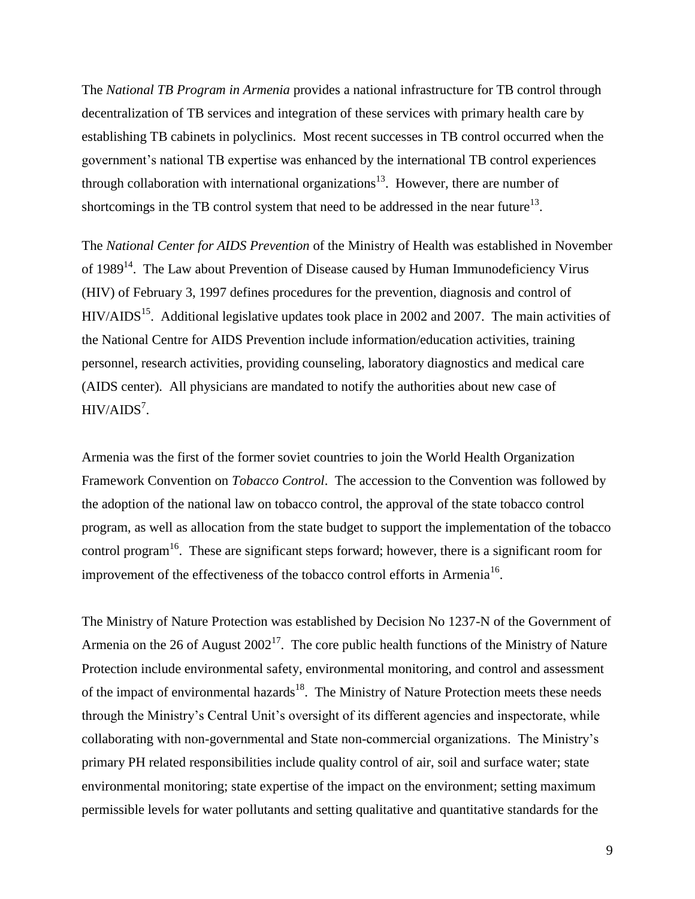The *National TB Program in Armenia* provides a national infrastructure for TB control through decentralization of TB services and integration of these services with primary health care by establishing TB cabinets in polyclinics. Most recent successes in TB control occurred when the government's national TB expertise was enhanced by the international TB control experiences through collaboration with international organizations[13]. However, there are number of shortcomings in the TB control system that need to be addressed in the near future[13].

The *National Center for AIDS Prevention* of the Ministry of Health was established in November of 1989[14]. The Law about Prevention of Disease caused by Human Immunodeficiency Virus (HIV) of February 3, 1997 defines procedures for the prevention, diagnosis and control of HIV/AIDS[15]. Additional legislative updates took place in 2002 and 2007. The main activities of the National Centre for AIDS Prevention include information/education activities, training personnel, research activities, providing counseling, laboratory diagnostics and medical care (AIDS center). All physicians are mandated to notify the authorities about new case of HIV/AIDS[7].

Armenia was the first of the former soviet countries to join the World Health Organization Framework Convention on *Tobacco Control*. The accession to the Convention was followed by the adoption of the national law on tobacco control, the approval of the state tobacco control program, as well as allocation from the state budget to support the implementation of the tobacco control program[16]. These are significant steps forward; however, there is a significant room for improvement of the effectiveness of the tobacco control efforts in Armenia[16].

The Ministry of Nature Protection was established by Decision No 1237-N of the Government of Armenia on the 26 of August 2002[17]. The core public health functions of the Ministry of Nature Protection include environmental safety, environmental monitoring, and control and assessment of the impact of environmental hazards[18]. The Ministry of Nature Protection meets these needs through the Ministry's Central Unit's oversight of its different agencies and inspectorate, while collaborating with non-governmental and State non-commercial organizations. The Ministry's primary PH related responsibilities include quality control of air, soil and surface water; state environmental monitoring; state expertise of the impact on the environment; setting maximum permissible levels for water pollutants and setting qualitative and quantitative standards for the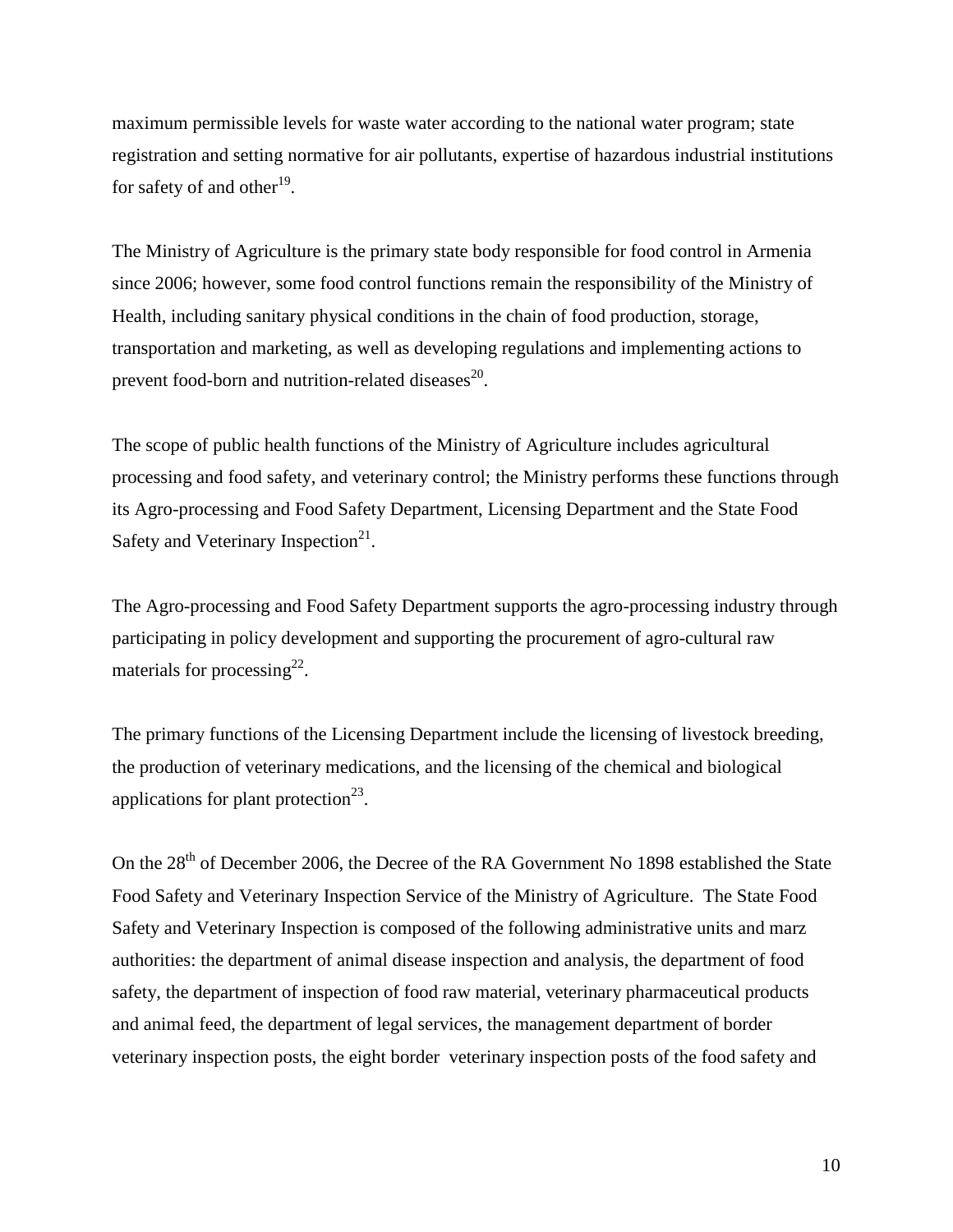maximum permissible levels for waste water according to the national water program; state registration and setting normative for air pollutants, expertise of hazardous industrial institutions for safety of and other[19].

The Ministry of Agriculture is the primary state body responsible for food control in Armenia since 2006; however, some food control functions remain the responsibility of the Ministry of Health, including sanitary physical conditions in the chain of food production, storage, transportation and marketing, as well as developing regulations and implementing actions to prevent food-born and nutrition-related diseases[20].

The scope of public health functions of the Ministry of Agriculture includes agricultural processing and food safety, and veterinary control; the Ministry performs these functions through its Agro-processing and Food Safety Department, Licensing Department and the State Food Safety and Veterinary Inspection[21].

The Agro-processing and Food Safety Department supports the agro-processing industry through participating in policy development and supporting the procurement of agro-cultural raw materials for processing[22].

The primary functions of the Licensing Department include the licensing of livestock breeding, the production of veterinary medications, and the licensing of the chemical and biological applications for plant protection[23].

On the 28th of December 2006, the Decree of the RA Government No 1898 established the State Food Safety and Veterinary Inspection Service of the Ministry of Agriculture. The State Food Safety and Veterinary Inspection is composed of the following administrative units and marz authorities: the department of animal disease inspection and analysis, the department of food safety, the department of inspection of food raw material, veterinary pharmaceutical products and animal feed, the department of legal services, the management department of border veterinary inspection posts, the eight border veterinary inspection posts of the food safety and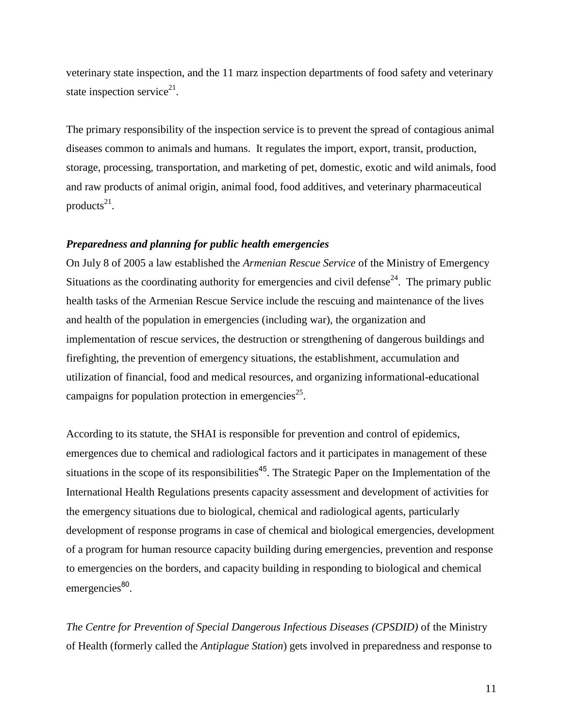veterinary state inspection, and the 11 marz inspection departments of food safety and veterinary state inspection service[21].

The primary responsibility of the inspection service is to prevent the spread of contagious animal diseases common to animals and humans. It regulates the import, export, transit, production, storage, processing, transportation, and marketing of pet, domestic, exotic and wild animals, food and raw products of animal origin, animal food, food additives, and veterinary pharmaceutical products[21].

### *Preparedness and planning for public health emergencies*

On July 8 of 2005 a law established the *Armenian Rescue Service* of the Ministry of Emergency Situations as the coordinating authority for emergencies and civil defense[24]. The primary public health tasks of the Armenian Rescue Service include the rescuing and maintenance of the lives and health of the population in emergencies (including war), the organization and implementation of rescue services, the destruction or strengthening of dangerous buildings and firefighting, the prevention of emergency situations, the establishment, accumulation and utilization of financial, food and medical resources, and organizing informational-educational campaigns for population protection in emergencies[25].

According to its statute, the SHAI is responsible for prevention and control of epidemics, emergences due to chemical and radiological factors and it participates in management of these situations in the scope of its responsibilities[45]. The Strategic Paper on the Implementation of the International Health Regulations presents capacity assessment and development of activities for the emergency situations due to biological, chemical and radiological agents, particularly development of response programs in case of chemical and biological emergencies, development of a program for human resource capacity building during emergencies, prevention and response to emergencies on the borders, and capacity building in responding to biological and chemical emergencies[80].

*The Centre for Prevention of Special Dangerous Infectious Diseases (CPSDID)* of the Ministry of Health (formerly called the *Antiplague Station*) gets involved in preparedness and response to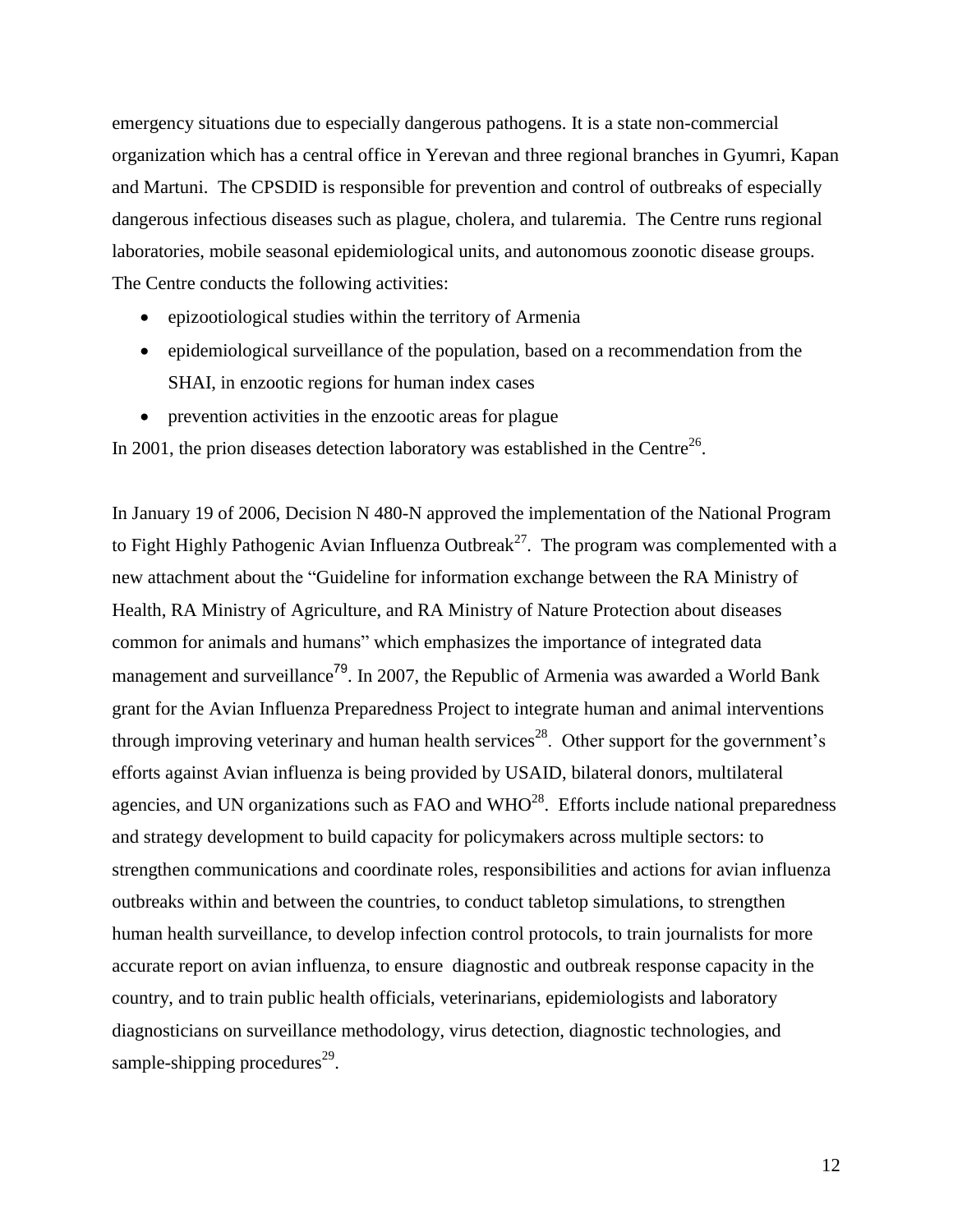emergency situations due to especially dangerous pathogens. It is a state non-commercial organization which has a central office in Yerevan and three regional branches in Gyumri, Kapan and Martuni. The CPSDID is responsible for prevention and control of outbreaks of especially dangerous infectious diseases such as plague, cholera, and tularemia. The Centre runs regional laboratories, mobile seasonal epidemiological units, and autonomous zoonotic disease groups. The Centre conducts the following activities:

- epizootiological studies within the territory of Armenia
- epidemiological surveillance of the population, based on a recommendation from the SHAI, in enzootic regions for human index cases
- prevention activities in the enzootic areas for plague

In 2001, the prion diseases detection laboratory was established in the Centre[26].

In January 19 of 2006, Decision N 480-N approved the implementation of the National Program to Fight Highly Pathogenic Avian Influenza Outbreak[27]. The program was complemented with a new attachment about the "Guideline for information exchange between the RA Ministry of Health, RA Ministry of Agriculture, and RA Ministry of Nature Protection about diseases common for animals and humans" which emphasizes the importance of integrated data management and surveillance[79]. In 2007, the Republic of Armenia was awarded a World Bank grant for the Avian Influenza Preparedness Project to integrate human and animal interventions through improving veterinary and human health services[28]. Other support for the government's efforts against Avian influenza is being provided by USAID, bilateral donors, multilateral agencies, and UN organizations such as FAO and WHO[28]. Efforts include national preparedness and strategy development to build capacity for policymakers across multiple sectors: to strengthen communications and coordinate roles, responsibilities and actions for avian influenza outbreaks within and between the countries, to conduct tabletop simulations, to strengthen human health surveillance, to develop infection control protocols, to train journalists for more accurate report on avian influenza, to ensure diagnostic and outbreak response capacity in the country, and to train public health officials, veterinarians, epidemiologists and laboratory diagnosticians on surveillance methodology, virus detection, diagnostic technologies, and sample-shipping procedures[29].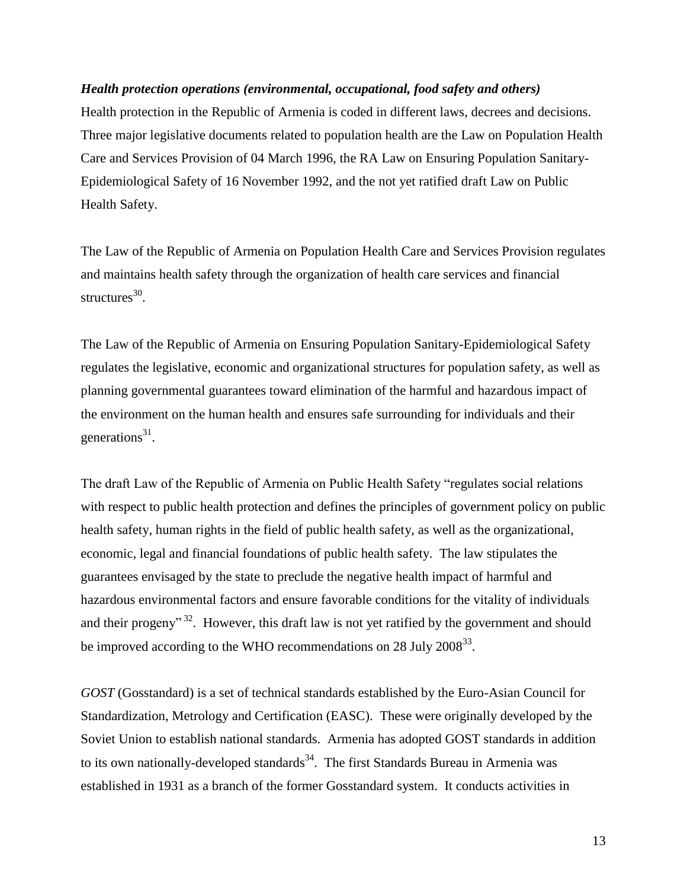***Health protection operations (environmental, occupational, food safety and others)***

Health protection in the Republic of Armenia is coded in different laws, decrees and decisions. Three major legislative documents related to population health are the Law on Population Health Care and Services Provision of 04 March 1996, the RA Law on Ensuring Population Sanitary-Epidemiological Safety of 16 November 1992, and the not yet ratified draft Law on Public Health Safety.

The Law of the Republic of Armenia on Population Health Care and Services Provision regulates and maintains health safety through the organization of health care services and financial structures[30].

The Law of the Republic of Armenia on Ensuring Population Sanitary-Epidemiological Safety regulates the legislative, economic and organizational structures for population safety, as well as planning governmental guarantees toward elimination of the harmful and hazardous impact of the environment on the human health and ensures safe surrounding for individuals and their generations[31].

The draft Law of the Republic of Armenia on Public Health Safety "regulates social relations with respect to public health protection and defines the principles of government policy on public health safety, human rights in the field of public health safety, as well as the organizational, economic, legal and financial foundations of public health safety. The law stipulates the guarantees envisaged by the state to preclude the negative health impact of harmful and hazardous environmental factors and ensure favorable conditions for the vitality of individuals and their progeny"[32]. However, this draft law is not yet ratified by the government and should be improved according to the WHO recommendations on 28 July 2008[33].

*GOST* (Gosstandard) is a set of technical standards established by the Euro-Asian Council for Standardization, Metrology and Certification (EASC). These were originally developed by the Soviet Union to establish national standards. Armenia has adopted GOST standards in addition to its own nationally-developed standards[34]. The first Standards Bureau in Armenia was established in 1931 as a branch of the former Gosstandard system. It conducts activities in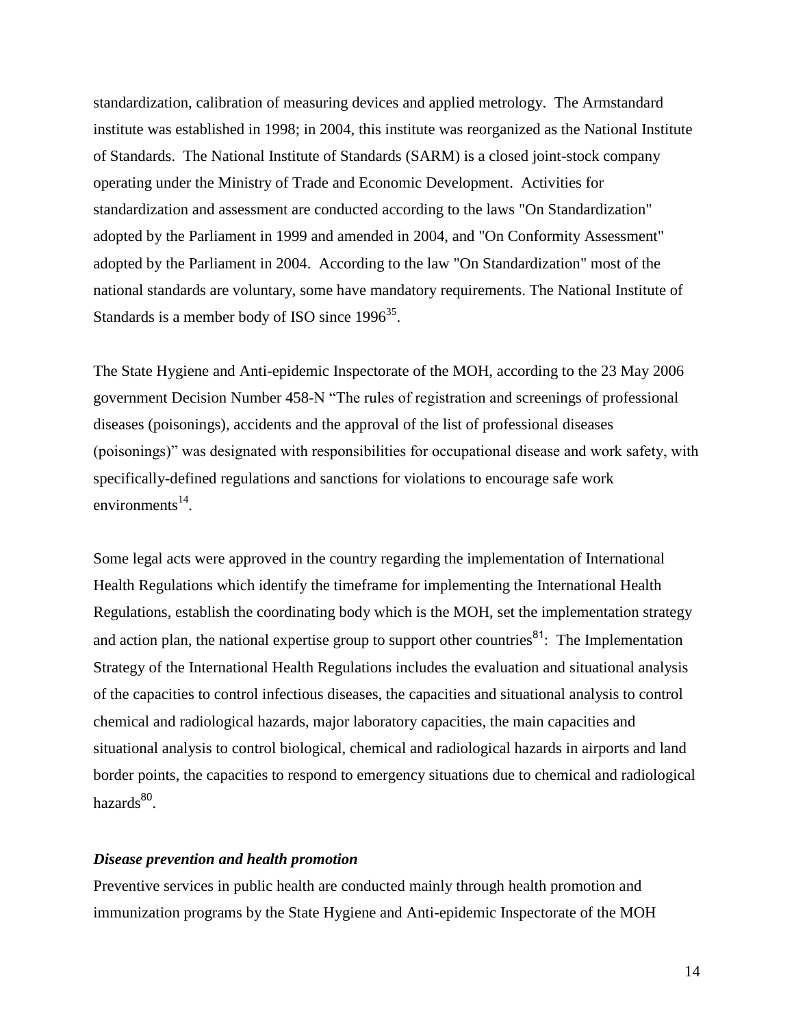standardization, calibration of measuring devices and applied metrology. The Armstandard institute was established in 1998; in 2004, this institute was reorganized as the National Institute of Standards. The National Institute of Standards (SARM) is a closed joint-stock company operating under the Ministry of Trade and Economic Development. Activities for standardization and assessment are conducted according to the laws "On Standardization" adopted by the Parliament in 1999 and amended in 2004, and "On Conformity Assessment" adopted by the Parliament in 2004. According to the law "On Standardization" most of the national standards are voluntary, some have mandatory requirements. The National Institute of Standards is a member body of ISO since 1996[35].

The State Hygiene and Anti-epidemic Inspectorate of the MOH, according to the 23 May 2006 government Decision Number 458-N "The rules of registration and screenings of professional diseases (poisonings), accidents and the approval of the list of professional diseases (poisonings)" was designated with responsibilities for occupational disease and work safety, with specifically-defined regulations and sanctions for violations to encourage safe work environments[14].

Some legal acts were approved in the country regarding the implementation of International Health Regulations which identify the timeframe for implementing the International Health Regulations, establish the coordinating body which is the MOH, set the implementation strategy and action plan, the national expertise group to support other countries[81]: The Implementation Strategy of the International Health Regulations includes the evaluation and situational analysis of the capacities to control infectious diseases, the capacities and situational analysis to control chemical and radiological hazards, major laboratory capacities, the main capacities and situational analysis to control biological, chemical and radiological hazards in airports and land border points, the capacities to respond to emergency situations due to chemical and radiological hazards[80].

### *Disease prevention and health promotion*

Preventive services in public health are conducted mainly through health promotion and immunization programs by the State Hygiene and Anti-epidemic Inspectorate of the MOH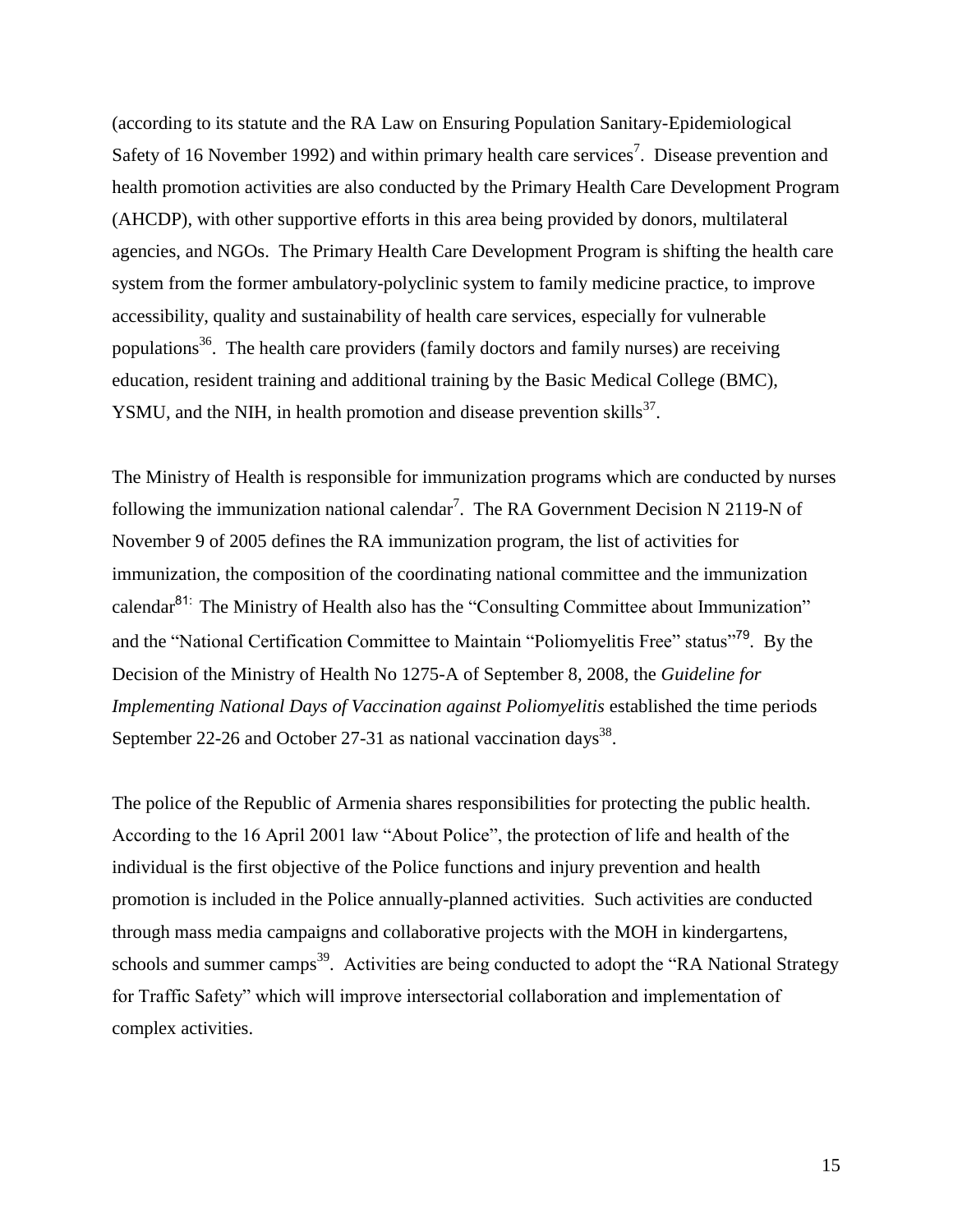(according to its statute and the RA Law on Ensuring Population Sanitary-Epidemiological Safety of 16 November 1992) and within primary health care services[7]. Disease prevention and health promotion activities are also conducted by the Primary Health Care Development Program (AHCDP), with other supportive efforts in this area being provided by donors, multilateral agencies, and NGOs. The Primary Health Care Development Program is shifting the health care system from the former ambulatory-polyclinic system to family medicine practice, to improve accessibility, quality and sustainability of health care services, especially for vulnerable populations[36]. The health care providers (family doctors and family nurses) are receiving education, resident training and additional training by the Basic Medical College (BMC), YSMU, and the NIH, in health promotion and disease prevention skills[37].

The Ministry of Health is responsible for immunization programs which are conducted by nurses following the immunization national calendar[7]. The RA Government Decision N 2119-N of November 9 of 2005 defines the RA immunization program, the list of activities for immunization, the composition of the coordinating national committee and the immunization calendar[81:] The Ministry of Health also has the "Consulting Committee about Immunization" and the "National Certification Committee to Maintain "Poliomyelitis Free" status"[79]. By the Decision of the Ministry of Health No 1275-A of September 8, 2008, the *Guideline for Implementing National Days of Vaccination against Poliomyelitis* established the time periods September 22-26 and October 27-31 as national vaccination days[38].

The police of the Republic of Armenia shares responsibilities for protecting the public health. According to the 16 April 2001 law "About Police", the protection of life and health of the individual is the first objective of the Police functions and injury prevention and health promotion is included in the Police annually-planned activities. Such activities are conducted through mass media campaigns and collaborative projects with the MOH in kindergartens, schools and summer camps[39]. Activities are being conducted to adopt the "RA National Strategy for Traffic Safety" which will improve intersectorial collaboration and implementation of complex activities.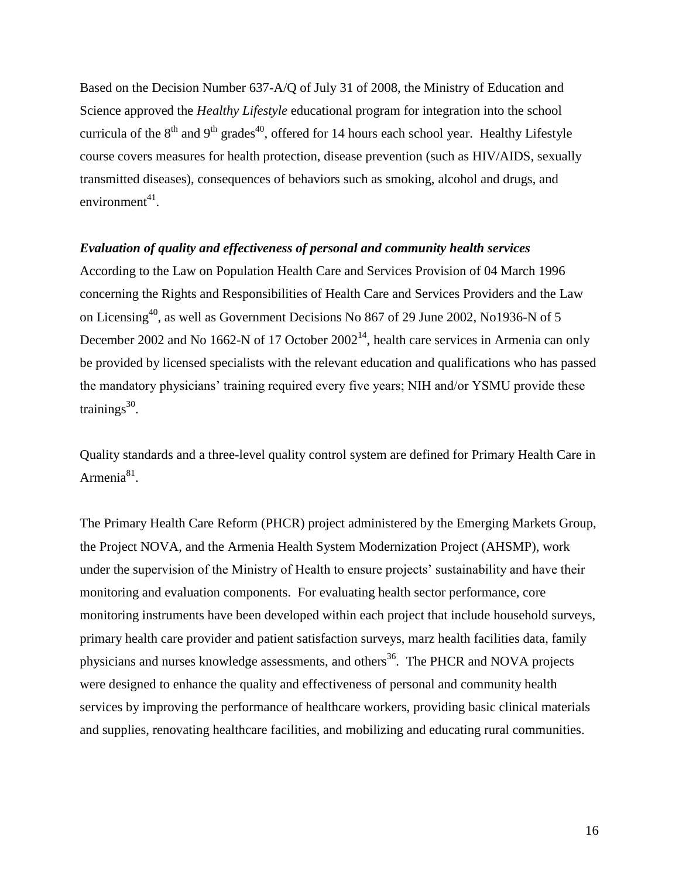Based on the Decision Number 637-A/Q of July 31 of 2008, the Ministry of Education and Science approved the *Healthy Lifestyle* educational program for integration into the school curricula of the 8$^{th}$ and 9$^{th}$ grades[40], offered for 14 hours each school year. Healthy Lifestyle course covers measures for health protection, disease prevention (such as HIV/AIDS, sexually transmitted diseases), consequences of behaviors such as smoking, alcohol and drugs, and environment[41].

***Evaluation of quality and effectiveness of personal and community health services***

According to the Law on Population Health Care and Services Provision of 04 March 1996 concerning the Rights and Responsibilities of Health Care and Services Providers and the Law on Licensing[40], as well as Government Decisions No 867 of 29 June 2002, No1936-N of 5 December 2002 and No 1662-N of 17 October 2002[14], health care services in Armenia can only be provided by licensed specialists with the relevant education and qualifications who has passed the mandatory physicians' training required every five years; NIH and/or YSMU provide these trainings[30].

Quality standards and a three-level quality control system are defined for Primary Health Care in Armenia[81].

The Primary Health Care Reform (PHCR) project administered by the Emerging Markets Group, the Project NOVA, and the Armenia Health System Modernization Project (AHSMP), work under the supervision of the Ministry of Health to ensure projects' sustainability and have their monitoring and evaluation components. For evaluating health sector performance, core monitoring instruments have been developed within each project that include household surveys, primary health care provider and patient satisfaction surveys, marz health facilities data, family physicians and nurses knowledge assessments, and others[36]. The PHCR and NOVA projects were designed to enhance the quality and effectiveness of personal and community health services by improving the performance of healthcare workers, providing basic clinical materials and supplies, renovating healthcare facilities, and mobilizing and educating rural communities.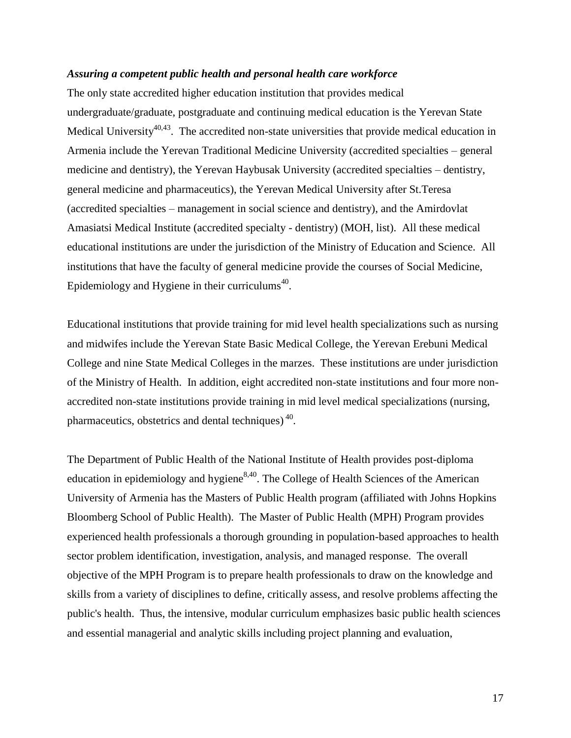***Assuring a competent public health and personal health care workforce***

The only state accredited higher education institution that provides medical undergraduate/graduate, postgraduate and continuing medical education is the Yerevan State Medical University[40,43]. The accredited non-state universities that provide medical education in Armenia include the Yerevan Traditional Medicine University (accredited specialties – general medicine and dentistry), the Yerevan Haybusak University (accredited specialties – dentistry, general medicine and pharmaceutics), the Yerevan Medical University after St.Teresa (accredited specialties – management in social science and dentistry), and the Amirdovlat Amasiatsi Medical Institute (accredited specialty - dentistry) (MOH, list). All these medical educational institutions are under the jurisdiction of the Ministry of Education and Science. All institutions that have the faculty of general medicine provide the courses of Social Medicine, Epidemiology and Hygiene in their curriculums[40].

Educational institutions that provide training for mid level health specializations such as nursing and midwifes include the Yerevan State Basic Medical College, the Yerevan Erebuni Medical College and nine State Medical Colleges in the marzes. These institutions are under jurisdiction of the Ministry of Health. In addition, eight accredited non-state institutions and four more non-accredited non-state institutions provide training in mid level medical specializations (nursing, pharmaceutics, obstetrics and dental techniques) [40].

The Department of Public Health of the National Institute of Health provides post-diploma education in epidemiology and hygiene[8,40]. The College of Health Sciences of the American University of Armenia has the Masters of Public Health program (affiliated with Johns Hopkins Bloomberg School of Public Health). The Master of Public Health (MPH) Program provides experienced health professionals a thorough grounding in population-based approaches to health sector problem identification, investigation, analysis, and managed response. The overall objective of the MPH Program is to prepare health professionals to draw on the knowledge and skills from a variety of disciplines to define, critically assess, and resolve problems affecting the public's health. Thus, the intensive, modular curriculum emphasizes basic public health sciences and essential managerial and analytic skills including project planning and evaluation,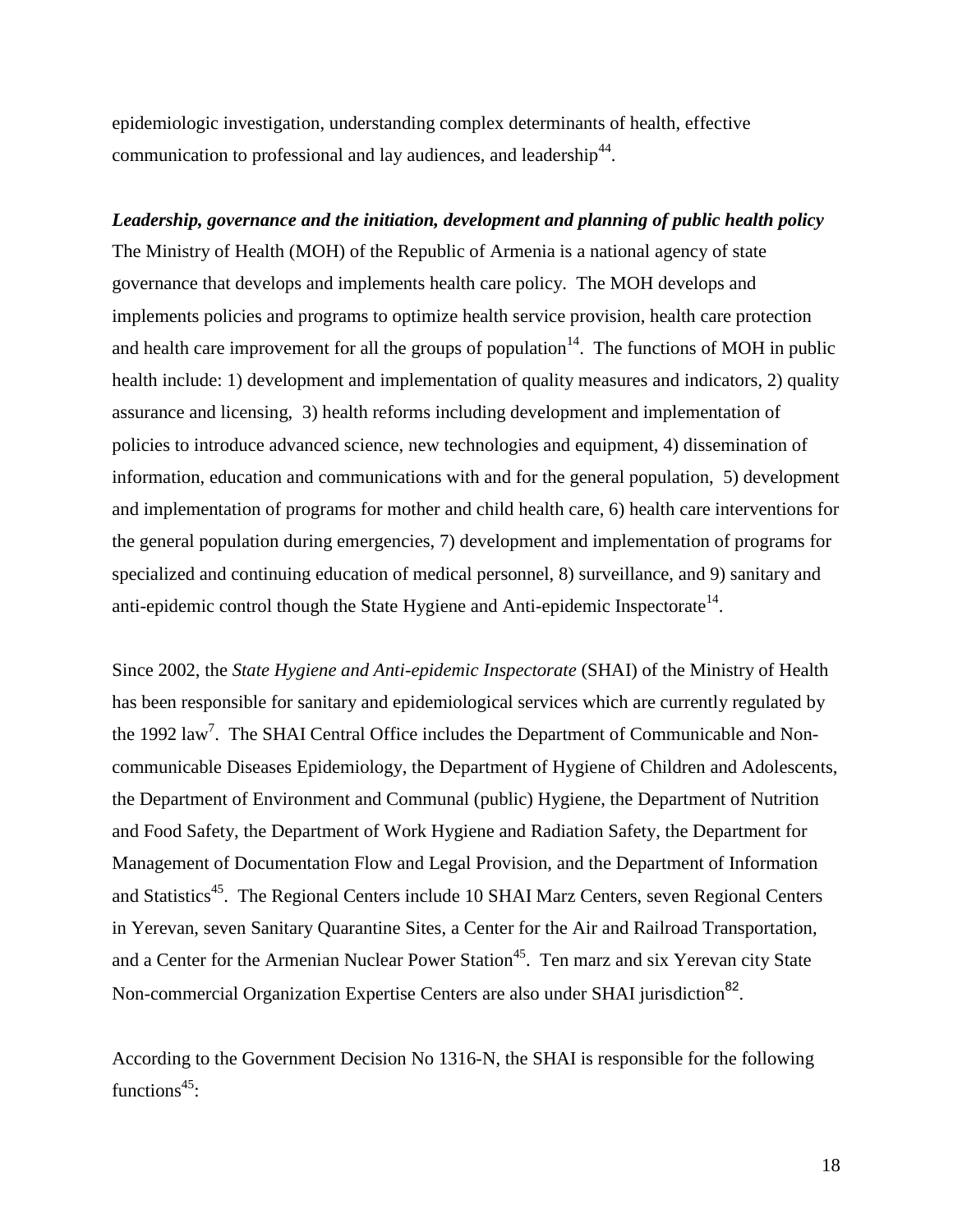epidemiologic investigation, understanding complex determinants of health, effective communication to professional and lay audiences, and leadership[44].

***Leadership, governance and the initiation, development and planning of public health policy***

The Ministry of Health (MOH) of the Republic of Armenia is a national agency of state governance that develops and implements health care policy. The MOH develops and implements policies and programs to optimize health service provision, health care protection and health care improvement for all the groups of population[14]. The functions of MOH in public health include: 1) development and implementation of quality measures and indicators, 2) quality assurance and licensing, 3) health reforms including development and implementation of policies to introduce advanced science, new technologies and equipment, 4) dissemination of information, education and communications with and for the general population, 5) development and implementation of programs for mother and child health care, 6) health care interventions for the general population during emergencies, 7) development and implementation of programs for specialized and continuing education of medical personnel, 8) surveillance, and 9) sanitary and anti-epidemic control though the State Hygiene and Anti-epidemic Inspectorate[14].

Since 2002, the *State Hygiene and Anti-epidemic Inspectorate* (SHAI) of the Ministry of Health has been responsible for sanitary and epidemiological services which are currently regulated by the 1992 law[7]. The SHAI Central Office includes the Department of Communicable and Non-communicable Diseases Epidemiology, the Department of Hygiene of Children and Adolescents, the Department of Environment and Communal (public) Hygiene, the Department of Nutrition and Food Safety, the Department of Work Hygiene and Radiation Safety, the Department for Management of Documentation Flow and Legal Provision, and the Department of Information and Statistics[45]. The Regional Centers include 10 SHAI Marz Centers, seven Regional Centers in Yerevan, seven Sanitary Quarantine Sites, a Center for the Air and Railroad Transportation, and a Center for the Armenian Nuclear Power Station[45]. Ten marz and six Yerevan city State Non-commercial Organization Expertise Centers are also under SHAI jurisdiction[82].

According to the Government Decision No 1316-N, the SHAI is responsible for the following functions[45]: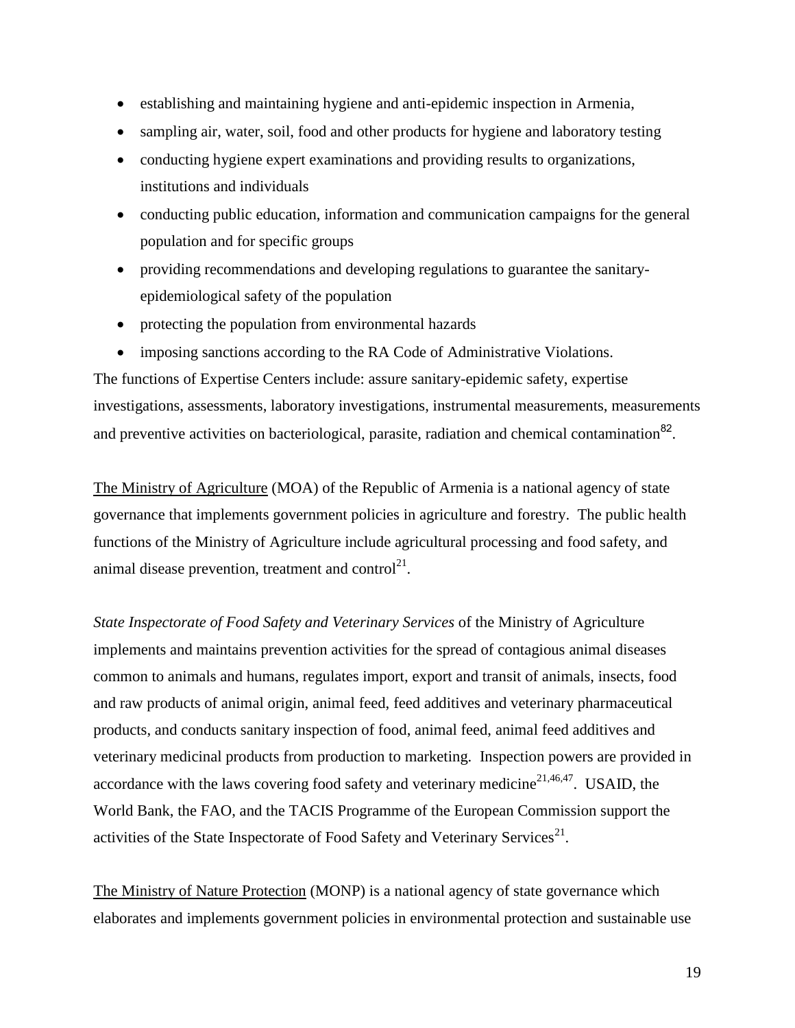- establishing and maintaining hygiene and anti-epidemic inspection in Armenia,
- sampling air, water, soil, food and other products for hygiene and laboratory testing
- conducting hygiene expert examinations and providing results to organizations, institutions and individuals
- conducting public education, information and communication campaigns for the general population and for specific groups
- providing recommendations and developing regulations to guarantee the sanitary-epidemiological safety of the population
- protecting the population from environmental hazards
- imposing sanctions according to the RA Code of Administrative Violations.

The functions of Expertise Centers include: assure sanitary-epidemic safety, expertise investigations, assessments, laboratory investigations, instrumental measurements, measurements and preventive activities on bacteriological, parasite, radiation and chemical contamination[82].

The Ministry of Agriculture (MOA) of the Republic of Armenia is a national agency of state governance that implements government policies in agriculture and forestry. The public health functions of the Ministry of Agriculture include agricultural processing and food safety, and animal disease prevention, treatment and control[21].

*State Inspectorate of Food Safety and Veterinary Services* of the Ministry of Agriculture implements and maintains prevention activities for the spread of contagious animal diseases common to animals and humans, regulates import, export and transit of animals, insects, food and raw products of animal origin, animal feed, feed additives and veterinary pharmaceutical products, and conducts sanitary inspection of food, animal feed, animal feed additives and veterinary medicinal products from production to marketing. Inspection powers are provided in accordance with the laws covering food safety and veterinary medicine[21,46,47]. USAID, the World Bank, the FAO, and the TACIS Programme of the European Commission support the activities of the State Inspectorate of Food Safety and Veterinary Services[21].

The Ministry of Nature Protection (MONP) is a national agency of state governance which elaborates and implements government policies in environmental protection and sustainable use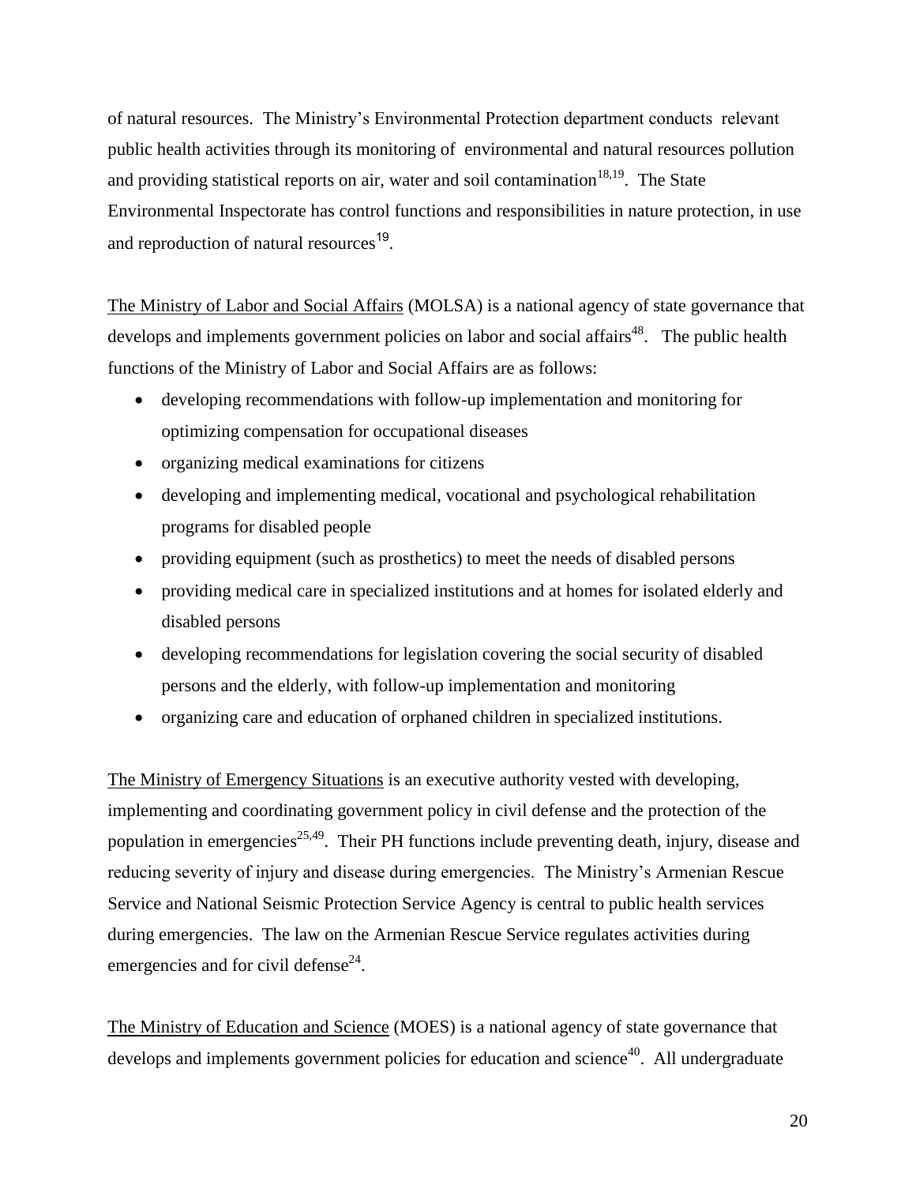of natural resources. The Ministry's Environmental Protection department conducts relevant public health activities through its monitoring of environmental and natural resources pollution and providing statistical reports on air, water and soil contamination[18,19]. The State Environmental Inspectorate has control functions and responsibilities in nature protection, in use and reproduction of natural resources[19].

The Ministry of Labor and Social Affairs (MOLSA) is a national agency of state governance that develops and implements government policies on labor and social affairs[48]. The public health functions of the Ministry of Labor and Social Affairs are as follows:

- developing recommendations with follow-up implementation and monitoring for optimizing compensation for occupational diseases
- organizing medical examinations for citizens
- developing and implementing medical, vocational and psychological rehabilitation programs for disabled people
- providing equipment (such as prosthetics) to meet the needs of disabled persons
- providing medical care in specialized institutions and at homes for isolated elderly and disabled persons
- developing recommendations for legislation covering the social security of disabled persons and the elderly, with follow-up implementation and monitoring
- organizing care and education of orphaned children in specialized institutions.

The Ministry of Emergency Situations is an executive authority vested with developing, implementing and coordinating government policy in civil defense and the protection of the population in emergencies[25,49]. Their PH functions include preventing death, injury, disease and reducing severity of injury and disease during emergencies. The Ministry's Armenian Rescue Service and National Seismic Protection Service Agency is central to public health services during emergencies. The law on the Armenian Rescue Service regulates activities during emergencies and for civil defense[24].

The Ministry of Education and Science (MOES) is a national agency of state governance that develops and implements government policies for education and science[40]. All undergraduate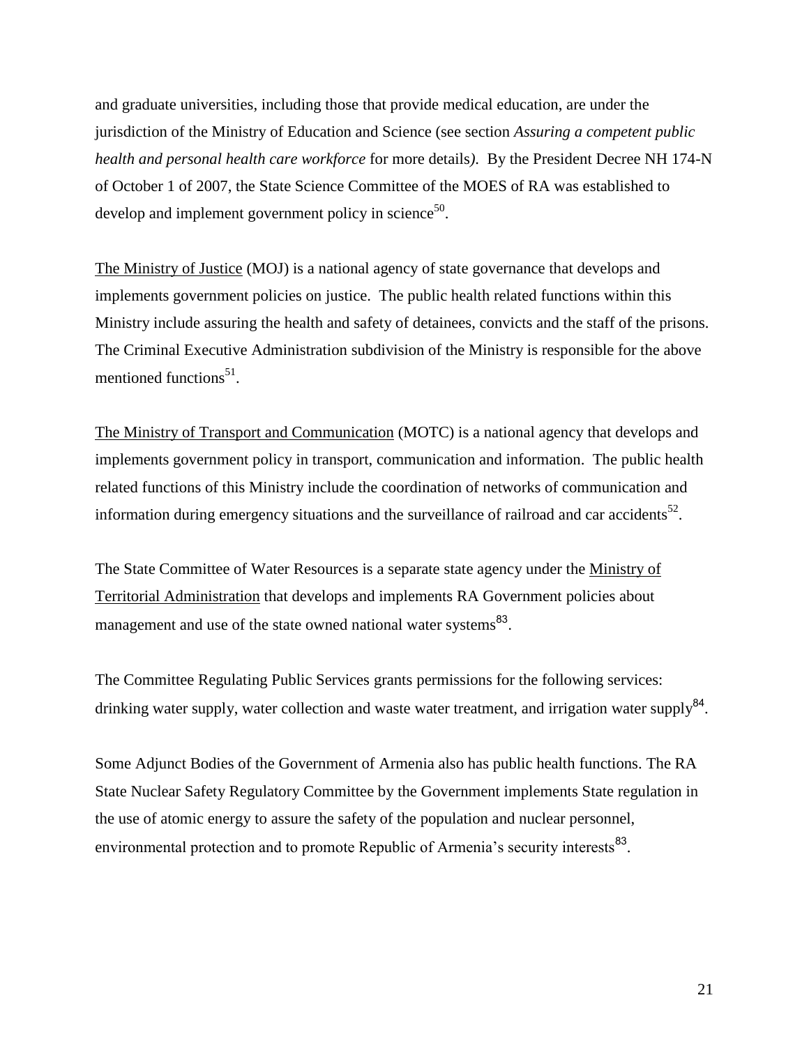and graduate universities, including those that provide medical education, are under the jurisdiction of the Ministry of Education and Science (see section *Assuring a competent public health and personal health care workforce* for more details*).* By the President Decree NH 174-N of October 1 of 2007, the State Science Committee of the MOES of RA was established to develop and implement government policy in science[50].

The Ministry of Justice (MOJ) is a national agency of state governance that develops and implements government policies on justice. The public health related functions within this Ministry include assuring the health and safety of detainees, convicts and the staff of the prisons. The Criminal Executive Administration subdivision of the Ministry is responsible for the above mentioned functions[51].

The Ministry of Transport and Communication (MOTC) is a national agency that develops and implements government policy in transport, communication and information. The public health related functions of this Ministry include the coordination of networks of communication and information during emergency situations and the surveillance of railroad and car accidents[52].

The State Committee of Water Resources is a separate state agency under the Ministry of Territorial Administration that develops and implements RA Government policies about management and use of the state owned national water systems[83].

The Committee Regulating Public Services grants permissions for the following services: drinking water supply, water collection and waste water treatment, and irrigation water supply[84].

Some Adjunct Bodies of the Government of Armenia also has public health functions. The RA State Nuclear Safety Regulatory Committee by the Government implements State regulation in the use of atomic energy to assure the safety of the population and nuclear personnel, environmental protection and to promote Republic of Armenia's security interests[83].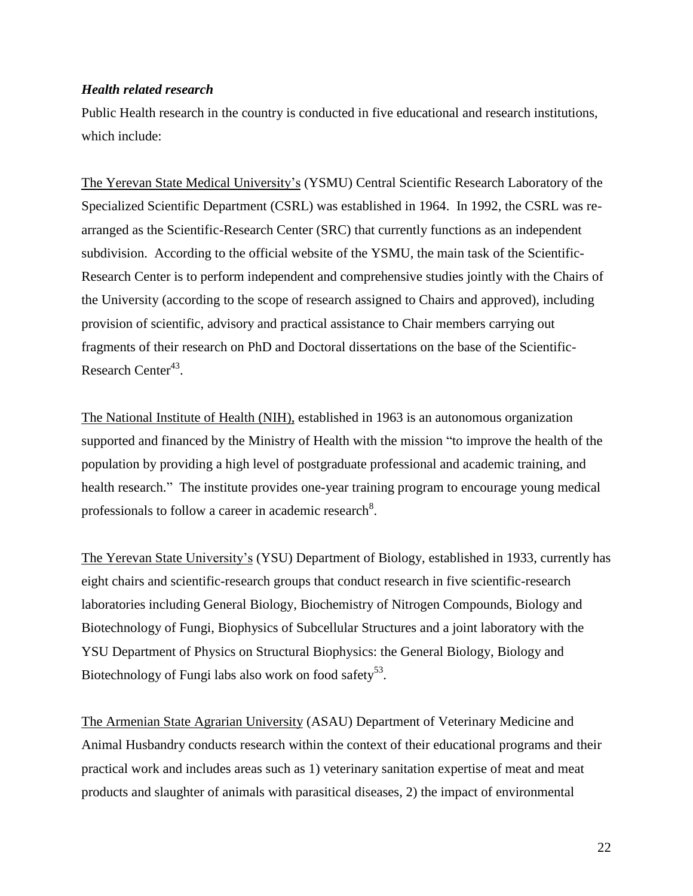***Health related research***

Public Health research in the country is conducted in five educational and research institutions, which include:

The Yerevan State Medical University's (YSMU) Central Scientific Research Laboratory of the Specialized Scientific Department (CSRL) was established in 1964. In 1992, the CSRL was re-arranged as the Scientific-Research Center (SRC) that currently functions as an independent subdivision. According to the official website of the YSMU, the main task of the Scientific-Research Center is to perform independent and comprehensive studies jointly with the Chairs of the University (according to the scope of research assigned to Chairs and approved), including provision of scientific, advisory and practical assistance to Chair members carrying out fragments of their research on PhD and Doctoral dissertations on the base of the Scientific-Research Center[43].

The National Institute of Health (NIH), established in 1963 is an autonomous organization supported and financed by the Ministry of Health with the mission "to improve the health of the population by providing a high level of postgraduate professional and academic training, and health research." The institute provides one-year training program to encourage young medical professionals to follow a career in academic research[8].

The Yerevan State University's (YSU) Department of Biology, established in 1933, currently has eight chairs and scientific-research groups that conduct research in five scientific-research laboratories including General Biology, Biochemistry of Nitrogen Compounds, Biology and Biotechnology of Fungi, Biophysics of Subcellular Structures and a joint laboratory with the YSU Department of Physics on Structural Biophysics: the General Biology, Biology and Biotechnology of Fungi labs also work on food safety[53].

The Armenian State Agrarian University (ASAU) Department of Veterinary Medicine and Animal Husbandry conducts research within the context of their educational programs and their practical work and includes areas such as 1) veterinary sanitation expertise of meat and meat products and slaughter of animals with parasitical diseases, 2) the impact of environmental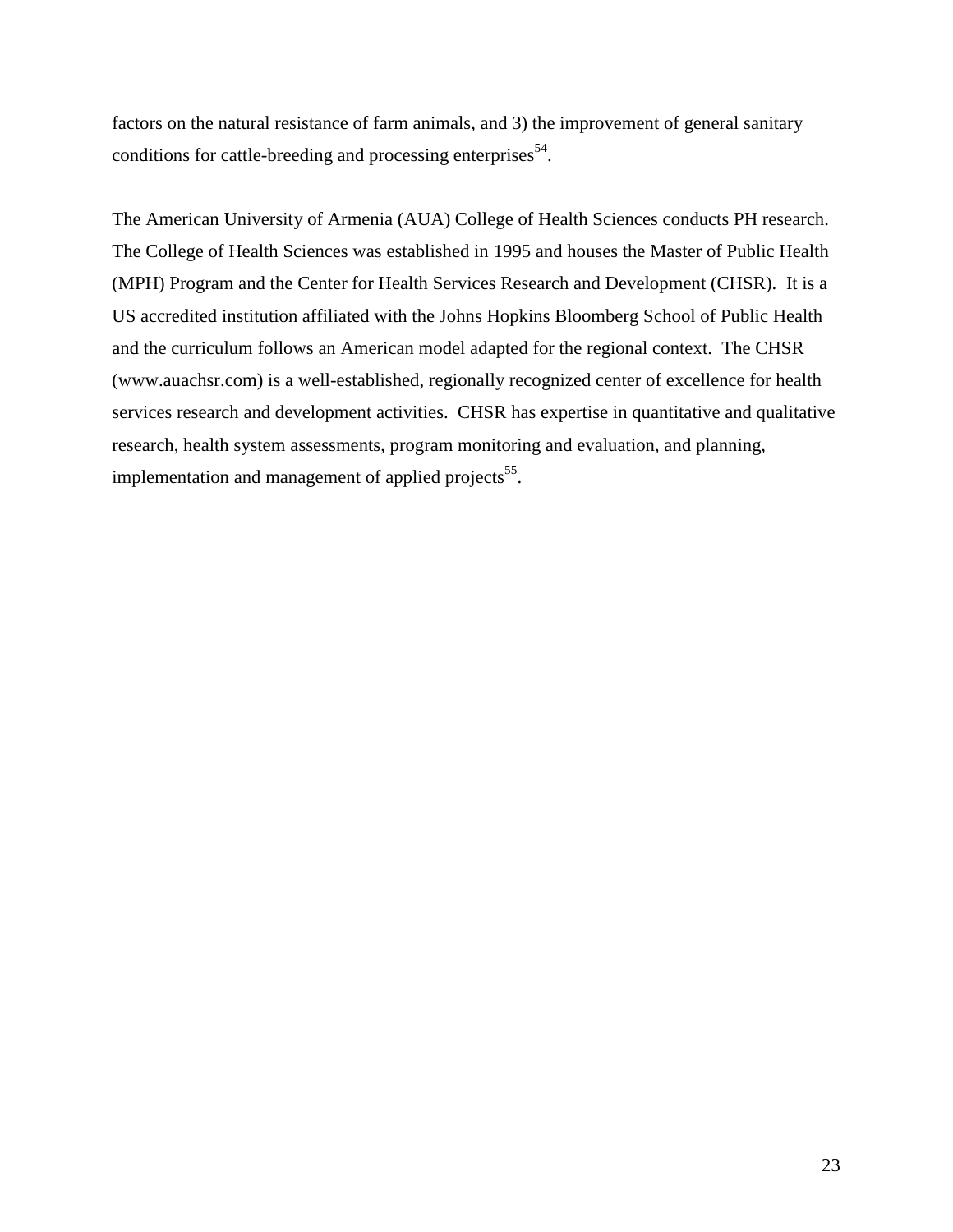factors on the natural resistance of farm animals, and 3) the improvement of general sanitary conditions for cattle-breeding and processing enterprises[54].

The American University of Armenia (AUA) College of Health Sciences conducts PH research. The College of Health Sciences was established in 1995 and houses the Master of Public Health (MPH) Program and the Center for Health Services Research and Development (CHSR). It is a US accredited institution affiliated with the Johns Hopkins Bloomberg School of Public Health and the curriculum follows an American model adapted for the regional context. The CHSR (www.auachsr.com) is a well-established, regionally recognized center of excellence for health services research and development activities. CHSR has expertise in quantitative and qualitative research, health system assessments, program monitoring and evaluation, and planning, implementation and management of applied projects[55].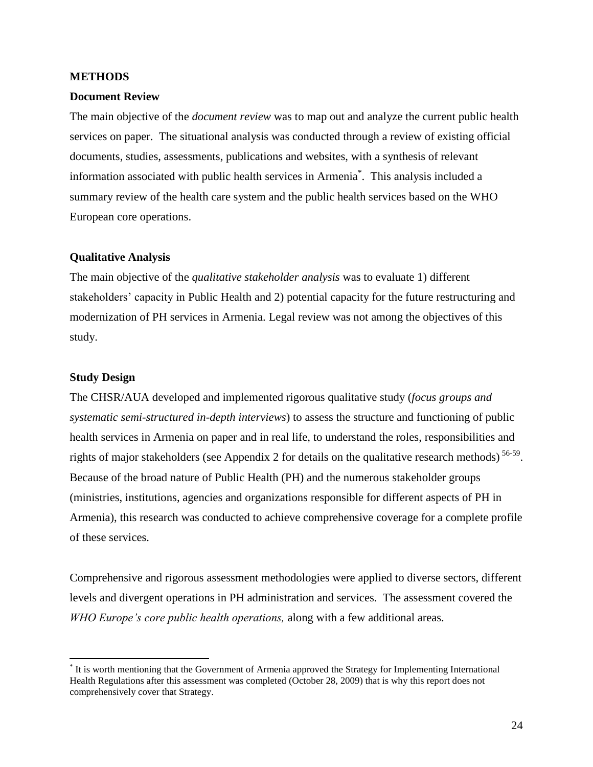## METHODS

### Document Review

The main objective of the *document review* was to map out and analyze the current public health services on paper. The situational analysis was conducted through a review of existing official documents, studies, assessments, publications and websites, with a synthesis of relevant information associated with public health services in Armenia[*]. This analysis included a summary review of the health care system and the public health services based on the WHO European core operations.

### Qualitative Analysis

The main objective of the *qualitative stakeholder analysis* was to evaluate 1) different stakeholders' capacity in Public Health and 2) potential capacity for the future restructuring and modernization of PH services in Armenia. Legal review was not among the objectives of this study.

### Study Design

The CHSR/AUA developed and implemented rigorous qualitative study (*focus groups and systematic semi-structured in-depth interviews*) to assess the structure and functioning of public health services in Armenia on paper and in real life, to understand the roles, responsibilities and rights of major stakeholders (see Appendix 2 for details on the qualitative research methods) [56-59]. Because of the broad nature of Public Health (PH) and the numerous stakeholder groups (ministries, institutions, agencies and organizations responsible for different aspects of PH in Armenia), this research was conducted to achieve comprehensive coverage for a complete profile of these services.

Comprehensive and rigorous assessment methodologies were applied to diverse sectors, different levels and divergent operations in PH administration and services. The assessment covered the *WHO Europe's core public health operations,* along with a few additional areas.

---

[*] It is worth mentioning that the Government of Armenia approved the Strategy for Implementing International Health Regulations after this assessment was completed (October 28, 2009) that is why this report does not comprehensively cover that Strategy.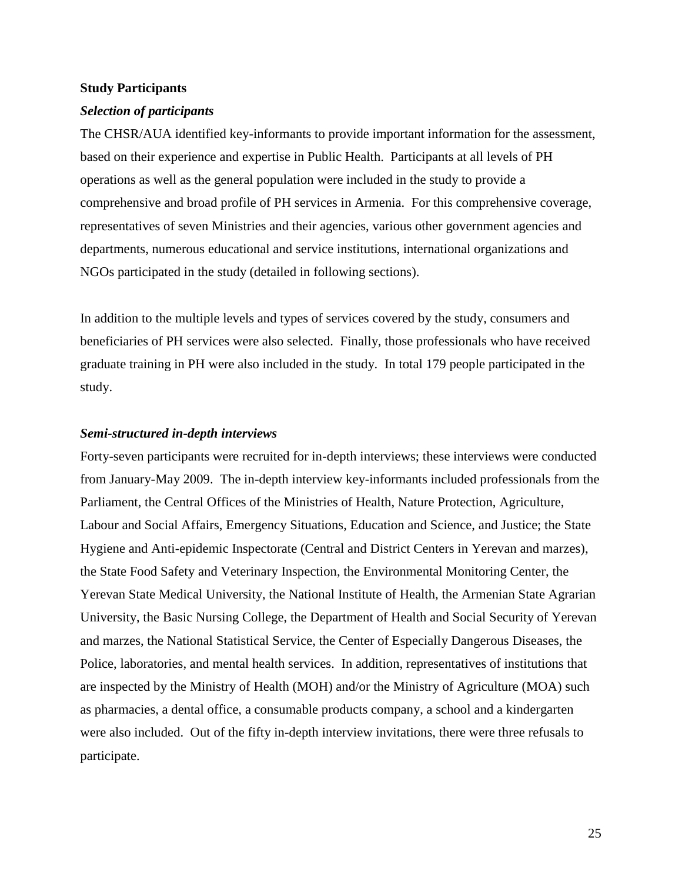**Study Participants**

***Selection of participants***

The CHSR/AUA identified key-informants to provide important information for the assessment, based on their experience and expertise in Public Health. Participants at all levels of PH operations as well as the general population were included in the study to provide a comprehensive and broad profile of PH services in Armenia. For this comprehensive coverage, representatives of seven Ministries and their agencies, various other government agencies and departments, numerous educational and service institutions, international organizations and NGOs participated in the study (detailed in following sections).

In addition to the multiple levels and types of services covered by the study, consumers and beneficiaries of PH services were also selected. Finally, those professionals who have received graduate training in PH were also included in the study. In total 179 people participated in the study.

***Semi-structured in-depth interviews***

Forty-seven participants were recruited for in-depth interviews; these interviews were conducted from January-May 2009. The in-depth interview key-informants included professionals from the Parliament, the Central Offices of the Ministries of Health, Nature Protection, Agriculture, Labour and Social Affairs, Emergency Situations, Education and Science, and Justice; the State Hygiene and Anti-epidemic Inspectorate (Central and District Centers in Yerevan and marzes), the State Food Safety and Veterinary Inspection, the Environmental Monitoring Center, the Yerevan State Medical University, the National Institute of Health, the Armenian State Agrarian University, the Basic Nursing College, the Department of Health and Social Security of Yerevan and marzes, the National Statistical Service, the Center of Especially Dangerous Diseases, the Police, laboratories, and mental health services. In addition, representatives of institutions that are inspected by the Ministry of Health (MOH) and/or the Ministry of Agriculture (MOA) such as pharmacies, a dental office, a consumable products company, a school and a kindergarten were also included. Out of the fifty in-depth interview invitations, there were three refusals to participate.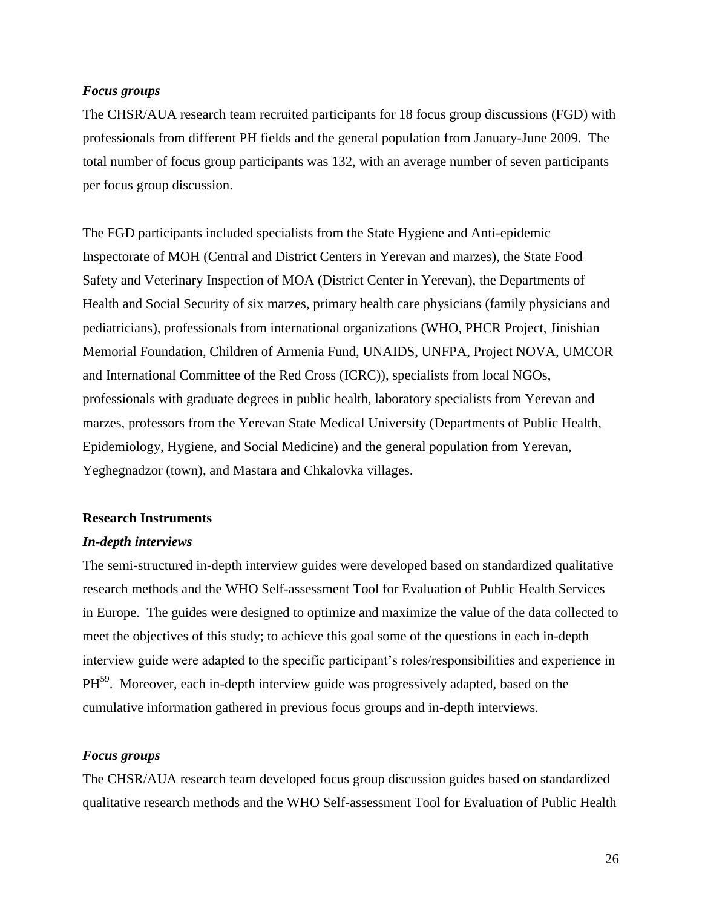*Focus groups*

The CHSR/AUA research team recruited participants for 18 focus group discussions (FGD) with professionals from different PH fields and the general population from January-June 2009. The total number of focus group participants was 132, with an average number of seven participants per focus group discussion.

The FGD participants included specialists from the State Hygiene and Anti-epidemic Inspectorate of MOH (Central and District Centers in Yerevan and marzes), the State Food Safety and Veterinary Inspection of MOA (District Center in Yerevan), the Departments of Health and Social Security of six marzes, primary health care physicians (family physicians and pediatricians), professionals from international organizations (WHO, PHCR Project, Jinishian Memorial Foundation, Children of Armenia Fund, UNAIDS, UNFPA, Project NOVA, UMCOR and International Committee of the Red Cross (ICRC)), specialists from local NGOs, professionals with graduate degrees in public health, laboratory specialists from Yerevan and marzes, professors from the Yerevan State Medical University (Departments of Public Health, Epidemiology, Hygiene, and Social Medicine) and the general population from Yerevan, Yeghegnadzor (town), and Mastara and Chkalovka villages.

**Research Instruments**

***In-depth interviews***

The semi-structured in-depth interview guides were developed based on standardized qualitative research methods and the WHO Self-assessment Tool for Evaluation of Public Health Services in Europe. The guides were designed to optimize and maximize the value of the data collected to meet the objectives of this study; to achieve this goal some of the questions in each in-depth interview guide were adapted to the specific participant's roles/responsibilities and experience in PH[59]. Moreover, each in-depth interview guide was progressively adapted, based on the cumulative information gathered in previous focus groups and in-depth interviews.

***Focus groups***

The CHSR/AUA research team developed focus group discussion guides based on standardized qualitative research methods and the WHO Self-assessment Tool for Evaluation of Public Health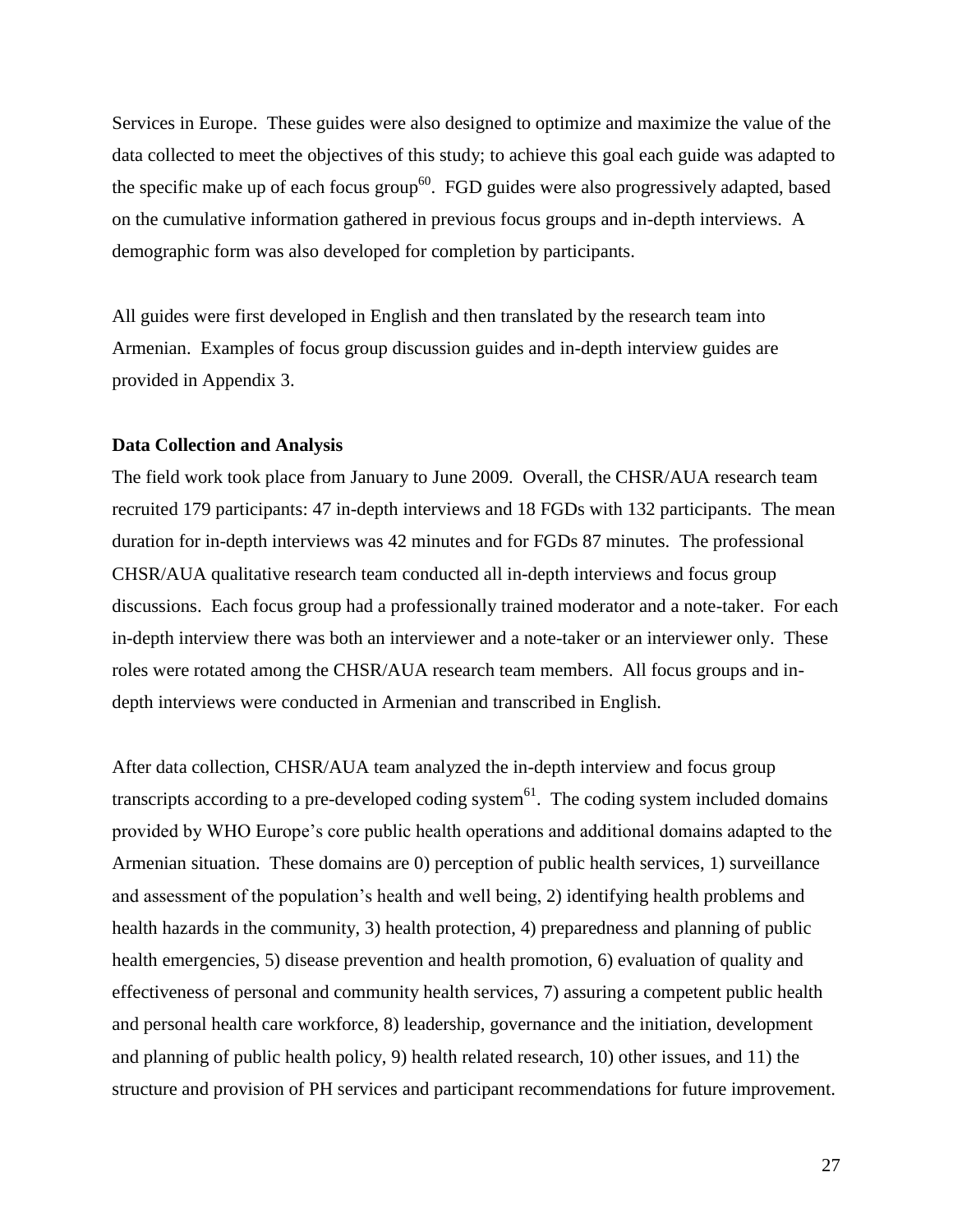Services in Europe. These guides were also designed to optimize and maximize the value of the data collected to meet the objectives of this study; to achieve this goal each guide was adapted to the specific make up of each focus group[60]. FGD guides were also progressively adapted, based on the cumulative information gathered in previous focus groups and in-depth interviews. A demographic form was also developed for completion by participants.

All guides were first developed in English and then translated by the research team into Armenian. Examples of focus group discussion guides and in-depth interview guides are provided in Appendix 3.

**Data Collection and Analysis**

The field work took place from January to June 2009. Overall, the CHSR/AUA research team recruited 179 participants: 47 in-depth interviews and 18 FGDs with 132 participants. The mean duration for in-depth interviews was 42 minutes and for FGDs 87 minutes. The professional CHSR/AUA qualitative research team conducted all in-depth interviews and focus group discussions. Each focus group had a professionally trained moderator and a note-taker. For each in-depth interview there was both an interviewer and a note-taker or an interviewer only. These roles were rotated among the CHSR/AUA research team members. All focus groups and in-depth interviews were conducted in Armenian and transcribed in English.

After data collection, CHSR/AUA team analyzed the in-depth interview and focus group transcripts according to a pre-developed coding system[61]. The coding system included domains provided by WHO Europe's core public health operations and additional domains adapted to the Armenian situation. These domains are 0) perception of public health services, 1) surveillance and assessment of the population's health and well being, 2) identifying health problems and health hazards in the community, 3) health protection, 4) preparedness and planning of public health emergencies, 5) disease prevention and health promotion, 6) evaluation of quality and effectiveness of personal and community health services, 7) assuring a competent public health and personal health care workforce, 8) leadership, governance and the initiation, development and planning of public health policy, 9) health related research, 10) other issues, and 11) the structure and provision of PH services and participant recommendations for future improvement.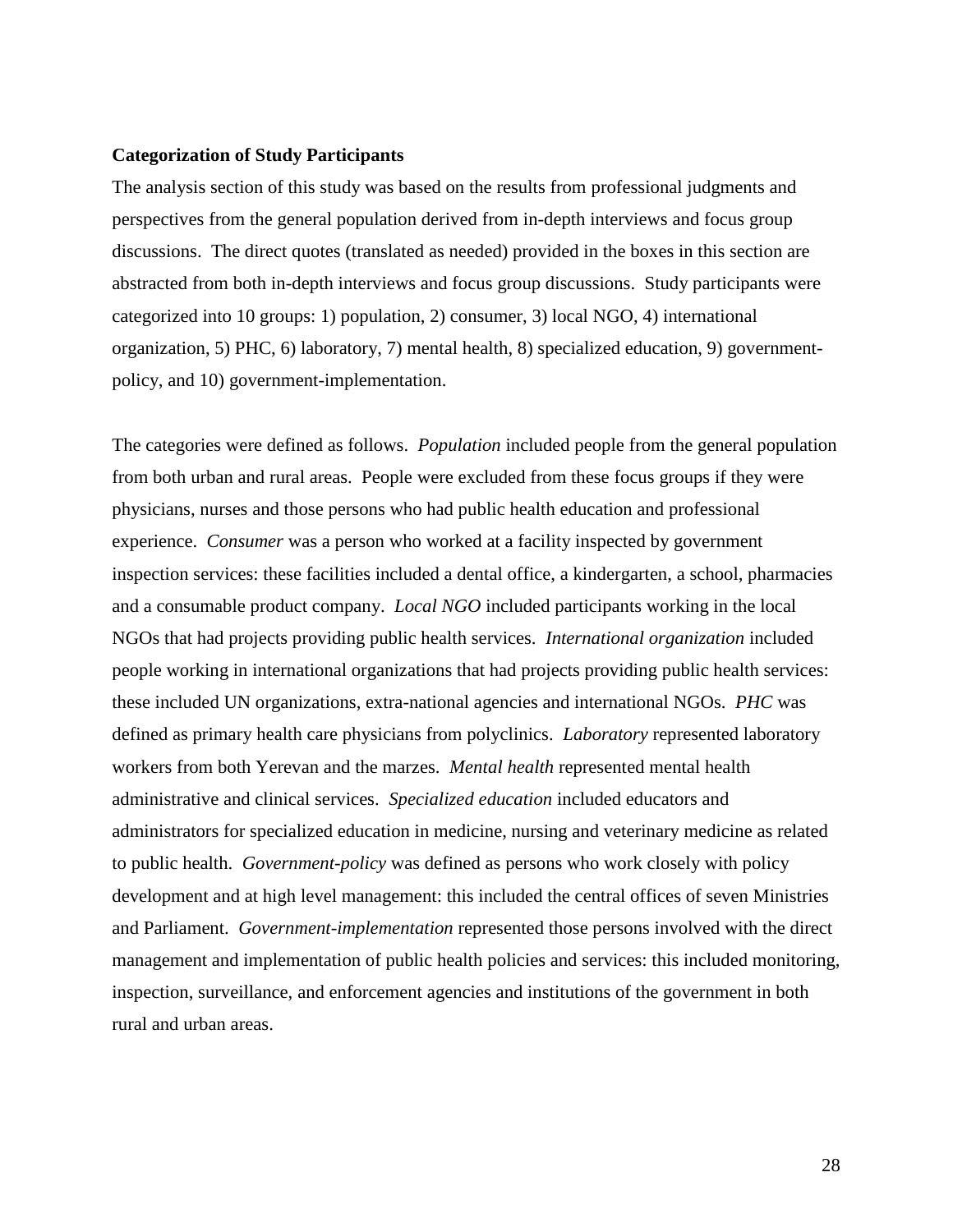**Categorization of Study Participants**

The analysis section of this study was based on the results from professional judgments and perspectives from the general population derived from in-depth interviews and focus group discussions. The direct quotes (translated as needed) provided in the boxes in this section are abstracted from both in-depth interviews and focus group discussions. Study participants were categorized into 10 groups: 1) population, 2) consumer, 3) local NGO, 4) international organization, 5) PHC, 6) laboratory, 7) mental health, 8) specialized education, 9) government-policy, and 10) government-implementation.

The categories were defined as follows. *Population* included people from the general population from both urban and rural areas. People were excluded from these focus groups if they were physicians, nurses and those persons who had public health education and professional experience. *Consumer* was a person who worked at a facility inspected by government inspection services: these facilities included a dental office, a kindergarten, a school, pharmacies and a consumable product company. *Local NGO* included participants working in the local NGOs that had projects providing public health services. *International organization* included people working in international organizations that had projects providing public health services: these included UN organizations, extra-national agencies and international NGOs. *PHC* was defined as primary health care physicians from polyclinics. *Laboratory* represented laboratory workers from both Yerevan and the marzes. *Mental health* represented mental health administrative and clinical services. *Specialized education* included educators and administrators for specialized education in medicine, nursing and veterinary medicine as related to public health. *Government-policy* was defined as persons who work closely with policy development and at high level management: this included the central offices of seven Ministries and Parliament. *Government-implementation* represented those persons involved with the direct management and implementation of public health policies and services: this included monitoring, inspection, surveillance, and enforcement agencies and institutions of the government in both rural and urban areas.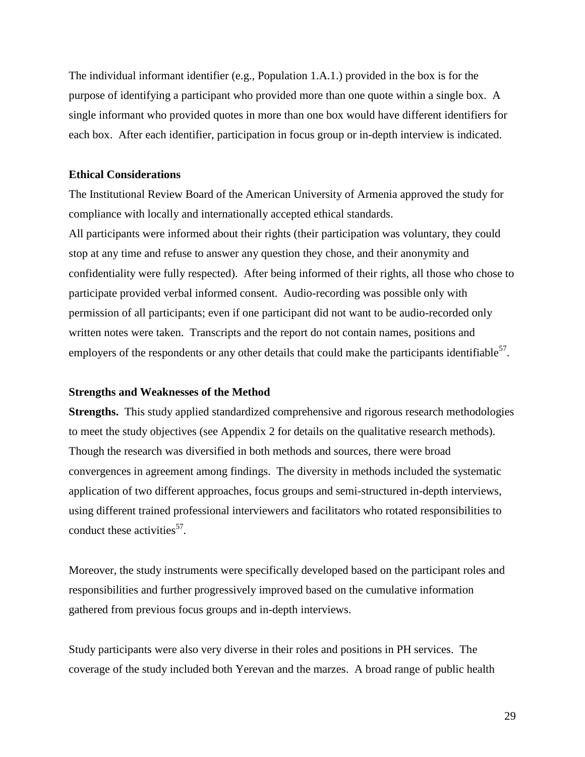The individual informant identifier (e.g., Population 1.A.1.) provided in the box is for the purpose of identifying a participant who provided more than one quote within a single box. A single informant who provided quotes in more than one box would have different identifiers for each box. After each identifier, participation in focus group or in-depth interview is indicated.

### Ethical Considerations

The Institutional Review Board of the American University of Armenia approved the study for compliance with locally and internationally accepted ethical standards.
All participants were informed about their rights (their participation was voluntary, they could stop at any time and refuse to answer any question they chose, and their anonymity and confidentiality were fully respected). After being informed of their rights, all those who chose to participate provided verbal informed consent. Audio-recording was possible only with permission of all participants; even if one participant did not want to be audio-recorded only written notes were taken. Transcripts and the report do not contain names, positions and employers of the respondents or any other details that could make the participants identifiable[57].

### Strengths and Weaknesses of the Method

**Strengths.** This study applied standardized comprehensive and rigorous research methodologies to meet the study objectives (see Appendix 2 for details on the qualitative research methods). Though the research was diversified in both methods and sources, there were broad convergences in agreement among findings. The diversity in methods included the systematic application of two different approaches, focus groups and semi-structured in-depth interviews, using different trained professional interviewers and facilitators who rotated responsibilities to conduct these activities[57].

Moreover, the study instruments were specifically developed based on the participant roles and responsibilities and further progressively improved based on the cumulative information gathered from previous focus groups and in-depth interviews.

Study participants were also very diverse in their roles and positions in PH services. The coverage of the study included both Yerevan and the marzes. A broad range of public health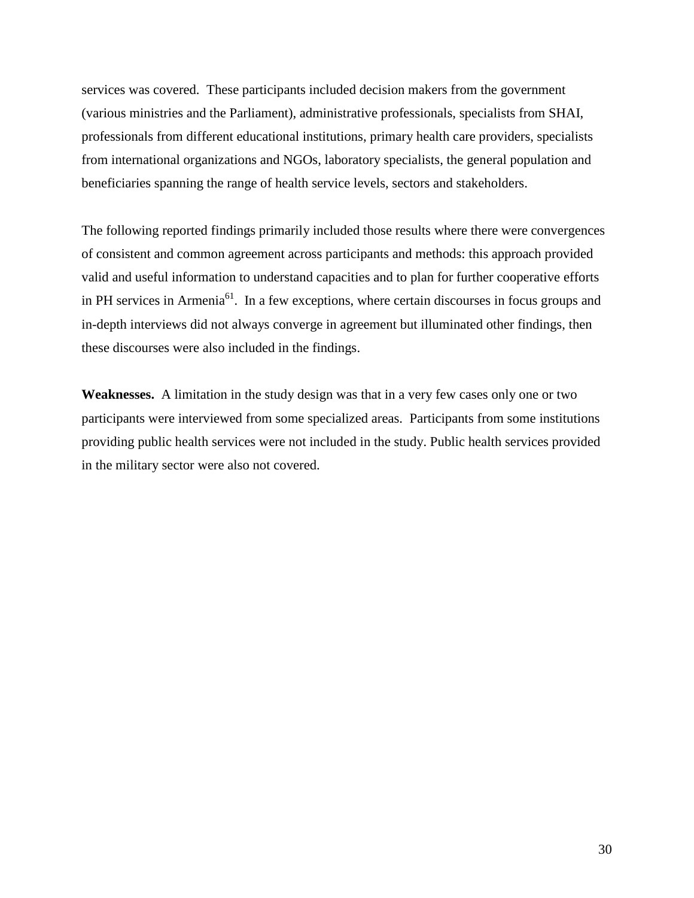services was covered. These participants included decision makers from the government (various ministries and the Parliament), administrative professionals, specialists from SHAI, professionals from different educational institutions, primary health care providers, specialists from international organizations and NGOs, laboratory specialists, the general population and beneficiaries spanning the range of health service levels, sectors and stakeholders.

The following reported findings primarily included those results where there were convergences of consistent and common agreement across participants and methods: this approach provided valid and useful information to understand capacities and to plan for further cooperative efforts in PH services in Armenia[61]. In a few exceptions, where certain discourses in focus groups and in-depth interviews did not always converge in agreement but illuminated other findings, then these discourses were also included in the findings.

**Weaknesses.** A limitation in the study design was that in a very few cases only one or two participants were interviewed from some specialized areas. Participants from some institutions providing public health services were not included in the study. Public health services provided in the military sector were also not covered.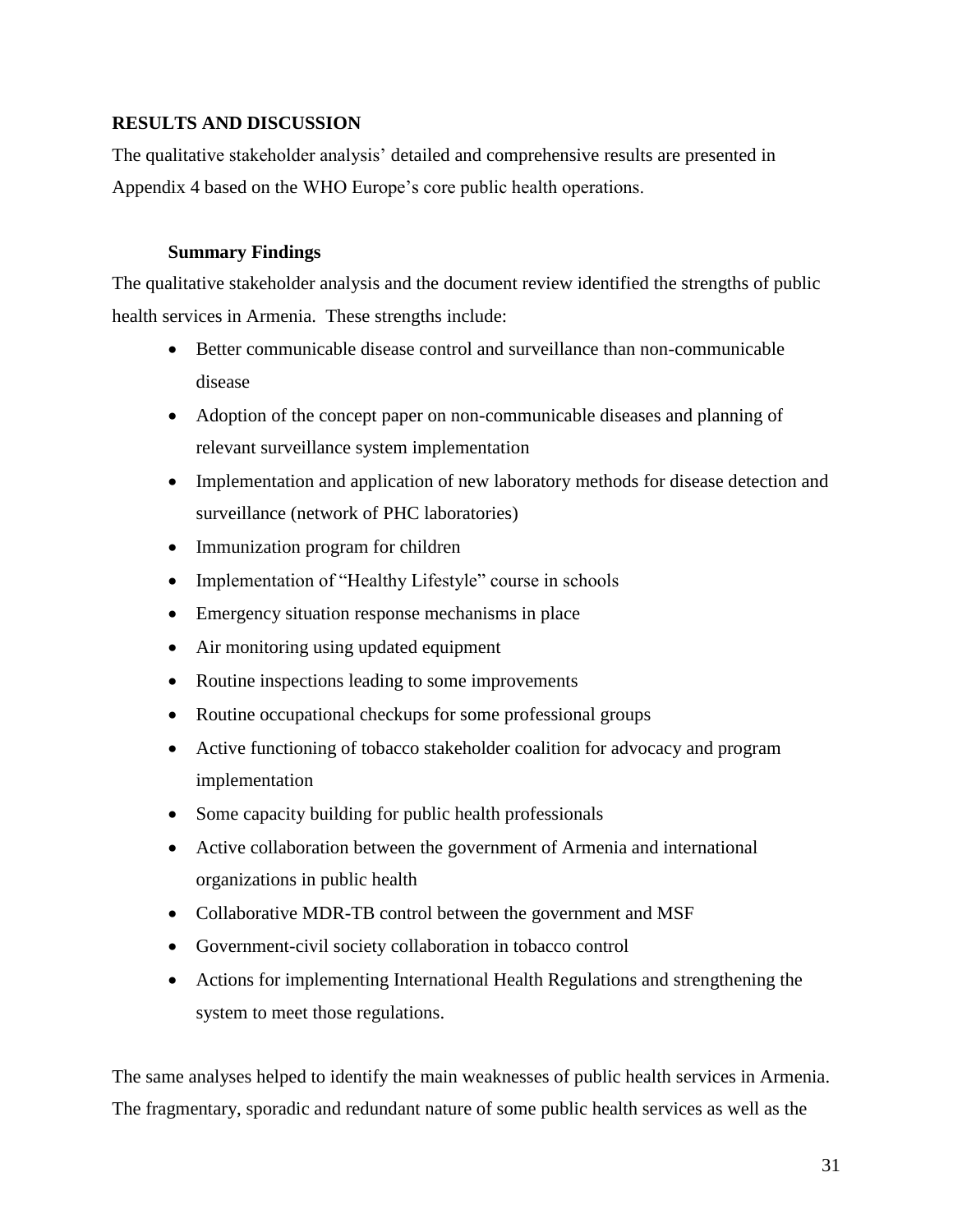## RESULTS AND DISCUSSION

The qualitative stakeholder analysis' detailed and comprehensive results are presented in Appendix 4 based on the WHO Europe's core public health operations.

### Summary Findings

The qualitative stakeholder analysis and the document review identified the strengths of public health services in Armenia. These strengths include:

- Better communicable disease control and surveillance than non-communicable disease
- Adoption of the concept paper on non-communicable diseases and planning of relevant surveillance system implementation
- Implementation and application of new laboratory methods for disease detection and surveillance (network of PHC laboratories)
- Immunization program for children
- Implementation of "Healthy Lifestyle" course in schools
- Emergency situation response mechanisms in place
- Air monitoring using updated equipment
- Routine inspections leading to some improvements
- Routine occupational checkups for some professional groups
- Active functioning of tobacco stakeholder coalition for advocacy and program implementation
- Some capacity building for public health professionals
- Active collaboration between the government of Armenia and international organizations in public health
- Collaborative MDR-TB control between the government and MSF
- Government-civil society collaboration in tobacco control
- Actions for implementing International Health Regulations and strengthening the system to meet those regulations.

The same analyses helped to identify the main weaknesses of public health services in Armenia. The fragmentary, sporadic and redundant nature of some public health services as well as the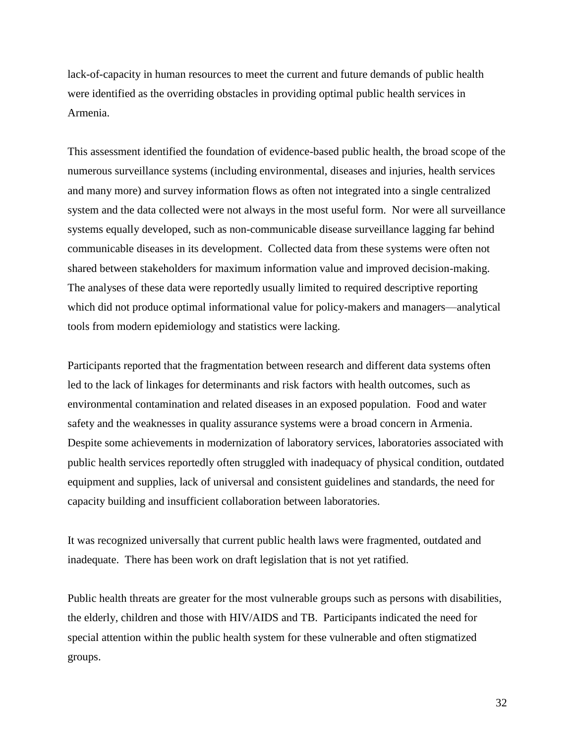lack-of-capacity in human resources to meet the current and future demands of public health were identified as the overriding obstacles in providing optimal public health services in Armenia.

This assessment identified the foundation of evidence-based public health, the broad scope of the numerous surveillance systems (including environmental, diseases and injuries, health services and many more) and survey information flows as often not integrated into a single centralized system and the data collected were not always in the most useful form. Nor were all surveillance systems equally developed, such as non-communicable disease surveillance lagging far behind communicable diseases in its development. Collected data from these systems were often not shared between stakeholders for maximum information value and improved decision-making. The analyses of these data were reportedly usually limited to required descriptive reporting which did not produce optimal informational value for policy-makers and managers—analytical tools from modern epidemiology and statistics were lacking.

Participants reported that the fragmentation between research and different data systems often led to the lack of linkages for determinants and risk factors with health outcomes, such as environmental contamination and related diseases in an exposed population. Food and water safety and the weaknesses in quality assurance systems were a broad concern in Armenia. Despite some achievements in modernization of laboratory services, laboratories associated with public health services reportedly often struggled with inadequacy of physical condition, outdated equipment and supplies, lack of universal and consistent guidelines and standards, the need for capacity building and insufficient collaboration between laboratories.

It was recognized universally that current public health laws were fragmented, outdated and inadequate. There has been work on draft legislation that is not yet ratified.

Public health threats are greater for the most vulnerable groups such as persons with disabilities, the elderly, children and those with HIV/AIDS and TB. Participants indicated the need for special attention within the public health system for these vulnerable and often stigmatized groups.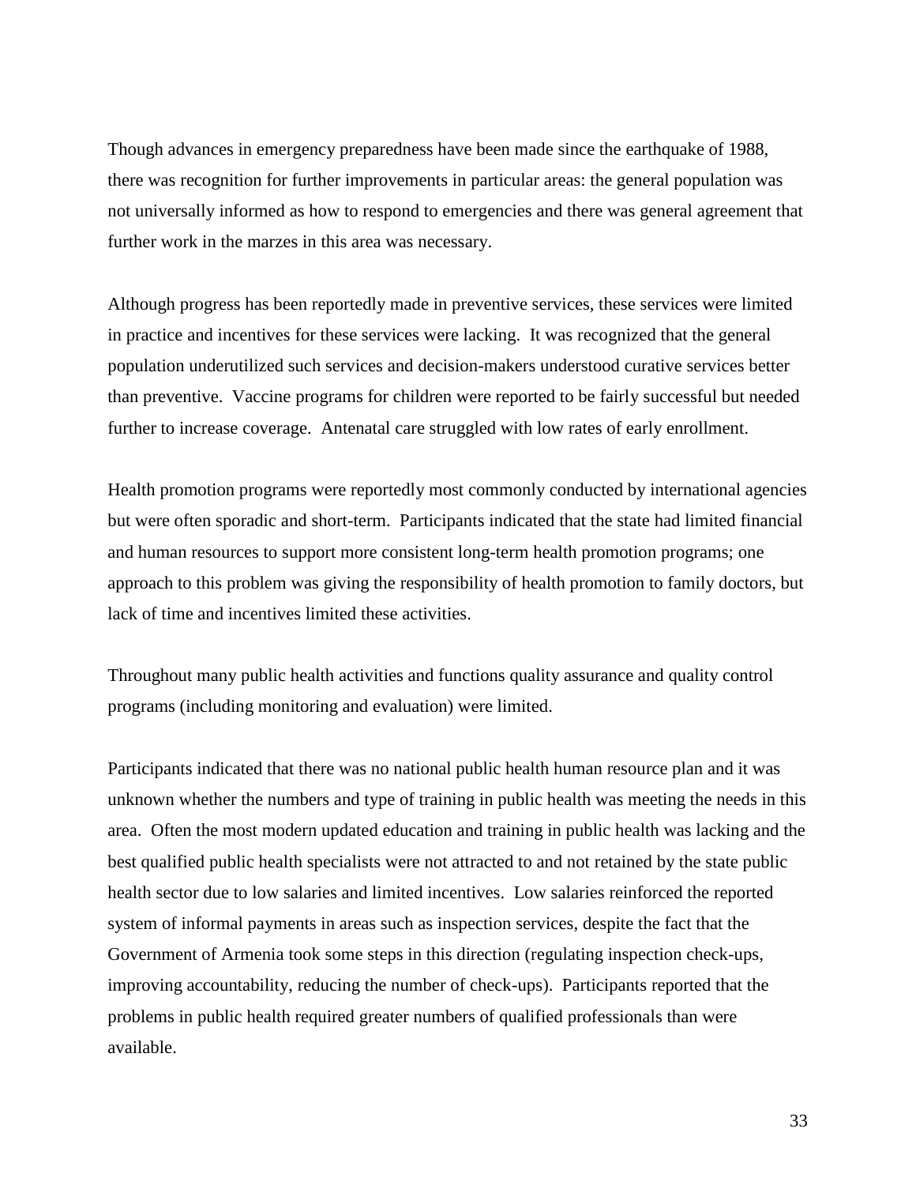Though advances in emergency preparedness have been made since the earthquake of 1988, there was recognition for further improvements in particular areas: the general population was not universally informed as how to respond to emergencies and there was general agreement that further work in the marzes in this area was necessary.

Although progress has been reportedly made in preventive services, these services were limited in practice and incentives for these services were lacking. It was recognized that the general population underutilized such services and decision-makers understood curative services better than preventive. Vaccine programs for children were reported to be fairly successful but needed further to increase coverage. Antenatal care struggled with low rates of early enrollment.

Health promotion programs were reportedly most commonly conducted by international agencies but were often sporadic and short-term. Participants indicated that the state had limited financial and human resources to support more consistent long-term health promotion programs; one approach to this problem was giving the responsibility of health promotion to family doctors, but lack of time and incentives limited these activities.

Throughout many public health activities and functions quality assurance and quality control programs (including monitoring and evaluation) were limited.

Participants indicated that there was no national public health human resource plan and it was unknown whether the numbers and type of training in public health was meeting the needs in this area. Often the most modern updated education and training in public health was lacking and the best qualified public health specialists were not attracted to and not retained by the state public health sector due to low salaries and limited incentives. Low salaries reinforced the reported system of informal payments in areas such as inspection services, despite the fact that the Government of Armenia took some steps in this direction (regulating inspection check-ups, improving accountability, reducing the number of check-ups). Participants reported that the problems in public health required greater numbers of qualified professionals than were available.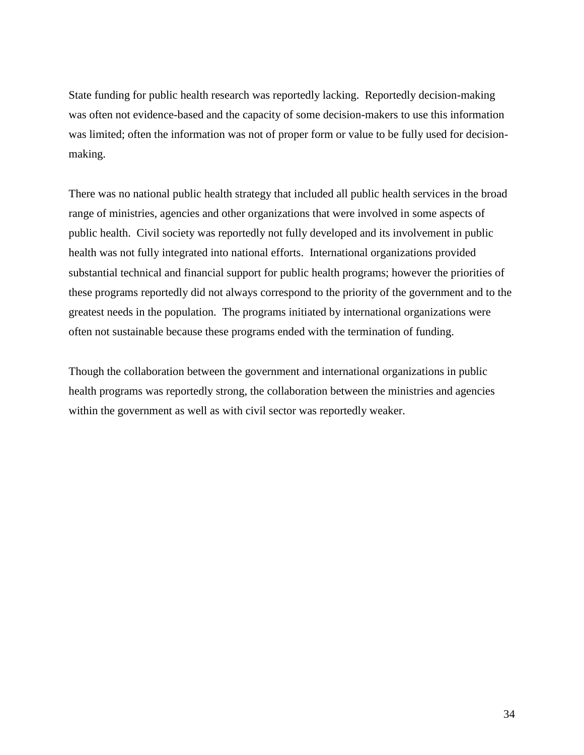State funding for public health research was reportedly lacking. Reportedly decision-making was often not evidence-based and the capacity of some decision-makers to use this information was limited; often the information was not of proper form or value to be fully used for decision-making.

There was no national public health strategy that included all public health services in the broad range of ministries, agencies and other organizations that were involved in some aspects of public health. Civil society was reportedly not fully developed and its involvement in public health was not fully integrated into national efforts. International organizations provided substantial technical and financial support for public health programs; however the priorities of these programs reportedly did not always correspond to the priority of the government and to the greatest needs in the population. The programs initiated by international organizations were often not sustainable because these programs ended with the termination of funding.

Though the collaboration between the government and international organizations in public health programs was reportedly strong, the collaboration between the ministries and agencies within the government as well as with civil sector was reportedly weaker.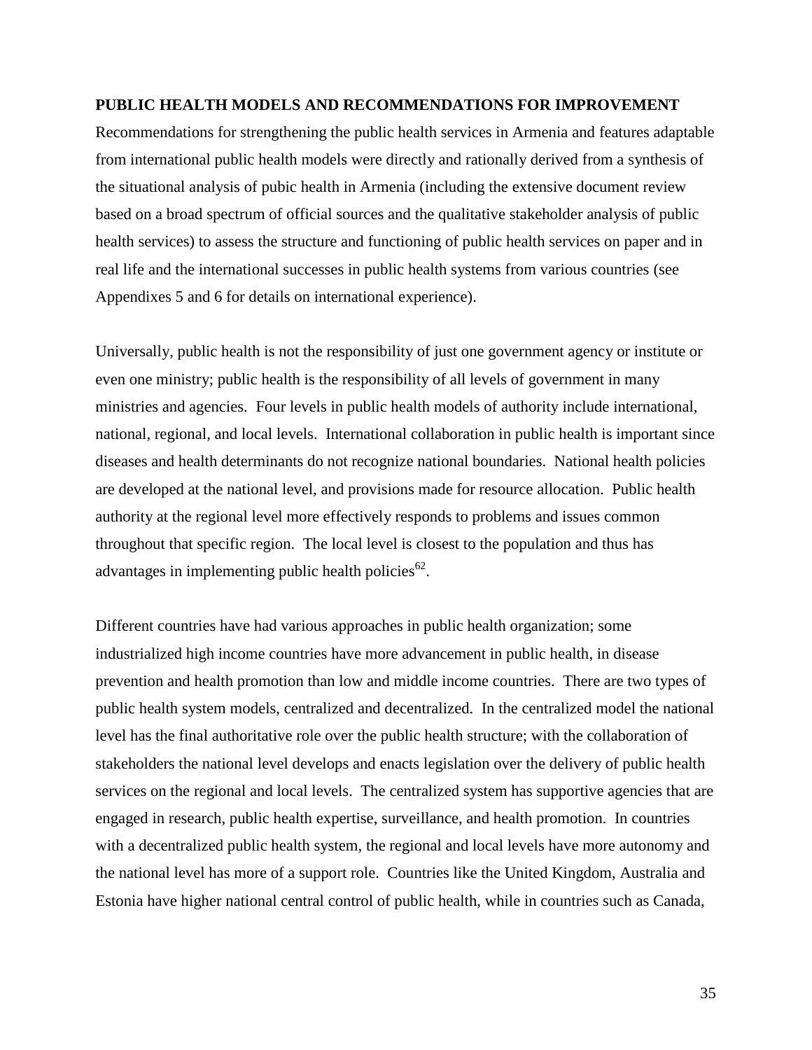## PUBLIC HEALTH MODELS AND RECOMMENDATIONS FOR IMPROVEMENT

Recommendations for strengthening the public health services in Armenia and features adaptable from international public health models were directly and rationally derived from a synthesis of the situational analysis of pubic health in Armenia (including the extensive document review based on a broad spectrum of official sources and the qualitative stakeholder analysis of public health services) to assess the structure and functioning of public health services on paper and in real life and the international successes in public health systems from various countries (see Appendixes 5 and 6 for details on international experience).

Universally, public health is not the responsibility of just one government agency or institute or even one ministry; public health is the responsibility of all levels of government in many ministries and agencies. Four levels in public health models of authority include international, national, regional, and local levels. International collaboration in public health is important since diseases and health determinants do not recognize national boundaries. National health policies are developed at the national level, and provisions made for resource allocation. Public health authority at the regional level more effectively responds to problems and issues common throughout that specific region. The local level is closest to the population and thus has advantages in implementing public health policies[62].

Different countries have had various approaches in public health organization; some industrialized high income countries have more advancement in public health, in disease prevention and health promotion than low and middle income countries. There are two types of public health system models, centralized and decentralized. In the centralized model the national level has the final authoritative role over the public health structure; with the collaboration of stakeholders the national level develops and enacts legislation over the delivery of public health services on the regional and local levels. The centralized system has supportive agencies that are engaged in research, public health expertise, surveillance, and health promotion. In countries with a decentralized public health system, the regional and local levels have more autonomy and the national level has more of a support role. Countries like the United Kingdom, Australia and Estonia have higher national central control of public health, while in countries such as Canada,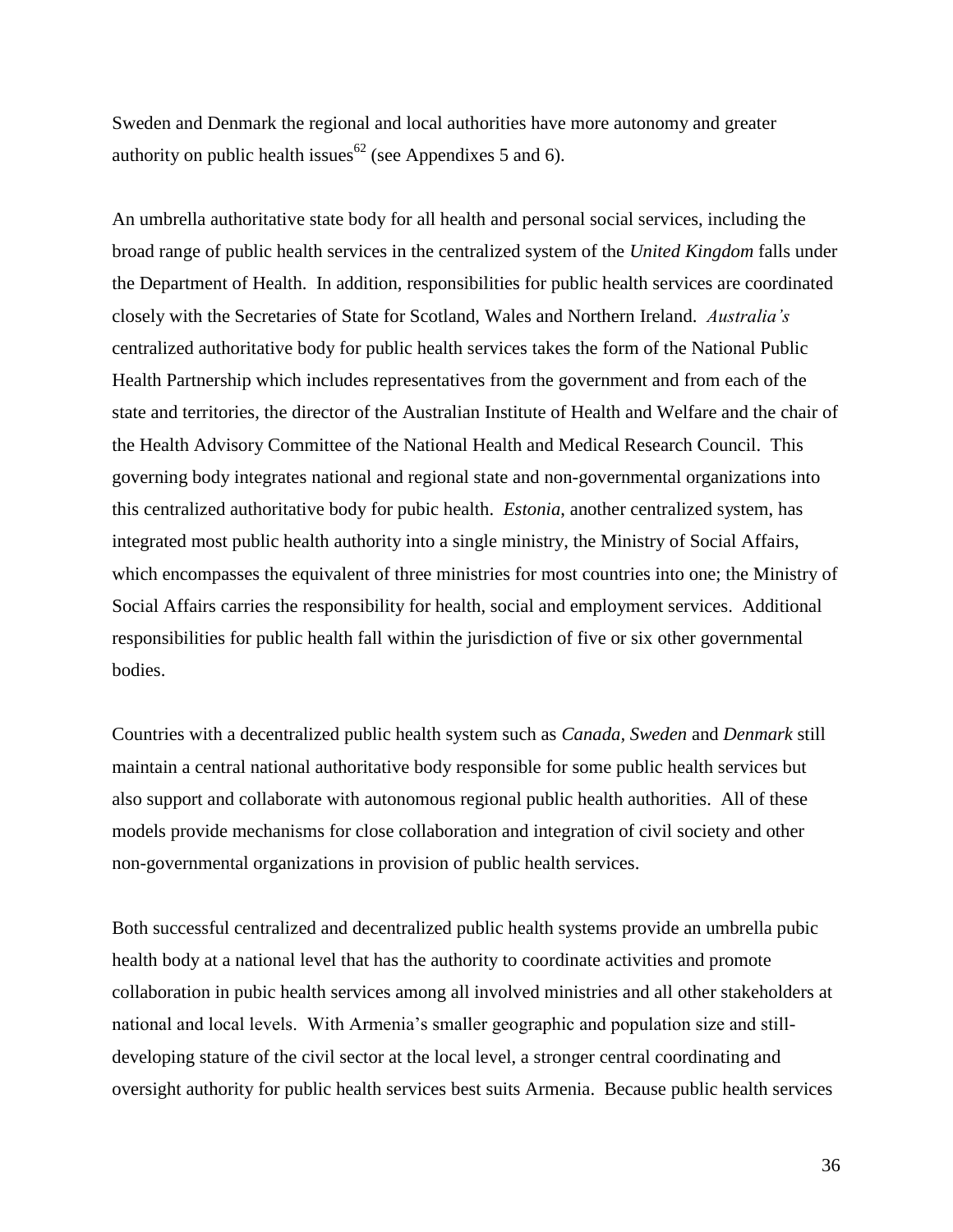Sweden and Denmark the regional and local authorities have more autonomy and greater authority on public health issues[62] (see Appendixes 5 and 6).

An umbrella authoritative state body for all health and personal social services, including the broad range of public health services in the centralized system of the *United Kingdom* falls under the Department of Health. In addition, responsibilities for public health services are coordinated closely with the Secretaries of State for Scotland, Wales and Northern Ireland. *Australia's* centralized authoritative body for public health services takes the form of the National Public Health Partnership which includes representatives from the government and from each of the state and territories, the director of the Australian Institute of Health and Welfare and the chair of the Health Advisory Committee of the National Health and Medical Research Council. This governing body integrates national and regional state and non-governmental organizations into this centralized authoritative body for pubic health. *Estonia*, another centralized system, has integrated most public health authority into a single ministry, the Ministry of Social Affairs, which encompasses the equivalent of three ministries for most countries into one; the Ministry of Social Affairs carries the responsibility for health, social and employment services. Additional responsibilities for public health fall within the jurisdiction of five or six other governmental bodies.

Countries with a decentralized public health system such as *Canada, Sweden* and *Denmark* still maintain a central national authoritative body responsible for some public health services but also support and collaborate with autonomous regional public health authorities. All of these models provide mechanisms for close collaboration and integration of civil society and other non-governmental organizations in provision of public health services.

Both successful centralized and decentralized public health systems provide an umbrella pubic health body at a national level that has the authority to coordinate activities and promote collaboration in pubic health services among all involved ministries and all other stakeholders at national and local levels. With Armenia's smaller geographic and population size and still-developing stature of the civil sector at the local level, a stronger central coordinating and oversight authority for public health services best suits Armenia. Because public health services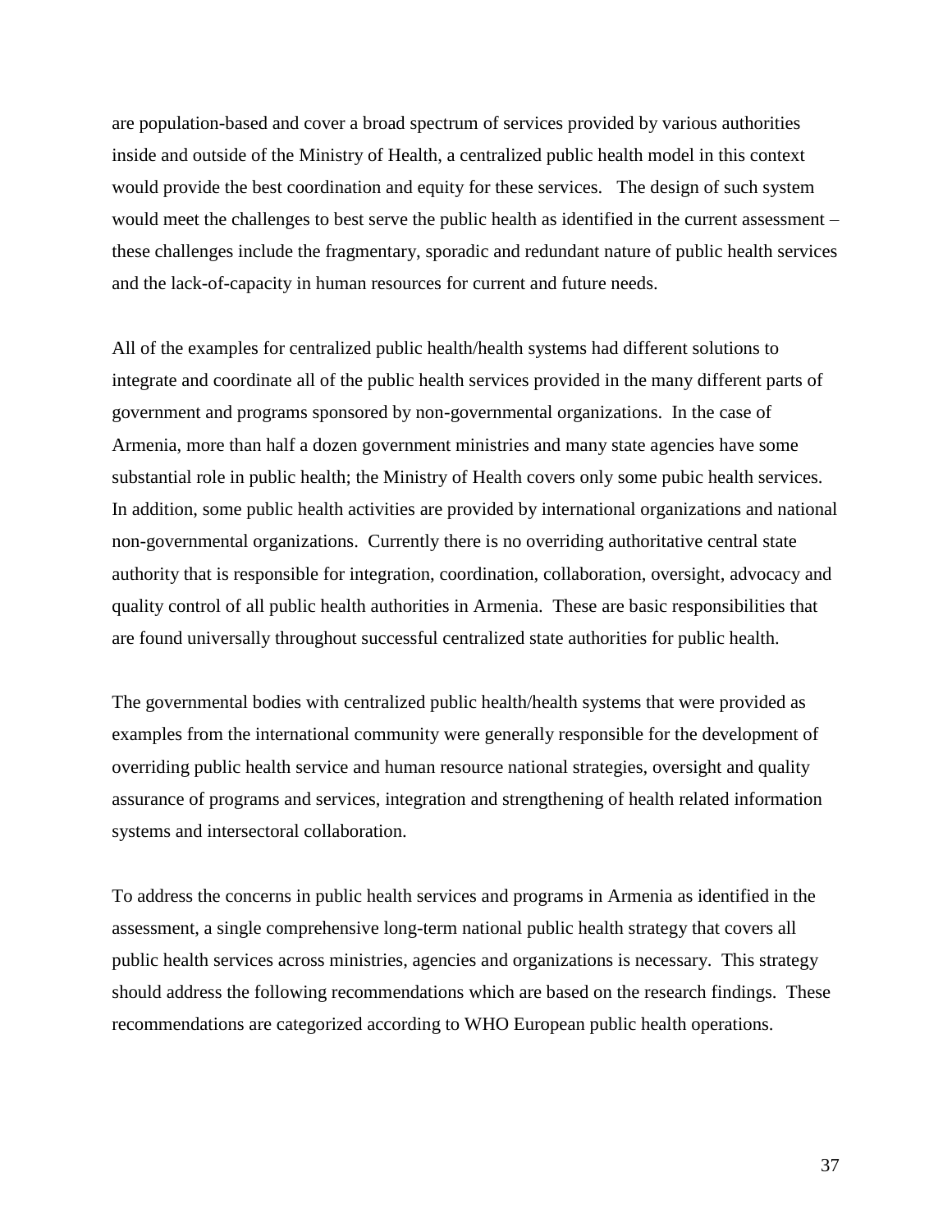are population-based and cover a broad spectrum of services provided by various authorities inside and outside of the Ministry of Health, a centralized public health model in this context would provide the best coordination and equity for these services. The design of such system would meet the challenges to best serve the public health as identified in the current assessment – these challenges include the fragmentary, sporadic and redundant nature of public health services and the lack-of-capacity in human resources for current and future needs.

All of the examples for centralized public health/health systems had different solutions to integrate and coordinate all of the public health services provided in the many different parts of government and programs sponsored by non-governmental organizations. In the case of Armenia, more than half a dozen government ministries and many state agencies have some substantial role in public health; the Ministry of Health covers only some pubic health services. In addition, some public health activities are provided by international organizations and national non-governmental organizations. Currently there is no overriding authoritative central state authority that is responsible for integration, coordination, collaboration, oversight, advocacy and quality control of all public health authorities in Armenia. These are basic responsibilities that are found universally throughout successful centralized state authorities for public health.

The governmental bodies with centralized public health/health systems that were provided as examples from the international community were generally responsible for the development of overriding public health service and human resource national strategies, oversight and quality assurance of programs and services, integration and strengthening of health related information systems and intersectoral collaboration.

To address the concerns in public health services and programs in Armenia as identified in the assessment, a single comprehensive long-term national public health strategy that covers all public health services across ministries, agencies and organizations is necessary. This strategy should address the following recommendations which are based on the research findings. These recommendations are categorized according to WHO European public health operations.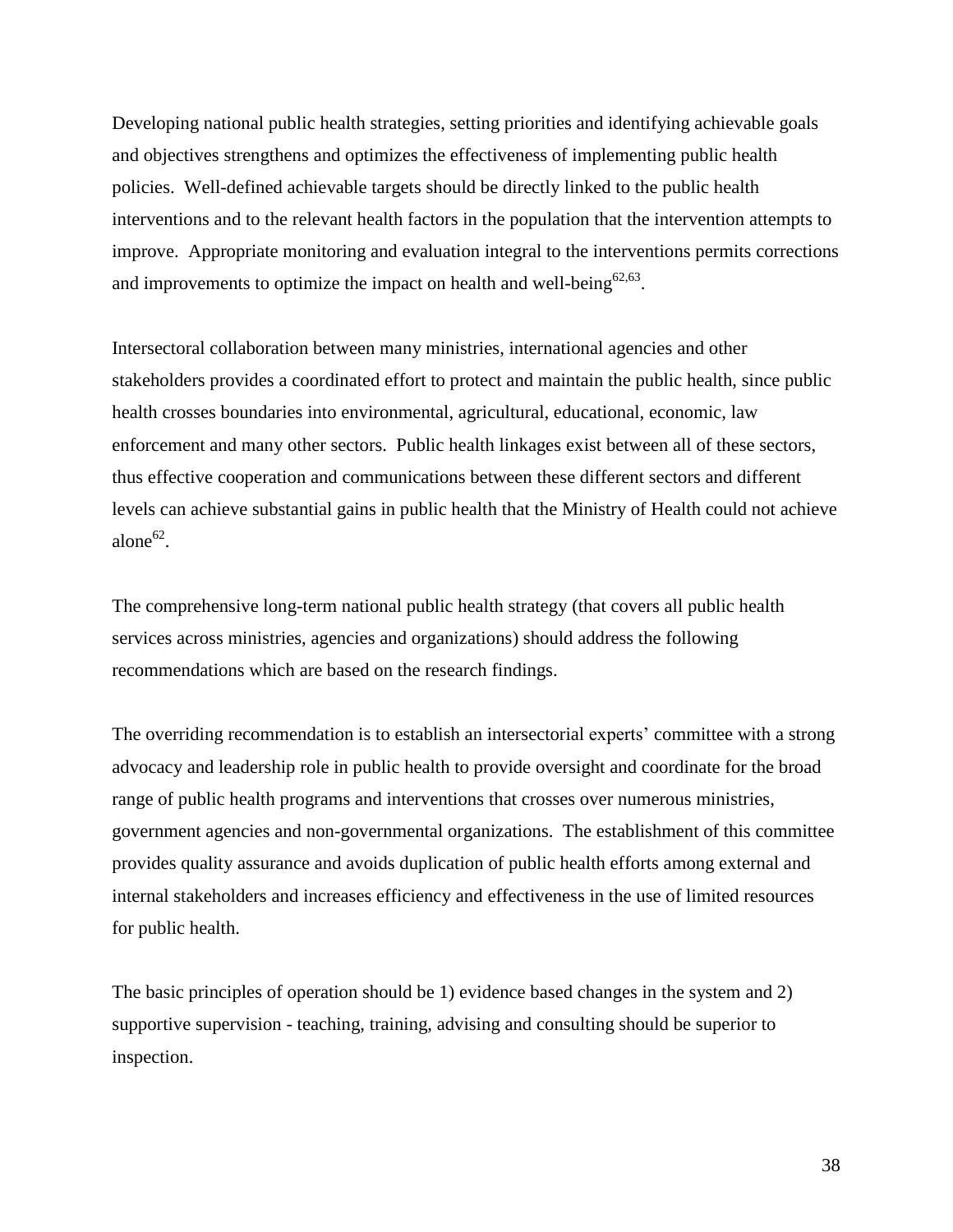Developing national public health strategies, setting priorities and identifying achievable goals and objectives strengthens and optimizes the effectiveness of implementing public health policies. Well-defined achievable targets should be directly linked to the public health interventions and to the relevant health factors in the population that the intervention attempts to improve. Appropriate monitoring and evaluation integral to the interventions permits corrections and improvements to optimize the impact on health and well-being[62,63].

Intersectoral collaboration between many ministries, international agencies and other stakeholders provides a coordinated effort to protect and maintain the public health, since public health crosses boundaries into environmental, agricultural, educational, economic, law enforcement and many other sectors. Public health linkages exist between all of these sectors, thus effective cooperation and communications between these different sectors and different levels can achieve substantial gains in public health that the Ministry of Health could not achieve alone[62].

The comprehensive long-term national public health strategy (that covers all public health services across ministries, agencies and organizations) should address the following recommendations which are based on the research findings.

The overriding recommendation is to establish an intersectorial experts' committee with a strong advocacy and leadership role in public health to provide oversight and coordinate for the broad range of public health programs and interventions that crosses over numerous ministries, government agencies and non-governmental organizations. The establishment of this committee provides quality assurance and avoids duplication of public health efforts among external and internal stakeholders and increases efficiency and effectiveness in the use of limited resources for public health.

The basic principles of operation should be 1) evidence based changes in the system and 2) supportive supervision - teaching, training, advising and consulting should be superior to inspection.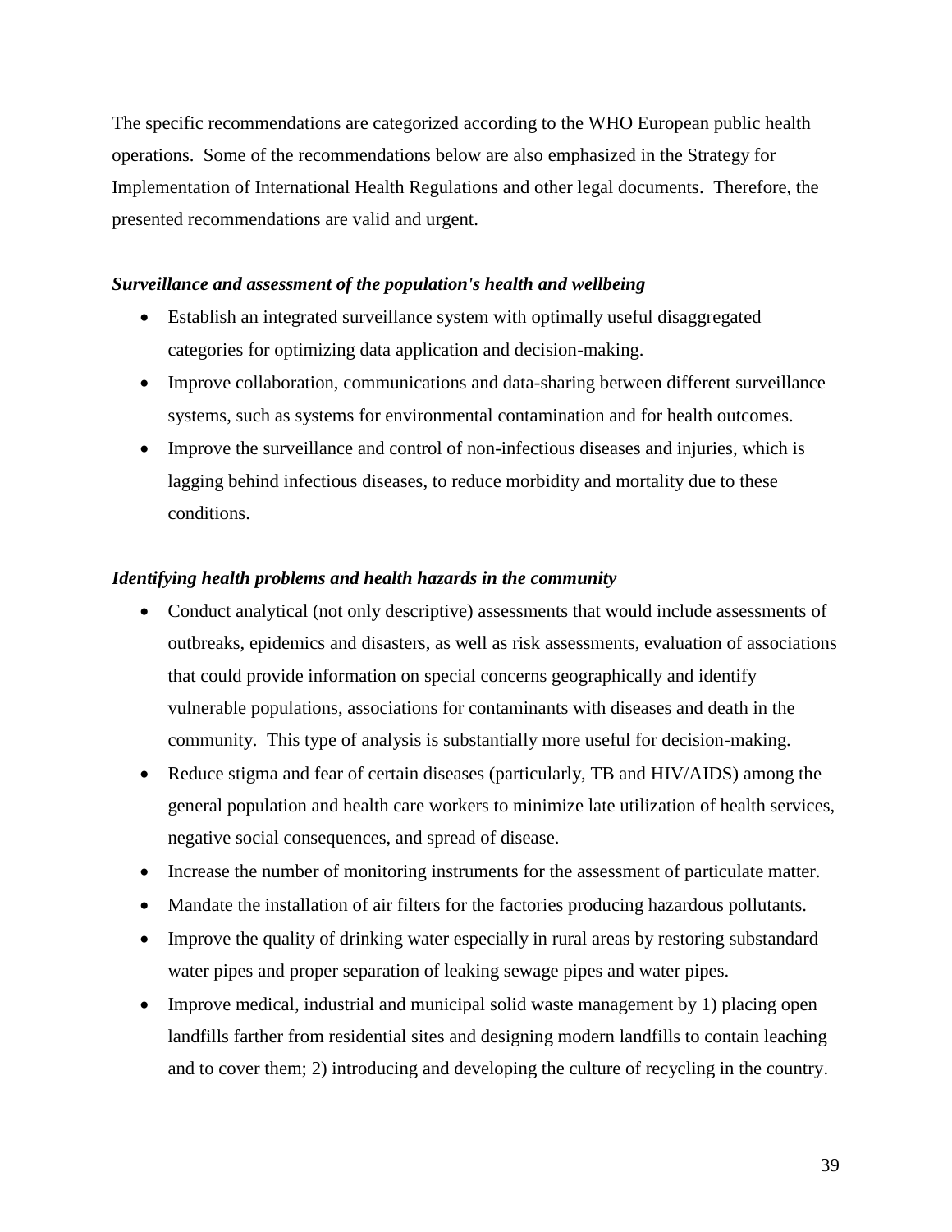The specific recommendations are categorized according to the WHO European public health operations. Some of the recommendations below are also emphasized in the Strategy for Implementation of International Health Regulations and other legal documents. Therefore, the presented recommendations are valid and urgent.

***Surveillance and assessment of the population's health and wellbeing***

- Establish an integrated surveillance system with optimally useful disaggregated categories for optimizing data application and decision-making.
- Improve collaboration, communications and data-sharing between different surveillance systems, such as systems for environmental contamination and for health outcomes.
- Improve the surveillance and control of non-infectious diseases and injuries, which is lagging behind infectious diseases, to reduce morbidity and mortality due to these conditions.

***Identifying health problems and health hazards in the community***

- Conduct analytical (not only descriptive) assessments that would include assessments of outbreaks, epidemics and disasters, as well as risk assessments, evaluation of associations that could provide information on special concerns geographically and identify vulnerable populations, associations for contaminants with diseases and death in the community. This type of analysis is substantially more useful for decision-making.
- Reduce stigma and fear of certain diseases (particularly, TB and HIV/AIDS) among the general population and health care workers to minimize late utilization of health services, negative social consequences, and spread of disease.
- Increase the number of monitoring instruments for the assessment of particulate matter.
- Mandate the installation of air filters for the factories producing hazardous pollutants.
- Improve the quality of drinking water especially in rural areas by restoring substandard water pipes and proper separation of leaking sewage pipes and water pipes.
- Improve medical, industrial and municipal solid waste management by 1) placing open landfills farther from residential sites and designing modern landfills to contain leaching and to cover them; 2) introducing and developing the culture of recycling in the country.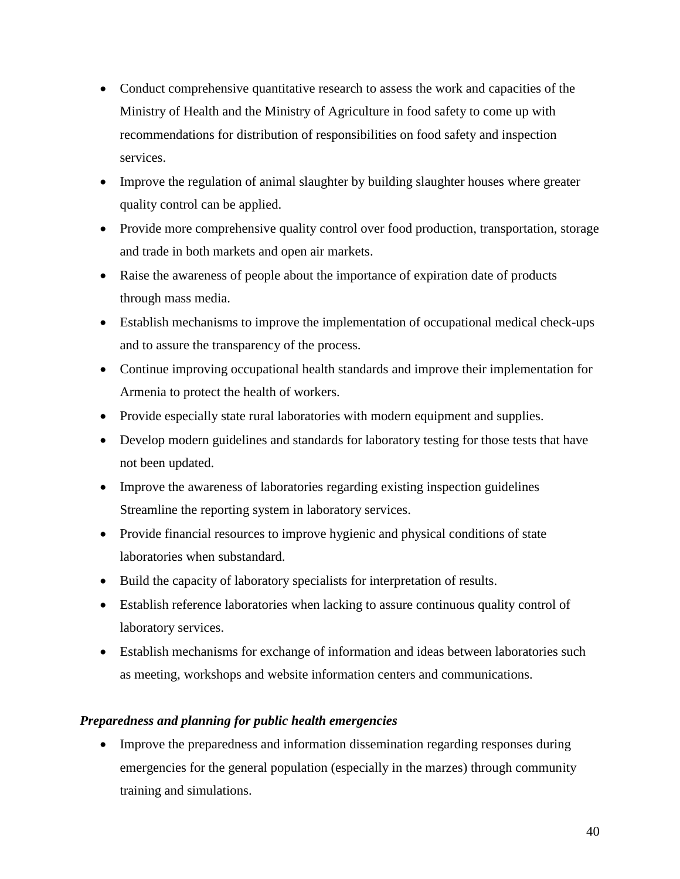- Conduct comprehensive quantitative research to assess the work and capacities of the Ministry of Health and the Ministry of Agriculture in food safety to come up with recommendations for distribution of responsibilities on food safety and inspection services.
- Improve the regulation of animal slaughter by building slaughter houses where greater quality control can be applied.
- Provide more comprehensive quality control over food production, transportation, storage and trade in both markets and open air markets.
- Raise the awareness of people about the importance of expiration date of products through mass media.
- Establish mechanisms to improve the implementation of occupational medical check-ups and to assure the transparency of the process.
- Continue improving occupational health standards and improve their implementation for Armenia to protect the health of workers.
- Provide especially state rural laboratories with modern equipment and supplies.
- Develop modern guidelines and standards for laboratory testing for those tests that have not been updated.
- Improve the awareness of laboratories regarding existing inspection guidelines Streamline the reporting system in laboratory services.
- Provide financial resources to improve hygienic and physical conditions of state laboratories when substandard.
- Build the capacity of laboratory specialists for interpretation of results.
- Establish reference laboratories when lacking to assure continuous quality control of laboratory services.
- Establish mechanisms for exchange of information and ideas between laboratories such as meeting, workshops and website information centers and communications.

***Preparedness and planning for public health emergencies***

- Improve the preparedness and information dissemination regarding responses during emergencies for the general population (especially in the marzes) through community training and simulations.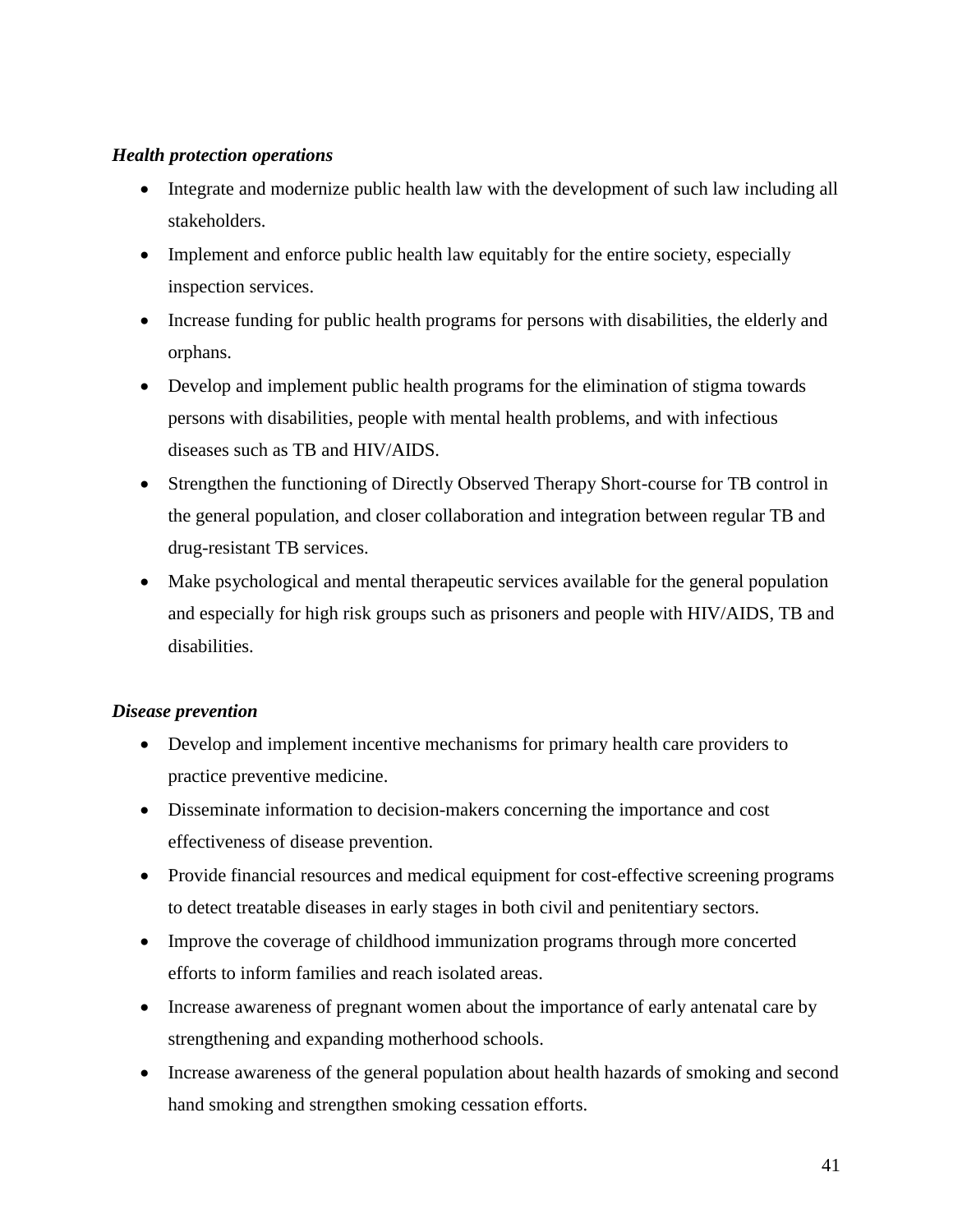***Health protection operations***

- Integrate and modernize public health law with the development of such law including all stakeholders.
- Implement and enforce public health law equitably for the entire society, especially inspection services.
- Increase funding for public health programs for persons with disabilities, the elderly and orphans.
- Develop and implement public health programs for the elimination of stigma towards persons with disabilities, people with mental health problems, and with infectious diseases such as TB and HIV/AIDS.
- Strengthen the functioning of Directly Observed Therapy Short-course for TB control in the general population, and closer collaboration and integration between regular TB and drug-resistant TB services.
- Make psychological and mental therapeutic services available for the general population and especially for high risk groups such as prisoners and people with HIV/AIDS, TB and disabilities.

***Disease prevention***

- Develop and implement incentive mechanisms for primary health care providers to practice preventive medicine.
- Disseminate information to decision-makers concerning the importance and cost effectiveness of disease prevention.
- Provide financial resources and medical equipment for cost-effective screening programs to detect treatable diseases in early stages in both civil and penitentiary sectors.
- Improve the coverage of childhood immunization programs through more concerted efforts to inform families and reach isolated areas.
- Increase awareness of pregnant women about the importance of early antenatal care by strengthening and expanding motherhood schools.
- Increase awareness of the general population about health hazards of smoking and second hand smoking and strengthen smoking cessation efforts.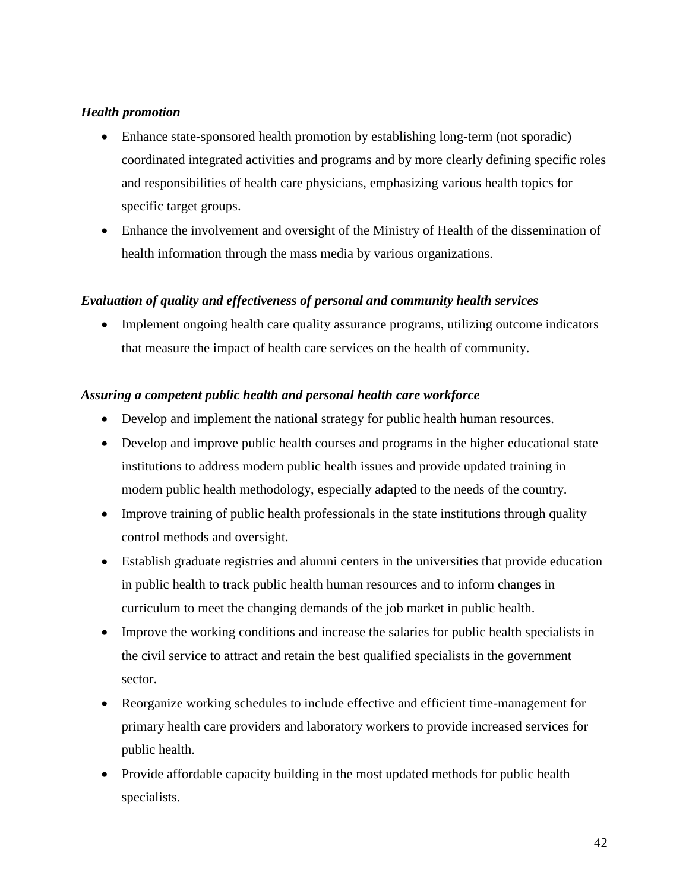***Health promotion***

- Enhance state-sponsored health promotion by establishing long-term (not sporadic) coordinated integrated activities and programs and by more clearly defining specific roles and responsibilities of health care physicians, emphasizing various health topics for specific target groups.
- Enhance the involvement and oversight of the Ministry of Health of the dissemination of health information through the mass media by various organizations.

***Evaluation of quality and effectiveness of personal and community health services***

- Implement ongoing health care quality assurance programs, utilizing outcome indicators that measure the impact of health care services on the health of community.

***Assuring a competent public health and personal health care workforce***

- Develop and implement the national strategy for public health human resources.
- Develop and improve public health courses and programs in the higher educational state institutions to address modern public health issues and provide updated training in modern public health methodology, especially adapted to the needs of the country.
- Improve training of public health professionals in the state institutions through quality control methods and oversight.
- Establish graduate registries and alumni centers in the universities that provide education in public health to track public health human resources and to inform changes in curriculum to meet the changing demands of the job market in public health.
- Improve the working conditions and increase the salaries for public health specialists in the civil service to attract and retain the best qualified specialists in the government sector.
- Reorganize working schedules to include effective and efficient time-management for primary health care providers and laboratory workers to provide increased services for public health.
- Provide affordable capacity building in the most updated methods for public health specialists.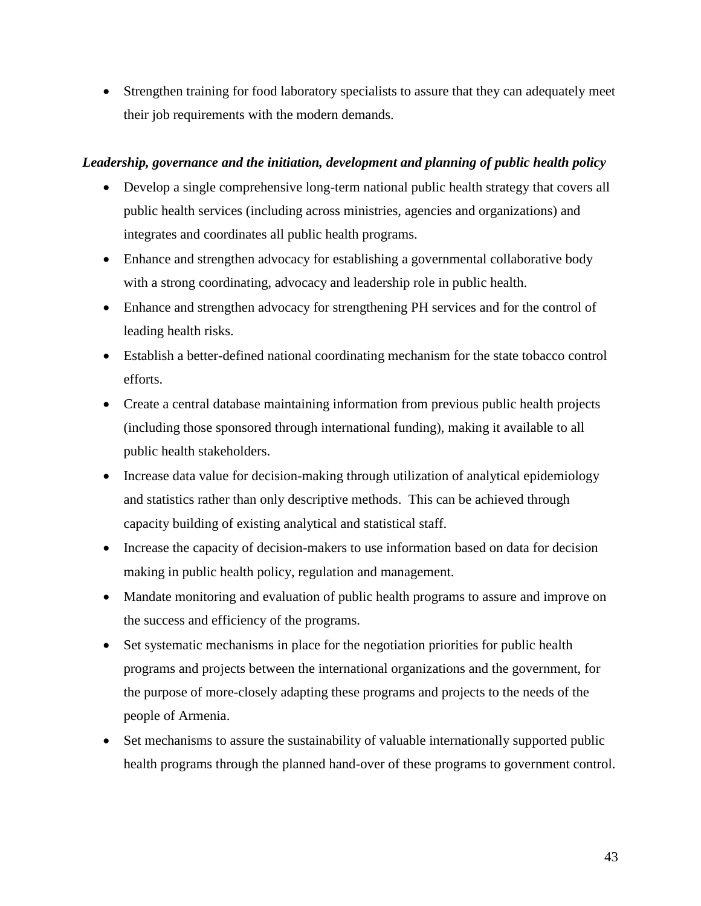- Strengthen training for food laboratory specialists to assure that they can adequately meet their job requirements with the modern demands.

***Leadership, governance and the initiation, development and planning of public health policy***

- Develop a single comprehensive long-term national public health strategy that covers all public health services (including across ministries, agencies and organizations) and integrates and coordinates all public health programs.
- Enhance and strengthen advocacy for establishing a governmental collaborative body with a strong coordinating, advocacy and leadership role in public health.
- Enhance and strengthen advocacy for strengthening PH services and for the control of leading health risks.
- Establish a better-defined national coordinating mechanism for the state tobacco control efforts.
- Create a central database maintaining information from previous public health projects (including those sponsored through international funding), making it available to all public health stakeholders.
- Increase data value for decision-making through utilization of analytical epidemiology and statistics rather than only descriptive methods. This can be achieved through capacity building of existing analytical and statistical staff.
- Increase the capacity of decision-makers to use information based on data for decision making in public health policy, regulation and management.
- Mandate monitoring and evaluation of public health programs to assure and improve on the success and efficiency of the programs.
- Set systematic mechanisms in place for the negotiation priorities for public health programs and projects between the international organizations and the government, for the purpose of more-closely adapting these programs and projects to the needs of the people of Armenia.
- Set mechanisms to assure the sustainability of valuable internationally supported public health programs through the planned hand-over of these programs to government control.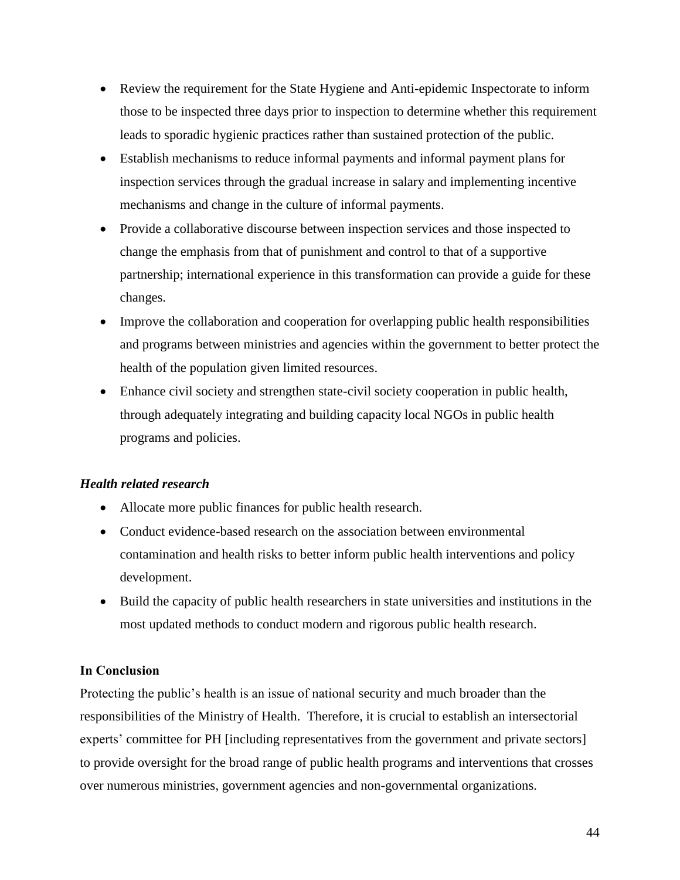- Review the requirement for the State Hygiene and Anti-epidemic Inspectorate to inform those to be inspected three days prior to inspection to determine whether this requirement leads to sporadic hygienic practices rather than sustained protection of the public.
- Establish mechanisms to reduce informal payments and informal payment plans for inspection services through the gradual increase in salary and implementing incentive mechanisms and change in the culture of informal payments.
- Provide a collaborative discourse between inspection services and those inspected to change the emphasis from that of punishment and control to that of a supportive partnership; international experience in this transformation can provide a guide for these changes.
- Improve the collaboration and cooperation for overlapping public health responsibilities and programs between ministries and agencies within the government to better protect the health of the population given limited resources.
- Enhance civil society and strengthen state-civil society cooperation in public health, through adequately integrating and building capacity local NGOs in public health programs and policies.

***Health related research***

- Allocate more public finances for public health research.
- Conduct evidence-based research on the association between environmental contamination and health risks to better inform public health interventions and policy development.
- Build the capacity of public health researchers in state universities and institutions in the most updated methods to conduct modern and rigorous public health research.

**In Conclusion**

Protecting the public's health is an issue of national security and much broader than the responsibilities of the Ministry of Health. Therefore, it is crucial to establish an intersectorial experts' committee for PH [including representatives from the government and private sectors] to provide oversight for the broad range of public health programs and interventions that crosses over numerous ministries, government agencies and non-governmental organizations.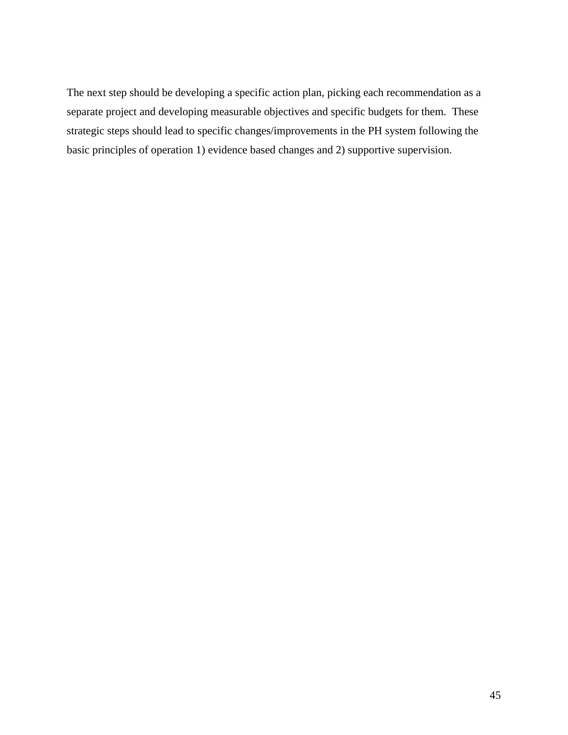The next step should be developing a specific action plan, picking each recommendation as a separate project and developing measurable objectives and specific budgets for them.  These strategic steps should lead to specific changes/improvements in the PH system following the basic principles of operation 1) evidence based changes and 2) supportive supervision.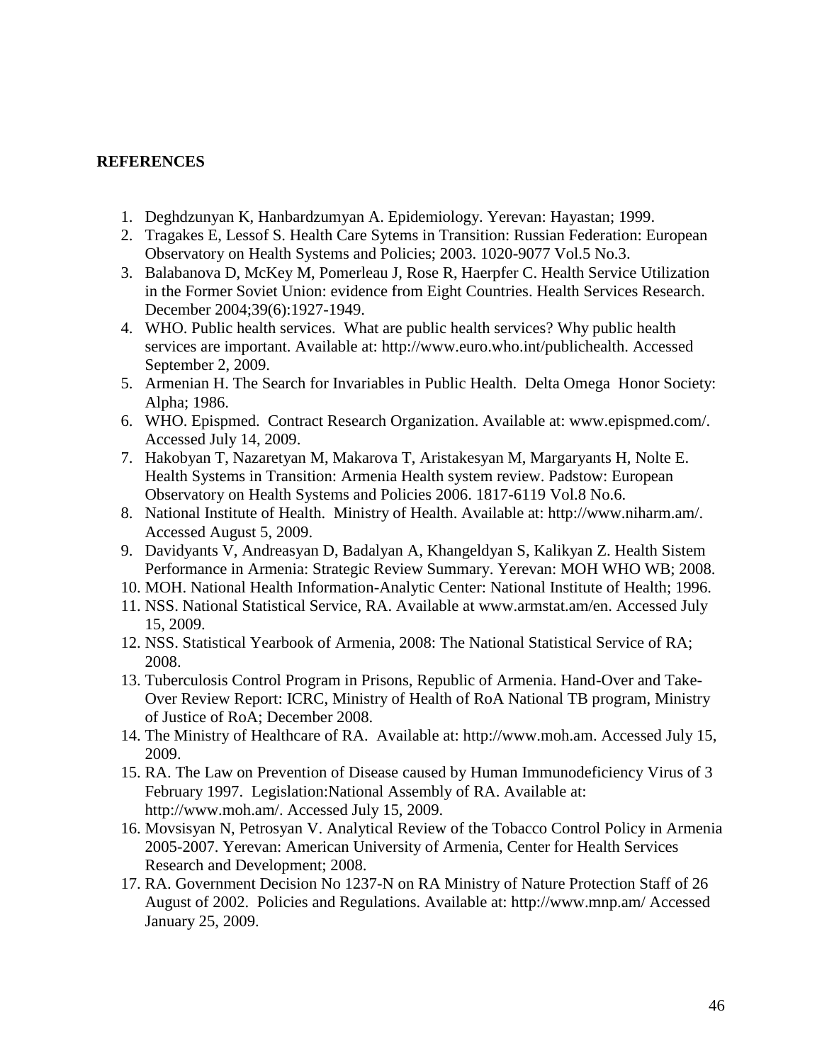**REFERENCES**

1. Deghdzunyan K, Hanbardzumyan A. Epidemiology. Yerevan: Hayastan; 1999.
2. Tragakes E, Lessof S. Health Care Sytems in Transition: Russian Federation: European Observatory on Health Systems and Policies; 2003. 1020-9077 Vol.5 No.3.
3. Balabanova D, McKey M, Pomerleau J, Rose R, Haerpfer C. Health Service Utilization in the Former Soviet Union: evidence from Eight Countries. Health Services Research. December 2004;39(6):1927-1949.
4. WHO. Public health services. What are public health services? Why public health services are important. Available at: http://www.euro.who.int/publichealth. Accessed September 2, 2009.
5. Armenian H. The Search for Invariables in Public Health. Delta Omega Honor Society: Alpha; 1986.
6. WHO. Epispmed. Contract Research Organization. Available at: www.epispmed.com/. Accessed July 14, 2009.
7. Hakobyan T, Nazaretyan M, Makarova T, Aristakesyan M, Margaryants H, Nolte E. Health Systems in Transition: Armenia Health system review. Padstow: European Observatory on Health Systems and Policies 2006. 1817-6119 Vol.8 No.6.
8. National Institute of Health. Ministry of Health. Available at: http://www.niharm.am/. Accessed August 5, 2009.
9. Davidyants V, Andreasyan D, Badalyan A, Khangeldyan S, Kalikyan Z. Health Sistem Performance in Armenia: Strategic Review Summary. Yerevan: MOH WHO WB; 2008.
10. MOH. National Health Information-Analytic Center: National Institute of Health; 1996.
11. NSS. National Statistical Service, RA. Available at www.armstat.am/en. Accessed July 15, 2009.
12. NSS. Statistical Yearbook of Armenia, 2008: The National Statistical Service of RA; 2008.
13. Tuberculosis Control Program in Prisons, Republic of Armenia. Hand-Over and Take-Over Review Report: ICRC, Ministry of Health of RoA National TB program, Ministry of Justice of RoA; December 2008.
14. The Ministry of Healthcare of RA. Available at: http://www.moh.am. Accessed July 15, 2009.
15. RA. The Law on Prevention of Disease caused by Human Immunodeficiency Virus of 3 February 1997. Legislation:National Assembly of RA. Available at: http://www.moh.am/. Accessed July 15, 2009.
16. Movsisyan N, Petrosyan V. Analytical Review of the Tobacco Control Policy in Armenia 2005-2007. Yerevan: American University of Armenia, Center for Health Services Research and Development; 2008.
17. RA. Government Decision No 1237-N on RA Ministry of Nature Protection Staff of 26 August of 2002. Policies and Regulations. Available at: http://www.mnp.am/ Accessed January 25, 2009.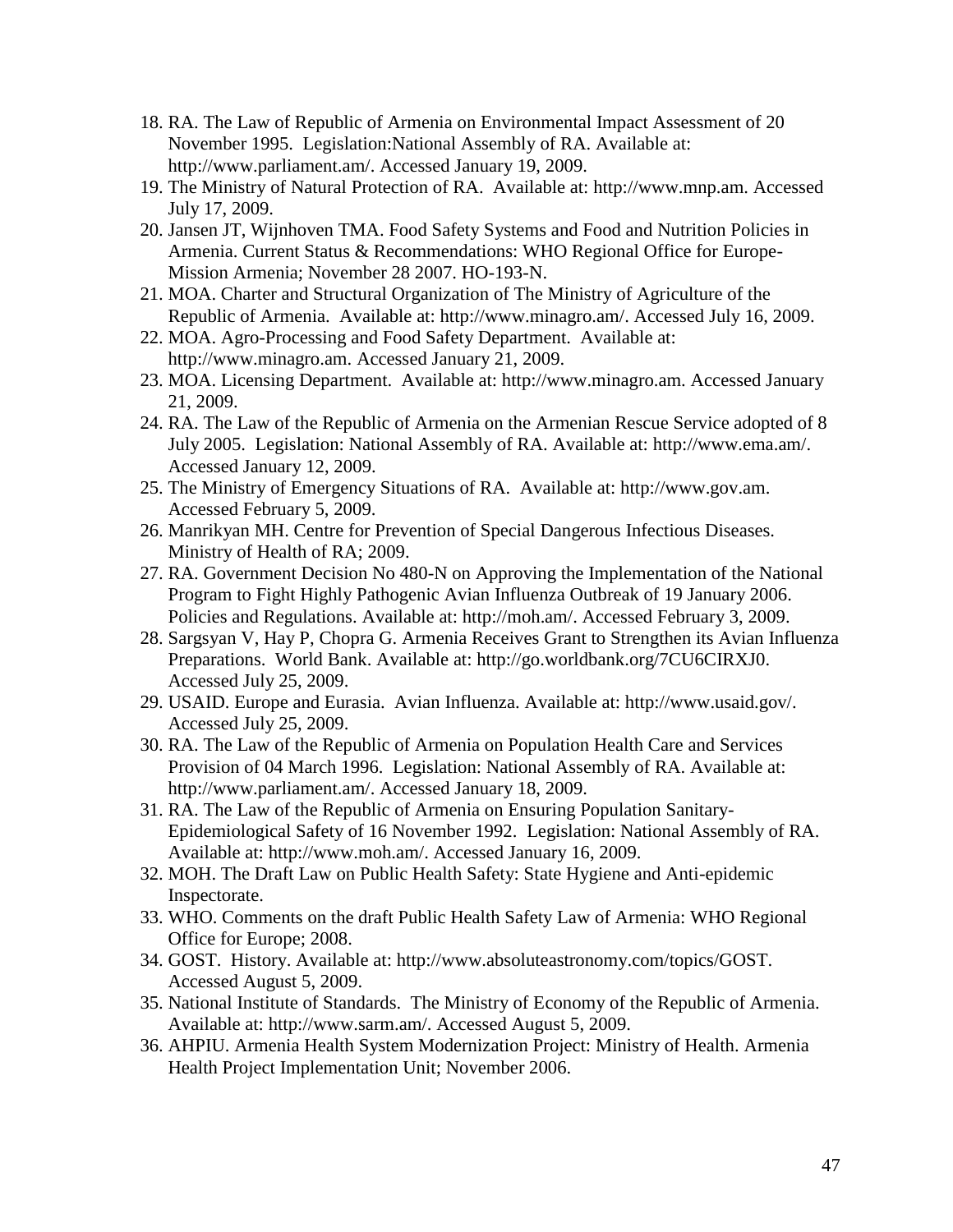18. RA. The Law of Republic of Armenia on Environmental Impact Assessment of 20 November 1995. Legislation:National Assembly of RA. Available at: http://www.parliament.am/. Accessed January 19, 2009.
19. The Ministry of Natural Protection of RA. Available at: http://www.mnp.am. Accessed July 17, 2009.
20. Jansen JT, Wijnhoven TMA. Food Safety Systems and Food and Nutrition Policies in Armenia. Current Status & Recommendations: WHO Regional Office for Europe-Mission Armenia; November 28 2007. HO-193-N.
21. MOA. Charter and Structural Organization of The Ministry of Agriculture of the Republic of Armenia. Available at: http://www.minagro.am/. Accessed July 16, 2009.
22. MOA. Agro-Processing and Food Safety Department. Available at: http://www.minagro.am. Accessed January 21, 2009.
23. MOA. Licensing Department. Available at: http://www.minagro.am. Accessed January 21, 2009.
24. RA. The Law of the Republic of Armenia on the Armenian Rescue Service adopted of 8 July 2005. Legislation: National Assembly of RA. Available at: http://www.ema.am/. Accessed January 12, 2009.
25. The Ministry of Emergency Situations of RA. Available at: http://www.gov.am. Accessed February 5, 2009.
26. Manrikyan MH. Centre for Prevention of Special Dangerous Infectious Diseases. Ministry of Health of RA; 2009.
27. RA. Government Decision No 480-N on Approving the Implementation of the National Program to Fight Highly Pathogenic Avian Influenza Outbreak of 19 January 2006. Policies and Regulations. Available at: http://moh.am/. Accessed February 3, 2009.
28. Sargsyan V, Hay P, Chopra G. Armenia Receives Grant to Strengthen its Avian Influenza Preparations. World Bank. Available at: http://go.worldbank.org/7CU6CIRXJ0. Accessed July 25, 2009.
29. USAID. Europe and Eurasia. Avian Influenza. Available at: http://www.usaid.gov/. Accessed July 25, 2009.
30. RA. The Law of the Republic of Armenia on Population Health Care and Services Provision of 04 March 1996. Legislation: National Assembly of RA. Available at: http://www.parliament.am/. Accessed January 18, 2009.
31. RA. The Law of the Republic of Armenia on Ensuring Population Sanitary-Epidemiological Safety of 16 November 1992. Legislation: National Assembly of RA. Available at: http://www.moh.am/. Accessed January 16, 2009.
32. MOH. The Draft Law on Public Health Safety: State Hygiene and Anti-epidemic Inspectorate.
33. WHO. Comments on the draft Public Health Safety Law of Armenia: WHO Regional Office for Europe; 2008.
34. GOST. History. Available at: http://www.absoluteastronomy.com/topics/GOST. Accessed August 5, 2009.
35. National Institute of Standards. The Ministry of Economy of the Republic of Armenia. Available at: http://www.sarm.am/. Accessed August 5, 2009.
36. AHPIU. Armenia Health System Modernization Project: Ministry of Health. Armenia Health Project Implementation Unit; November 2006.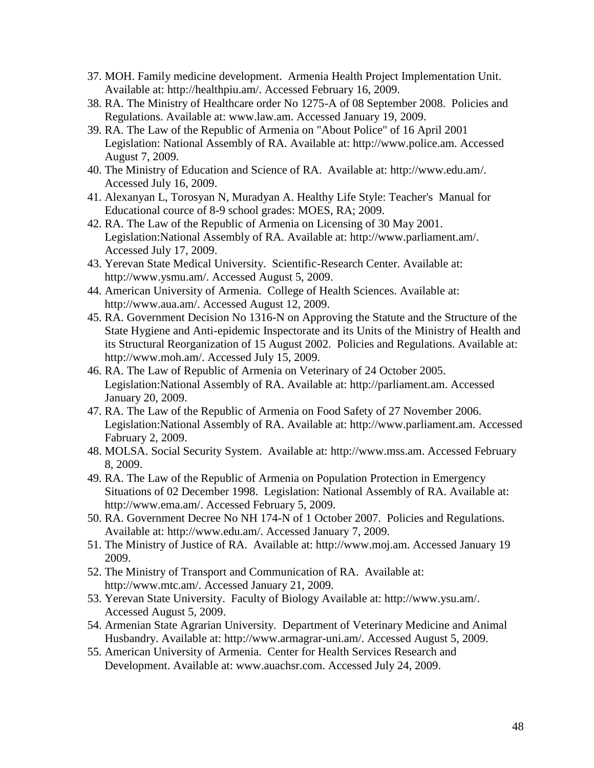37. MOH. Family medicine development. Armenia Health Project Implementation Unit. Available at: http://healthpiu.am/. Accessed February 16, 2009.
38. RA. The Ministry of Healthcare order No 1275-A of 08 September 2008. Policies and Regulations. Available at: www.law.am. Accessed January 19, 2009.
39. RA. The Law of the Republic of Armenia on "About Police" of 16 April 2001 Legislation: National Assembly of RA. Available at: http://www.police.am. Accessed August 7, 2009.
40. The Ministry of Education and Science of RA. Available at: http://www.edu.am/. Accessed July 16, 2009.
41. Alexanyan L, Torosyan N, Muradyan A. Healthy Life Style: Teacher's Manual for Educational cource of 8-9 school grades: MOES, RA; 2009.
42. RA. The Law of the Republic of Armenia on Licensing of 30 May 2001. Legislation:National Assembly of RA. Available at: http://www.parliament.am/. Accessed July 17, 2009.
43. Yerevan State Medical University. Scientific-Research Center. Available at: http://www.ysmu.am/. Accessed August 5, 2009.
44. American University of Armenia. College of Health Sciences. Available at: http://www.aua.am/. Accessed August 12, 2009.
45. RA. Government Decision No 1316-N on Approving the Statute and the Structure of the State Hygiene and Anti-epidemic Inspectorate and its Units of the Ministry of Health and its Structural Reorganization of 15 August 2002. Policies and Regulations. Available at: http://www.moh.am/. Accessed July 15, 2009.
46. RA. The Law of Republic of Armenia on Veterinary of 24 October 2005. Legislation:National Assembly of RA. Available at: http://parliament.am. Accessed January 20, 2009.
47. RA. The Law of the Republic of Armenia on Food Safety of 27 November 2006. Legislation:National Assembly of RA. Available at: http://www.parliament.am. Accessed Fabruary 2, 2009.
48. MOLSA. Social Security System. Available at: http://www.mss.am. Accessed February 8, 2009.
49. RA. The Law of the Republic of Armenia on Population Protection in Emergency Situations of 02 December 1998. Legislation: National Assembly of RA. Available at: http://www.ema.am/. Accessed February 5, 2009.
50. RA. Government Decree No NH 174-N of 1 October 2007. Policies and Regulations. Available at: http://www.edu.am/. Accessed January 7, 2009.
51. The Ministry of Justice of RA. Available at: http://www.moj.am. Accessed January 19 2009.
52. The Ministry of Transport and Communication of RA. Available at: http://www.mtc.am/. Accessed January 21, 2009.
53. Yerevan State University. Faculty of Biology Available at: http://www.ysu.am/. Accessed August 5, 2009.
54. Armenian State Agrarian University. Department of Veterinary Medicine and Animal Husbandry. Available at: http://www.armagrar-uni.am/. Accessed August 5, 2009.
55. American University of Armenia. Center for Health Services Research and Development. Available at: www.auachsr.com. Accessed July 24, 2009.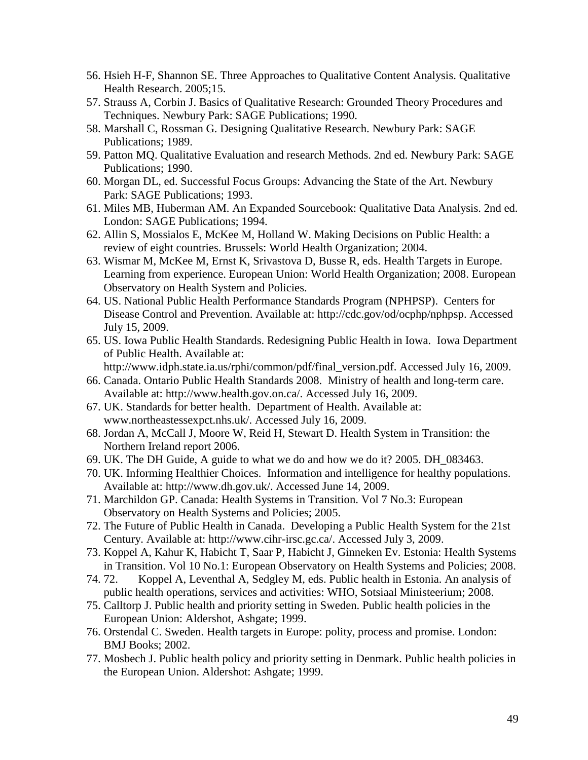56. Hsieh H-F, Shannon SE. Three Approaches to Qualitative Content Analysis. Qualitative Health Research. 2005;15.
57. Strauss A, Corbin J. Basics of Qualitative Research: Grounded Theory Procedures and Techniques. Newbury Park: SAGE Publications; 1990.
58. Marshall C, Rossman G. Designing Qualitative Research. Newbury Park: SAGE Publications; 1989.
59. Patton MQ. Qualitative Evaluation and research Methods. 2nd ed. Newbury Park: SAGE Publications; 1990.
60. Morgan DL, ed. Successful Focus Groups: Advancing the State of the Art. Newbury Park: SAGE Publications; 1993.
61. Miles MB, Huberman AM. An Expanded Sourcebook: Qualitative Data Analysis. 2nd ed. London: SAGE Publications; 1994.
62. Allin S, Mossialos E, McKee M, Holland W. Making Decisions on Public Health: a review of eight countries. Brussels: World Health Organization; 2004.
63. Wismar M, McKee M, Ernst K, Srivastova D, Busse R, eds. Health Targets in Europe. Learning from experience. European Union: World Health Organization; 2008. European Observatory on Health System and Policies.
64. US. National Public Health Performance Standards Program (NPHPSP). Centers for Disease Control and Prevention. Available at: http://cdc.gov/od/ocphp/nphpsp. Accessed July 15, 2009.
65. US. Iowa Public Health Standards. Redesigning Public Health in Iowa. Iowa Department of Public Health. Available at: http://www.idph.state.ia.us/rphi/common/pdf/final_version.pdf. Accessed July 16, 2009.
66. Canada. Ontario Public Health Standards 2008. Ministry of health and long-term care. Available at: http://www.health.gov.on.ca/. Accessed July 16, 2009.
67. UK. Standards for better health. Department of Health. Available at: www.northeastessexpct.nhs.uk/. Accessed July 16, 2009.
68. Jordan A, McCall J, Moore W, Reid H, Stewart D. Health System in Transition: the Northern Ireland report 2006.
69. UK. The DH Guide, A guide to what we do and how we do it? 2005. DH_083463.
70. UK. Informing Healthier Choices. Information and intelligence for healthy populations. Available at: http://www.dh.gov.uk/. Accessed June 14, 2009.
71. Marchildon GP. Canada: Health Systems in Transition. Vol 7 No.3: European Observatory on Health Systems and Policies; 2005.
72. The Future of Public Health in Canada. Developing a Public Health System for the 21st Century. Available at: http://www.cihr-irsc.gc.ca/. Accessed July 3, 2009.
73. Koppel A, Kahur K, Habicht T, Saar P, Habicht J, Ginneken Ev. Estonia: Health Systems in Transition. Vol 10 No.1: European Observatory on Health Systems and Policies; 2008.
74. 72. Koppel A, Leventhal A, Sedgley M, eds. Public health in Estonia. An analysis of public health operations, services and activities: WHO, Sotsiaal Ministeerium; 2008.
75. Calltorp J. Public health and priority setting in Sweden. Public health policies in the European Union: Aldershot, Ashgate; 1999.
76. Orstendal C. Sweden. Health targets in Europe: polity, process and promise. London: BMJ Books; 2002.
77. Mosbech J. Public health policy and priority setting in Denmark. Public health policies in the European Union. Aldershot: Ashgate; 1999.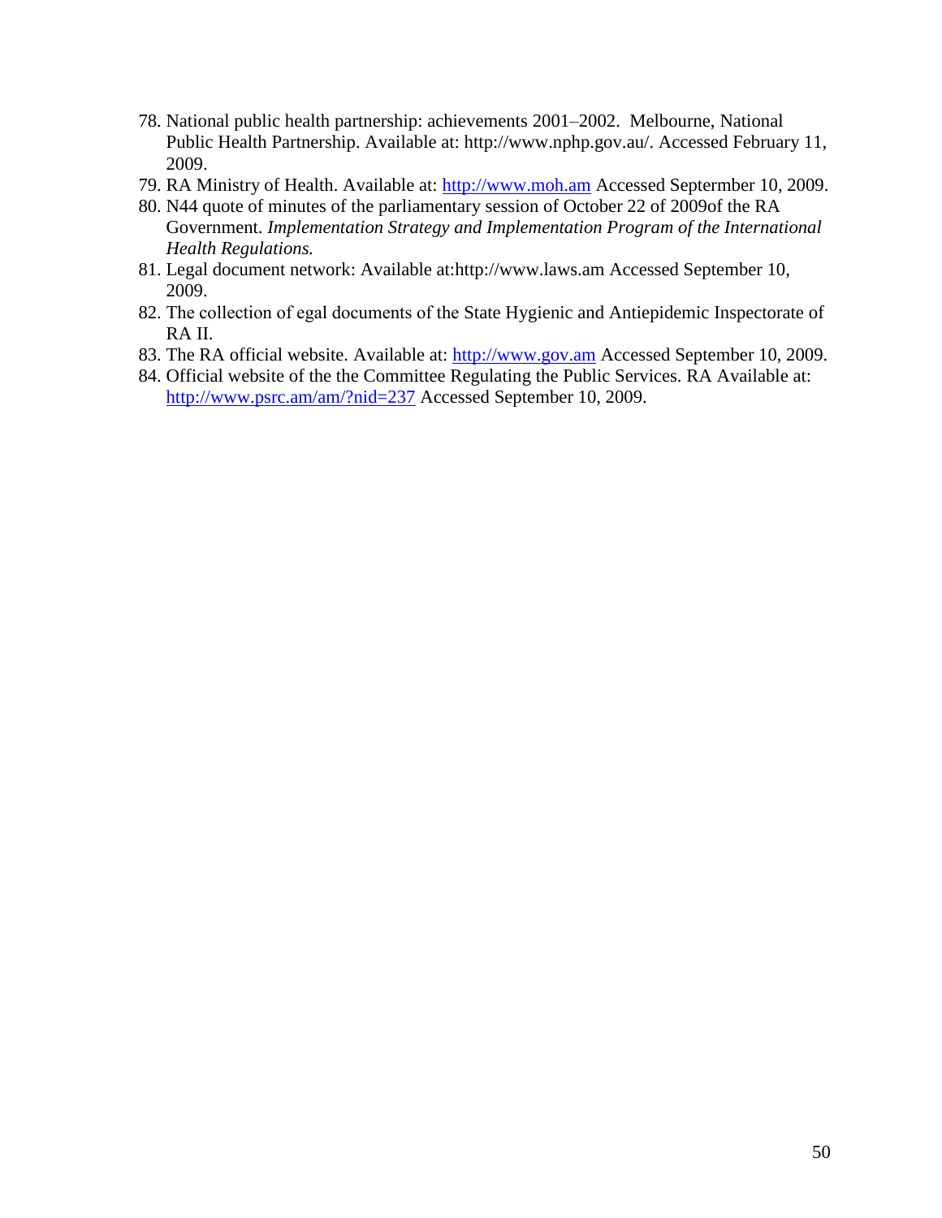78. National public health partnership: achievements 2001–2002. Melbourne, National Public Health Partnership. Available at: http://www.nphp.gov.au/. Accessed February 11, 2009.
79. RA Ministry of Health. Available at: http://www.moh.am Accessed Septermber 10, 2009.
80. N44 quote of minutes of the parliamentary session of October 22 of 2009of the RA Government. *Implementation Strategy and Implementation Program of the International Health Regulations.*
81. Legal document network: Available at:http://www.laws.am Accessed September 10, 2009.
82. The collection of egal documents of the State Hygienic and Antiepidemic Inspectorate of RA II.
83. The RA official website. Available at: http://www.gov.am Accessed September 10, 2009.
84. Official website of the the Committee Regulating the Public Services. RA Available at: http://www.psrc.am/am/?nid=237 Accessed September 10, 2009.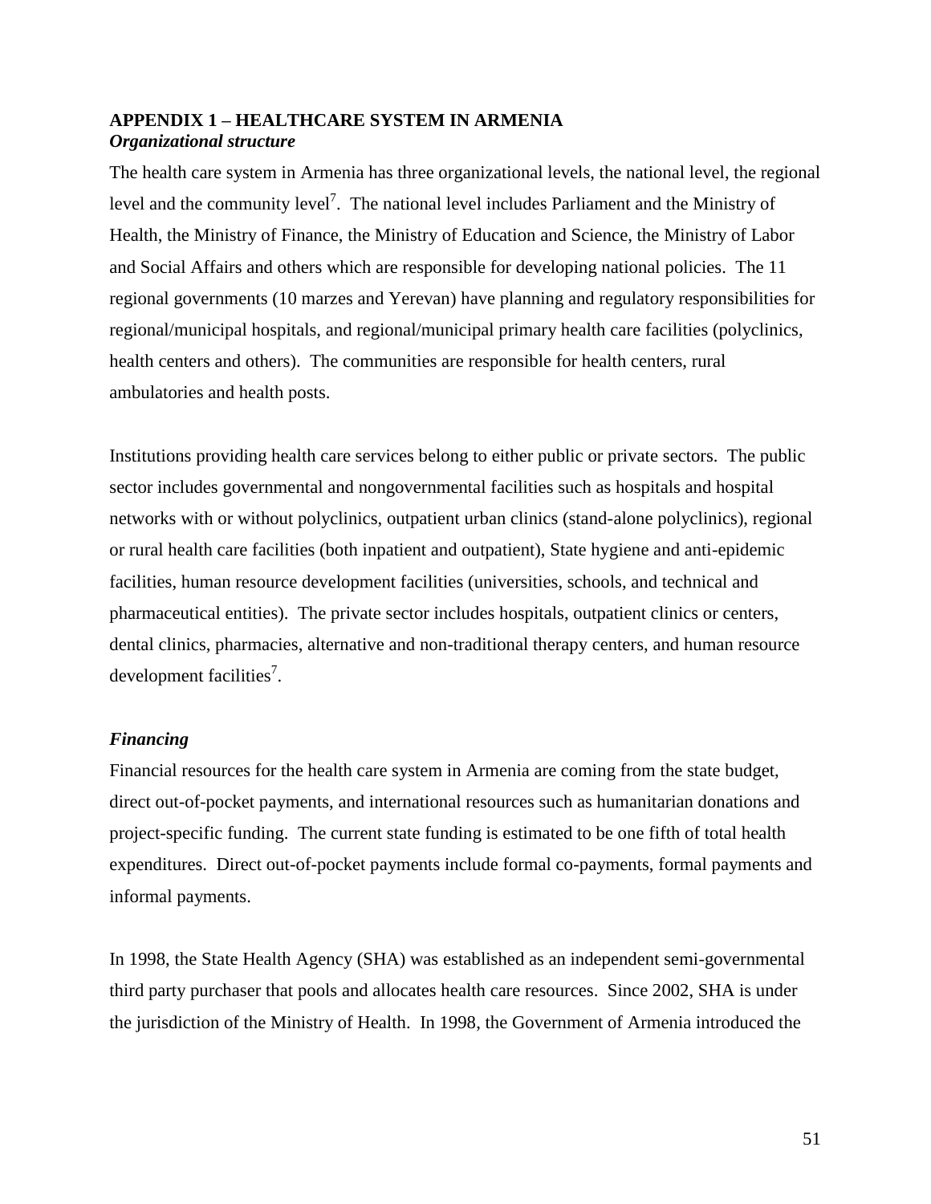## APPENDIX 1 – HEALTHCARE SYSTEM IN ARMENIA

### *Organizational structure*

The health care system in Armenia has three organizational levels, the national level, the regional level and the community level[7]. The national level includes Parliament and the Ministry of Health, the Ministry of Finance, the Ministry of Education and Science, the Ministry of Labor and Social Affairs and others which are responsible for developing national policies. The 11 regional governments (10 marzes and Yerevan) have planning and regulatory responsibilities for regional/municipal hospitals, and regional/municipal primary health care facilities (polyclinics, health centers and others). The communities are responsible for health centers, rural ambulatories and health posts.

Institutions providing health care services belong to either public or private sectors. The public sector includes governmental and nongovernmental facilities such as hospitals and hospital networks with or without polyclinics, outpatient urban clinics (stand-alone polyclinics), regional or rural health care facilities (both inpatient and outpatient), State hygiene and anti-epidemic facilities, human resource development facilities (universities, schools, and technical and pharmaceutical entities). The private sector includes hospitals, outpatient clinics or centers, dental clinics, pharmacies, alternative and non-traditional therapy centers, and human resource development facilities[7].

### *Financing*

Financial resources for the health care system in Armenia are coming from the state budget, direct out-of-pocket payments, and international resources such as humanitarian donations and project-specific funding. The current state funding is estimated to be one fifth of total health expenditures. Direct out-of-pocket payments include formal co-payments, formal payments and informal payments.

In 1998, the State Health Agency (SHA) was established as an independent semi-governmental third party purchaser that pools and allocates health care resources. Since 2002, SHA is under the jurisdiction of the Ministry of Health. In 1998, the Government of Armenia introduced the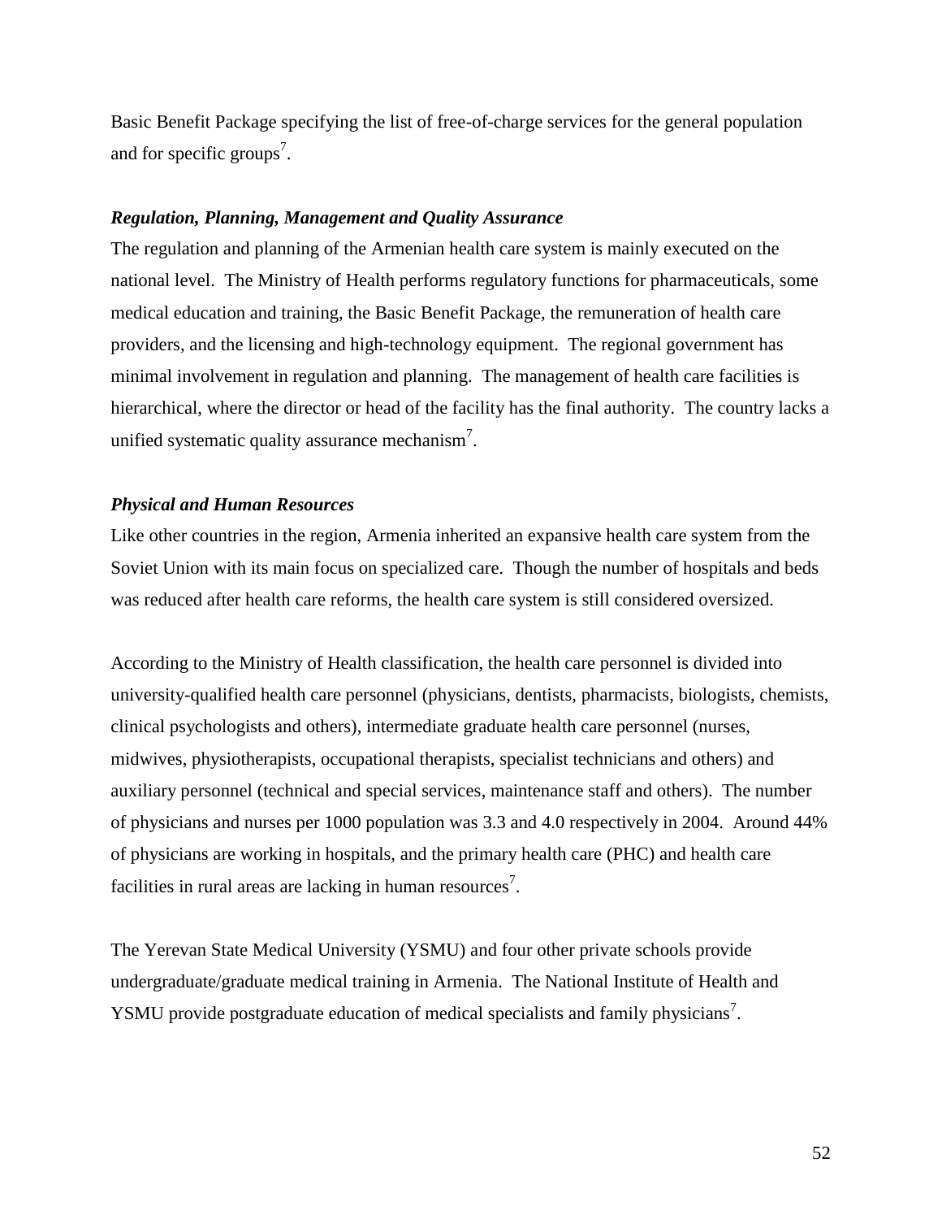Basic Benefit Package specifying the list of free-of-charge services for the general population and for specific groups[7].

***Regulation, Planning, Management and Quality Assurance***

The regulation and planning of the Armenian health care system is mainly executed on the national level. The Ministry of Health performs regulatory functions for pharmaceuticals, some medical education and training, the Basic Benefit Package, the remuneration of health care providers, and the licensing and high-technology equipment. The regional government has minimal involvement in regulation and planning. The management of health care facilities is hierarchical, where the director or head of the facility has the final authority. The country lacks a unified systematic quality assurance mechanism[7].

***Physical and Human Resources***

Like other countries in the region, Armenia inherited an expansive health care system from the Soviet Union with its main focus on specialized care. Though the number of hospitals and beds was reduced after health care reforms, the health care system is still considered oversized.

According to the Ministry of Health classification, the health care personnel is divided into university-qualified health care personnel (physicians, dentists, pharmacists, biologists, chemists, clinical psychologists and others), intermediate graduate health care personnel (nurses, midwives, physiotherapists, occupational therapists, specialist technicians and others) and auxiliary personnel (technical and special services, maintenance staff and others). The number of physicians and nurses per 1000 population was 3.3 and 4.0 respectively in 2004. Around 44% of physicians are working in hospitals, and the primary health care (PHC) and health care facilities in rural areas are lacking in human resources[7].

The Yerevan State Medical University (YSMU) and four other private schools provide undergraduate/graduate medical training in Armenia. The National Institute of Health and YSMU provide postgraduate education of medical specialists and family physicians[7].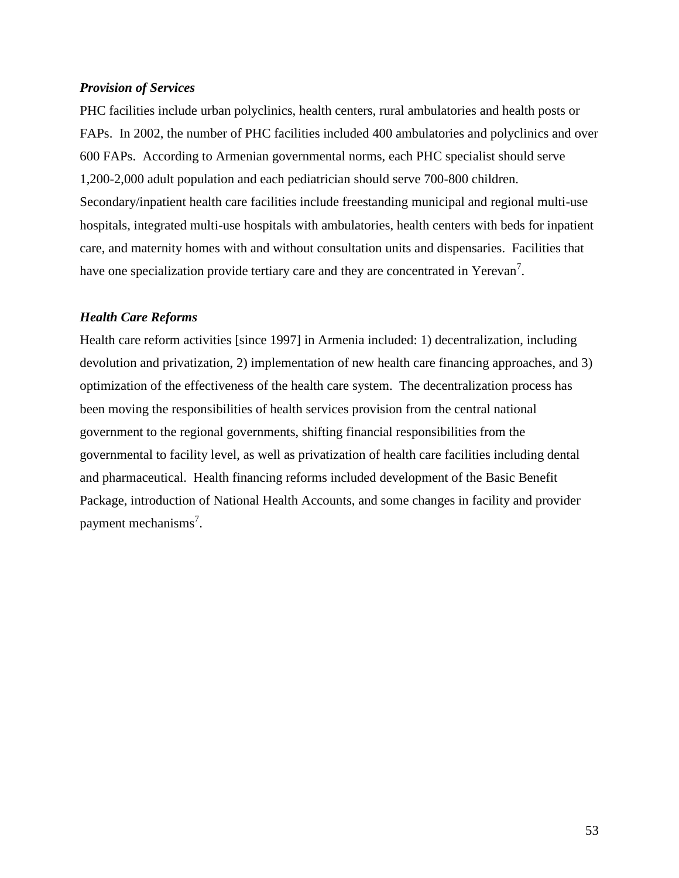*Provision of Services*

PHC facilities include urban polyclinics, health centers, rural ambulatories and health posts or FAPs. In 2002, the number of PHC facilities included 400 ambulatories and polyclinics and over 600 FAPs. According to Armenian governmental norms, each PHC specialist should serve 1,200-2,000 adult population and each pediatrician should serve 700-800 children. Secondary/inpatient health care facilities include freestanding municipal and regional multi-use hospitals, integrated multi-use hospitals with ambulatories, health centers with beds for inpatient care, and maternity homes with and without consultation units and dispensaries. Facilities that have one specialization provide tertiary care and they are concentrated in Yerevan[7].

*Health Care Reforms*

Health care reform activities [since 1997] in Armenia included: 1) decentralization, including devolution and privatization, 2) implementation of new health care financing approaches, and 3) optimization of the effectiveness of the health care system. The decentralization process has been moving the responsibilities of health services provision from the central national government to the regional governments, shifting financial responsibilities from the governmental to facility level, as well as privatization of health care facilities including dental and pharmaceutical. Health financing reforms included development of the Basic Benefit Package, introduction of National Health Accounts, and some changes in facility and provider payment mechanisms[7].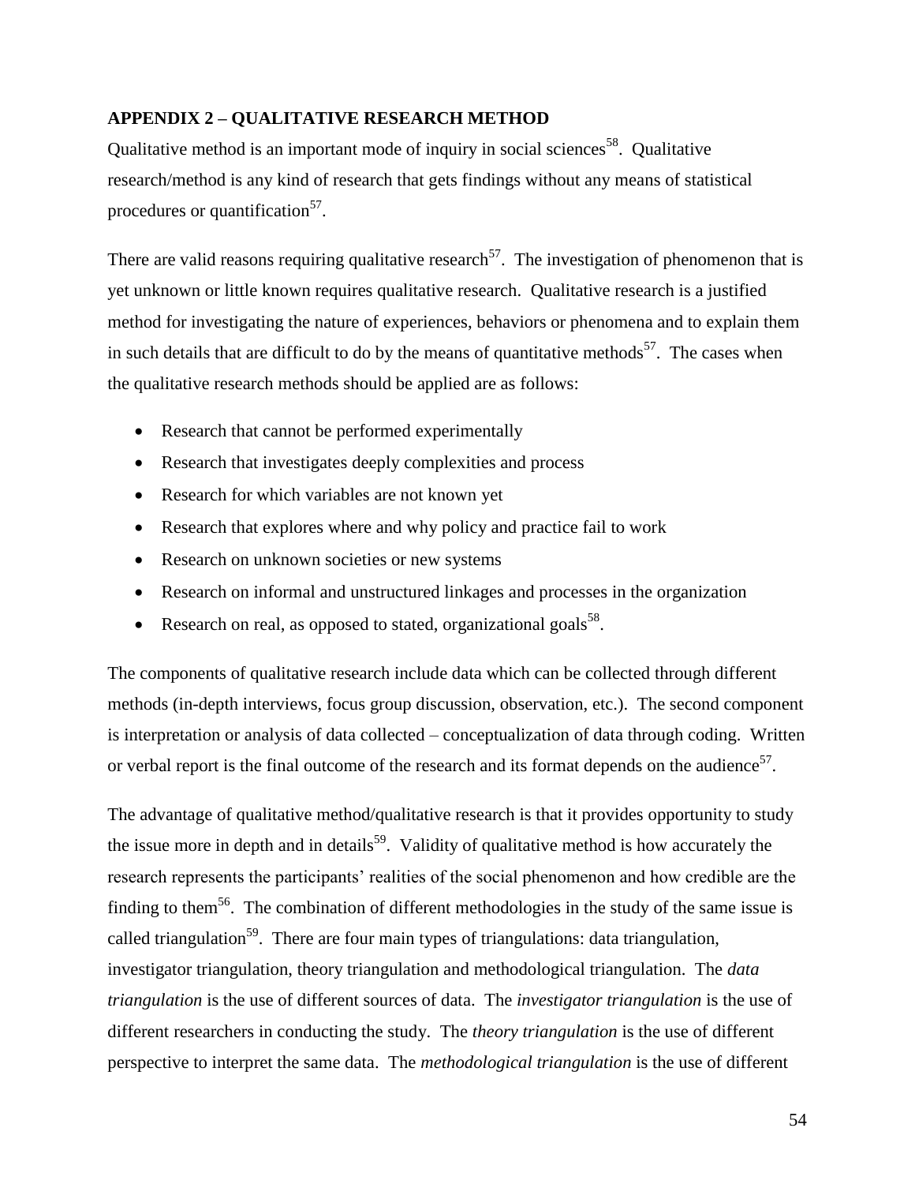## APPENDIX 2 – QUALITATIVE RESEARCH METHOD

Qualitative method is an important mode of inquiry in social sciences[58]. Qualitative research/method is any kind of research that gets findings without any means of statistical procedures or quantification[57].

There are valid reasons requiring qualitative research[57]. The investigation of phenomenon that is yet unknown or little known requires qualitative research. Qualitative research is a justified method for investigating the nature of experiences, behaviors or phenomena and to explain them in such details that are difficult to do by the means of quantitative methods[57]. The cases when the qualitative research methods should be applied are as follows:

- Research that cannot be performed experimentally
- Research that investigates deeply complexities and process
- Research for which variables are not known yet
- Research that explores where and why policy and practice fail to work
- Research on unknown societies or new systems
- Research on informal and unstructured linkages and processes in the organization
- Research on real, as opposed to stated, organizational goals[58].

The components of qualitative research include data which can be collected through different methods (in-depth interviews, focus group discussion, observation, etc.). The second component is interpretation or analysis of data collected – conceptualization of data through coding. Written or verbal report is the final outcome of the research and its format depends on the audience[57].

The advantage of qualitative method/qualitative research is that it provides opportunity to study the issue more in depth and in details[59]. Validity of qualitative method is how accurately the research represents the participants' realities of the social phenomenon and how credible are the finding to them[56]. The combination of different methodologies in the study of the same issue is called triangulation[59]. There are four main types of triangulations: data triangulation, investigator triangulation, theory triangulation and methodological triangulation. The *data triangulation* is the use of different sources of data. The *investigator triangulation* is the use of different researchers in conducting the study. The *theory triangulation* is the use of different perspective to interpret the same data. The *methodological triangulation* is the use of different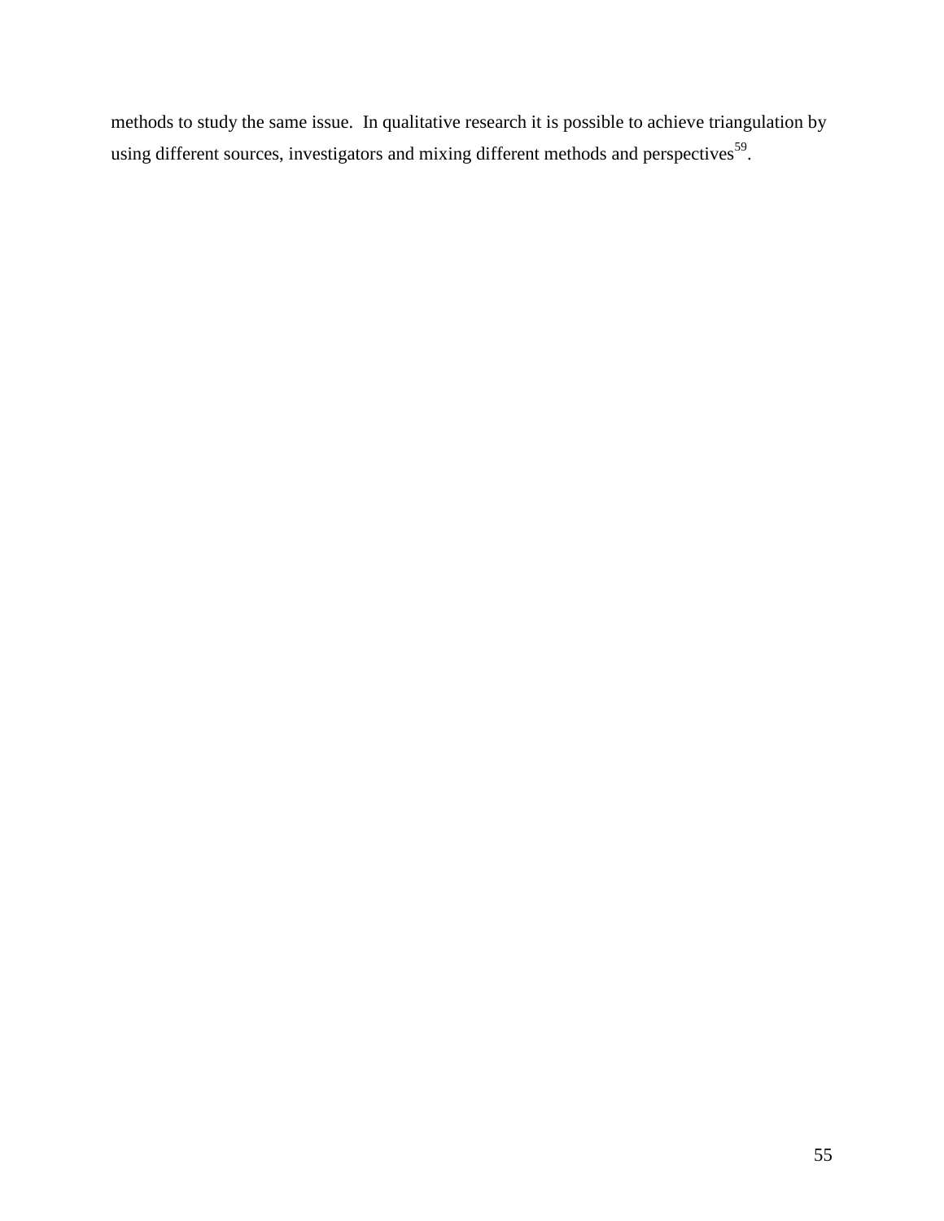methods to study the same issue. In qualitative research it is possible to achieve triangulation by using different sources, investigators and mixing different methods and perspectives[59].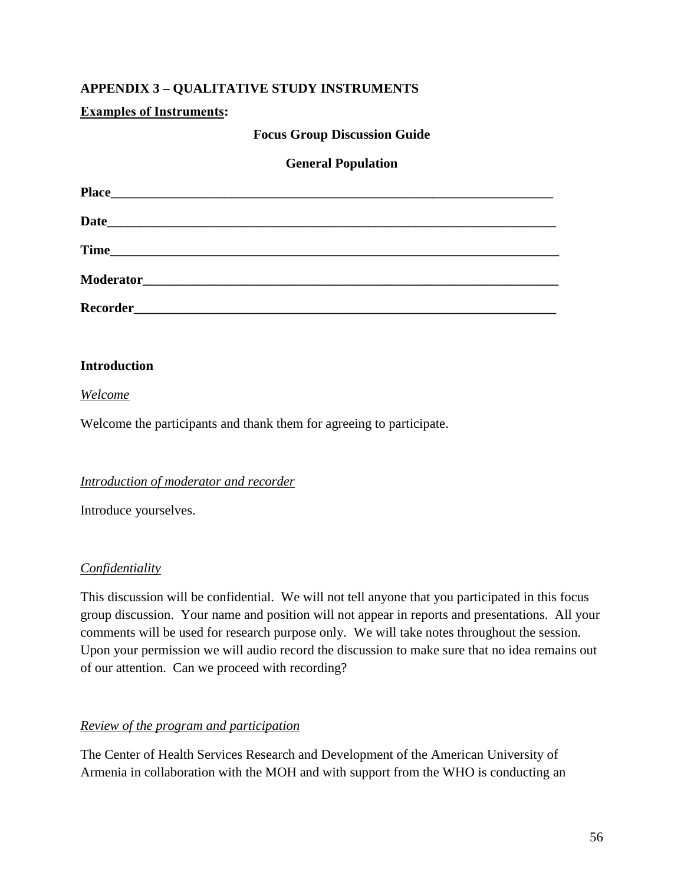## APPENDIX 3 – QUALITATIVE STUDY INSTRUMENTS

**<u>Examples of Instruments</u>:**

**Focus Group Discussion Guide**

**General Population**

**Place**\_\_\_\_\_\_\_\_\_\_\_\_\_\_\_\_\_\_\_\_\_\_\_\_\_\_\_\_\_\_\_\_\_\_\_\_\_\_\_\_\_\_\_\_\_\_\_\_\_\_\_\_\_\_\_\_\_\_\_\_\_\_\_\_

**Date**\_\_\_\_\_\_\_\_\_\_\_\_\_\_\_\_\_\_\_\_\_\_\_\_\_\_\_\_\_\_\_\_\_\_\_\_\_\_\_\_\_\_\_\_\_\_\_\_\_\_\_\_\_\_\_\_\_\_\_\_\_\_\_\_\_

**Time**\_\_\_\_\_\_\_\_\_\_\_\_\_\_\_\_\_\_\_\_\_\_\_\_\_\_\_\_\_\_\_\_\_\_\_\_\_\_\_\_\_\_\_\_\_\_\_\_\_\_\_\_\_\_\_\_\_\_\_\_\_\_\_\_\_

**Moderator**\_\_\_\_\_\_\_\_\_\_\_\_\_\_\_\_\_\_\_\_\_\_\_\_\_\_\_\_\_\_\_\_\_\_\_\_\_\_\_\_\_\_\_\_\_\_\_\_\_\_\_\_\_\_\_\_\_\_\_\_

**Recorder**\_\_\_\_\_\_\_\_\_\_\_\_\_\_\_\_\_\_\_\_\_\_\_\_\_\_\_\_\_\_\_\_\_\_\_\_\_\_\_\_\_\_\_\_\_\_\_\_\_\_\_\_\_\_\_\_\_\_\_\_\_

### Introduction

*<u>Welcome</u>*

Welcome the participants and thank them for agreeing to participate.

*<u>Introduction of moderator and recorder</u>*

Introduce yourselves.

*<u>Confidentiality</u>*

This discussion will be confidential. We will not tell anyone that you participated in this focus group discussion. Your name and position will not appear in reports and presentations. All your comments will be used for research purpose only. We will take notes throughout the session. Upon your permission we will audio record the discussion to make sure that no idea remains out of our attention. Can we proceed with recording?

*<u>Review of the program and participation</u>*

The Center of Health Services Research and Development of the American University of Armenia in collaboration with the MOH and with support from the WHO is conducting an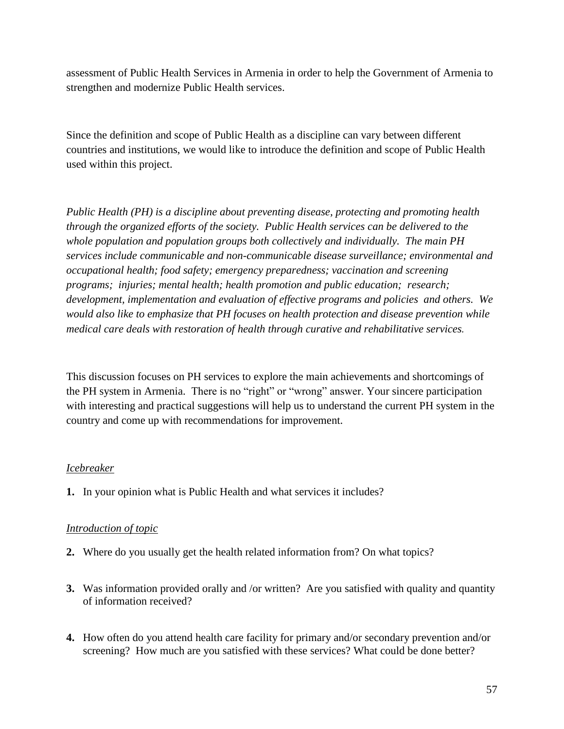assessment of Public Health Services in Armenia in order to help the Government of Armenia to strengthen and modernize Public Health services.

Since the definition and scope of Public Health as a discipline can vary between different countries and institutions, we would like to introduce the definition and scope of Public Health used within this project.

*Public Health (PH) is a discipline about preventing disease, protecting and promoting health through the organized efforts of the society. Public Health services can be delivered to the whole population and population groups both collectively and individually. The main PH services include communicable and non-communicable disease surveillance; environmental and occupational health; food safety; emergency preparedness; vaccination and screening programs; injuries; mental health; health promotion and public education; research; development, implementation and evaluation of effective programs and policies and others. We would also like to emphasize that PH focuses on health protection and disease prevention while medical care deals with restoration of health through curative and rehabilitative services.*

This discussion focuses on PH services to explore the main achievements and shortcomings of the PH system in Armenia. There is no "right" or "wrong" answer. Your sincere participation with interesting and practical suggestions will help us to understand the current PH system in the country and come up with recommendations for improvement.

*Icebreaker*

**1.** In your opinion what is Public Health and what services it includes?

*Introduction of topic*

**2.** Where do you usually get the health related information from? On what topics?

**3.** Was information provided orally and /or written? Are you satisfied with quality and quantity of information received?

**4.** How often do you attend health care facility for primary and/or secondary prevention and/or screening? How much are you satisfied with these services? What could be done better?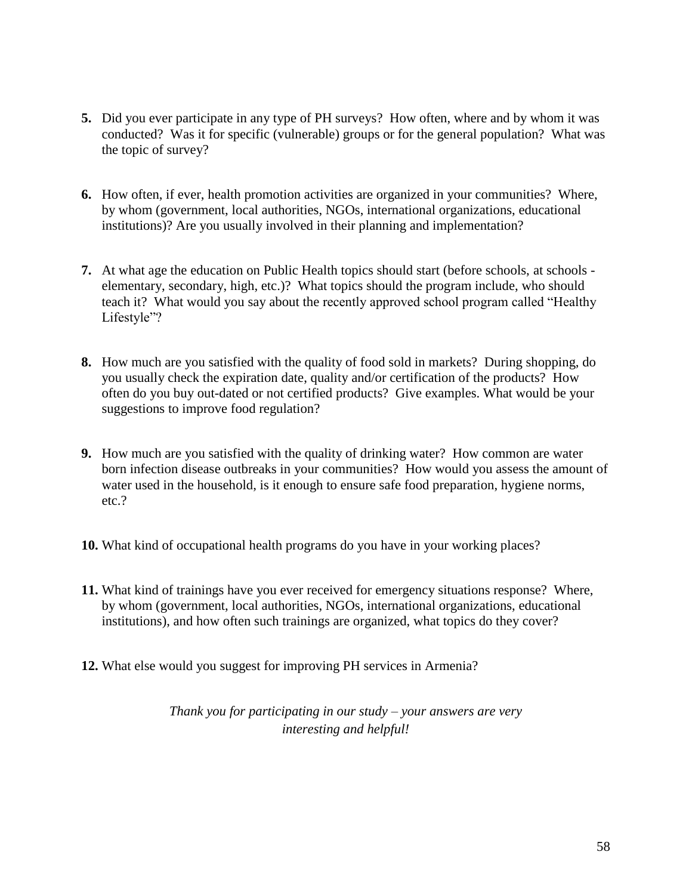5. Did you ever participate in any type of PH surveys? How often, where and by whom it was conducted? Was it for specific (vulnerable) groups or for the general population? What was the topic of survey?

6. How often, if ever, health promotion activities are organized in your communities? Where, by whom (government, local authorities, NGOs, international organizations, educational institutions)? Are you usually involved in their planning and implementation?

7. At what age the education on Public Health topics should start (before schools, at schools - elementary, secondary, high, etc.)? What topics should the program include, who should teach it? What would you say about the recently approved school program called "Healthy Lifestyle"?

8. How much are you satisfied with the quality of food sold in markets? During shopping, do you usually check the expiration date, quality and/or certification of the products? How often do you buy out-dated or not certified products? Give examples. What would be your suggestions to improve food regulation?

9. How much are you satisfied with the quality of drinking water? How common are water born infection disease outbreaks in your communities? How would you assess the amount of water used in the household, is it enough to ensure safe food preparation, hygiene norms, etc.?

10. What kind of occupational health programs do you have in your working places?

11. What kind of trainings have you ever received for emergency situations response? Where, by whom (government, local authorities, NGOs, international organizations, educational institutions), and how often such trainings are organized, what topics do they cover?

12. What else would you suggest for improving PH services in Armenia?

*Thank you for participating in our study – your answers are very interesting and helpful!*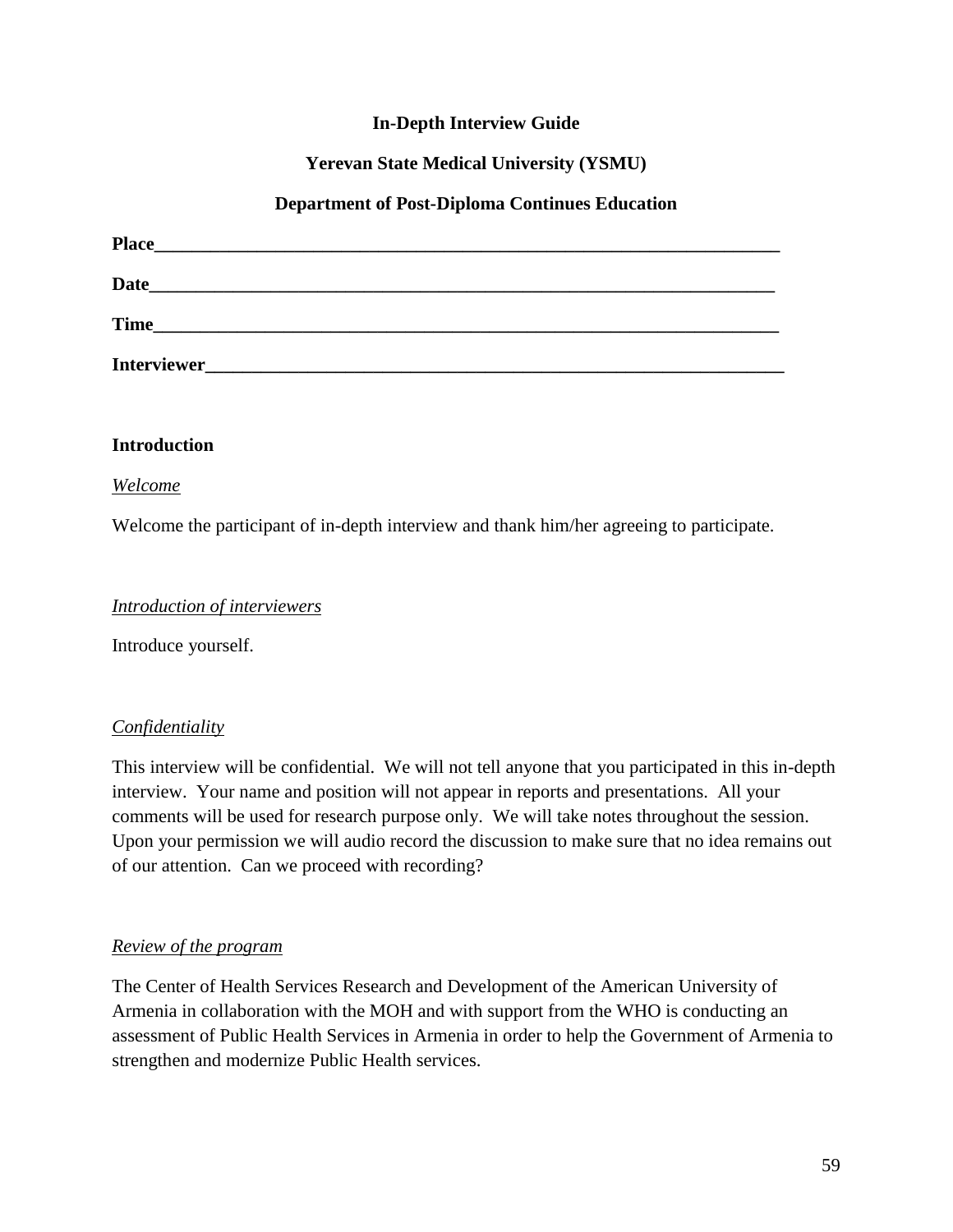**In-Depth Interview Guide**

**Yerevan State Medical University (YSMU)**

**Department of Post-Diploma Continues Education**

**Place**\_\_\_\_\_\_\_\_\_\_\_\_\_\_\_\_\_\_\_\_\_\_\_\_\_\_\_\_\_\_\_\_\_\_\_\_\_\_\_\_\_\_\_\_\_\_\_\_\_\_\_\_\_\_\_\_\_\_\_\_\_\_\_\_\_\_\_\_

**Date**\_\_\_\_\_\_\_\_\_\_\_\_\_\_\_\_\_\_\_\_\_\_\_\_\_\_\_\_\_\_\_\_\_\_\_\_\_\_\_\_\_\_\_\_\_\_\_\_\_\_\_\_\_\_\_\_\_\_\_\_\_\_\_\_\_\_\_\_

**Time**\_\_\_\_\_\_\_\_\_\_\_\_\_\_\_\_\_\_\_\_\_\_\_\_\_\_\_\_\_\_\_\_\_\_\_\_\_\_\_\_\_\_\_\_\_\_\_\_\_\_\_\_\_\_\_\_\_\_\_\_\_\_\_\_\_\_\_\_

**Interviewer**\_\_\_\_\_\_\_\_\_\_\_\_\_\_\_\_\_\_\_\_\_\_\_\_\_\_\_\_\_\_\_\_\_\_\_\_\_\_\_\_\_\_\_\_\_\_\_\_\_\_\_\_\_\_\_\_\_\_\_\_\_\_

**Introduction**

*Welcome*

Welcome the participant of in-depth interview and thank him/her agreeing to participate.

*Introduction of interviewers*

Introduce yourself.

*Confidentiality*

This interview will be confidential. We will not tell anyone that you participated in this in-depth interview. Your name and position will not appear in reports and presentations. All your comments will be used for research purpose only. We will take notes throughout the session. Upon your permission we will audio record the discussion to make sure that no idea remains out of our attention. Can we proceed with recording?

*Review of the program*

The Center of Health Services Research and Development of the American University of Armenia in collaboration with the MOH and with support from the WHO is conducting an assessment of Public Health Services in Armenia in order to help the Government of Armenia to strengthen and modernize Public Health services.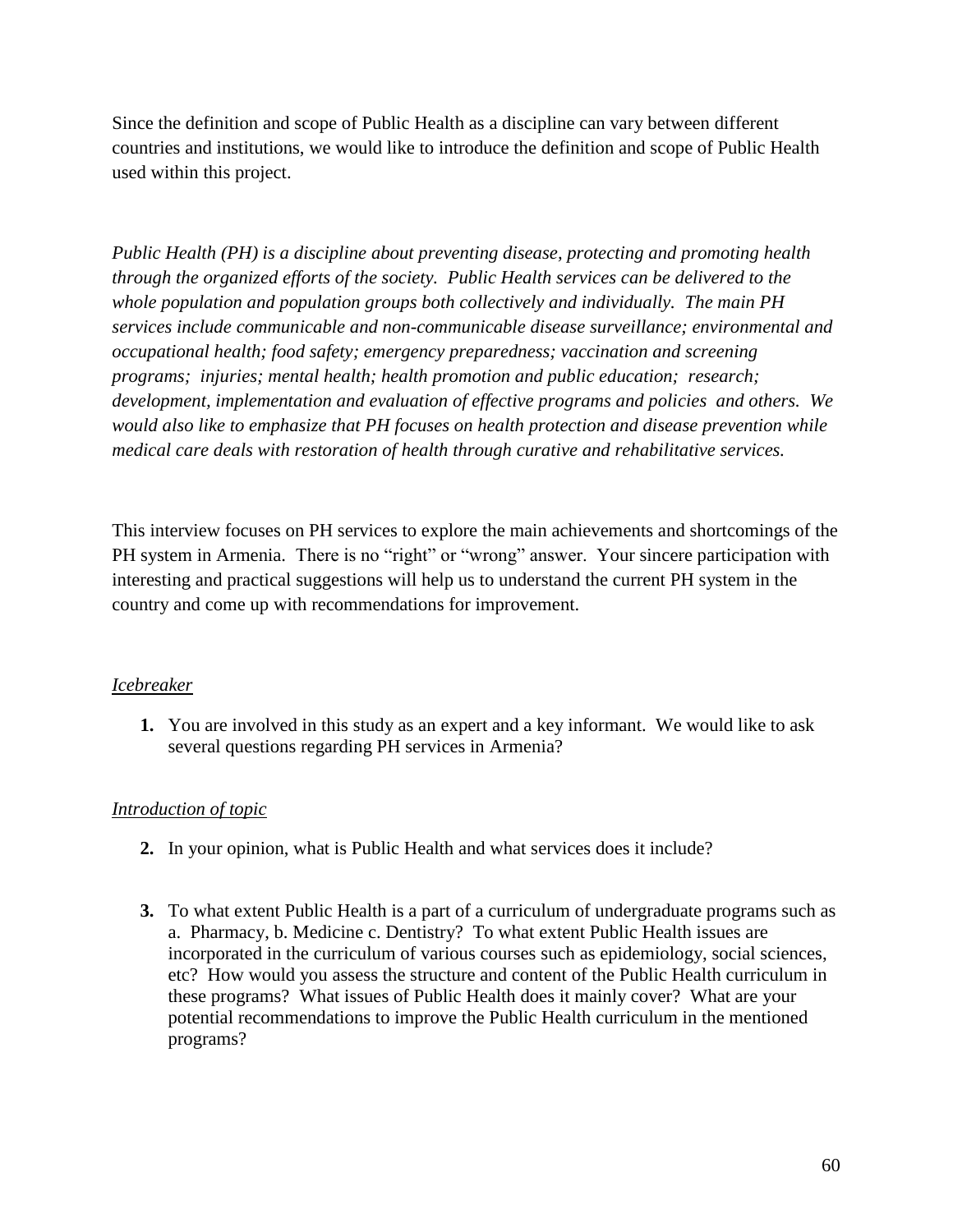Since the definition and scope of Public Health as a discipline can vary between different countries and institutions, we would like to introduce the definition and scope of Public Health used within this project.

*Public Health (PH) is a discipline about preventing disease, protecting and promoting health through the organized efforts of the society. Public Health services can be delivered to the whole population and population groups both collectively and individually. The main PH services include communicable and non-communicable disease surveillance; environmental and occupational health; food safety; emergency preparedness; vaccination and screening programs; injuries; mental health; health promotion and public education; research; development, implementation and evaluation of effective programs and policies and others. We would also like to emphasize that PH focuses on health protection and disease prevention while medical care deals with restoration of health through curative and rehabilitative services.*

This interview focuses on PH services to explore the main achievements and shortcomings of the PH system in Armenia. There is no “right” or “wrong” answer. Your sincere participation with interesting and practical suggestions will help us to understand the current PH system in the country and come up with recommendations for improvement.

*Icebreaker*

**1.** You are involved in this study as an expert and a key informant. We would like to ask several questions regarding PH services in Armenia?

*Introduction of topic*

**2.** In your opinion, what is Public Health and what services does it include?

**3.** To what extent Public Health is a part of a curriculum of undergraduate programs such as a. Pharmacy, b. Medicine c. Dentistry? To what extent Public Health issues are incorporated in the curriculum of various courses such as epidemiology, social sciences, etc? How would you assess the structure and content of the Public Health curriculum in these programs? What issues of Public Health does it mainly cover? What are your potential recommendations to improve the Public Health curriculum in the mentioned programs?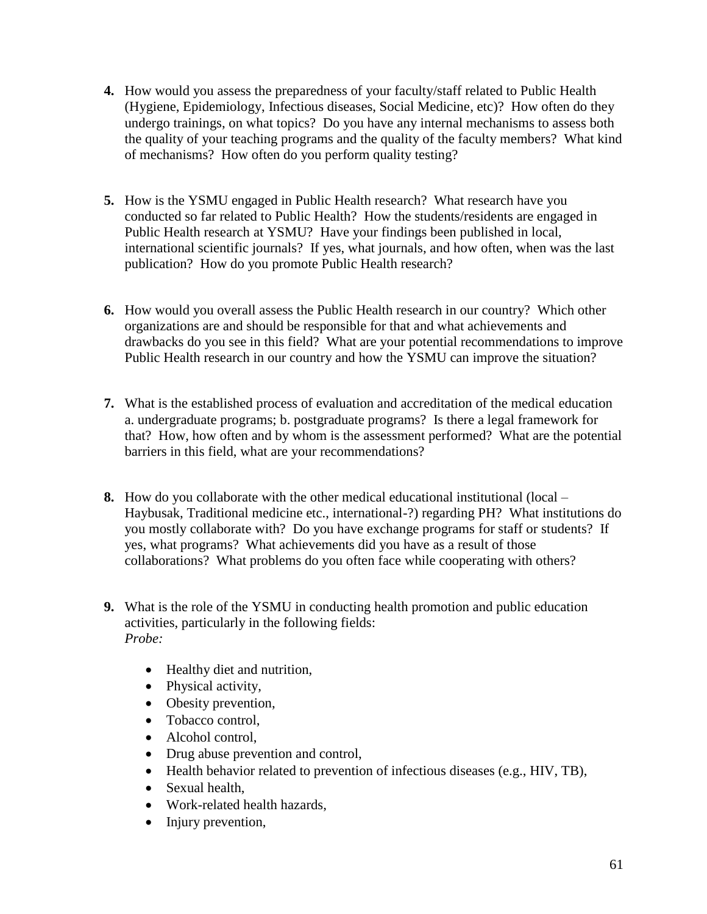4. How would you assess the preparedness of your faculty/staff related to Public Health (Hygiene, Epidemiology, Infectious diseases, Social Medicine, etc)? How often do they undergo trainings, on what topics? Do you have any internal mechanisms to assess both the quality of your teaching programs and the quality of the faculty members? What kind of mechanisms? How often do you perform quality testing?

5. How is the YSMU engaged in Public Health research? What research have you conducted so far related to Public Health? How the students/residents are engaged in Public Health research at YSMU? Have your findings been published in local, international scientific journals? If yes, what journals, and how often, when was the last publication? How do you promote Public Health research?

6. How would you overall assess the Public Health research in our country? Which other organizations are and should be responsible for that and what achievements and drawbacks do you see in this field? What are your potential recommendations to improve Public Health research in our country and how the YSMU can improve the situation?

7. What is the established process of evaluation and accreditation of the medical education a. undergraduate programs; b. postgraduate programs? Is there a legal framework for that? How, how often and by whom is the assessment performed? What are the potential barriers in this field, what are your recommendations?

8. How do you collaborate with the other medical educational institutional (local – Haybusak, Traditional medicine etc., international-?) regarding PH? What institutions do you mostly collaborate with? Do you have exchange programs for staff or students? If yes, what programs? What achievements did you have as a result of those collaborations? What problems do you often face while cooperating with others?

9. What is the role of the YSMU in conducting health promotion and public education activities, particularly in the following fields:
   *Probe:*

   - Healthy diet and nutrition,
   - Physical activity,
   - Obesity prevention,
   - Tobacco control,
   - Alcohol control,
   - Drug abuse prevention and control,
   - Health behavior related to prevention of infectious diseases (e.g., HIV, TB),
   - Sexual health,
   - Work-related health hazards,
   - Injury prevention,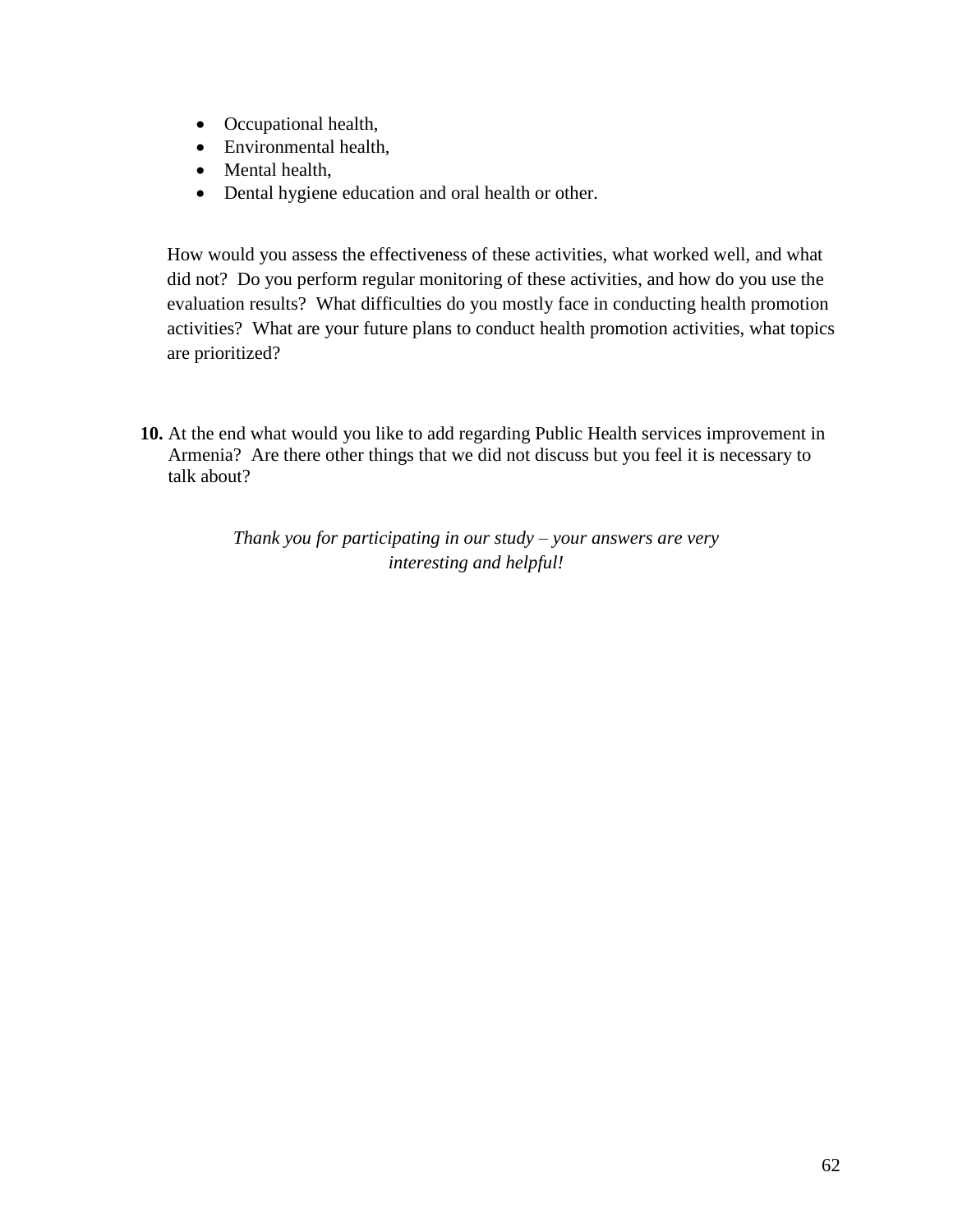- Occupational health,
- Environmental health,
- Mental health,
- Dental hygiene education and oral health or other.

How would you assess the effectiveness of these activities, what worked well, and what did not? Do you perform regular monitoring of these activities, and how do you use the evaluation results? What difficulties do you mostly face in conducting health promotion activities? What are your future plans to conduct health promotion activities, what topics are prioritized?

**10.** At the end what would you like to add regarding Public Health services improvement in Armenia? Are there other things that we did not discuss but you feel it is necessary to talk about?

*Thank you for participating in our study – your answers are very interesting and helpful!*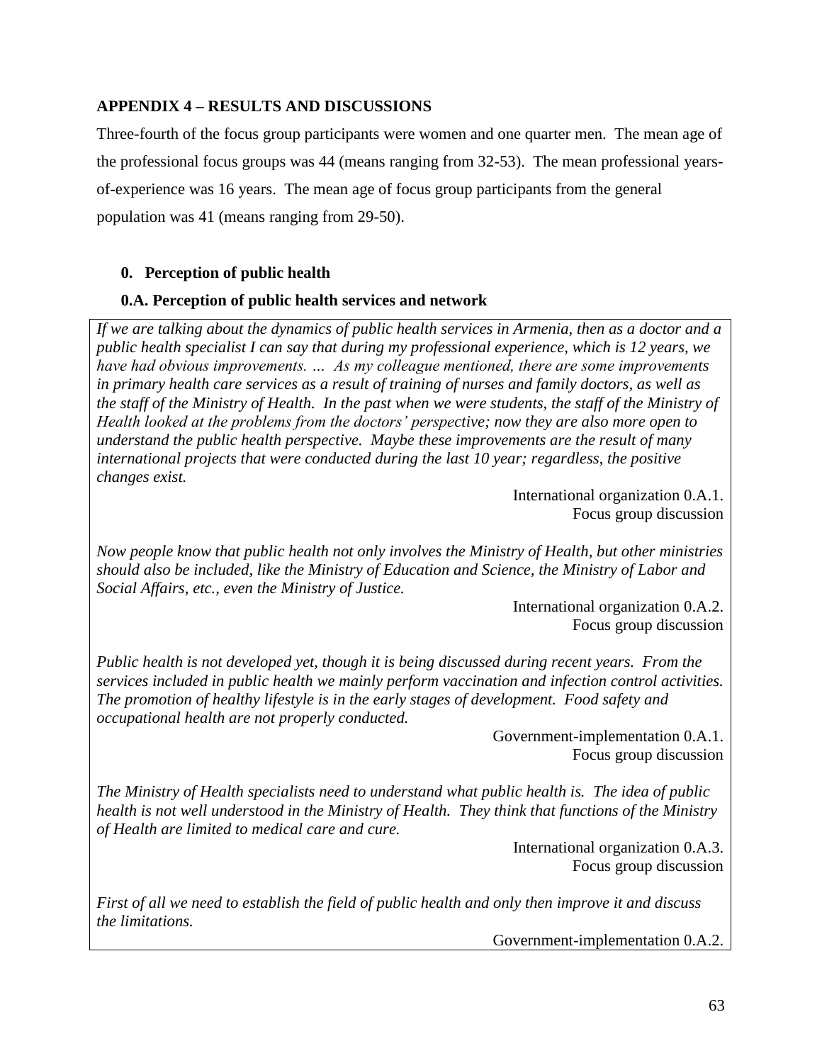## APPENDIX 4 – RESULTS AND DISCUSSIONS

Three-fourth of the focus group participants were women and one quarter men. The mean age of the professional focus groups was 44 (means ranging from 32-53). The mean professional years-of-experience was 16 years. The mean age of focus group participants from the general population was 41 (means ranging from 29-50).

### 0. Perception of public health

#### 0.A. Perception of public health services and network

*If we are talking about the dynamics of public health services in Armenia, then as a doctor and a public health specialist I can say that during my professional experience, which is 12 years, we have had obvious improvements. … As my colleague mentioned, there are some improvements in primary health care services as a result of training of nurses and family doctors, as well as the staff of the Ministry of Health. In the past when we were students, the staff of the Ministry of Health looked at the problems from the doctors' perspective; now they are also more open to understand the public health perspective. Maybe these improvements are the result of many international projects that were conducted during the last 10 year; regardless, the positive changes exist.*

International organization 0.A.1.
Focus group discussion

*Now people know that public health not only involves the Ministry of Health, but other ministries should also be included, like the Ministry of Education and Science, the Ministry of Labor and Social Affairs, etc., even the Ministry of Justice.*

International organization 0.A.2.
Focus group discussion

*Public health is not developed yet, though it is being discussed during recent years. From the services included in public health we mainly perform vaccination and infection control activities. The promotion of healthy lifestyle is in the early stages of development. Food safety and occupational health are not properly conducted.*

Government-implementation 0.A.1.
Focus group discussion

*The Ministry of Health specialists need to understand what public health is. The idea of public health is not well understood in the Ministry of Health. They think that functions of the Ministry of Health are limited to medical care and cure.*

International organization 0.A.3.
Focus group discussion

*First of all we need to establish the field of public health and only then improve it and discuss the limitations.*

Government-implementation 0.A.2.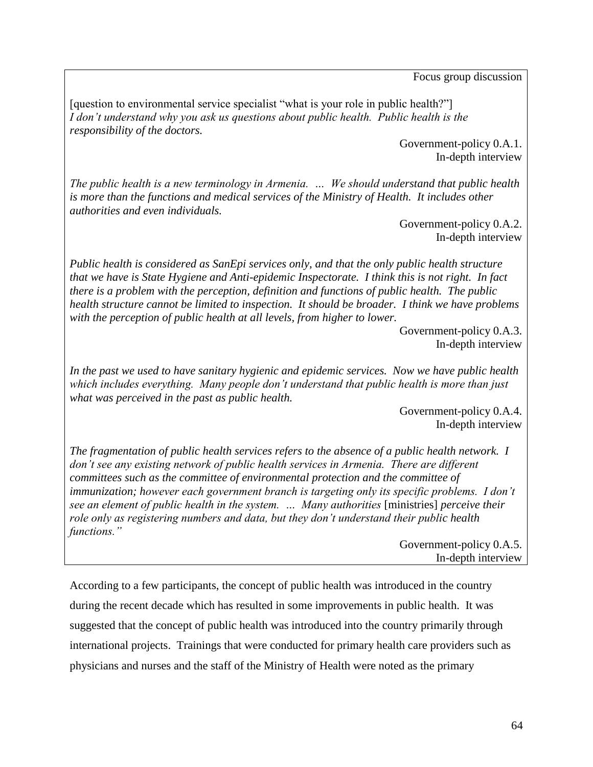Focus group discussion

[question to environmental service specialist "what is your role in public health?"]
*I don't understand why you ask us questions about public health. Public health is the responsibility of the doctors.*

Government-policy 0.A.1.
In-depth interview

*The public health is a new terminology in Armenia. … We should understand that public health is more than the functions and medical services of the Ministry of Health. It includes other authorities and even individuals.*

Government-policy 0.A.2.
In-depth interview

*Public health is considered as SanEpi services only, and that the only public health structure that we have is State Hygiene and Anti-epidemic Inspectorate. I think this is not right. In fact there is a problem with the perception, definition and functions of public health. The public health structure cannot be limited to inspection. It should be broader. I think we have problems with the perception of public health at all levels, from higher to lower.*

Government-policy 0.A.3.
In-depth interview

*In the past we used to have sanitary hygienic and epidemic services. Now we have public health which includes everything. Many people don't understand that public health is more than just what was perceived in the past as public health.*

Government-policy 0.A.4.
In-depth interview

*The fragmentation of public health services refers to the absence of a public health network. I don't see any existing network of public health services in Armenia. There are different committees such as the committee of environmental protection and the committee of immunization; however each government branch is targeting only its specific problems. I don't see an element of public health in the system. … Many authorities* [ministries] *perceive their role only as registering numbers and data, but they don't understand their public health functions."*

Government-policy 0.A.5.
In-depth interview

According to a few participants, the concept of public health was introduced in the country during the recent decade which has resulted in some improvements in public health. It was suggested that the concept of public health was introduced into the country primarily through international projects. Trainings that were conducted for primary health care providers such as physicians and nurses and the staff of the Ministry of Health were noted as the primary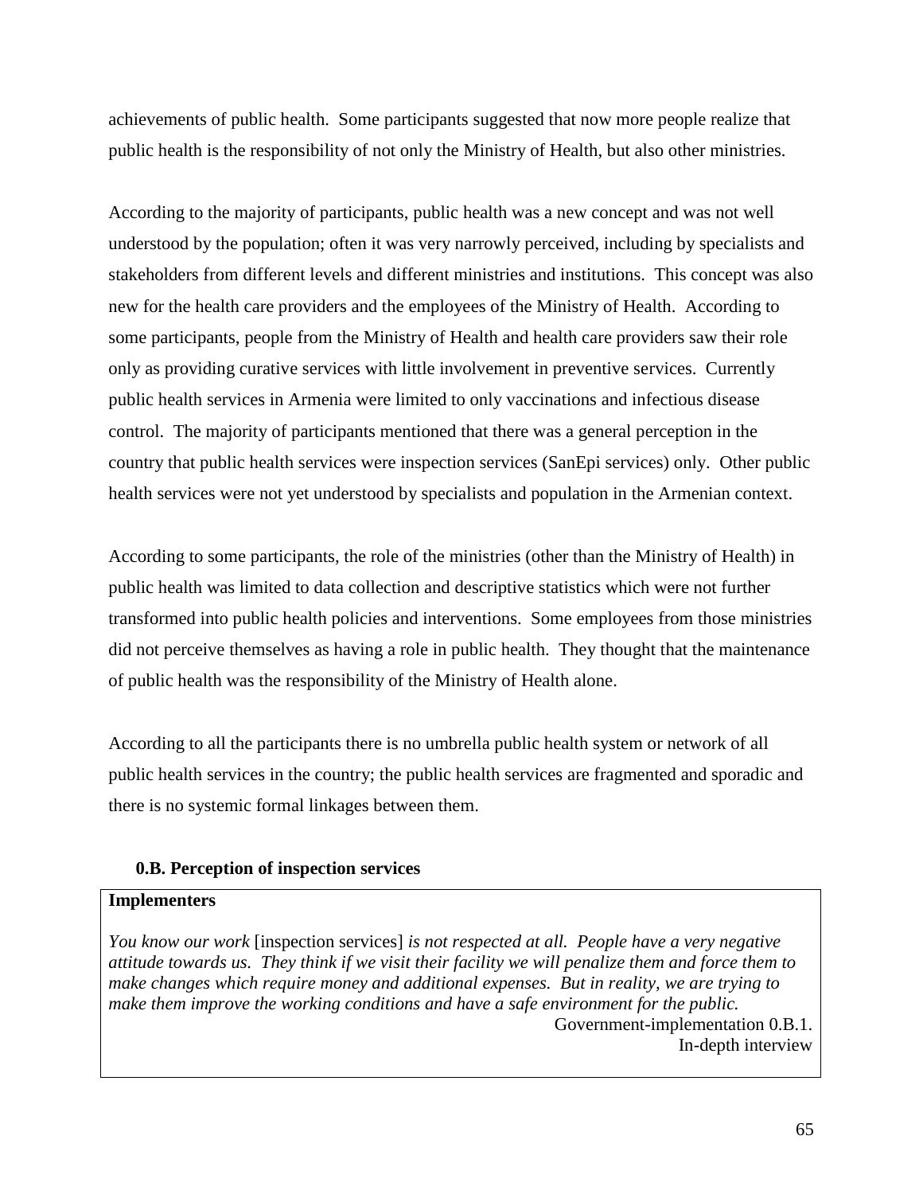achievements of public health. Some participants suggested that now more people realize that public health is the responsibility of not only the Ministry of Health, but also other ministries.

According to the majority of participants, public health was a new concept and was not well understood by the population; often it was very narrowly perceived, including by specialists and stakeholders from different levels and different ministries and institutions. This concept was also new for the health care providers and the employees of the Ministry of Health. According to some participants, people from the Ministry of Health and health care providers saw their role only as providing curative services with little involvement in preventive services. Currently public health services in Armenia were limited to only vaccinations and infectious disease control. The majority of participants mentioned that there was a general perception in the country that public health services were inspection services (SanEpi services) only. Other public health services were not yet understood by specialists and population in the Armenian context.

According to some participants, the role of the ministries (other than the Ministry of Health) in public health was limited to data collection and descriptive statistics which were not further transformed into public health policies and interventions. Some employees from those ministries did not perceive themselves as having a role in public health. They thought that the maintenance of public health was the responsibility of the Ministry of Health alone.

According to all the participants there is no umbrella public health system or network of all public health services in the country; the public health services are fragmented and sporadic and there is no systemic formal linkages between them.

### 0.B. Perception of inspection services

**Implementers**

*You know our work* [inspection services] *is not respected at all. People have a very negative attitude towards us. They think if we visit their facility we will penalize them and force them to make changes which require money and additional expenses. But in reality, we are trying to make them improve the working conditions and have a safe environment for the public.*

Government-implementation 0.B.1.
In-depth interview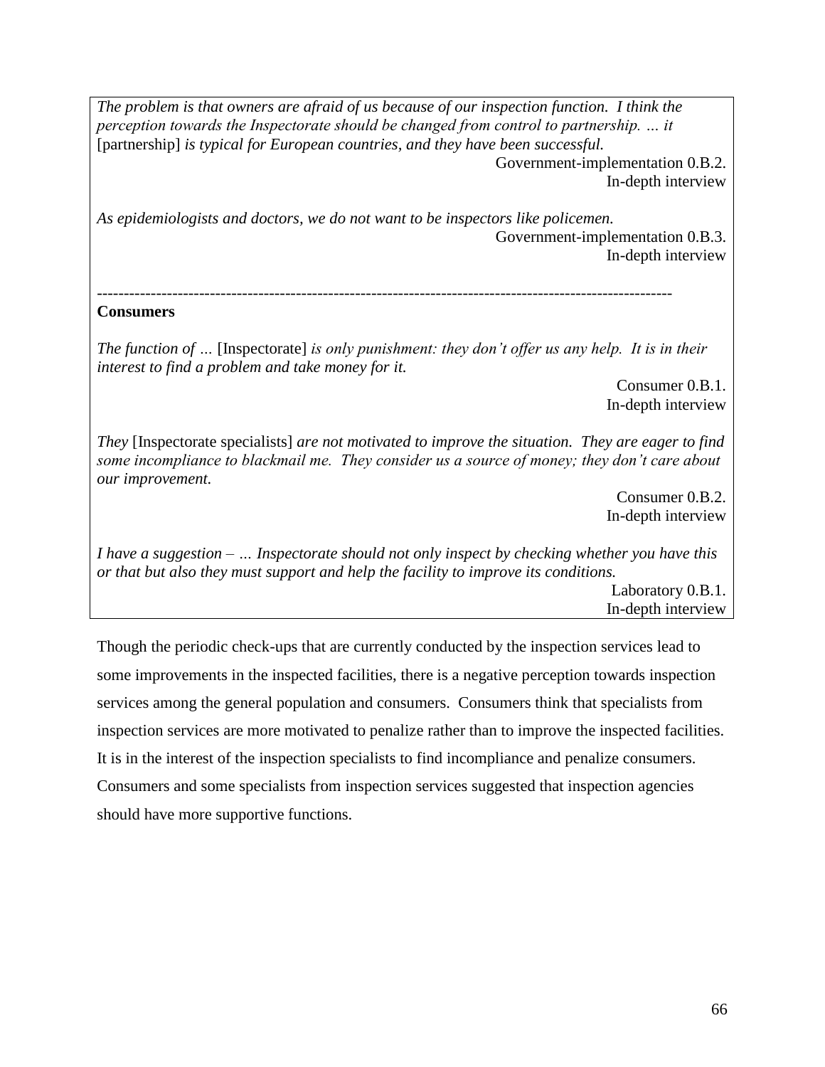*The problem is that owners are afraid of us because of our inspection function. I think the perception towards the Inspectorate should be changed from control to partnership. … it* [partnership] *is typical for European countries, and they have been successful.*

Government-implementation 0.B.2.
In-depth interview

*As epidemiologists and doctors, we do not want to be inspectors like policemen.*

Government-implementation 0.B.3.
In-depth interview

---

**Consumers**

*The function of …* [Inspectorate] *is only punishment: they don't offer us any help. It is in their interest to find a problem and take money for it.*

Consumer 0.B.1.
In-depth interview

*They* [Inspectorate specialists] *are not motivated to improve the situation. They are eager to find some incompliance to blackmail me. They consider us a source of money; they don't care about our improvement.*

Consumer 0.B.2.
In-depth interview

*I have a suggestion – … Inspectorate should not only inspect by checking whether you have this or that but also they must support and help the facility to improve its conditions.*

Laboratory 0.B.1.
In-depth interview

Though the periodic check-ups that are currently conducted by the inspection services lead to some improvements in the inspected facilities, there is a negative perception towards inspection services among the general population and consumers. Consumers think that specialists from inspection services are more motivated to penalize rather than to improve the inspected facilities. It is in the interest of the inspection specialists to find incompliance and penalize consumers. Consumers and some specialists from inspection services suggested that inspection agencies should have more supportive functions.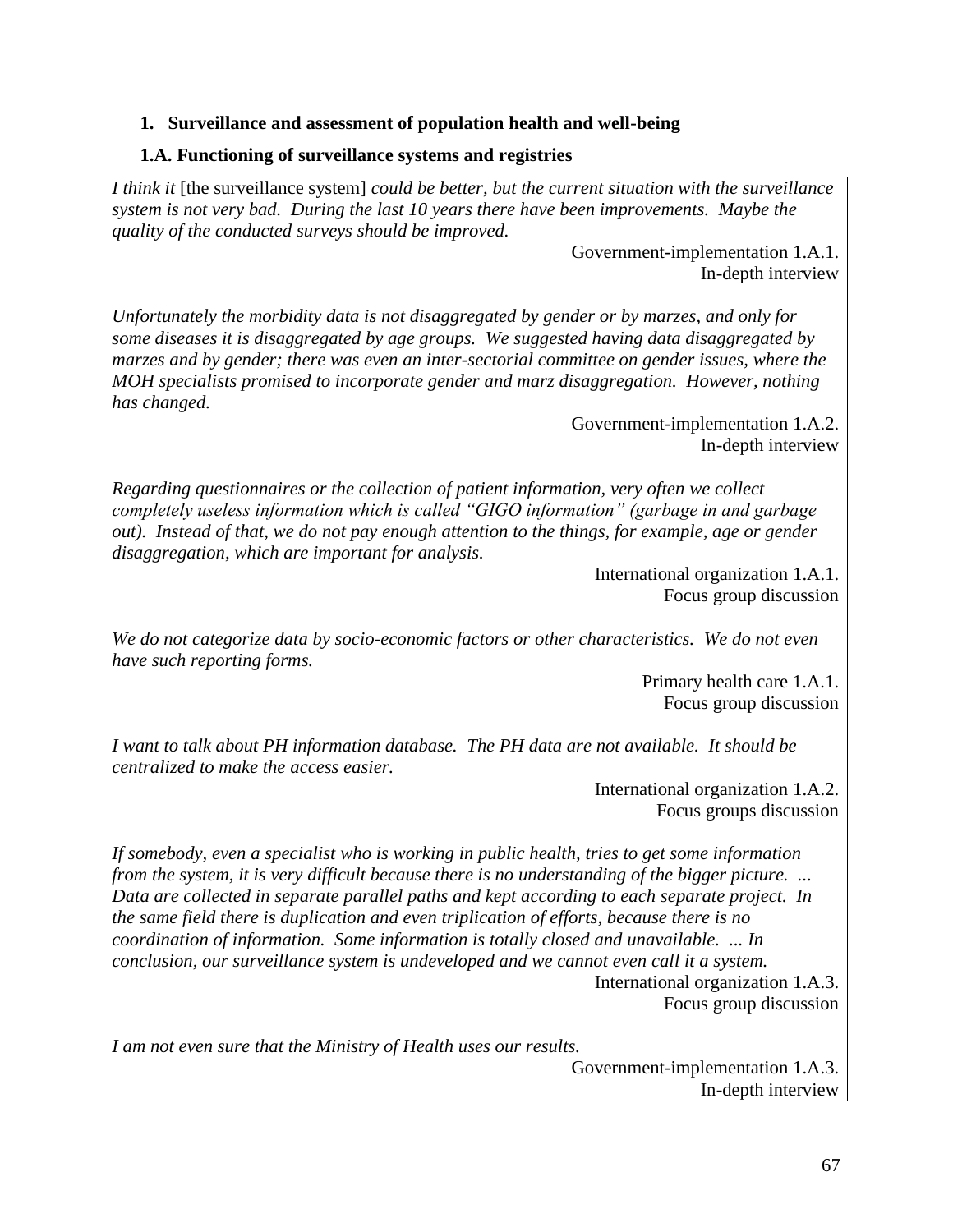1. **Surveillance and assessment of population health and well-being**

**1.A. Functioning of surveillance systems and registries**

*I think it* [the surveillance system] *could be better, but the current situation with the surveillance system is not very bad. During the last 10 years there have been improvements. Maybe the quality of the conducted surveys should be improved.*

Government-implementation 1.A.1.
In-depth interview

*Unfortunately the morbidity data is not disaggregated by gender or by marzes, and only for some diseases it is disaggregated by age groups. We suggested having data disaggregated by marzes and by gender; there was even an inter-sectorial committee on gender issues, where the MOH specialists promised to incorporate gender and marz disaggregation. However, nothing has changed.*

Government-implementation 1.A.2.
In-depth interview

*Regarding questionnaires or the collection of patient information, very often we collect completely useless information which is called "GIGO information" (garbage in and garbage out). Instead of that, we do not pay enough attention to the things, for example, age or gender disaggregation, which are important for analysis.*

International organization 1.A.1.
Focus group discussion

*We do not categorize data by socio-economic factors or other characteristics. We do not even have such reporting forms.*

Primary health care 1.A.1.
Focus group discussion

*I want to talk about PH information database. The PH data are not available. It should be centralized to make the access easier.*

International organization 1.A.2.
Focus groups discussion

*If somebody, even a specialist who is working in public health, tries to get some information from the system, it is very difficult because there is no understanding of the bigger picture. ... Data are collected in separate parallel paths and kept according to each separate project. In the same field there is duplication and even triplication of efforts, because there is no coordination of information. Some information is totally closed and unavailable. ... In conclusion, our surveillance system is undeveloped and we cannot even call it a system.*

International organization 1.A.3.
Focus group discussion

*I am not even sure that the Ministry of Health uses our results.*

Government-implementation 1.A.3.
In-depth interview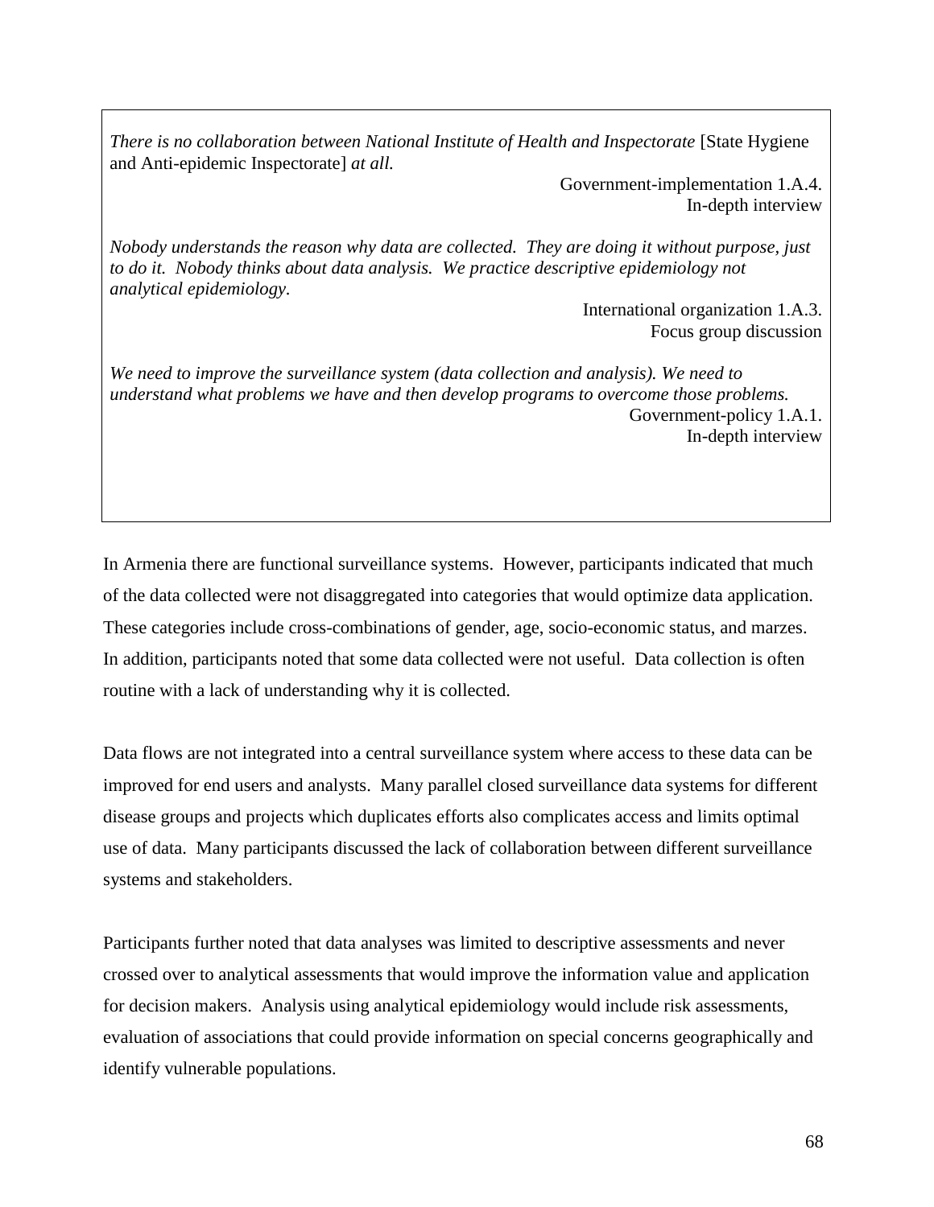*There is no collaboration between National Institute of Health and Inspectorate* [State Hygiene and Anti-epidemic Inspectorate] *at all.*

Government-implementation 1.A.4.
In-depth interview

*Nobody understands the reason why data are collected. They are doing it without purpose, just to do it. Nobody thinks about data analysis. We practice descriptive epidemiology not analytical epidemiology.*

International organization 1.A.3.
Focus group discussion

*We need to improve the surveillance system (data collection and analysis). We need to understand what problems we have and then develop programs to overcome those problems.*

Government-policy 1.A.1.
In-depth interview

In Armenia there are functional surveillance systems. However, participants indicated that much of the data collected were not disaggregated into categories that would optimize data application. These categories include cross-combinations of gender, age, socio-economic status, and marzes. In addition, participants noted that some data collected were not useful. Data collection is often routine with a lack of understanding why it is collected.

Data flows are not integrated into a central surveillance system where access to these data can be improved for end users and analysts. Many parallel closed surveillance data systems for different disease groups and projects which duplicates efforts also complicates access and limits optimal use of data. Many participants discussed the lack of collaboration between different surveillance systems and stakeholders.

Participants further noted that data analyses was limited to descriptive assessments and never crossed over to analytical assessments that would improve the information value and application for decision makers. Analysis using analytical epidemiology would include risk assessments, evaluation of associations that could provide information on special concerns geographically and identify vulnerable populations.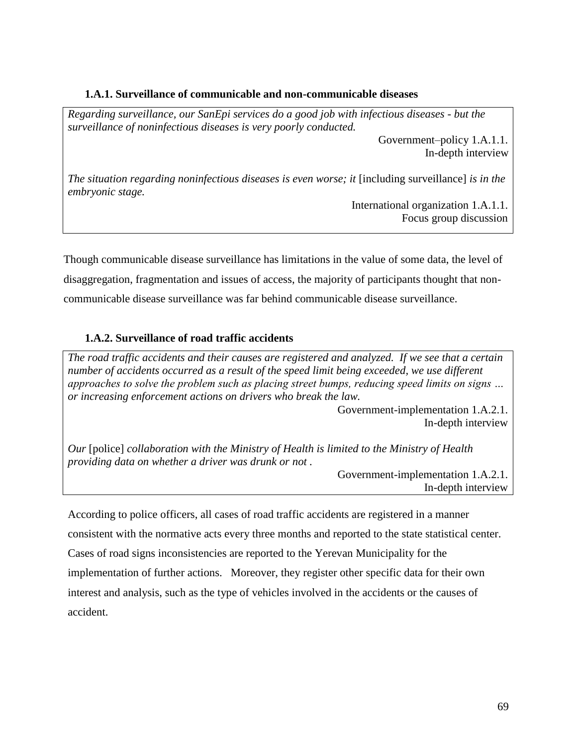### 1.A.1. Surveillance of communicable and non-communicable diseases

*Regarding surveillance, our SanEpi services do a good job with infectious diseases - but the surveillance of noninfectious diseases is very poorly conducted.*

Government–policy 1.A.1.1.
In-depth interview

*The situation regarding noninfectious diseases is even worse; it* [including surveillance] *is in the embryonic stage.*

International organization 1.A.1.1.
Focus group discussion

Though communicable disease surveillance has limitations in the value of some data, the level of disaggregation, fragmentation and issues of access, the majority of participants thought that non-communicable disease surveillance was far behind communicable disease surveillance.

### 1.A.2. Surveillance of road traffic accidents

*The road traffic accidents and their causes are registered and analyzed. If we see that a certain number of accidents occurred as a result of the speed limit being exceeded, we use different approaches to solve the problem such as placing street bumps, reducing speed limits on signs … or increasing enforcement actions on drivers who break the law.*

Government-implementation 1.A.2.1.
In-depth interview

*Our* [police] *collaboration with the Ministry of Health is limited to the Ministry of Health providing data on whether a driver was drunk or not .*

Government-implementation 1.A.2.1.
In-depth interview

According to police officers, all cases of road traffic accidents are registered in a manner consistent with the normative acts every three months and reported to the state statistical center. Cases of road signs inconsistencies are reported to the Yerevan Municipality for the implementation of further actions. Moreover, they register other specific data for their own interest and analysis, such as the type of vehicles involved in the accidents or the causes of accident.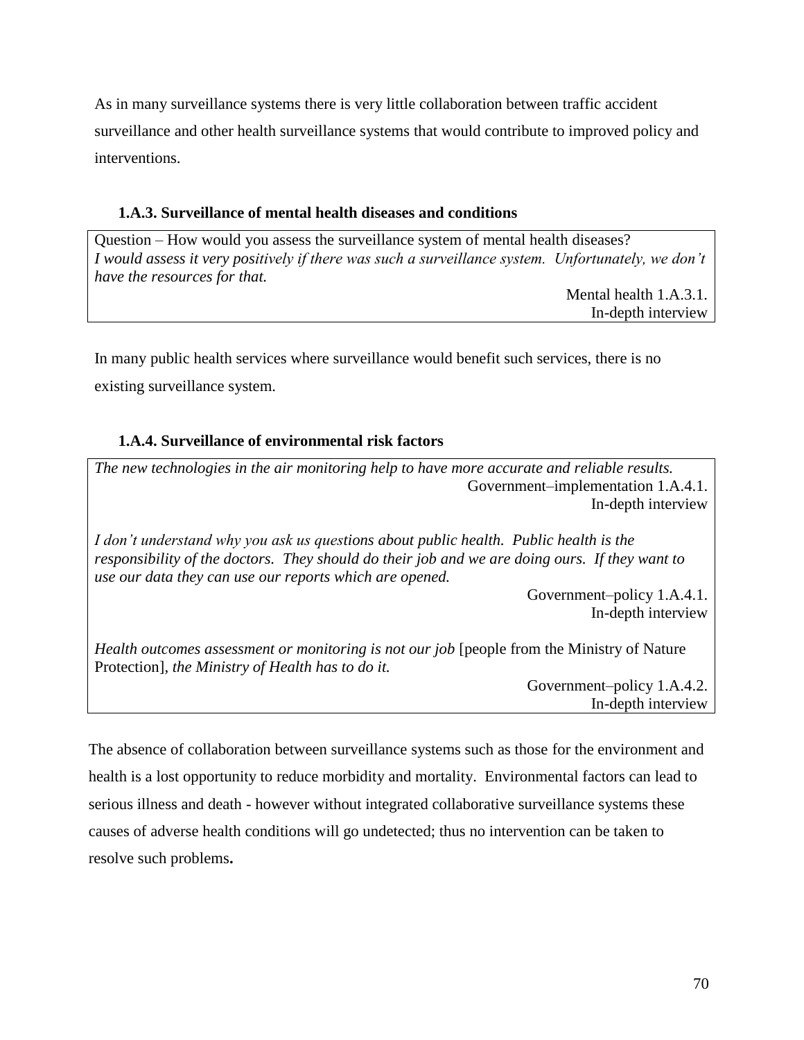As in many surveillance systems there is very little collaboration between traffic accident surveillance and other health surveillance systems that would contribute to improved policy and interventions.

### 1.A.3. Surveillance of mental health diseases and conditions

> Question – How would you assess the surveillance system of mental health diseases?
> *I would assess it very positively if there was such a surveillance system. Unfortunately, we don't have the resources for that.*
>
> Mental health 1.A.3.1.
> In-depth interview

In many public health services where surveillance would benefit such services, there is no existing surveillance system.

### 1.A.4. Surveillance of environmental risk factors

> *The new technologies in the air monitoring help to have more accurate and reliable results.*
>
> Government–implementation 1.A.4.1.
> In-depth interview
>
> *I don't understand why you ask us questions about public health. Public health is the responsibility of the doctors. They should do their job and we are doing ours. If they want to use our data they can use our reports which are opened.*
>
> Government–policy 1.A.4.1.
> In-depth interview
>
> *Health outcomes assessment or monitoring is not our job* [people from the Ministry of Nature Protection], *the Ministry of Health has to do it.*
>
> Government–policy 1.A.4.2.
> In-depth interview

The absence of collaboration between surveillance systems such as those for the environment and health is a lost opportunity to reduce morbidity and mortality. Environmental factors can lead to serious illness and death - however without integrated collaborative surveillance systems these causes of adverse health conditions will go undetected; thus no intervention can be taken to resolve such problems.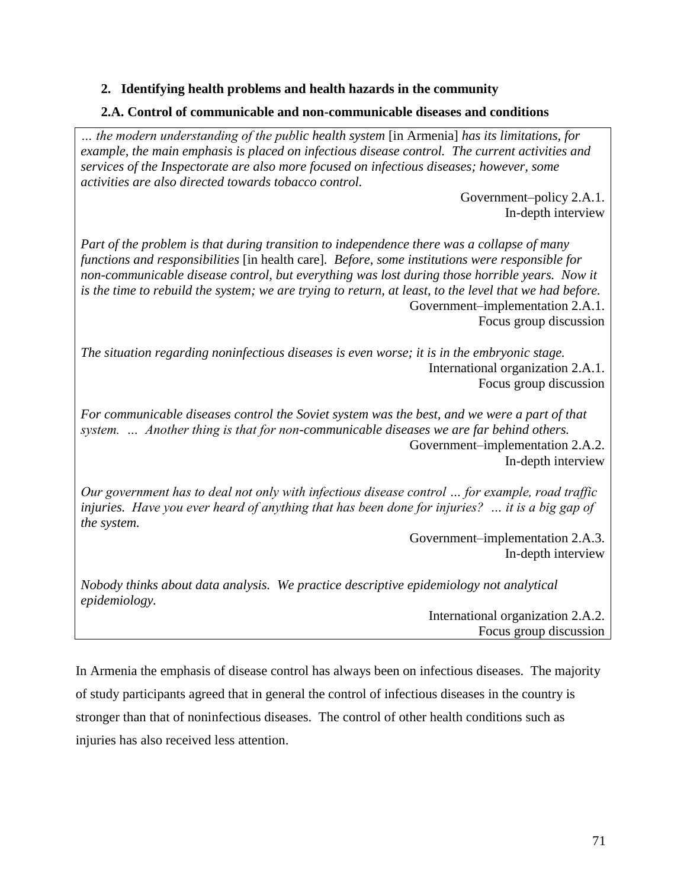## 2. Identifying health problems and health hazards in the community

### 2.A. Control of communicable and non-communicable diseases and conditions

*… the modern understanding of the public health system* [in Armenia] *has its limitations, for example, the main emphasis is placed on infectious disease control. The current activities and services of the Inspectorate are also more focused on infectious diseases; however, some activities are also directed towards tobacco control.*

Government–policy 2.A.1.
In-depth interview

*Part of the problem is that during transition to independence there was a collapse of many functions and responsibilities* [in health care]*. Before, some institutions were responsible for non-communicable disease control, but everything was lost during those horrible years. Now it is the time to rebuild the system; we are trying to return, at least, to the level that we had before.*

Government–implementation 2.A.1.
Focus group discussion

*The situation regarding noninfectious diseases is even worse; it is in the embryonic stage.*

International organization 2.A.1.
Focus group discussion

*For communicable diseases control the Soviet system was the best, and we were a part of that system. … Another thing is that for non-communicable diseases we are far behind others.*

Government–implementation 2.A.2.
In-depth interview

*Our government has to deal not only with infectious disease control … for example, road traffic injuries. Have you ever heard of anything that has been done for injuries? … it is a big gap of the system.*

Government–implementation 2.A.3.
In-depth interview

*Nobody thinks about data analysis. We practice descriptive epidemiology not analytical epidemiology.*

International organization 2.A.2.
Focus group discussion

In Armenia the emphasis of disease control has always been on infectious diseases. The majority of study participants agreed that in general the control of infectious diseases in the country is stronger than that of noninfectious diseases. The control of other health conditions such as injuries has also received less attention.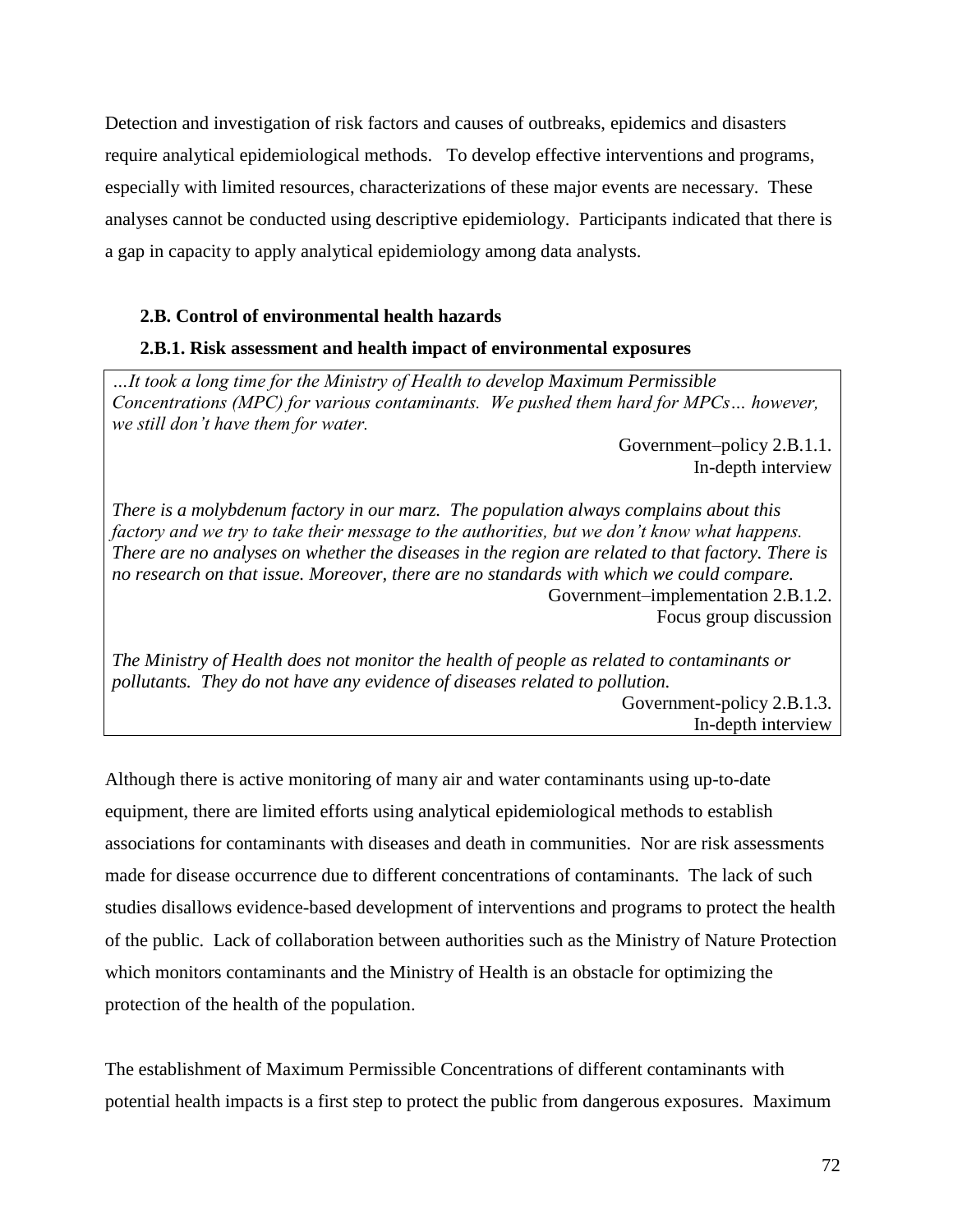Detection and investigation of risk factors and causes of outbreaks, epidemics and disasters require analytical epidemiological methods. To develop effective interventions and programs, especially with limited resources, characterizations of these major events are necessary. These analyses cannot be conducted using descriptive epidemiology. Participants indicated that there is a gap in capacity to apply analytical epidemiology among data analysts.

### 2.B. Control of environmental health hazards

#### 2.B.1. Risk assessment and health impact of environmental exposures

> *…It took a long time for the Ministry of Health to develop Maximum Permissible Concentrations (MPC) for various contaminants. We pushed them hard for MPCs… however, we still don't have them for water.*
>
> Government–policy 2.B.1.1.
> In-depth interview
>
> *There is a molybdenum factory in our marz. The population always complains about this factory and we try to take their message to the authorities, but we don't know what happens. There are no analyses on whether the diseases in the region are related to that factory. There is no research on that issue. Moreover, there are no standards with which we could compare.*
>
> Government–implementation 2.B.1.2.
> Focus group discussion
>
> *The Ministry of Health does not monitor the health of people as related to contaminants or pollutants. They do not have any evidence of diseases related to pollution.*
>
> Government-policy 2.B.1.3.
> In-depth interview

Although there is active monitoring of many air and water contaminants using up-to-date equipment, there are limited efforts using analytical epidemiological methods to establish associations for contaminants with diseases and death in communities. Nor are risk assessments made for disease occurrence due to different concentrations of contaminants. The lack of such studies disallows evidence-based development of interventions and programs to protect the health of the public. Lack of collaboration between authorities such as the Ministry of Nature Protection which monitors contaminants and the Ministry of Health is an obstacle for optimizing the protection of the health of the population.

The establishment of Maximum Permissible Concentrations of different contaminants with potential health impacts is a first step to protect the public from dangerous exposures. Maximum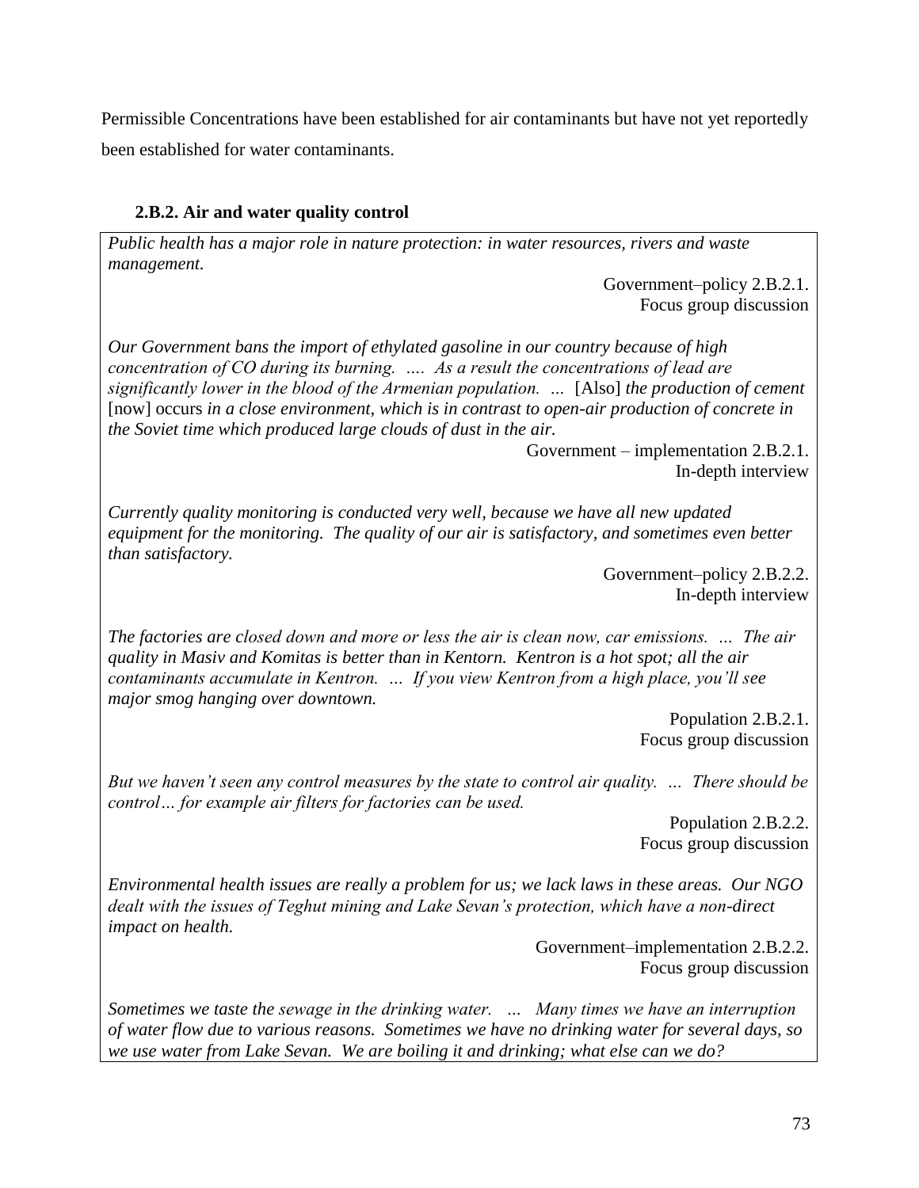Permissible Concentrations have been established for air contaminants but have not yet reportedly been established for water contaminants.

### 2.B.2. Air and water quality control

*Public health has a major role in nature protection: in water resources, rivers and waste management.*

Government–policy 2.B.2.1.
Focus group discussion

*Our Government bans the import of ethylated gasoline in our country because of high concentration of CO during its burning. …. As a result the concentrations of lead are significantly lower in the blood of the Armenian population. …* [Also] *the production of cement* [now] occurs *in a close environment, which is in contrast to open-air production of concrete in the Soviet time which produced large clouds of dust in the air.*

Government – implementation 2.B.2.1.
In-depth interview

*Currently quality monitoring is conducted very well, because we have all new updated equipment for the monitoring. The quality of our air is satisfactory, and sometimes even better than satisfactory.*

Government–policy 2.B.2.2.
In-depth interview

*The factories are closed down and more or less the air is clean now, car emissions. … The air quality in Masiv and Komitas is better than in Kentorn. Kentron is a hot spot; all the air contaminants accumulate in Kentron. … If you view Kentron from a high place, you'll see major smog hanging over downtown.*

Population 2.B.2.1.
Focus group discussion

*But we haven't seen any control measures by the state to control air quality. … There should be control… for example air filters for factories can be used.*

Population 2.B.2.2.
Focus group discussion

*Environmental health issues are really a problem for us; we lack laws in these areas. Our NGO dealt with the issues of Teghut mining and Lake Sevan's protection, which have a non-direct impact on health.*

Government–implementation 2.B.2.2.
Focus group discussion

*Sometimes we taste the sewage in the drinking water. … Many times we have an interruption of water flow due to various reasons. Sometimes we have no drinking water for several days, so we use water from Lake Sevan. We are boiling it and drinking; what else can we do?*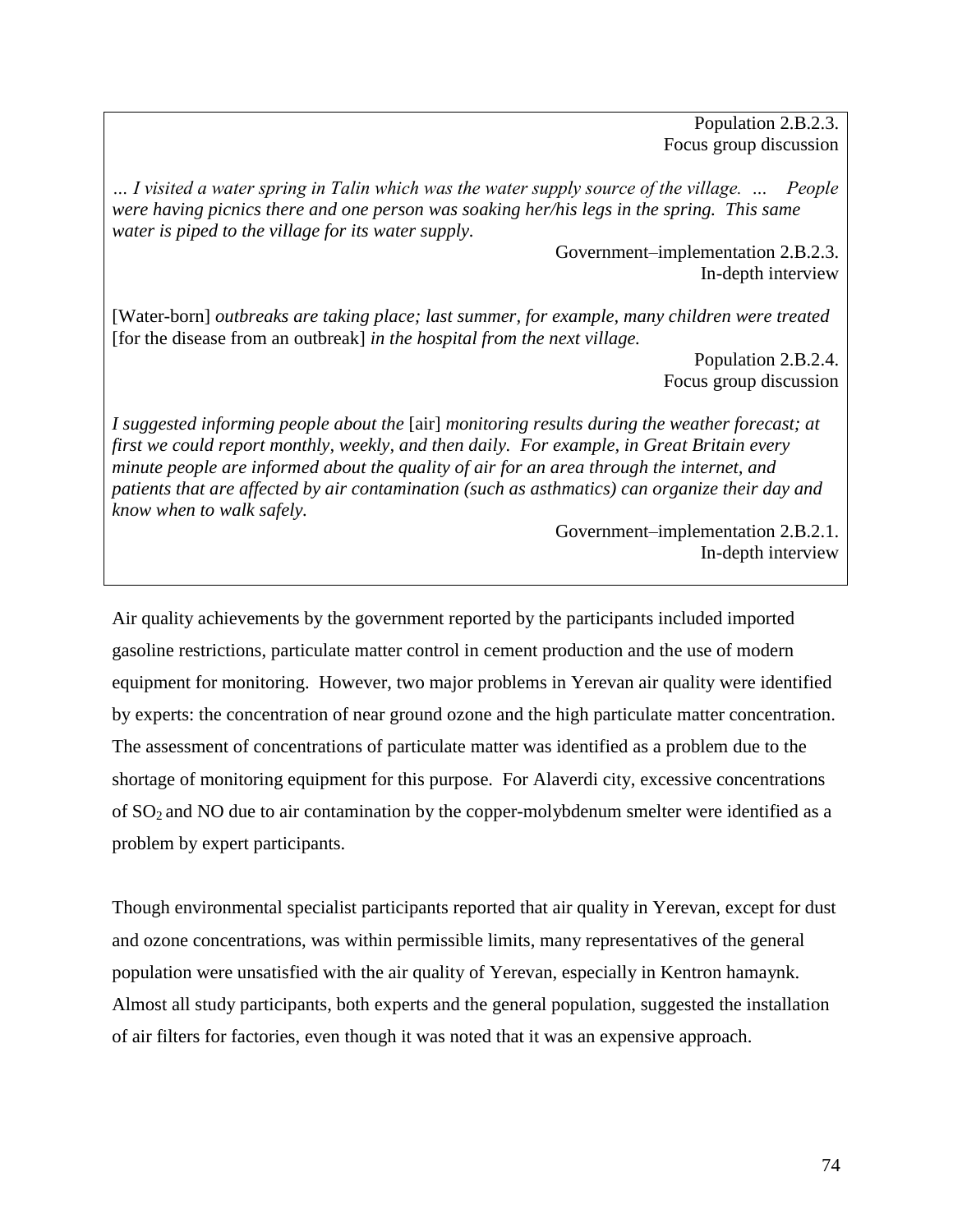Population 2.B.2.3.
Focus group discussion

*… I visited a water spring in Talin which was the water supply source of the village. … People were having picnics there and one person was soaking her/his legs in the spring. This same water is piped to the village for its water supply.*

Government–implementation 2.B.2.3.
In-depth interview

[Water-born] *outbreaks are taking place; last summer, for example, many children were treated* [for the disease from an outbreak] *in the hospital from the next village.*

Population 2.B.2.4.
Focus group discussion

*I suggested informing people about the* [air] *monitoring results during the weather forecast; at first we could report monthly, weekly, and then daily. For example, in Great Britain every minute people are informed about the quality of air for an area through the internet, and patients that are affected by air contamination (such as asthmatics) can organize their day and know when to walk safely.*

Government–implementation 2.B.2.1.
In-depth interview

Air quality achievements by the government reported by the participants included imported gasoline restrictions, particulate matter control in cement production and the use of modern equipment for monitoring. However, two major problems in Yerevan air quality were identified by experts: the concentration of near ground ozone and the high particulate matter concentration. The assessment of concentrations of particulate matter was identified as a problem due to the shortage of monitoring equipment for this purpose. For Alaverdi city, excessive concentrations of $SO_2$ and NO due to air contamination by the copper-molybdenum smelter were identified as a problem by expert participants.

Though environmental specialist participants reported that air quality in Yerevan, except for dust and ozone concentrations, was within permissible limits, many representatives of the general population were unsatisfied with the air quality of Yerevan, especially in Kentron hamaynk. Almost all study participants, both experts and the general population, suggested the installation of air filters for factories, even though it was noted that it was an expensive approach.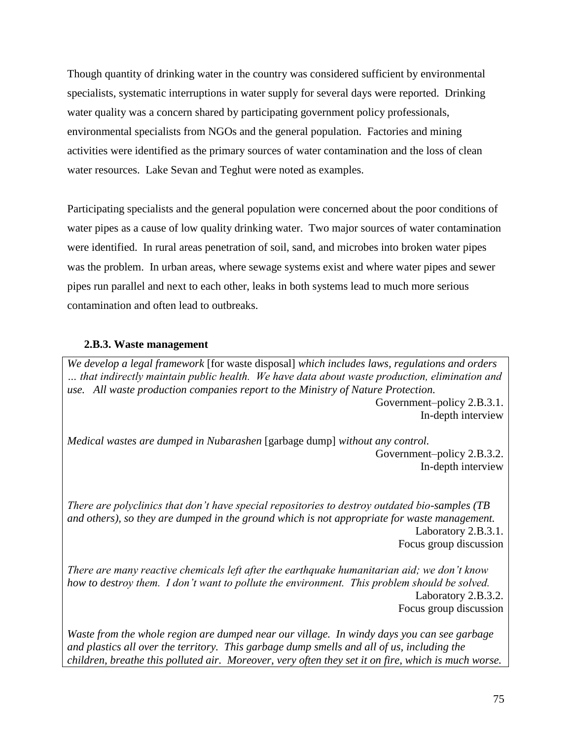Though quantity of drinking water in the country was considered sufficient by environmental specialists, systematic interruptions in water supply for several days were reported. Drinking water quality was a concern shared by participating government policy professionals, environmental specialists from NGOs and the general population. Factories and mining activities were identified as the primary sources of water contamination and the loss of clean water resources. Lake Sevan and Teghut were noted as examples.

Participating specialists and the general population were concerned about the poor conditions of water pipes as a cause of low quality drinking water. Two major sources of water contamination were identified. In rural areas penetration of soil, sand, and microbes into broken water pipes was the problem. In urban areas, where sewage systems exist and where water pipes and sewer pipes run parallel and next to each other, leaks in both systems lead to much more serious contamination and often lead to outbreaks.

### 2.B.3. Waste management

*We develop a legal framework* [for waste disposal] *which includes laws, regulations and orders … that indirectly maintain public health. We have data about waste production, elimination and use. All waste production companies report to the Ministry of Nature Protection.*

Government–policy 2.B.3.1.
In-depth interview

*Medical wastes are dumped in Nubarashen* [garbage dump] *without any control.*

Government–policy 2.B.3.2.
In-depth interview

*There are polyclinics that don't have special repositories to destroy outdated bio-samples (TB and others), so they are dumped in the ground which is not appropriate for waste management.*

Laboratory 2.B.3.1.
Focus group discussion

*There are many reactive chemicals left after the earthquake humanitarian aid; we don't know how to destroy them. I don't want to pollute the environment. This problem should be solved.*

Laboratory 2.B.3.2.
Focus group discussion

*Waste from the whole region are dumped near our village. In windy days you can see garbage and plastics all over the territory. This garbage dump smells and all of us, including the children, breathe this polluted air. Moreover, very often they set it on fire, which is much worse.*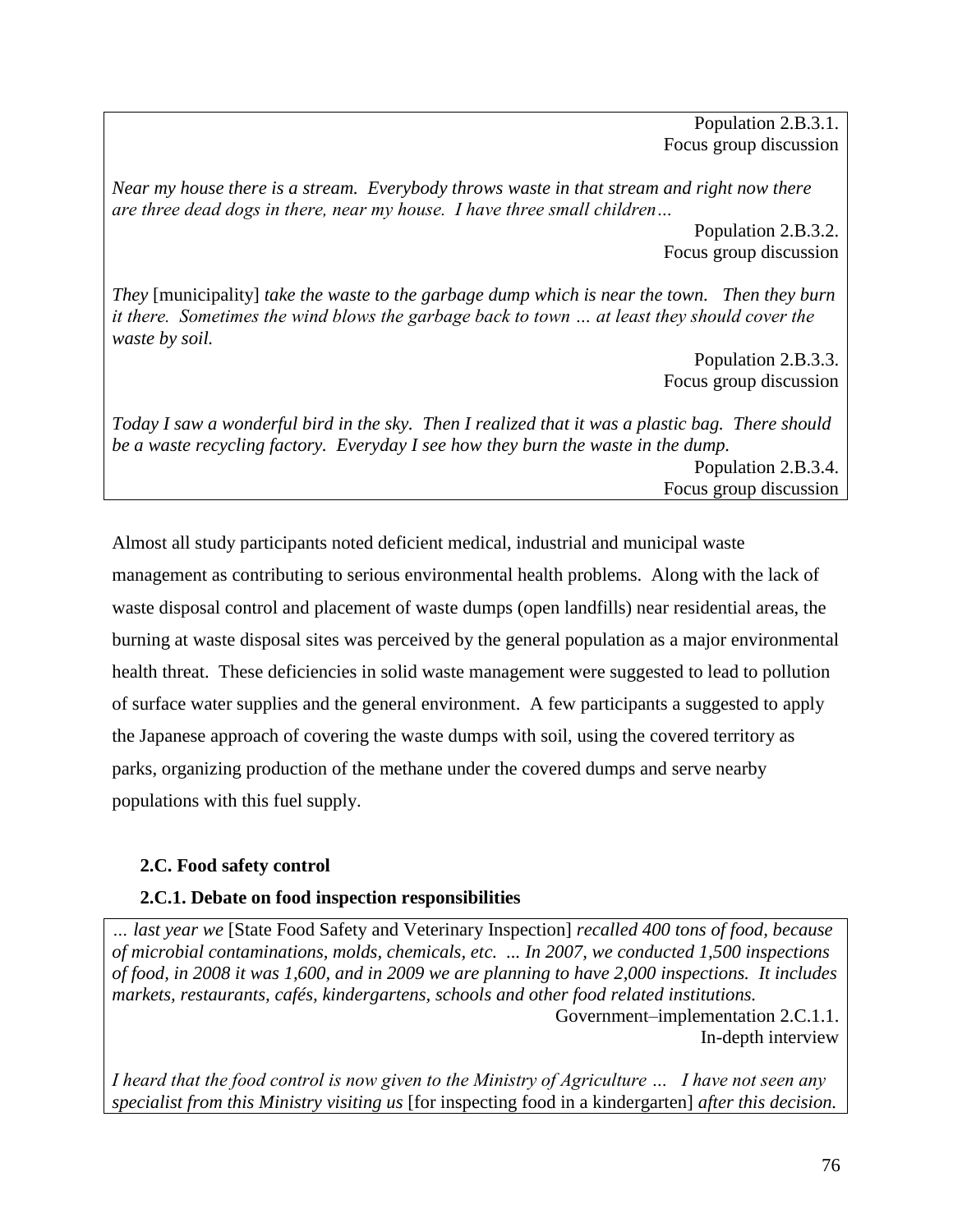Population 2.B.3.1.
Focus group discussion

*Near my house there is a stream. Everybody throws waste in that stream and right now there are three dead dogs in there, near my house. I have three small children…*

Population 2.B.3.2.
Focus group discussion

*They* [municipality] *take the waste to the garbage dump which is near the town. Then they burn it there. Sometimes the wind blows the garbage back to town … at least they should cover the waste by soil.*

Population 2.B.3.3.
Focus group discussion

*Today I saw a wonderful bird in the sky. Then I realized that it was a plastic bag. There should be a waste recycling factory. Everyday I see how they burn the waste in the dump.*

Population 2.B.3.4.
Focus group discussion

Almost all study participants noted deficient medical, industrial and municipal waste management as contributing to serious environmental health problems. Along with the lack of waste disposal control and placement of waste dumps (open landfills) near residential areas, the burning at waste disposal sites was perceived by the general population as a major environmental health threat. These deficiencies in solid waste management were suggested to lead to pollution of surface water supplies and the general environment. A few participants a suggested to apply the Japanese approach of covering the waste dumps with soil, using the covered territory as parks, organizing production of the methane under the covered dumps and serve nearby populations with this fuel supply.

## 2.C. Food safety control

### 2.C.1. Debate on food inspection responsibilities

*… last year we* [State Food Safety and Veterinary Inspection] *recalled 400 tons of food, because of microbial contaminations, molds, chemicals, etc. ... In 2007, we conducted 1,500 inspections of food, in 2008 it was 1,600, and in 2009 we are planning to have 2,000 inspections. It includes markets, restaurants, cafés, kindergartens, schools and other food related institutions.*

Government–implementation 2.C.1.1.
In-depth interview

*I heard that the food control is now given to the Ministry of Agriculture … I have not seen any specialist from this Ministry visiting us* [for inspecting food in a kindergarten] *after this decision.*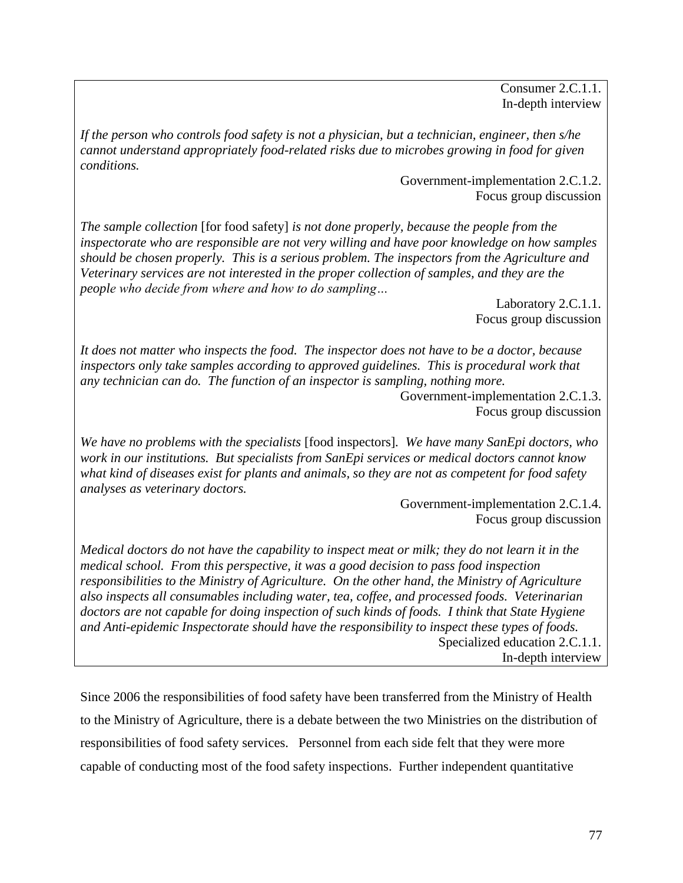Consumer 2.C.1.1.
In-depth interview

*If the person who controls food safety is not a physician, but a technician, engineer, then s/he cannot understand appropriately food-related risks due to microbes growing in food for given conditions.*

Government-implementation 2.C.1.2.
Focus group discussion

*The sample collection* [for food safety] *is not done properly, because the people from the inspectorate who are responsible are not very willing and have poor knowledge on how samples should be chosen properly. This is a serious problem. The inspectors from the Agriculture and Veterinary services are not interested in the proper collection of samples, and they are the people who decide from where and how to do sampling…*

Laboratory 2.C.1.1.
Focus group discussion

*It does not matter who inspects the food. The inspector does not have to be a doctor, because inspectors only take samples according to approved guidelines. This is procedural work that any technician can do. The function of an inspector is sampling, nothing more.*

Government-implementation 2.C.1.3.
Focus group discussion

*We have no problems with the specialists* [food inspectors]*. We have many SanEpi doctors, who work in our institutions. But specialists from SanEpi services or medical doctors cannot know what kind of diseases exist for plants and animals, so they are not as competent for food safety analyses as veterinary doctors.*

Government-implementation 2.C.1.4.
Focus group discussion

*Medical doctors do not have the capability to inspect meat or milk; they do not learn it in the medical school. From this perspective, it was a good decision to pass food inspection responsibilities to the Ministry of Agriculture. On the other hand, the Ministry of Agriculture also inspects all consumables including water, tea, coffee, and processed foods. Veterinarian doctors are not capable for doing inspection of such kinds of foods. I think that State Hygiene and Anti-epidemic Inspectorate should have the responsibility to inspect these types of foods.*

Specialized education 2.C.1.1.
In-depth interview

Since 2006 the responsibilities of food safety have been transferred from the Ministry of Health to the Ministry of Agriculture, there is a debate between the two Ministries on the distribution of responsibilities of food safety services. Personnel from each side felt that they were more capable of conducting most of the food safety inspections. Further independent quantitative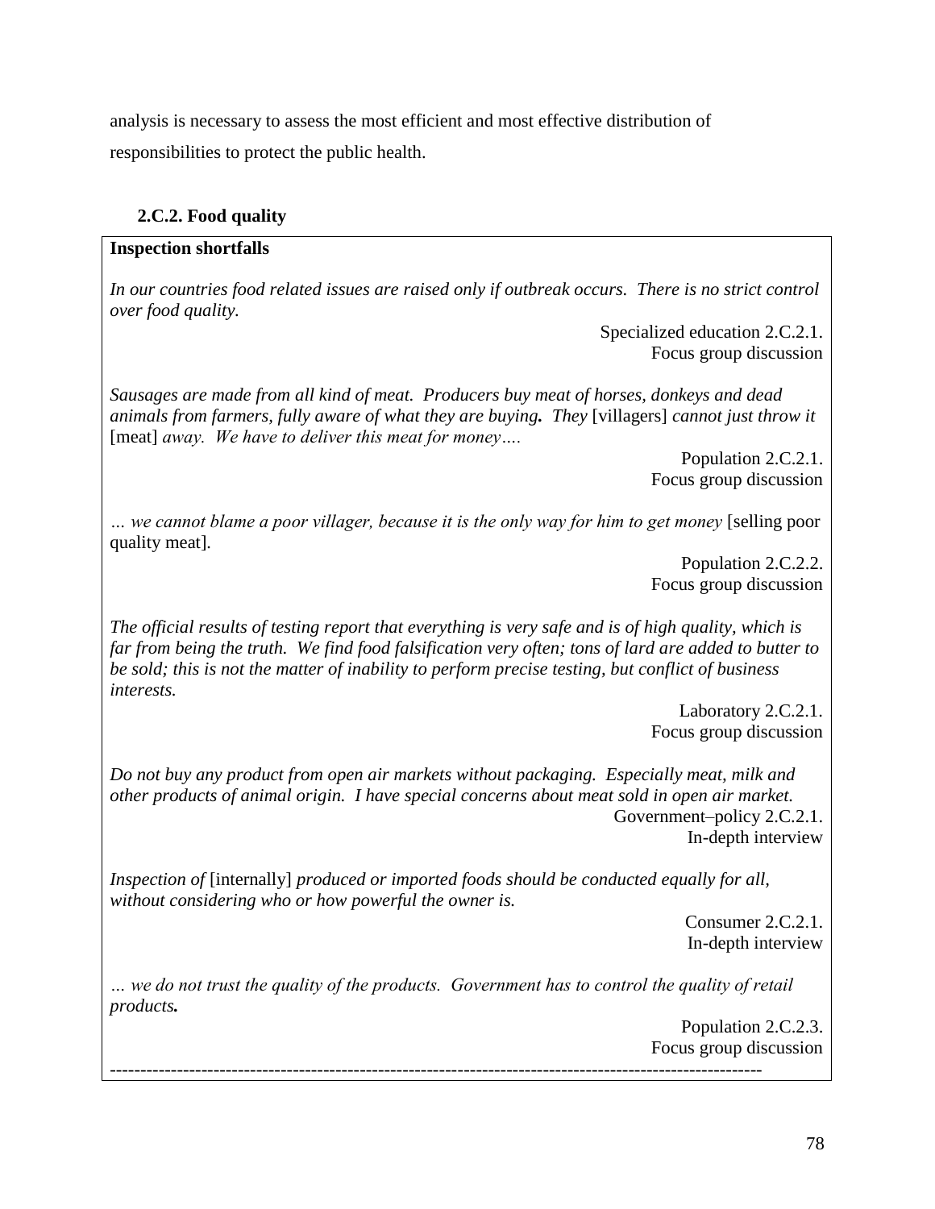analysis is necessary to assess the most efficient and most effective distribution of responsibilities to protect the public health.

### 2.C.2. Food quality

**Inspection shortfalls**

*In our countries food related issues are raised only if outbreak occurs. There is no strict control over food quality.*

Specialized education 2.C.2.1.
Focus group discussion

*Sausages are made from all kind of meat. Producers buy meat of horses, donkeys and dead animals from farmers, fully aware of what they are buying. They* [villagers] *cannot just throw it* [meat] *away. We have to deliver this meat for money….*

Population 2.C.2.1.
Focus group discussion

*… we cannot blame a poor villager, because it is the only way for him to get money* [selling poor quality meat].

Population 2.C.2.2.
Focus group discussion

*The official results of testing report that everything is very safe and is of high quality, which is far from being the truth. We find food falsification very often; tons of lard are added to butter to be sold; this is not the matter of inability to perform precise testing, but conflict of business interests.*

Laboratory 2.C.2.1.
Focus group discussion

*Do not buy any product from open air markets without packaging. Especially meat, milk and other products of animal origin. I have special concerns about meat sold in open air market.*

Government–policy 2.C.2.1.
In-depth interview

*Inspection of* [internally] *produced or imported foods should be conducted equally for all, without considering who or how powerful the owner is.*

Consumer 2.C.2.1.
In-depth interview

*… we do not trust the quality of the products. Government has to control the quality of retail products.*

Population 2.C.2.3.
Focus group discussion

---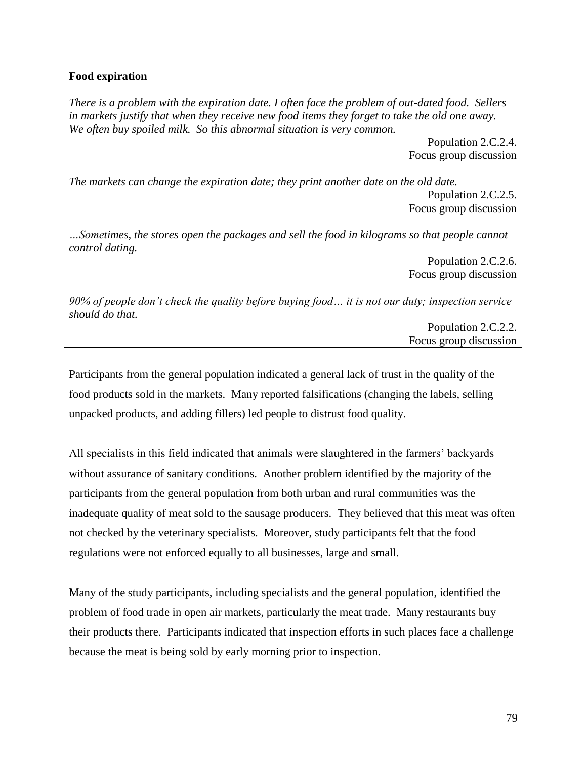**Food expiration**

*There is a problem with the expiration date. I often face the problem of out-dated food. Sellers in markets justify that when they receive new food items they forget to take the old one away. We often buy spoiled milk. So this abnormal situation is very common.*

Population 2.C.2.4.
Focus group discussion

*The markets can change the expiration date; they print another date on the old date.*

Population 2.C.2.5.
Focus group discussion

*…Sometimes, the stores open the packages and sell the food in kilograms so that people cannot control dating.*

Population 2.C.2.6.
Focus group discussion

*90% of people don't check the quality before buying food… it is not our duty; inspection service should do that.*

Population 2.C.2.2.
Focus group discussion

Participants from the general population indicated a general lack of trust in the quality of the food products sold in the markets. Many reported falsifications (changing the labels, selling unpacked products, and adding fillers) led people to distrust food quality.

All specialists in this field indicated that animals were slaughtered in the farmers' backyards without assurance of sanitary conditions. Another problem identified by the majority of the participants from the general population from both urban and rural communities was the inadequate quality of meat sold to the sausage producers. They believed that this meat was often not checked by the veterinary specialists. Moreover, study participants felt that the food regulations were not enforced equally to all businesses, large and small.

Many of the study participants, including specialists and the general population, identified the problem of food trade in open air markets, particularly the meat trade. Many restaurants buy their products there. Participants indicated that inspection efforts in such places face a challenge because the meat is being sold by early morning prior to inspection.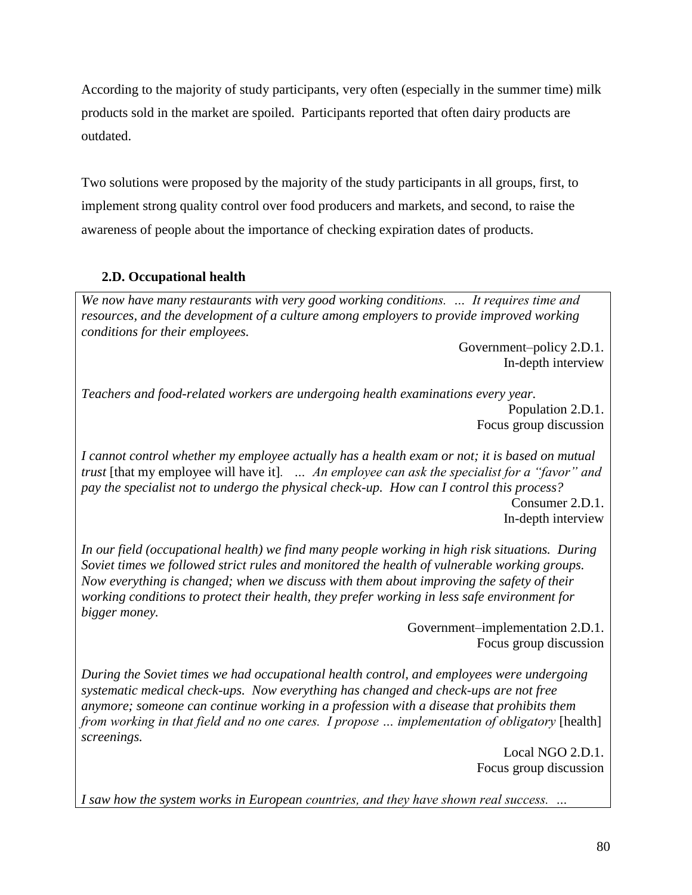According to the majority of study participants, very often (especially in the summer time) milk products sold in the market are spoiled. Participants reported that often dairy products are outdated.

Two solutions were proposed by the majority of the study participants in all groups, first, to implement strong quality control over food producers and markets, and second, to raise the awareness of people about the importance of checking expiration dates of products.

### 2.D. Occupational health

*We now have many restaurants with very good working conditions. … It requires time and resources, and the development of a culture among employers to provide improved working conditions for their employees.*

Government–policy 2.D.1.
In-depth interview

*Teachers and food-related workers are undergoing health examinations every year.*

Population 2.D.1.
Focus group discussion

*I cannot control whether my employee actually has a health exam or not; it is based on mutual trust* [that my employee will have it]*. … An employee can ask the specialist for a "favor" and pay the specialist not to undergo the physical check-up. How can I control this process?*

Consumer 2.D.1.
In-depth interview

*In our field (occupational health) we find many people working in high risk situations. During Soviet times we followed strict rules and monitored the health of vulnerable working groups. Now everything is changed; when we discuss with them about improving the safety of their working conditions to protect their health, they prefer working in less safe environment for bigger money.*

Government–implementation 2.D.1.
Focus group discussion

*During the Soviet times we had occupational health control, and employees were undergoing systematic medical check-ups. Now everything has changed and check-ups are not free anymore; someone can continue working in a profession with a disease that prohibits them from working in that field and no one cares. I propose … implementation of obligatory* [health] *screenings.*

Local NGO 2.D.1.
Focus group discussion

*I saw how the system works in European countries, and they have shown real success. …*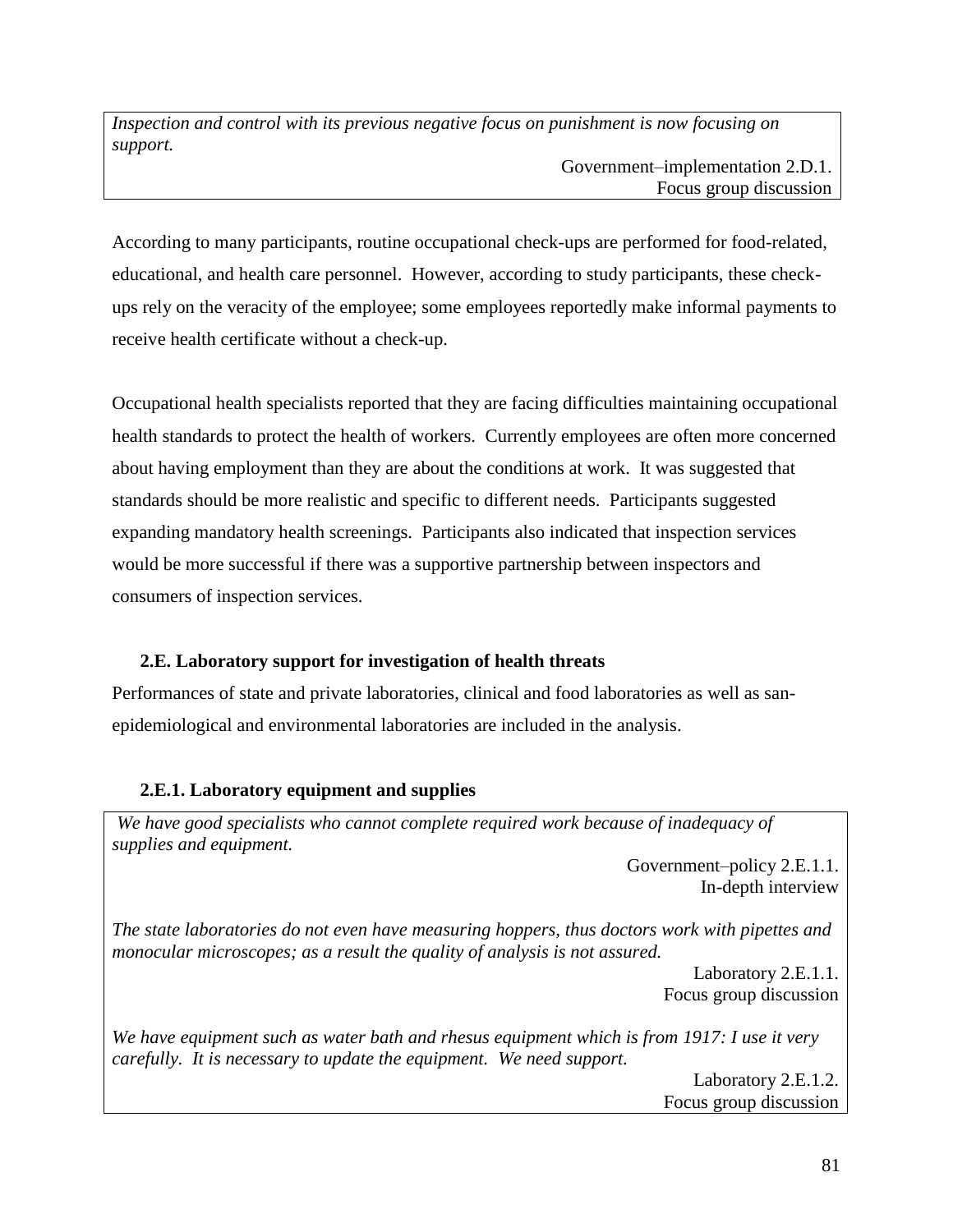*Inspection and control with its previous negative focus on punishment is now focusing on support.*

Government–implementation 2.D.1.
Focus group discussion

According to many participants, routine occupational check-ups are performed for food-related, educational, and health care personnel. However, according to study participants, these check-ups rely on the veracity of the employee; some employees reportedly make informal payments to receive health certificate without a check-up.

Occupational health specialists reported that they are facing difficulties maintaining occupational health standards to protect the health of workers. Currently employees are often more concerned about having employment than they are about the conditions at work. It was suggested that standards should be more realistic and specific to different needs. Participants suggested expanding mandatory health screenings. Participants also indicated that inspection services would be more successful if there was a supportive partnership between inspectors and consumers of inspection services.

### 2.E. Laboratory support for investigation of health threats

Performances of state and private laboratories, clinical and food laboratories as well as san-epidemiological and environmental laboratories are included in the analysis.

#### 2.E.1. Laboratory equipment and supplies

*We have good specialists who cannot complete required work because of inadequacy of supplies and equipment.*

Government–policy 2.E.1.1.
In-depth interview

*The state laboratories do not even have measuring hoppers, thus doctors work with pipettes and monocular microscopes; as a result the quality of analysis is not assured.*

Laboratory 2.E.1.1.
Focus group discussion

*We have equipment such as water bath and rhesus equipment which is from 1917: I use it very carefully. It is necessary to update the equipment. We need support.*

Laboratory 2.E.1.2.
Focus group discussion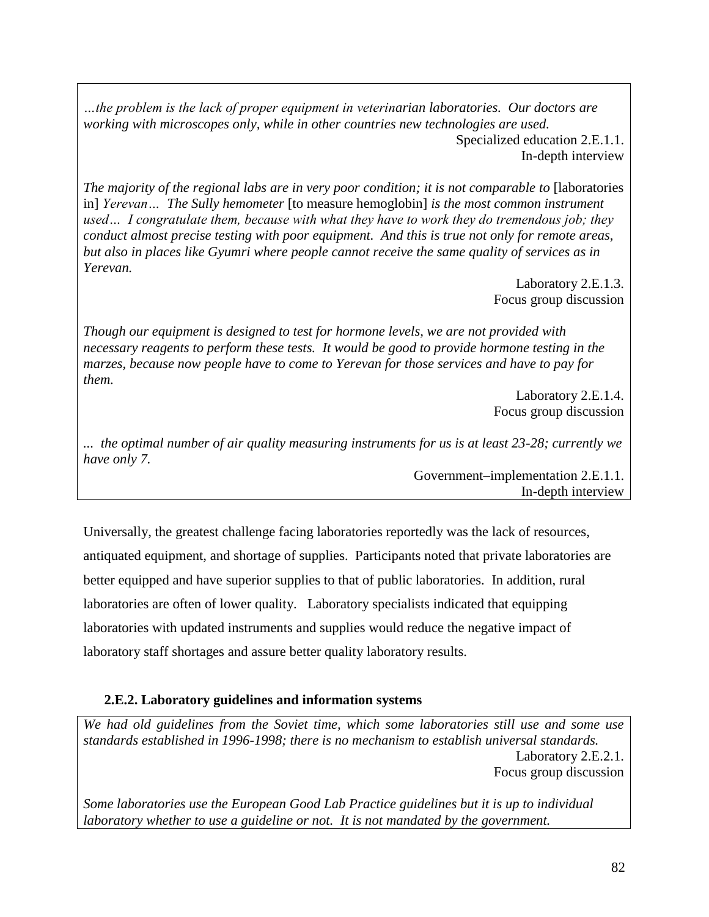*…the problem is the lack of proper equipment in veterinarian laboratories. Our doctors are working with microscopes only, while in other countries new technologies are used.*

Specialized education 2.E.1.1.
In-depth interview

*The majority of the regional labs are in very poor condition; it is not comparable to* [laboratories in] *Yerevan… The Sully hemometer* [to measure hemoglobin] *is the most common instrument used… I congratulate them, because with what they have to work they do tremendous job; they conduct almost precise testing with poor equipment. And this is true not only for remote areas, but also in places like Gyumri where people cannot receive the same quality of services as in Yerevan.*

Laboratory 2.E.1.3.
Focus group discussion

*Though our equipment is designed to test for hormone levels, we are not provided with necessary reagents to perform these tests. It would be good to provide hormone testing in the marzes, because now people have to come to Yerevan for those services and have to pay for them.*

Laboratory 2.E.1.4.
Focus group discussion

*... the optimal number of air quality measuring instruments for us is at least 23-28; currently we have only 7.*

Government–implementation 2.E.1.1.
In-depth interview

Universally, the greatest challenge facing laboratories reportedly was the lack of resources, antiquated equipment, and shortage of supplies. Participants noted that private laboratories are better equipped and have superior supplies to that of public laboratories. In addition, rural laboratories are often of lower quality. Laboratory specialists indicated that equipping laboratories with updated instruments and supplies would reduce the negative impact of laboratory staff shortages and assure better quality laboratory results.

### 2.E.2. Laboratory guidelines and information systems

*We had old guidelines from the Soviet time, which some laboratories still use and some use standards established in 1996-1998; there is no mechanism to establish universal standards.*

Laboratory 2.E.2.1.
Focus group discussion

*Some laboratories use the European Good Lab Practice guidelines but it is up to individual laboratory whether to use a guideline or not. It is not mandated by the government.*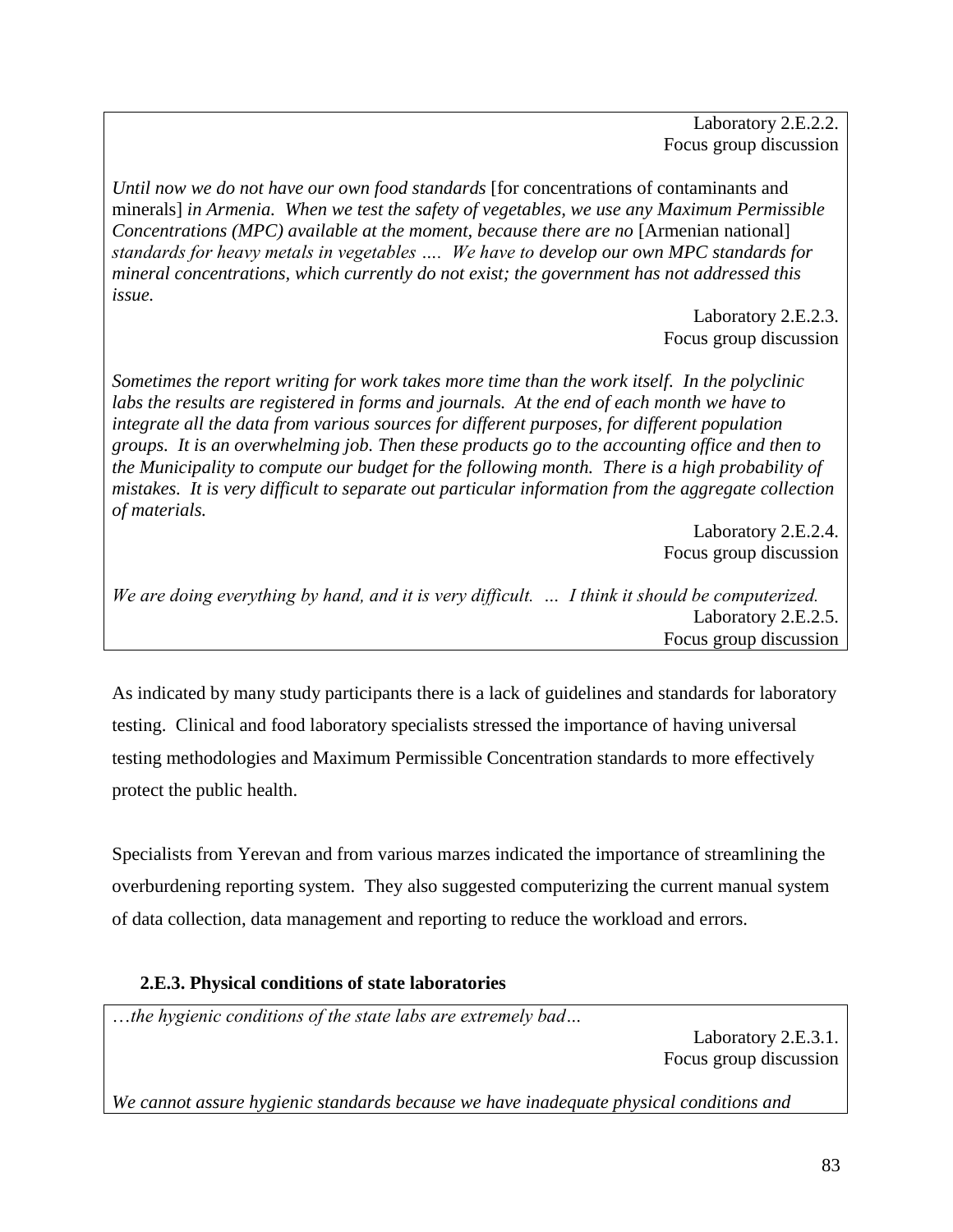Laboratory 2.E.2.2.
Focus group discussion

*Until now we do not have our own food standards* [for concentrations of contaminants and minerals] *in Armenia. When we test the safety of vegetables, we use any Maximum Permissible Concentrations (MPC) available at the moment, because there are no* [Armenian national] *standards for heavy metals in vegetables …. We have to develop our own MPC standards for mineral concentrations, which currently do not exist; the government has not addressed this issue.*

Laboratory 2.E.2.3.
Focus group discussion

*Sometimes the report writing for work takes more time than the work itself. In the polyclinic labs the results are registered in forms and journals. At the end of each month we have to integrate all the data from various sources for different purposes, for different population groups. It is an overwhelming job. Then these products go to the accounting office and then to the Municipality to compute our budget for the following month. There is a high probability of mistakes. It is very difficult to separate out particular information from the aggregate collection of materials.*

Laboratory 2.E.2.4.
Focus group discussion

*We are doing everything by hand, and it is very difficult. … I think it should be computerized.*

Laboratory 2.E.2.5.
Focus group discussion

As indicated by many study participants there is a lack of guidelines and standards for laboratory testing. Clinical and food laboratory specialists stressed the importance of having universal testing methodologies and Maximum Permissible Concentration standards to more effectively protect the public health.

Specialists from Yerevan and from various marzes indicated the importance of streamlining the overburdening reporting system. They also suggested computerizing the current manual system of data collection, data management and reporting to reduce the workload and errors.

### 2.E.3. Physical conditions of state laboratories

*…the hygienic conditions of the state labs are extremely bad…*

Laboratory 2.E.3.1.
Focus group discussion

*We cannot assure hygienic standards because we have inadequate physical conditions and*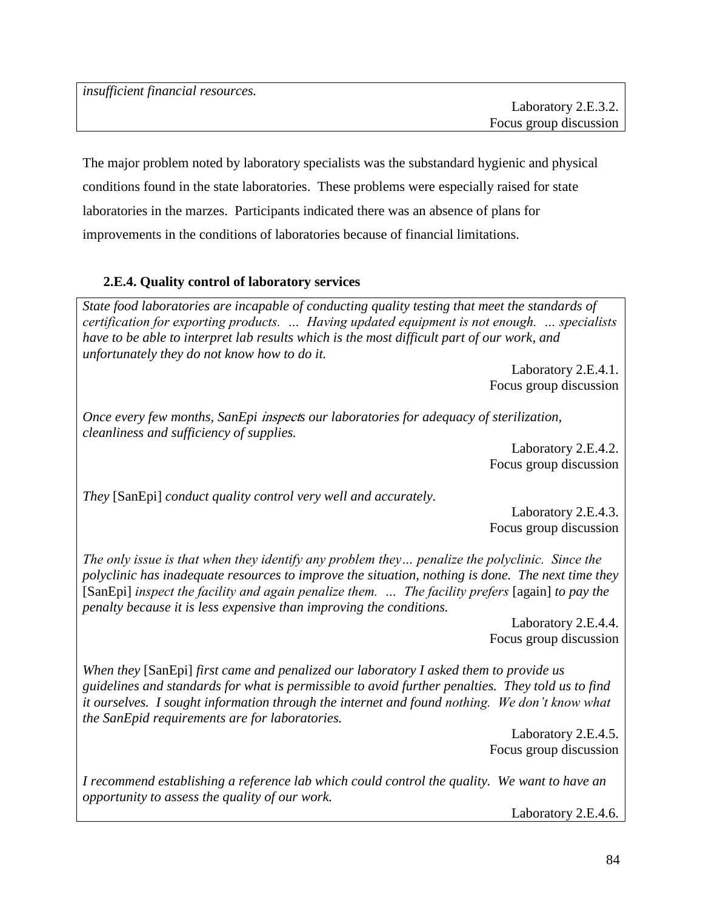*insufficient financial resources.*

Laboratory 2.E.3.2.
Focus group discussion

The major problem noted by laboratory specialists was the substandard hygienic and physical conditions found in the state laboratories. These problems were especially raised for state laboratories in the marzes. Participants indicated there was an absence of plans for improvements in the conditions of laboratories because of financial limitations.

### 2.E.4. Quality control of laboratory services

*State food laboratories are incapable of conducting quality testing that meet the standards of certification for exporting products. … Having updated equipment is not enough. … specialists have to be able to interpret lab results which is the most difficult part of our work, and unfortunately they do not know how to do it.*

Laboratory 2.E.4.1.
Focus group discussion

*Once every few months, SanEpi inspects our laboratories for adequacy of sterilization, cleanliness and sufficiency of supplies.*

Laboratory 2.E.4.2.
Focus group discussion

*They* [SanEpi] *conduct quality control very well and accurately.*

Laboratory 2.E.4.3.
Focus group discussion

*The only issue is that when they identify any problem they… penalize the polyclinic. Since the polyclinic has inadequate resources to improve the situation, nothing is done. The next time they* [SanEpi] *inspect the facility and again penalize them. … The facility prefers* [again] *to pay the penalty because it is less expensive than improving the conditions.*

Laboratory 2.E.4.4.
Focus group discussion

*When they* [SanEpi] *first came and penalized our laboratory I asked them to provide us guidelines and standards for what is permissible to avoid further penalties. They told us to find it ourselves. I sought information through the internet and found nothing. We don't know what the SanEpid requirements are for laboratories.*

Laboratory 2.E.4.5.
Focus group discussion

*I recommend establishing a reference lab which could control the quality. We want to have an opportunity to assess the quality of our work.*

Laboratory 2.E.4.6.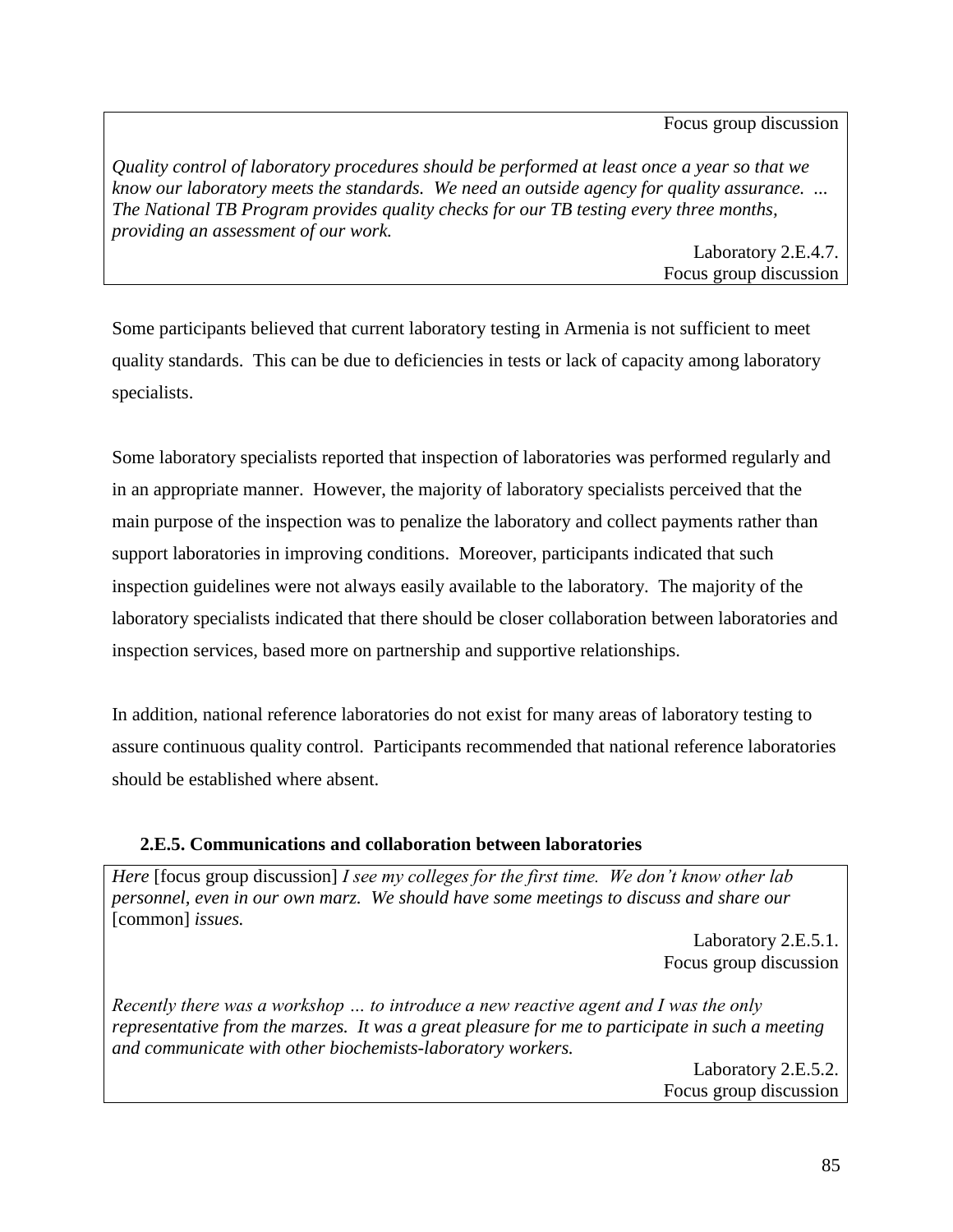Focus group discussion

*Quality control of laboratory procedures should be performed at least once a year so that we know our laboratory meets the standards. We need an outside agency for quality assurance. … The National TB Program provides quality checks for our TB testing every three months, providing an assessment of our work.*

Laboratory 2.E.4.7.
Focus group discussion

Some participants believed that current laboratory testing in Armenia is not sufficient to meet quality standards. This can be due to deficiencies in tests or lack of capacity among laboratory specialists.

Some laboratory specialists reported that inspection of laboratories was performed regularly and in an appropriate manner. However, the majority of laboratory specialists perceived that the main purpose of the inspection was to penalize the laboratory and collect payments rather than support laboratories in improving conditions. Moreover, participants indicated that such inspection guidelines were not always easily available to the laboratory. The majority of the laboratory specialists indicated that there should be closer collaboration between laboratories and inspection services, based more on partnership and supportive relationships.

In addition, national reference laboratories do not exist for many areas of laboratory testing to assure continuous quality control. Participants recommended that national reference laboratories should be established where absent.

### 2.E.5. Communications and collaboration between laboratories

*Here* [focus group discussion] *I see my colleges for the first time. We don't know other lab personnel, even in our own marz. We should have some meetings to discuss and share our* [common] *issues.*

Laboratory 2.E.5.1.
Focus group discussion

*Recently there was a workshop … to introduce a new reactive agent and I was the only representative from the marzes. It was a great pleasure for me to participate in such a meeting and communicate with other biochemists-laboratory workers.*

Laboratory 2.E.5.2.
Focus group discussion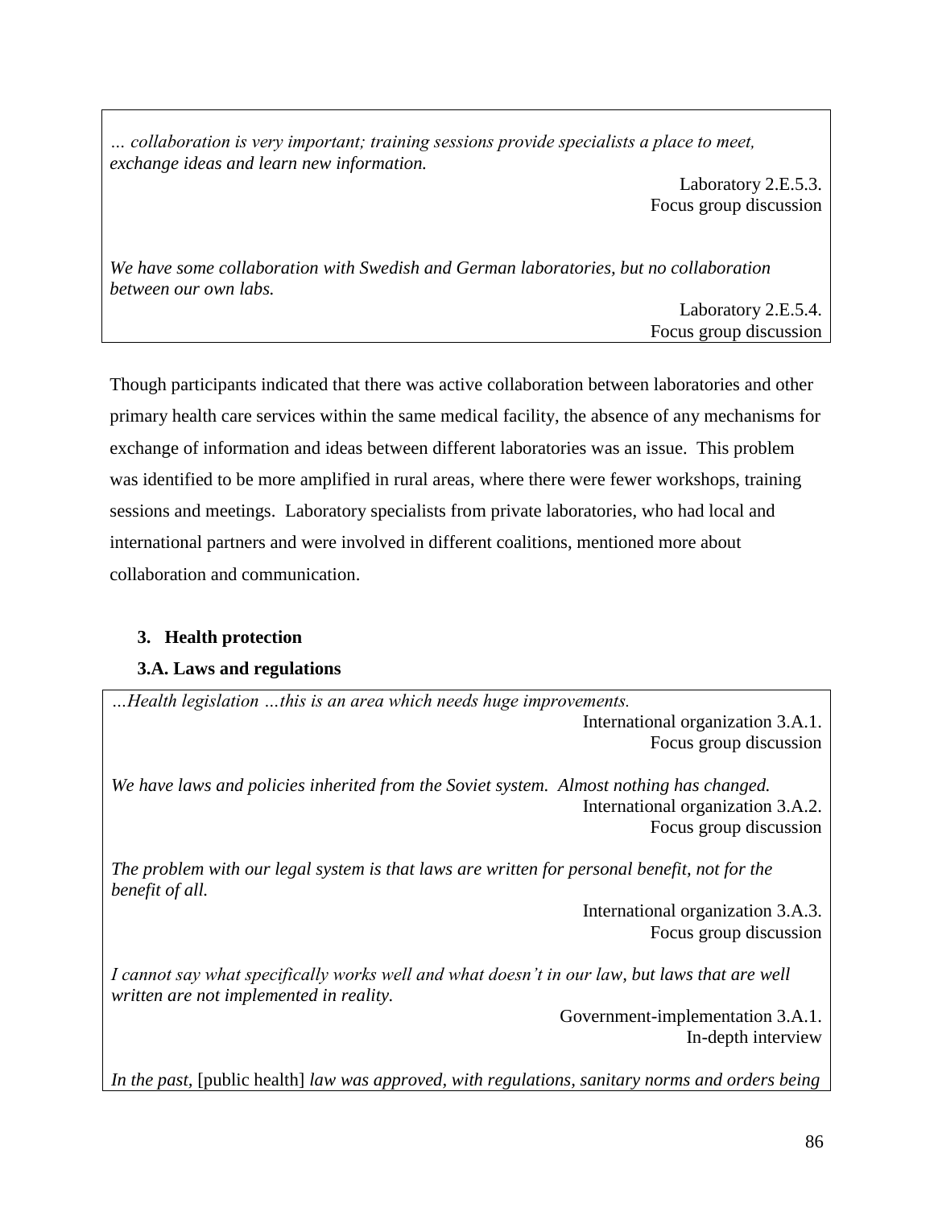*… collaboration is very important; training sessions provide specialists a place to meet, exchange ideas and learn new information.*

Laboratory 2.E.5.3.
Focus group discussion

*We have some collaboration with Swedish and German laboratories, but no collaboration between our own labs.*

Laboratory 2.E.5.4.
Focus group discussion

Though participants indicated that there was active collaboration between laboratories and other primary health care services within the same medical facility, the absence of any mechanisms for exchange of information and ideas between different laboratories was an issue. This problem was identified to be more amplified in rural areas, where there were fewer workshops, training sessions and meetings. Laboratory specialists from private laboratories, who had local and international partners and were involved in different coalitions, mentioned more about collaboration and communication.

### 3. Health protection

#### 3.A. Laws and regulations

*…Health legislation …this is an area which needs huge improvements.*

International organization 3.A.1.
Focus group discussion

*We have laws and policies inherited from the Soviet system. Almost nothing has changed.*

International organization 3.A.2.
Focus group discussion

*The problem with our legal system is that laws are written for personal benefit, not for the benefit of all.*

International organization 3.A.3.
Focus group discussion

*I cannot say what specifically works well and what doesn't in our law, but laws that are well written are not implemented in reality.*

Government-implementation 3.A.1.
In-depth interview

*In the past,* [public health] *law was approved, with regulations, sanitary norms and orders being*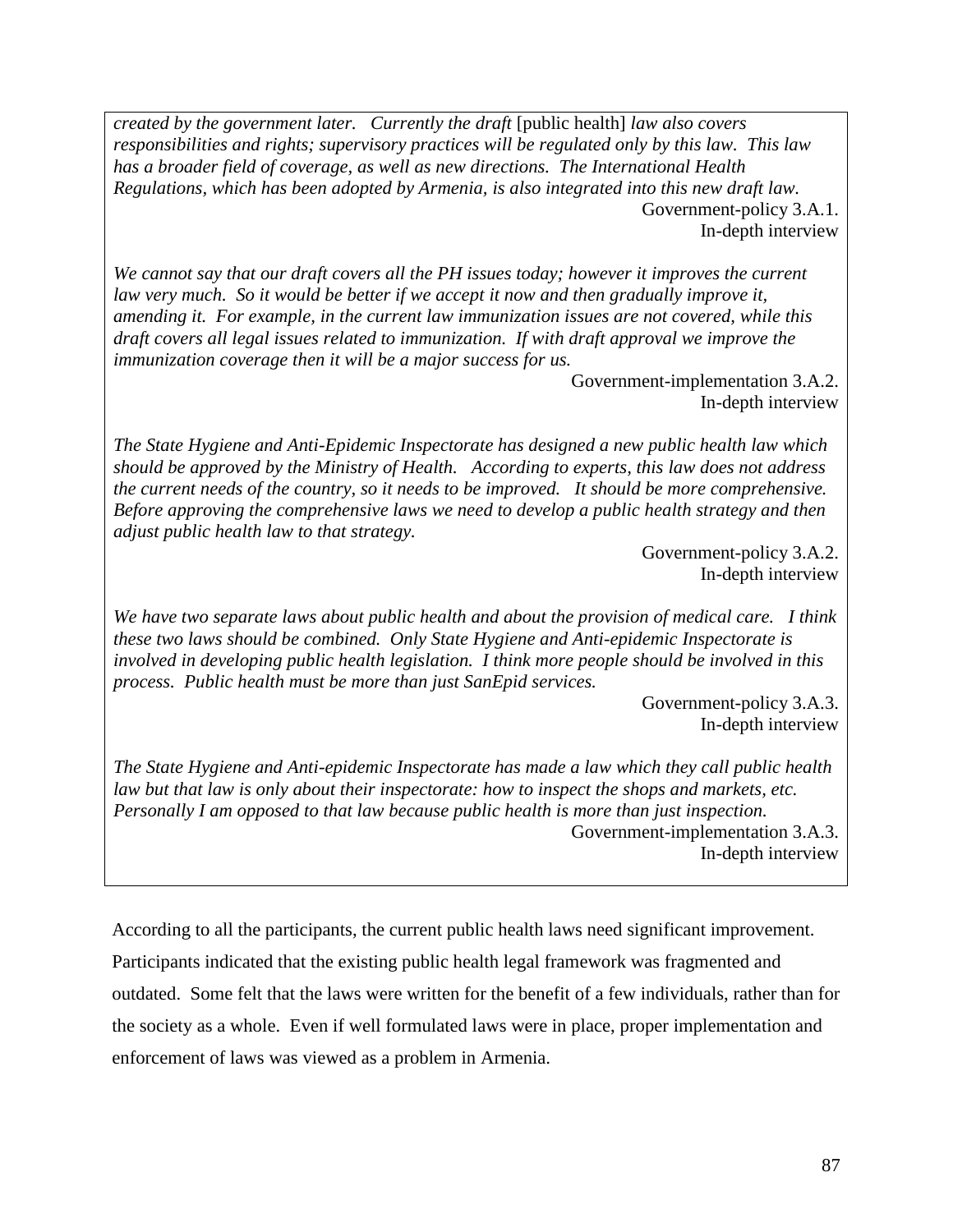*created by the government later. Currently the draft* [public health] *law also covers responsibilities and rights; supervisory practices will be regulated only by this law. This law has a broader field of coverage, as well as new directions. The International Health Regulations, which has been adopted by Armenia, is also integrated into this new draft law.*

Government-policy 3.A.1.
In-depth interview

*We cannot say that our draft covers all the PH issues today; however it improves the current law very much. So it would be better if we accept it now and then gradually improve it, amending it. For example, in the current law immunization issues are not covered, while this draft covers all legal issues related to immunization. If with draft approval we improve the immunization coverage then it will be a major success for us.*

Government-implementation 3.A.2.
In-depth interview

*The State Hygiene and Anti-Epidemic Inspectorate has designed a new public health law which should be approved by the Ministry of Health. According to experts, this law does not address the current needs of the country, so it needs to be improved. It should be more comprehensive. Before approving the comprehensive laws we need to develop a public health strategy and then adjust public health law to that strategy.*

Government-policy 3.A.2.
In-depth interview

*We have two separate laws about public health and about the provision of medical care. I think these two laws should be combined. Only State Hygiene and Anti-epidemic Inspectorate is involved in developing public health legislation. I think more people should be involved in this process. Public health must be more than just SanEpid services.*

Government-policy 3.A.3.
In-depth interview

*The State Hygiene and Anti-epidemic Inspectorate has made a law which they call public health law but that law is only about their inspectorate: how to inspect the shops and markets, etc. Personally I am opposed to that law because public health is more than just inspection.*

Government-implementation 3.A.3.
In-depth interview

According to all the participants, the current public health laws need significant improvement. Participants indicated that the existing public health legal framework was fragmented and outdated. Some felt that the laws were written for the benefit of a few individuals, rather than for the society as a whole. Even if well formulated laws were in place, proper implementation and enforcement of laws was viewed as a problem in Armenia.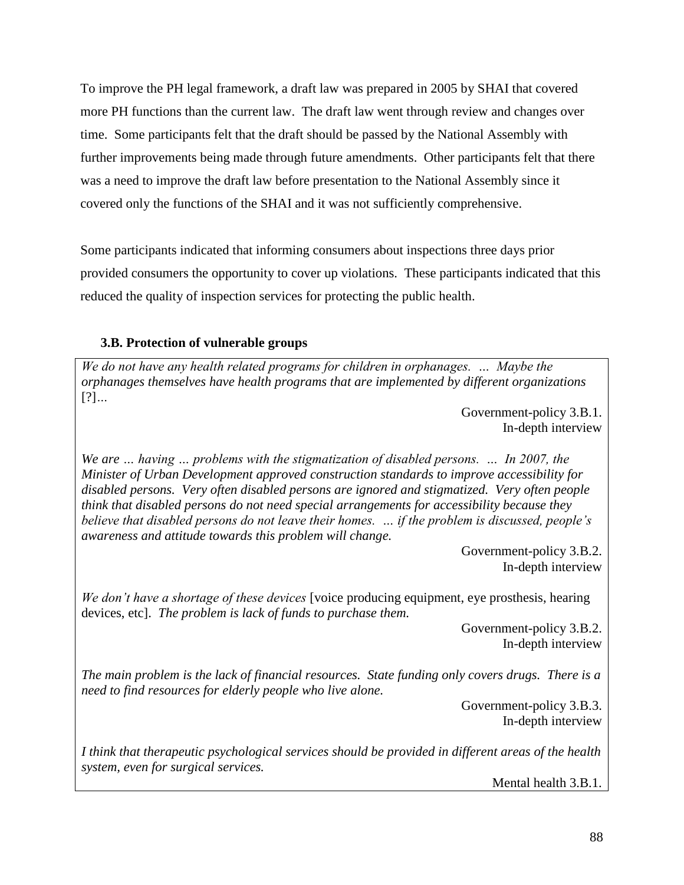To improve the PH legal framework, a draft law was prepared in 2005 by SHAI that covered more PH functions than the current law. The draft law went through review and changes over time. Some participants felt that the draft should be passed by the National Assembly with further improvements being made through future amendments. Other participants felt that there was a need to improve the draft law before presentation to the National Assembly since it covered only the functions of the SHAI and it was not sufficiently comprehensive.

Some participants indicated that informing consumers about inspections three days prior provided consumers the opportunity to cover up violations. These participants indicated that this reduced the quality of inspection services for protecting the public health.

### 3.B. Protection of vulnerable groups

*We do not have any health related programs for children in orphanages. … Maybe the orphanages themselves have health programs that are implemented by different organizations* [?]*…*

Government-policy 3.B.1.
In-depth interview

*We are … having … problems with the stigmatization of disabled persons. … In 2007, the Minister of Urban Development approved construction standards to improve accessibility for disabled persons. Very often disabled persons are ignored and stigmatized. Very often people think that disabled persons do not need special arrangements for accessibility because they believe that disabled persons do not leave their homes. … if the problem is discussed, people's awareness and attitude towards this problem will change.*

Government-policy 3.B.2.
In-depth interview

*We don't have a shortage of these devices* [voice producing equipment, eye prosthesis, hearing devices, etc]. *The problem is lack of funds to purchase them.*

Government-policy 3.B.2.
In-depth interview

*The main problem is the lack of financial resources. State funding only covers drugs. There is a need to find resources for elderly people who live alone.*

Government-policy 3.B.3.
In-depth interview

*I think that therapeutic psychological services should be provided in different areas of the health system, even for surgical services.*

Mental health 3.B.1.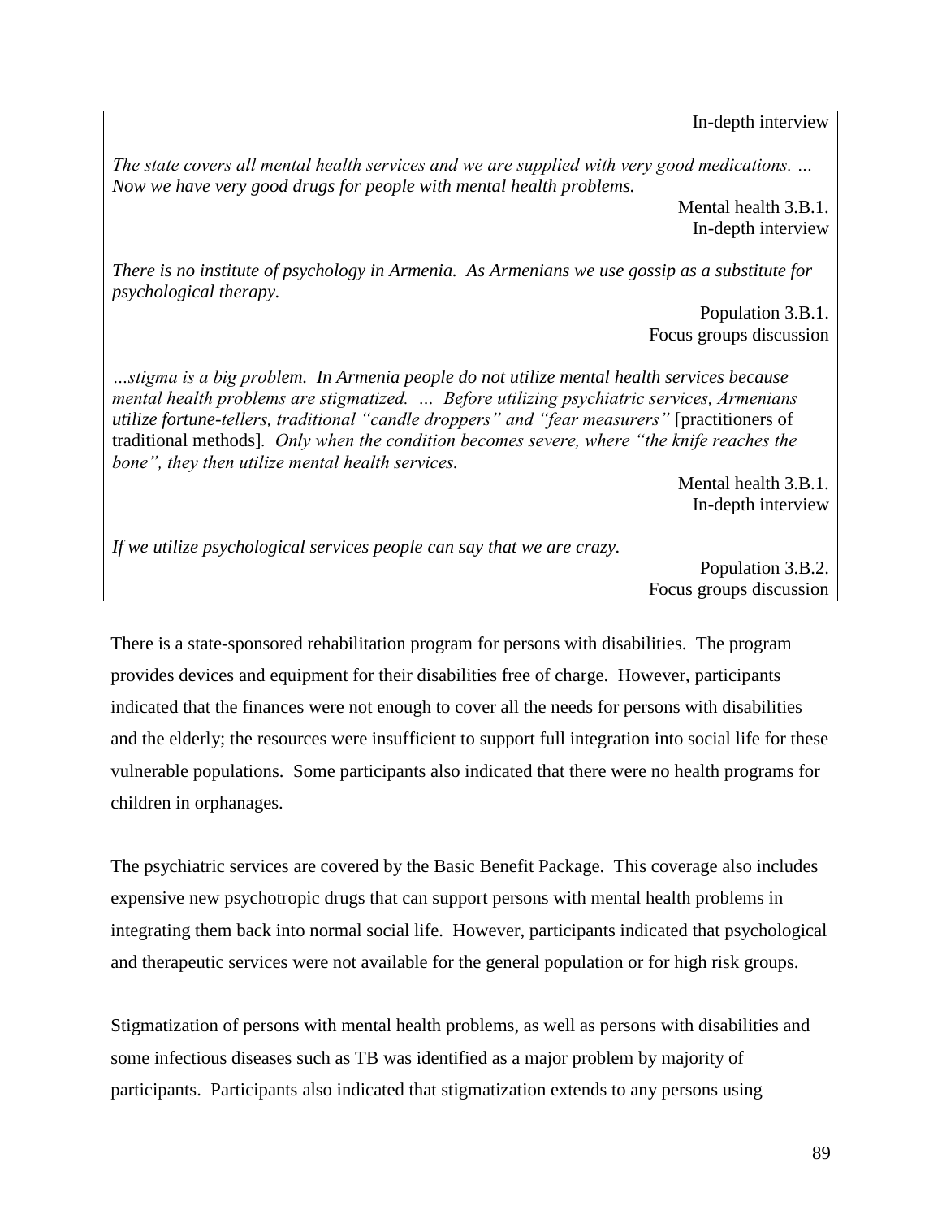In-depth interview

*The state covers all mental health services and we are supplied with very good medications. … Now we have very good drugs for people with mental health problems.*

Mental health 3.B.1.
In-depth interview

*There is no institute of psychology in Armenia. As Armenians we use gossip as a substitute for psychological therapy.*

Population 3.B.1.
Focus groups discussion

*…stigma is a big problem. In Armenia people do not utilize mental health services because mental health problems are stigmatized. … Before utilizing psychiatric services, Armenians utilize fortune-tellers, traditional "candle droppers" and "fear measurers"* [practitioners of traditional methods]*. Only when the condition becomes severe, where "the knife reaches the bone", they then utilize mental health services.*

Mental health 3.B.1.
In-depth interview

*If we utilize psychological services people can say that we are crazy.*

Population 3.B.2.
Focus groups discussion

There is a state-sponsored rehabilitation program for persons with disabilities. The program provides devices and equipment for their disabilities free of charge. However, participants indicated that the finances were not enough to cover all the needs for persons with disabilities and the elderly; the resources were insufficient to support full integration into social life for these vulnerable populations. Some participants also indicated that there were no health programs for children in orphanages.

The psychiatric services are covered by the Basic Benefit Package. This coverage also includes expensive new psychotropic drugs that can support persons with mental health problems in integrating them back into normal social life. However, participants indicated that psychological and therapeutic services were not available for the general population or for high risk groups.

Stigmatization of persons with mental health problems, as well as persons with disabilities and some infectious diseases such as TB was identified as a major problem by majority of participants. Participants also indicated that stigmatization extends to any persons using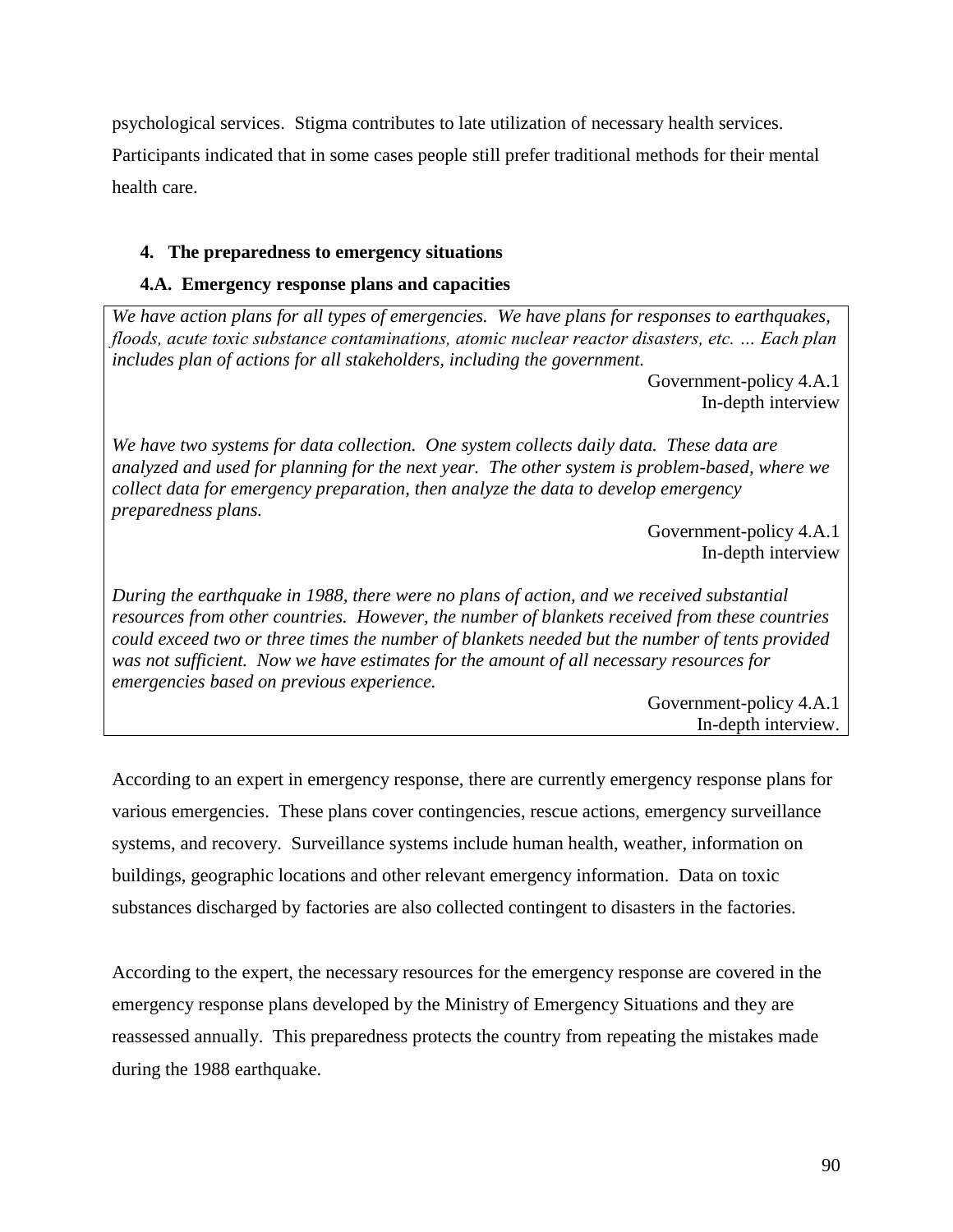psychological services. Stigma contributes to late utilization of necessary health services. Participants indicated that in some cases people still prefer traditional methods for their mental health care.

**4. The preparedness to emergency situations**

**4.A. Emergency response plans and capacities**

*We have action plans for all types of emergencies. We have plans for responses to earthquakes, floods, acute toxic substance contaminations, atomic nuclear reactor disasters, etc. … Each plan includes plan of actions for all stakeholders, including the government.*

Government-policy 4.A.1
In-depth interview

*We have two systems for data collection. One system collects daily data. These data are analyzed and used for planning for the next year. The other system is problem-based, where we collect data for emergency preparation, then analyze the data to develop emergency preparedness plans.*

Government-policy 4.A.1
In-depth interview

*During the earthquake in 1988, there were no plans of action, and we received substantial resources from other countries. However, the number of blankets received from these countries could exceed two or three times the number of blankets needed but the number of tents provided was not sufficient. Now we have estimates for the amount of all necessary resources for emergencies based on previous experience.*

Government-policy 4.A.1
In-depth interview.

According to an expert in emergency response, there are currently emergency response plans for various emergencies. These plans cover contingencies, rescue actions, emergency surveillance systems, and recovery. Surveillance systems include human health, weather, information on buildings, geographic locations and other relevant emergency information. Data on toxic substances discharged by factories are also collected contingent to disasters in the factories.

According to the expert, the necessary resources for the emergency response are covered in the emergency response plans developed by the Ministry of Emergency Situations and they are reassessed annually. This preparedness protects the country from repeating the mistakes made during the 1988 earthquake.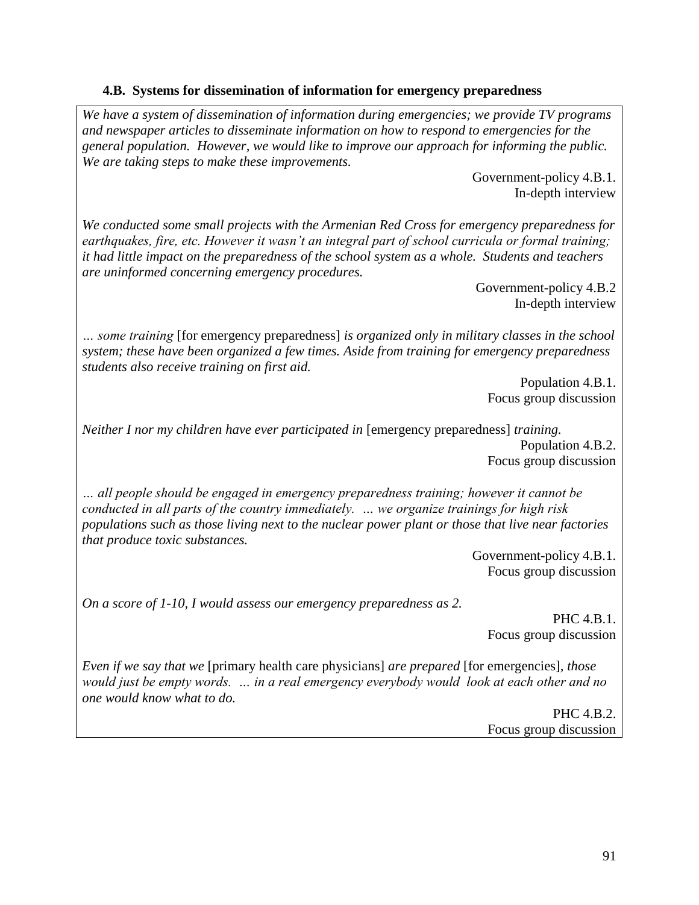### 4.B. Systems for dissemination of information for emergency preparedness

*We have a system of dissemination of information during emergencies; we provide TV programs and newspaper articles to disseminate information on how to respond to emergencies for the general population. However, we would like to improve our approach for informing the public. We are taking steps to make these improvements.*

Government-policy 4.B.1.
In-depth interview

*We conducted some small projects with the Armenian Red Cross for emergency preparedness for earthquakes, fire, etc. However it wasn't an integral part of school curricula or formal training; it had little impact on the preparedness of the school system as a whole. Students and teachers are uninformed concerning emergency procedures.*

Government-policy 4.B.2
In-depth interview

*… some training* [for emergency preparedness] *is organized only in military classes in the school system; these have been organized a few times. Aside from training for emergency preparedness students also receive training on first aid.*

Population 4.B.1.
Focus group discussion

*Neither I nor my children have ever participated in* [emergency preparedness] *training.*

Population 4.B.2.
Focus group discussion

*… all people should be engaged in emergency preparedness training; however it cannot be conducted in all parts of the country immediately. … we organize trainings for high risk populations such as those living next to the nuclear power plant or those that live near factories that produce toxic substances.*

Government-policy 4.B.1.
Focus group discussion

*On a score of 1-10, I would assess our emergency preparedness as 2.*

PHC 4.B.1.
Focus group discussion

*Even if we say that we* [primary health care physicians] *are prepared* [for emergencies], *those would just be empty words. … in a real emergency everybody would look at each other and no one would know what to do.*

PHC 4.B.2.
Focus group discussion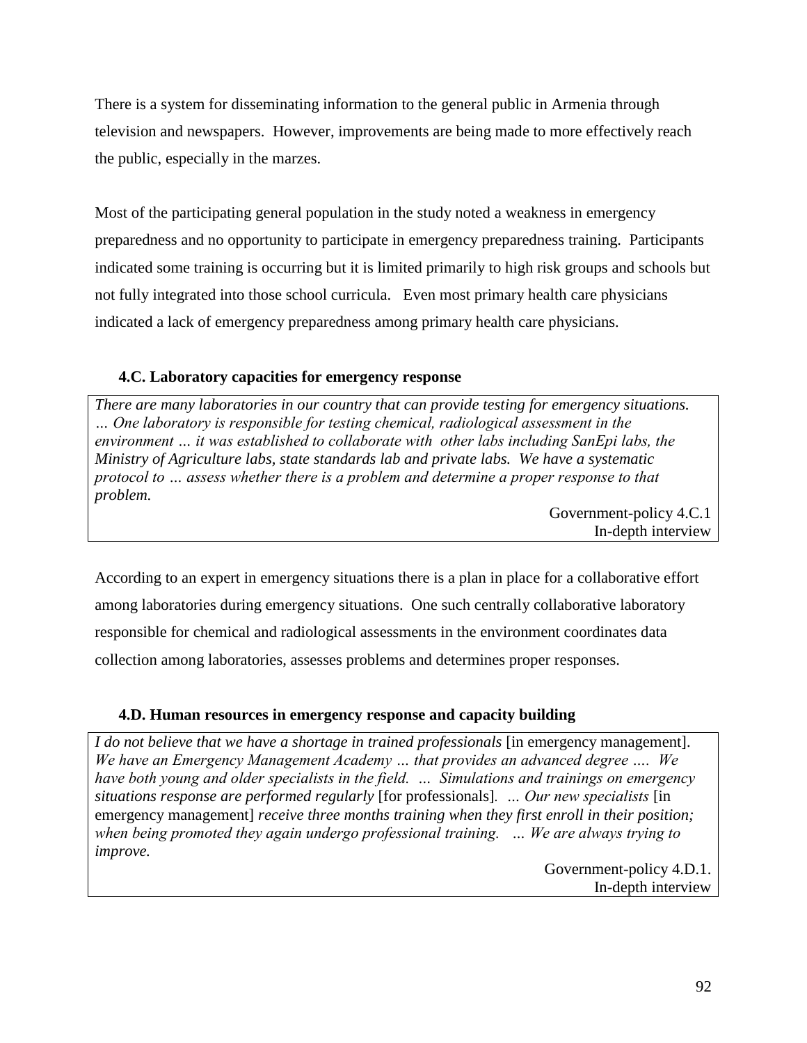There is a system for disseminating information to the general public in Armenia through television and newspapers. However, improvements are being made to more effectively reach the public, especially in the marzes.

Most of the participating general population in the study noted a weakness in emergency preparedness and no opportunity to participate in emergency preparedness training. Participants indicated some training is occurring but it is limited primarily to high risk groups and schools but not fully integrated into those school curricula. Even most primary health care physicians indicated a lack of emergency preparedness among primary health care physicians.

### 4.C. Laboratory capacities for emergency response

> *There are many laboratories in our country that can provide testing for emergency situations. … One laboratory is responsible for testing chemical, radiological assessment in the environment … it was established to collaborate with other labs including SanEpi labs, the Ministry of Agriculture labs, state standards lab and private labs. We have a systematic protocol to … assess whether there is a problem and determine a proper response to that problem.*
>
> Government-policy 4.C.1
> In-depth interview

According to an expert in emergency situations there is a plan in place for a collaborative effort among laboratories during emergency situations. One such centrally collaborative laboratory responsible for chemical and radiological assessments in the environment coordinates data collection among laboratories, assesses problems and determines proper responses.

### 4.D. Human resources in emergency response and capacity building

> *I do not believe that we have a shortage in trained professionals* [in emergency management]. *We have an Emergency Management Academy … that provides an advanced degree …. We have both young and older specialists in the field. … Simulations and trainings on emergency situations response are performed regularly* [for professionals]. *… Our new specialists* [in emergency management] *receive three months training when they first enroll in their position; when being promoted they again undergo professional training. … We are always trying to improve.*
>
> Government-policy 4.D.1.
> In-depth interview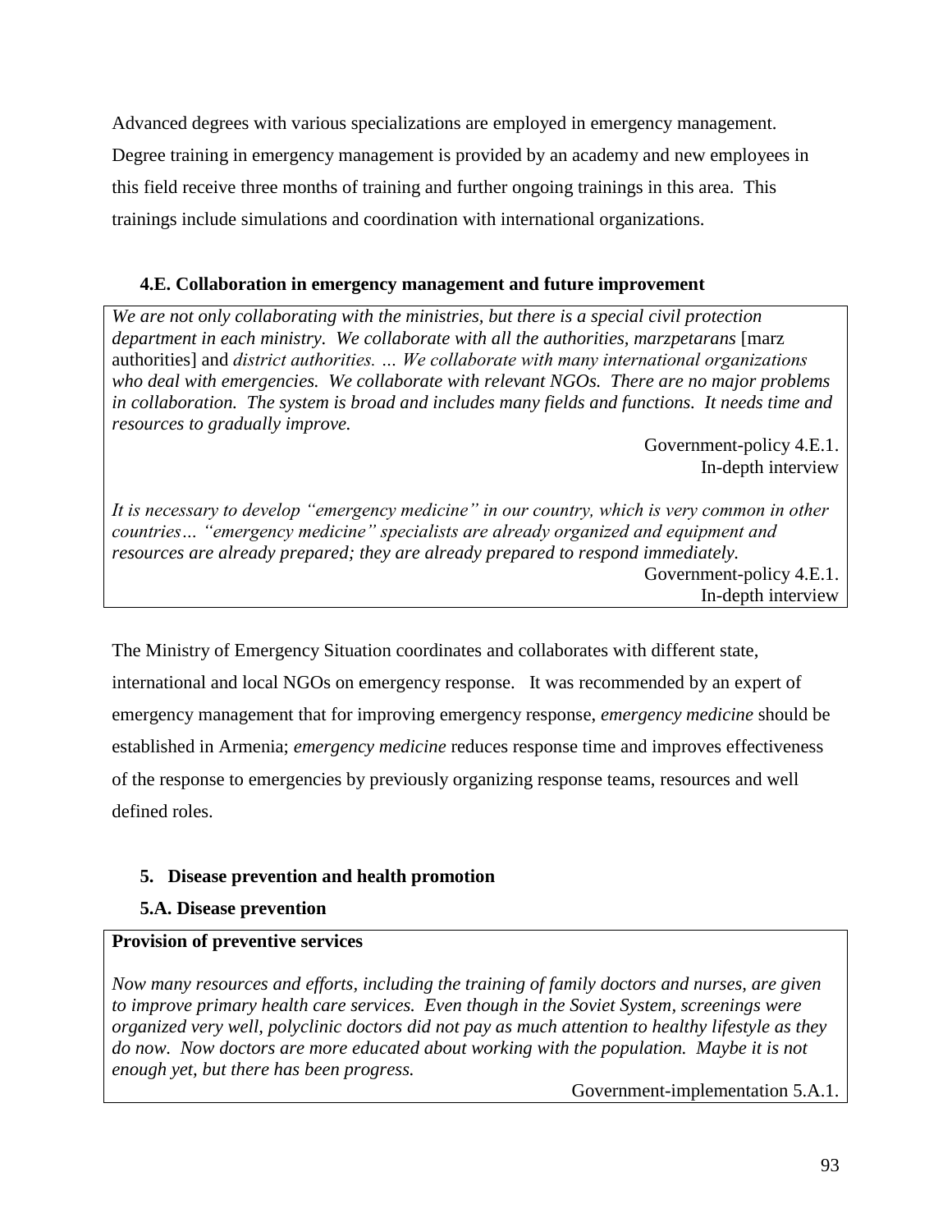Advanced degrees with various specializations are employed in emergency management. Degree training in emergency management is provided by an academy and new employees in this field receive three months of training and further ongoing trainings in this area. This trainings include simulations and coordination with international organizations.

### 4.E. Collaboration in emergency management and future improvement

> *We are not only collaborating with the ministries, but there is a special civil protection department in each ministry. We collaborate with all the authorities, marzpetarans* [marz authorities] and *district authorities. … We collaborate with many international organizations who deal with emergencies. We collaborate with relevant NGOs. There are no major problems in collaboration. The system is broad and includes many fields and functions. It needs time and resources to gradually improve.*
>
> Government-policy 4.E.1.
> In-depth interview
>
> *It is necessary to develop "emergency medicine" in our country, which is very common in other countries… "emergency medicine" specialists are already organized and equipment and resources are already prepared; they are already prepared to respond immediately.*
>
> Government-policy 4.E.1.
> In-depth interview

The Ministry of Emergency Situation coordinates and collaborates with different state, international and local NGOs on emergency response. It was recommended by an expert of emergency management that for improving emergency response, *emergency medicine* should be established in Armenia; *emergency medicine* reduces response time and improves effectiveness of the response to emergencies by previously organizing response teams, resources and well defined roles.

## 5. Disease prevention and health promotion

### 5.A. Disease prevention

> **Provision of preventive services**
>
> *Now many resources and efforts, including the training of family doctors and nurses, are given to improve primary health care services. Even though in the Soviet System, screenings were organized very well, polyclinic doctors did not pay as much attention to healthy lifestyle as they do now. Now doctors are more educated about working with the population. Maybe it is not enough yet, but there has been progress.*
>
> Government-implementation 5.A.1.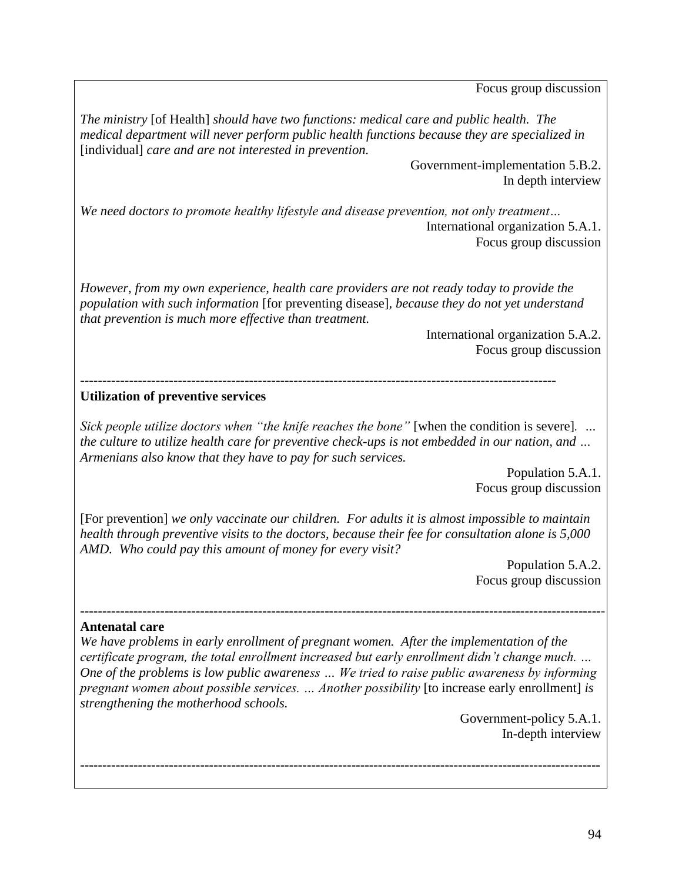Focus group discussion

*The ministry* [of Health] *should have two functions: medical care and public health. The medical department will never perform public health functions because they are specialized in* [individual] *care and are not interested in prevention.*

Government-implementation 5.B.2.
In depth interview

*We need doctors to promote healthy lifestyle and disease prevention, not only treatment…*

International organization 5.A.1.
Focus group discussion

*However, from my own experience, health care providers are not ready today to provide the population with such information* [for preventing disease], *because they do not yet understand that prevention is much more effective than treatment.*

International organization 5.A.2.
Focus group discussion

---

**Utilization of preventive services**

*Sick people utilize doctors when "the knife reaches the bone"* [when the condition is severe]*. … the culture to utilize health care for preventive check-ups is not embedded in our nation, and … Armenians also know that they have to pay for such services.*

Population 5.A.1.
Focus group discussion

[For prevention] *we only vaccinate our children. For adults it is almost impossible to maintain health through preventive visits to the doctors, because their fee for consultation alone is 5,000 AMD. Who could pay this amount of money for every visit?*

Population 5.A.2.
Focus group discussion

---

**Antenatal care**

*We have problems in early enrollment of pregnant women. After the implementation of the certificate program, the total enrollment increased but early enrollment didn't change much. … One of the problems is low public awareness … We tried to raise public awareness by informing pregnant women about possible services. … Another possibility* [to increase early enrollment] *is strengthening the motherhood schools.*

Government-policy 5.A.1.
In-depth interview

---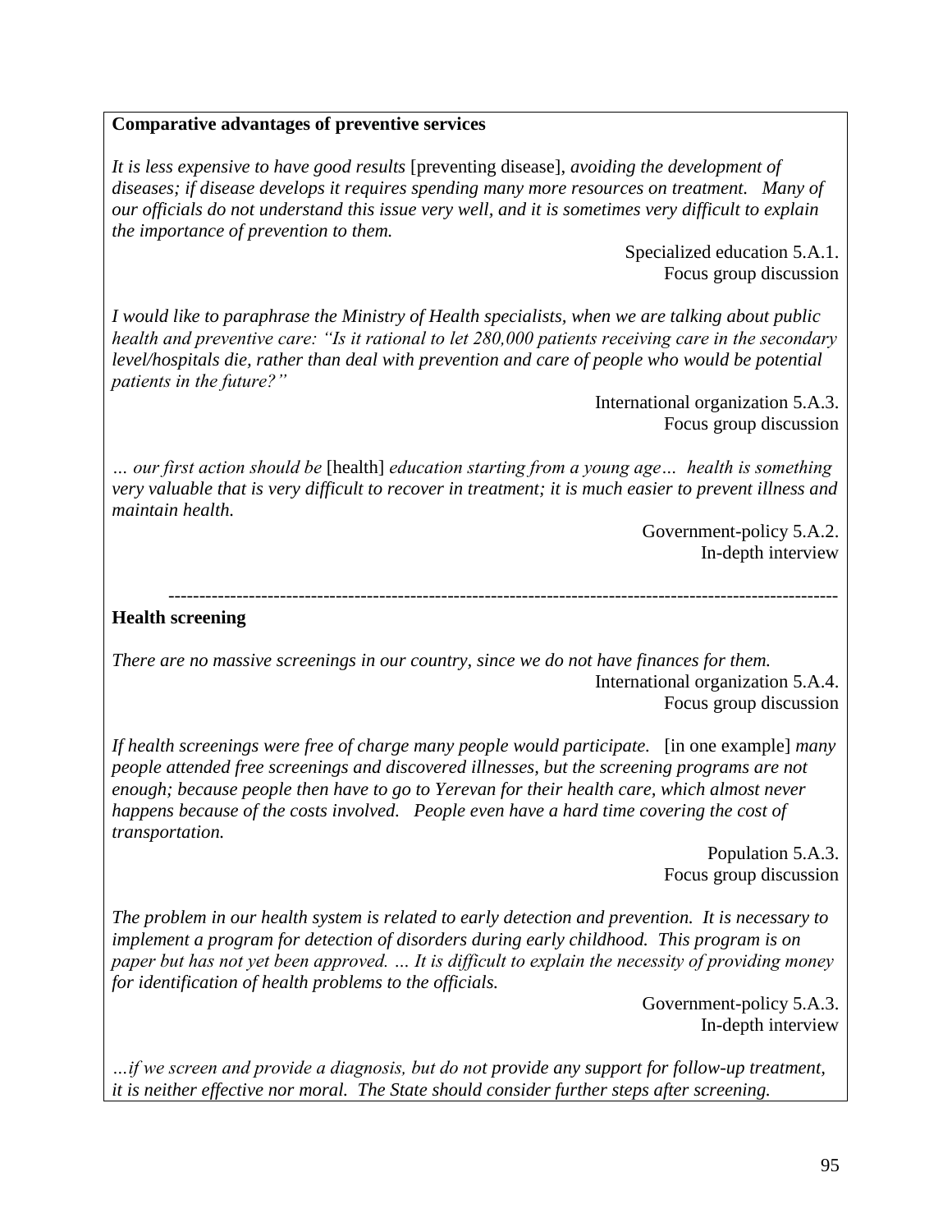**Comparative advantages of preventive services**

*It is less expensive to have good results* [preventing disease], *avoiding the development of diseases; if disease develops it requires spending many more resources on treatment. Many of our officials do not understand this issue very well, and it is sometimes very difficult to explain the importance of prevention to them.*

Specialized education 5.A.1.
Focus group discussion

*I would like to paraphrase the Ministry of Health specialists, when we are talking about public health and preventive care: "Is it rational to let 280,000 patients receiving care in the secondary level/hospitals die, rather than deal with prevention and care of people who would be potential patients in the future?"*

International organization 5.A.3.
Focus group discussion

*… our first action should be* [health] *education starting from a young age… health is something very valuable that is very difficult to recover in treatment; it is much easier to prevent illness and maintain health.*

Government-policy 5.A.2.
In-depth interview

---

**Health screening**

*There are no massive screenings in our country, since we do not have finances for them.*

International organization 5.A.4.
Focus group discussion

*If health screenings were free of charge many people would participate.* [in one example] *many people attended free screenings and discovered illnesses, but the screening programs are not enough; because people then have to go to Yerevan for their health care, which almost never happens because of the costs involved. People even have a hard time covering the cost of transportation.*

Population 5.A.3.
Focus group discussion

*The problem in our health system is related to early detection and prevention. It is necessary to implement a program for detection of disorders during early childhood. This program is on paper but has not yet been approved. … It is difficult to explain the necessity of providing money for identification of health problems to the officials.*

Government-policy 5.A.3.
In-depth interview

*…if we screen and provide a diagnosis, but do not provide any support for follow-up treatment, it is neither effective nor moral. The State should consider further steps after screening.*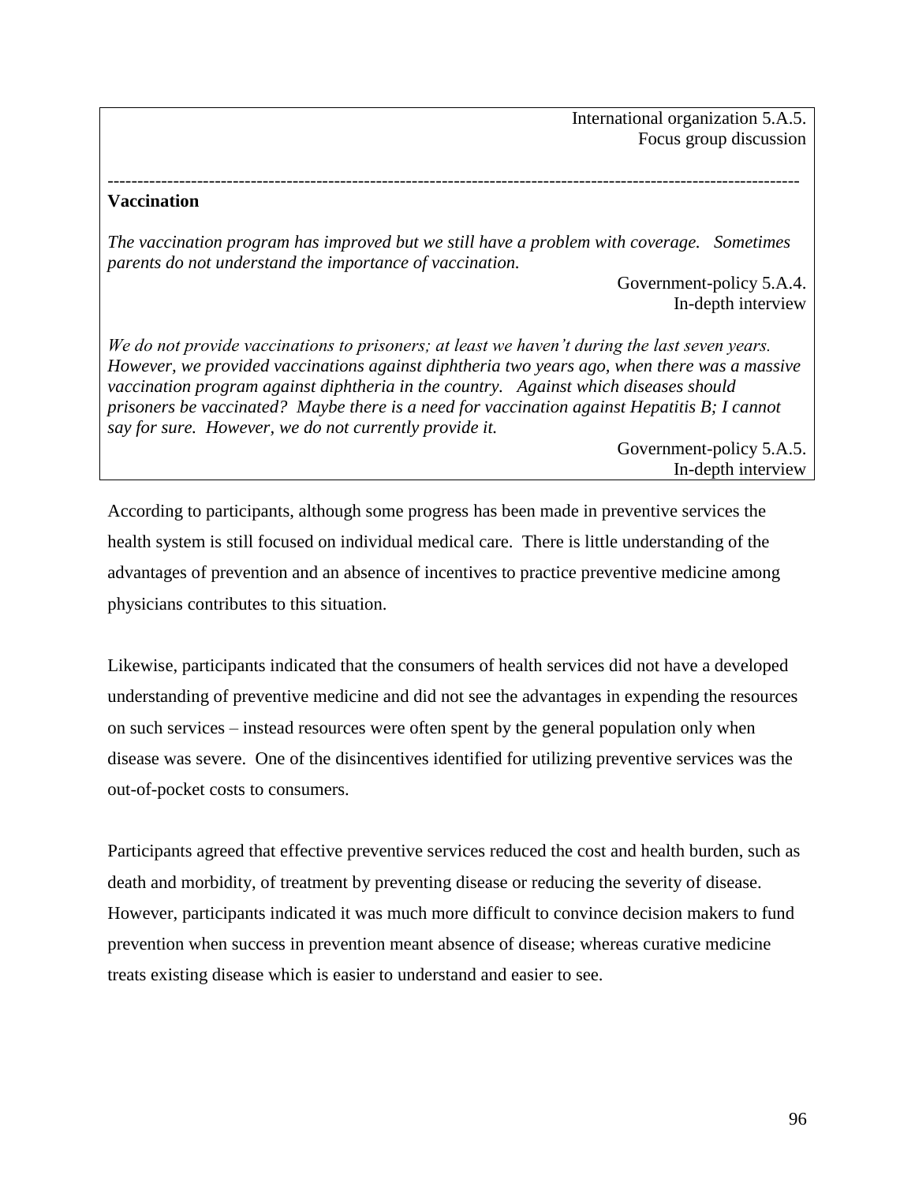International organization 5.A.5.
Focus group discussion

---

**Vaccination**

*The vaccination program has improved but we still have a problem with coverage. Sometimes parents do not understand the importance of vaccination.*

Government-policy 5.A.4.
In-depth interview

*We do not provide vaccinations to prisoners; at least we haven't during the last seven years. However, we provided vaccinations against diphtheria two years ago, when there was a massive vaccination program against diphtheria in the country. Against which diseases should prisoners be vaccinated? Maybe there is a need for vaccination against Hepatitis B; I cannot say for sure. However, we do not currently provide it.*

Government-policy 5.A.5.
In-depth interview

According to participants, although some progress has been made in preventive services the health system is still focused on individual medical care. There is little understanding of the advantages of prevention and an absence of incentives to practice preventive medicine among physicians contributes to this situation.

Likewise, participants indicated that the consumers of health services did not have a developed understanding of preventive medicine and did not see the advantages in expending the resources on such services – instead resources were often spent by the general population only when disease was severe. One of the disincentives identified for utilizing preventive services was the out-of-pocket costs to consumers.

Participants agreed that effective preventive services reduced the cost and health burden, such as death and morbidity, of treatment by preventing disease or reducing the severity of disease. However, participants indicated it was much more difficult to convince decision makers to fund prevention when success in prevention meant absence of disease; whereas curative medicine treats existing disease which is easier to understand and easier to see.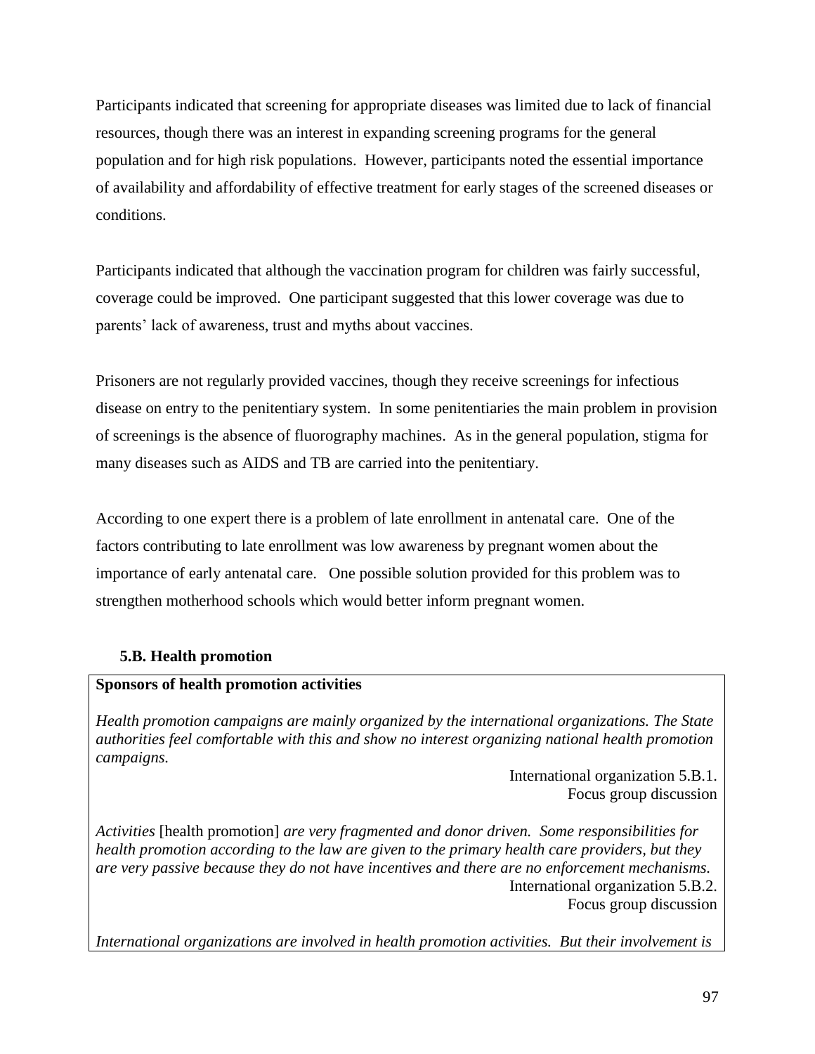Participants indicated that screening for appropriate diseases was limited due to lack of financial resources, though there was an interest in expanding screening programs for the general population and for high risk populations. However, participants noted the essential importance of availability and affordability of effective treatment for early stages of the screened diseases or conditions.

Participants indicated that although the vaccination program for children was fairly successful, coverage could be improved. One participant suggested that this lower coverage was due to parents' lack of awareness, trust and myths about vaccines.

Prisoners are not regularly provided vaccines, though they receive screenings for infectious disease on entry to the penitentiary system. In some penitentiaries the main problem in provision of screenings is the absence of fluorography machines. As in the general population, stigma for many diseases such as AIDS and TB are carried into the penitentiary.

According to one expert there is a problem of late enrollment in antenatal care. One of the factors contributing to late enrollment was low awareness by pregnant women about the importance of early antenatal care. One possible solution provided for this problem was to strengthen motherhood schools which would better inform pregnant women.

### 5.B. Health promotion

**Sponsors of health promotion activities**

*Health promotion campaigns are mainly organized by the international organizations. The State authorities feel comfortable with this and show no interest organizing national health promotion campaigns.*

International organization 5.B.1.
Focus group discussion

*Activities* [health promotion] *are very fragmented and donor driven. Some responsibilities for health promotion according to the law are given to the primary health care providers, but they are very passive because they do not have incentives and there are no enforcement mechanisms.*

International organization 5.B.2.
Focus group discussion

*International organizations are involved in health promotion activities. But their involvement is*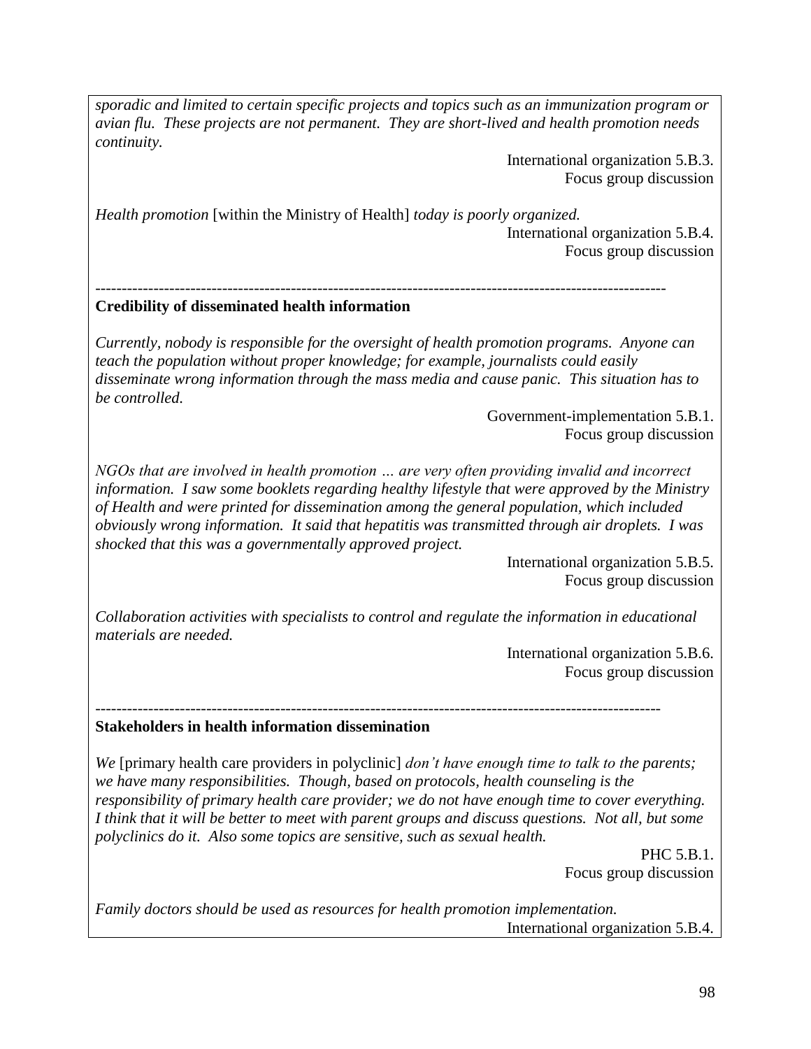*sporadic and limited to certain specific projects and topics such as an immunization program or avian flu. These projects are not permanent. They are short-lived and health promotion needs continuity.*

International organization 5.B.3.
Focus group discussion

*Health promotion* [within the Ministry of Health] *today is poorly organized.*

International organization 5.B.4.
Focus group discussion

---

**Credibility of disseminated health information**

*Currently, nobody is responsible for the oversight of health promotion programs. Anyone can teach the population without proper knowledge; for example, journalists could easily disseminate wrong information through the mass media and cause panic. This situation has to be controlled.*

Government-implementation 5.B.1.
Focus group discussion

*NGOs that are involved in health promotion … are very often providing invalid and incorrect information. I saw some booklets regarding healthy lifestyle that were approved by the Ministry of Health and were printed for dissemination among the general population, which included obviously wrong information. It said that hepatitis was transmitted through air droplets. I was shocked that this was a governmentally approved project.*

International organization 5.B.5.
Focus group discussion

*Collaboration activities with specialists to control and regulate the information in educational materials are needed.*

International organization 5.B.6.
Focus group discussion

---

**Stakeholders in health information dissemination**

*We* [primary health care providers in polyclinic] *don't have enough time to talk to the parents; we have many responsibilities. Though, based on protocols, health counseling is the responsibility of primary health care provider; we do not have enough time to cover everything. I think that it will be better to meet with parent groups and discuss questions. Not all, but some polyclinics do it. Also some topics are sensitive, such as sexual health.*

PHC 5.B.1.
Focus group discussion

*Family doctors should be used as resources for health promotion implementation.*

International organization 5.B.4.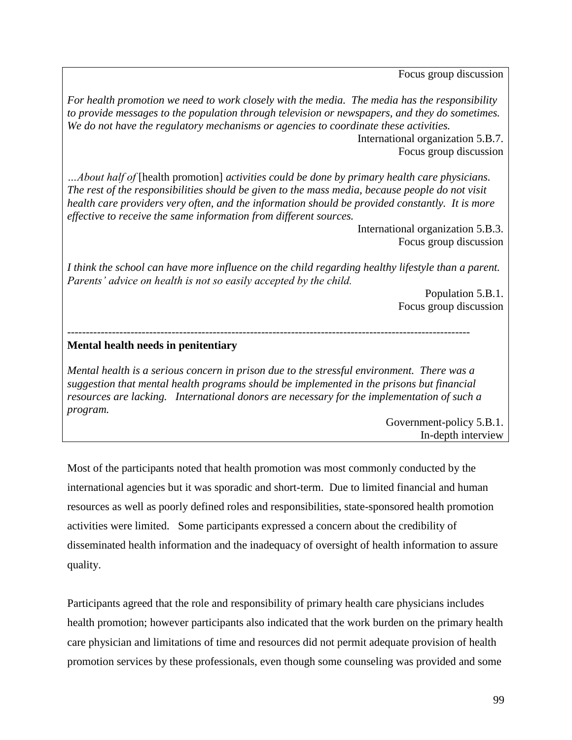Focus group discussion

*For health promotion we need to work closely with the media. The media has the responsibility to provide messages to the population through television or newspapers, and they do sometimes. We do not have the regulatory mechanisms or agencies to coordinate these activities.*

International organization 5.B.7.
Focus group discussion

*…About half of* [health promotion] *activities could be done by primary health care physicians. The rest of the responsibilities should be given to the mass media, because people do not visit health care providers very often, and the information should be provided constantly. It is more effective to receive the same information from different sources.*

International organization 5.B.3.
Focus group discussion

*I think the school can have more influence on the child regarding healthy lifestyle than a parent. Parents' advice on health is not so easily accepted by the child.*

Population 5.B.1.
Focus group discussion

---

**Mental health needs in penitentiary**

*Mental health is a serious concern in prison due to the stressful environment. There was a suggestion that mental health programs should be implemented in the prisons but financial resources are lacking. International donors are necessary for the implementation of such a program.*

Government-policy 5.B.1.
In-depth interview

Most of the participants noted that health promotion was most commonly conducted by the international agencies but it was sporadic and short-term. Due to limited financial and human resources as well as poorly defined roles and responsibilities, state-sponsored health promotion activities were limited. Some participants expressed a concern about the credibility of disseminated health information and the inadequacy of oversight of health information to assure quality.

Participants agreed that the role and responsibility of primary health care physicians includes health promotion; however participants also indicated that the work burden on the primary health care physician and limitations of time and resources did not permit adequate provision of health promotion services by these professionals, even though some counseling was provided and some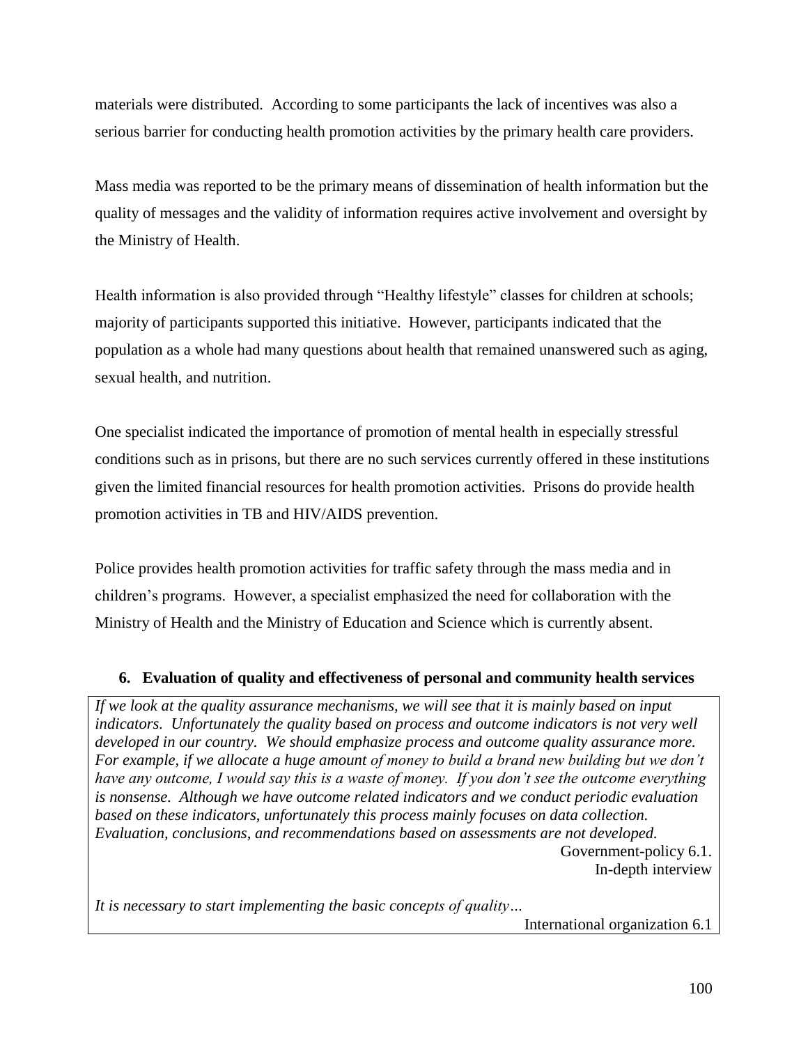materials were distributed. According to some participants the lack of incentives was also a serious barrier for conducting health promotion activities by the primary health care providers.

Mass media was reported to be the primary means of dissemination of health information but the quality of messages and the validity of information requires active involvement and oversight by the Ministry of Health.

Health information is also provided through "Healthy lifestyle" classes for children at schools; majority of participants supported this initiative. However, participants indicated that the population as a whole had many questions about health that remained unanswered such as aging, sexual health, and nutrition.

One specialist indicated the importance of promotion of mental health in especially stressful conditions such as in prisons, but there are no such services currently offered in these institutions given the limited financial resources for health promotion activities. Prisons do provide health promotion activities in TB and HIV/AIDS prevention.

Police provides health promotion activities for traffic safety through the mass media and in children's programs. However, a specialist emphasized the need for collaboration with the Ministry of Health and the Ministry of Education and Science which is currently absent.

### 6. Evaluation of quality and effectiveness of personal and community health services

*If we look at the quality assurance mechanisms, we will see that it is mainly based on input indicators. Unfortunately the quality based on process and outcome indicators is not very well developed in our country. We should emphasize process and outcome quality assurance more. For example, if we allocate a huge amount of money to build a brand new building but we don't have any outcome, I would say this is a waste of money. If you don't see the outcome everything is nonsense. Although we have outcome related indicators and we conduct periodic evaluation based on these indicators, unfortunately this process mainly focuses on data collection. Evaluation, conclusions, and recommendations based on assessments are not developed.*

Government-policy 6.1.
In-depth interview

*It is necessary to start implementing the basic concepts of quality…*

International organization 6.1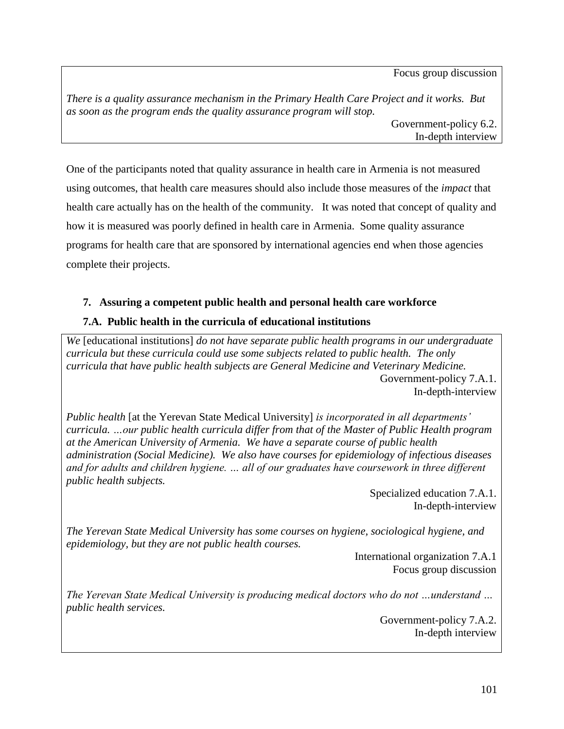Focus group discussion

*There is a quality assurance mechanism in the Primary Health Care Project and it works. But as soon as the program ends the quality assurance program will stop.*

Government-policy 6.2.
In-depth interview

One of the participants noted that quality assurance in health care in Armenia is not measured using outcomes, that health care measures should also include those measures of the *impact* that health care actually has on the health of the community. It was noted that concept of quality and how it is measured was poorly defined in health care in Armenia. Some quality assurance programs for health care that are sponsored by international agencies end when those agencies complete their projects.

**7. Assuring a competent public health and personal health care workforce**

**7.A. Public health in the curricula of educational institutions**

*We* [educational institutions] *do not have separate public health programs in our undergraduate curricula but these curricula could use some subjects related to public health. The only curricula that have public health subjects are General Medicine and Veterinary Medicine.*

Government-policy 7.A.1.
In-depth-interview

*Public health* [at the Yerevan State Medical University] *is incorporated in all departments' curricula. …our public health curricula differ from that of the Master of Public Health program at the American University of Armenia. We have a separate course of public health administration (Social Medicine). We also have courses for epidemiology of infectious diseases and for adults and children hygiene. … all of our graduates have coursework in three different public health subjects.*

Specialized education 7.A.1.
In-depth-interview

*The Yerevan State Medical University has some courses on hygiene, sociological hygiene, and epidemiology, but they are not public health courses.*

International organization 7.A.1
Focus group discussion

*The Yerevan State Medical University is producing medical doctors who do not …understand … public health services.*

Government-policy 7.A.2.
In-depth interview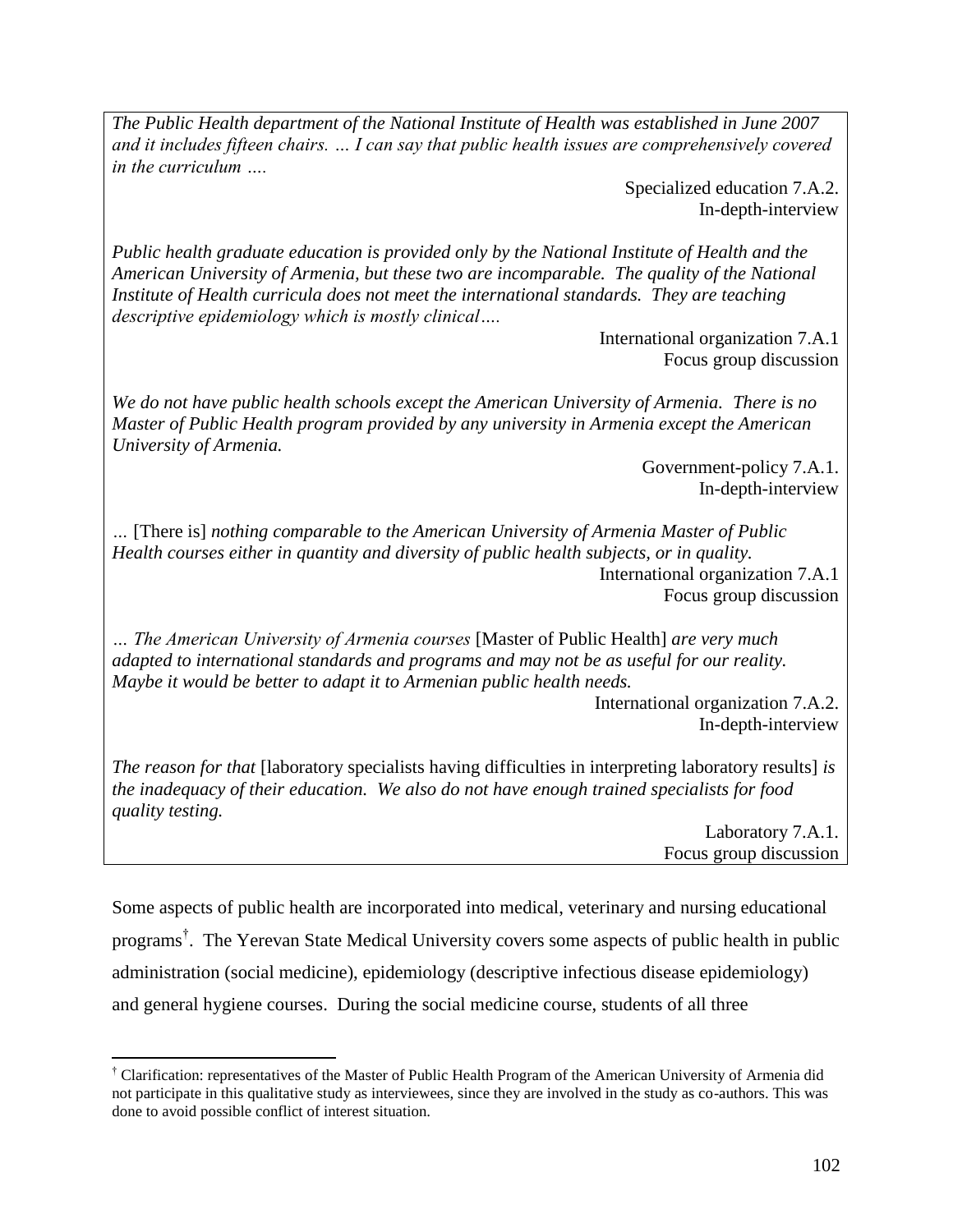*The Public Health department of the National Institute of Health was established in June 2007 and it includes fifteen chairs. … I can say that public health issues are comprehensively covered in the curriculum ….*

Specialized education 7.A.2.
In-depth-interview

*Public health graduate education is provided only by the National Institute of Health and the American University of Armenia, but these two are incomparable. The quality of the National Institute of Health curricula does not meet the international standards. They are teaching descriptive epidemiology which is mostly clinical….*

International organization 7.A.1
Focus group discussion

*We do not have public health schools except the American University of Armenia. There is no Master of Public Health program provided by any university in Armenia except the American University of Armenia.*

Government-policy 7.A.1.
In-depth-interview

*…* [There is] *nothing comparable to the American University of Armenia Master of Public Health courses either in quantity and diversity of public health subjects, or in quality.*

International organization 7.A.1
Focus group discussion

*… The American University of Armenia courses* [Master of Public Health] *are very much adapted to international standards and programs and may not be as useful for our reality. Maybe it would be better to adapt it to Armenian public health needs.*

International organization 7.A.2.
In-depth-interview

*The reason for that* [laboratory specialists having difficulties in interpreting laboratory results] *is the inadequacy of their education. We also do not have enough trained specialists for food quality testing.*

Laboratory 7.A.1.
Focus group discussion

Some aspects of public health are incorporated into medical, veterinary and nursing educational programs[†]. The Yerevan State Medical University covers some aspects of public health in public administration (social medicine), epidemiology (descriptive infectious disease epidemiology) and general hygiene courses. During the social medicine course, students of all three

[†] Clarification: representatives of the Master of Public Health Program of the American University of Armenia did not participate in this qualitative study as interviewees, since they are involved in the study as co-authors. This was done to avoid possible conflict of interest situation.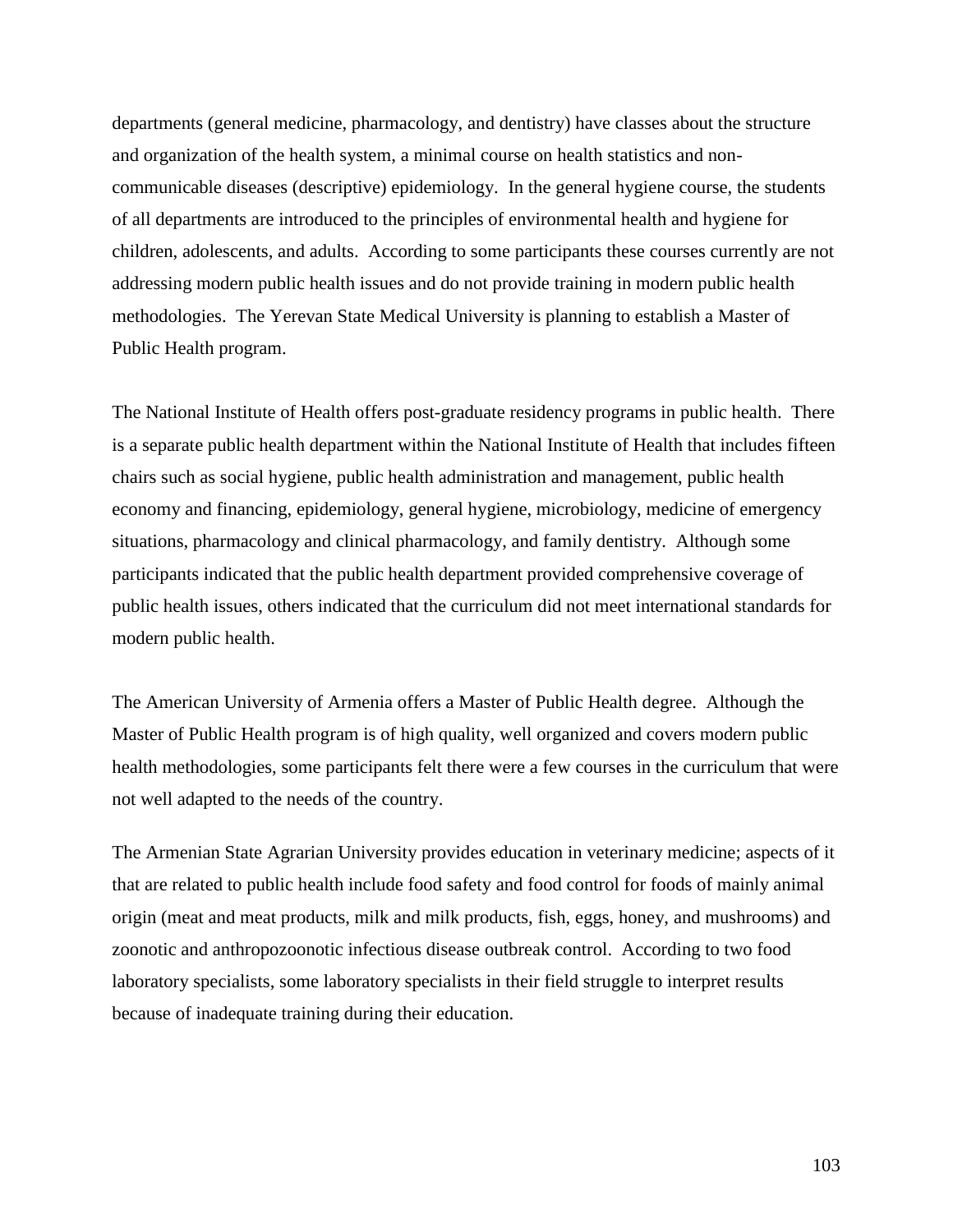departments (general medicine, pharmacology, and dentistry) have classes about the structure and organization of the health system, a minimal course on health statistics and non-communicable diseases (descriptive) epidemiology. In the general hygiene course, the students of all departments are introduced to the principles of environmental health and hygiene for children, adolescents, and adults. According to some participants these courses currently are not addressing modern public health issues and do not provide training in modern public health methodologies. The Yerevan State Medical University is planning to establish a Master of Public Health program.

The National Institute of Health offers post-graduate residency programs in public health. There is a separate public health department within the National Institute of Health that includes fifteen chairs such as social hygiene, public health administration and management, public health economy and financing, epidemiology, general hygiene, microbiology, medicine of emergency situations, pharmacology and clinical pharmacology, and family dentistry. Although some participants indicated that the public health department provided comprehensive coverage of public health issues, others indicated that the curriculum did not meet international standards for modern public health.

The American University of Armenia offers a Master of Public Health degree. Although the Master of Public Health program is of high quality, well organized and covers modern public health methodologies, some participants felt there were a few courses in the curriculum that were not well adapted to the needs of the country.

The Armenian State Agrarian University provides education in veterinary medicine; aspects of it that are related to public health include food safety and food control for foods of mainly animal origin (meat and meat products, milk and milk products, fish, eggs, honey, and mushrooms) and zoonotic and anthropozoonotic infectious disease outbreak control. According to two food laboratory specialists, some laboratory specialists in their field struggle to interpret results because of inadequate training during their education.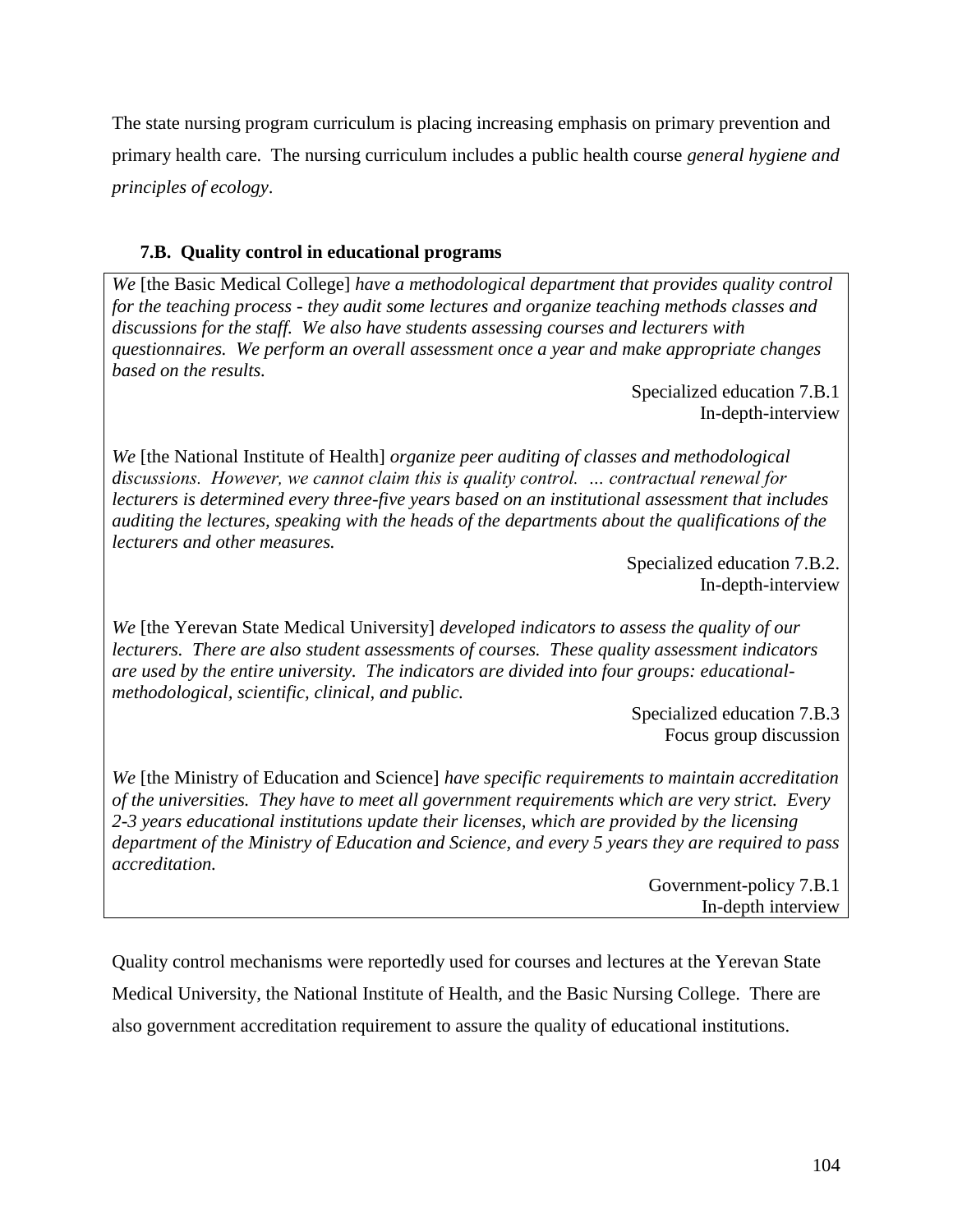The state nursing program curriculum is placing increasing emphasis on primary prevention and primary health care. The nursing curriculum includes a public health course *general hygiene and principles of ecology*.

### 7.B. Quality control in educational programs

*We* [the Basic Medical College] *have a methodological department that provides quality control for the teaching process - they audit some lectures and organize teaching methods classes and discussions for the staff. We also have students assessing courses and lecturers with questionnaires. We perform an overall assessment once a year and make appropriate changes based on the results.*

Specialized education 7.B.1
In-depth-interview

*We* [the National Institute of Health] *organize peer auditing of classes and methodological discussions. However, we cannot claim this is quality control. … contractual renewal for lecturers is determined every three-five years based on an institutional assessment that includes auditing the lectures, speaking with the heads of the departments about the qualifications of the lecturers and other measures.*

Specialized education 7.B.2.
In-depth-interview

*We* [the Yerevan State Medical University] *developed indicators to assess the quality of our lecturers. There are also student assessments of courses. These quality assessment indicators are used by the entire university. The indicators are divided into four groups: educational-methodological, scientific, clinical, and public.*

Specialized education 7.B.3
Focus group discussion

*We* [the Ministry of Education and Science] *have specific requirements to maintain accreditation of the universities. They have to meet all government requirements which are very strict. Every 2-3 years educational institutions update their licenses, which are provided by the licensing department of the Ministry of Education and Science, and every 5 years they are required to pass accreditation.*

Government-policy 7.B.1
In-depth interview

Quality control mechanisms were reportedly used for courses and lectures at the Yerevan State Medical University, the National Institute of Health, and the Basic Nursing College. There are also government accreditation requirement to assure the quality of educational institutions.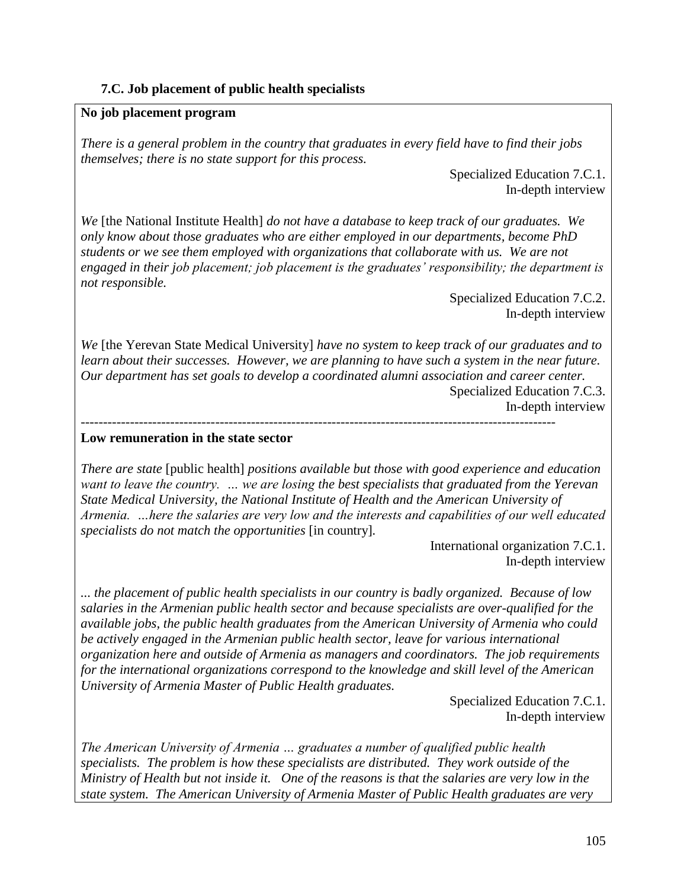### 7.C. Job placement of public health specialists

**No job placement program**

*There is a general problem in the country that graduates in every field have to find their jobs themselves; there is no state support for this process.*

Specialized Education 7.C.1.
In-depth interview

*We* [the National Institute Health] *do not have a database to keep track of our graduates. We only know about those graduates who are either employed in our departments, become PhD students or we see them employed with organizations that collaborate with us. We are not engaged in their job placement; job placement is the graduates' responsibility; the department is not responsible.*

Specialized Education 7.C.2.
In-depth interview

*We* [the Yerevan State Medical University] *have no system to keep track of our graduates and to learn about their successes. However, we are planning to have such a system in the near future. Our department has set goals to develop a coordinated alumni association and career center.*

Specialized Education 7.C.3.
In-depth interview

---

**Low remuneration in the state sector**

*There are state* [public health] *positions available but those with good experience and education want to leave the country. … we are losing the best specialists that graduated from the Yerevan State Medical University, the National Institute of Health and the American University of Armenia. …here the salaries are very low and the interests and capabilities of our well educated specialists do not match the opportunities* [in country].

International organization 7.C.1.
In-depth interview

*... the placement of public health specialists in our country is badly organized. Because of low salaries in the Armenian public health sector and because specialists are over-qualified for the available jobs, the public health graduates from the American University of Armenia who could be actively engaged in the Armenian public health sector, leave for various international organization here and outside of Armenia as managers and coordinators. The job requirements for the international organizations correspond to the knowledge and skill level of the American University of Armenia Master of Public Health graduates.*

Specialized Education 7.C.1.
In-depth interview

*The American University of Armenia … graduates a number of qualified public health specialists. The problem is how these specialists are distributed. They work outside of the Ministry of Health but not inside it. One of the reasons is that the salaries are very low in the state system. The American University of Armenia Master of Public Health graduates are very*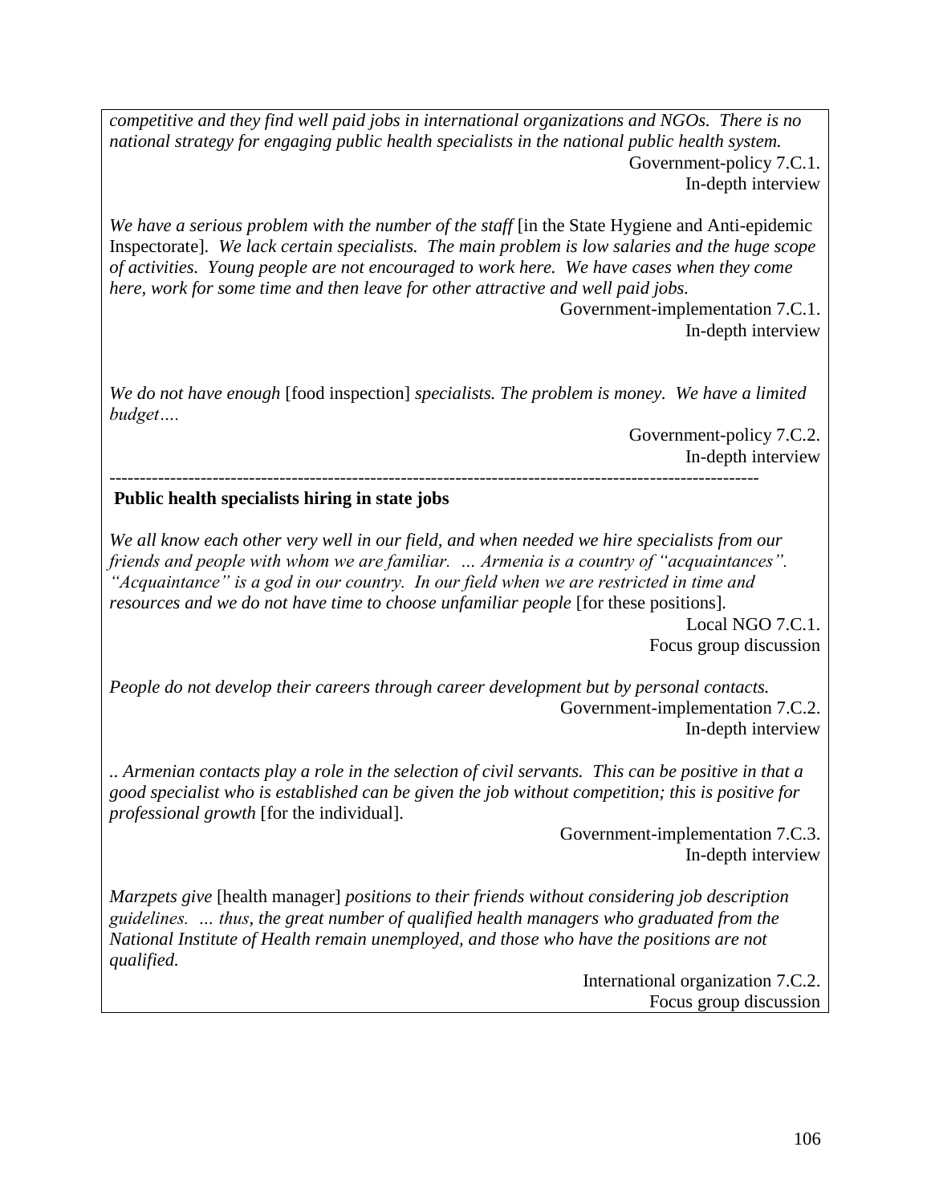*competitive and they find well paid jobs in international organizations and NGOs. There is no national strategy for engaging public health specialists in the national public health system.*

Government-policy 7.C.1.
In-depth interview

*We have a serious problem with the number of the staff* [in the State Hygiene and Anti-epidemic Inspectorate]. *We lack certain specialists. The main problem is low salaries and the huge scope of activities. Young people are not encouraged to work here. We have cases when they come here, work for some time and then leave for other attractive and well paid jobs.*

Government-implementation 7.C.1.
In-depth interview

*We do not have enough* [food inspection] *specialists. The problem is money. We have a limited budget….*

Government-policy 7.C.2.
In-depth interview

---

**Public health specialists hiring in state jobs**

*We all know each other very well in our field, and when needed we hire specialists from our friends and people with whom we are familiar. … Armenia is a country of "acquaintances". "Acquaintance" is a god in our country. In our field when we are restricted in time and resources and we do not have time to choose unfamiliar people* [for these positions].

Local NGO 7.C.1.
Focus group discussion

*People do not develop their careers through career development but by personal contacts.*

Government-implementation 7.C.2.
In-depth interview

*.. Armenian contacts play a role in the selection of civil servants. This can be positive in that a good specialist who is established can be given the job without competition; this is positive for professional growth* [for the individual].

Government-implementation 7.C.3.
In-depth interview

*Marzpets give* [health manager] *positions to their friends without considering job description guidelines. … thus, the great number of qualified health managers who graduated from the National Institute of Health remain unemployed, and those who have the positions are not qualified.*

International organization 7.C.2.
Focus group discussion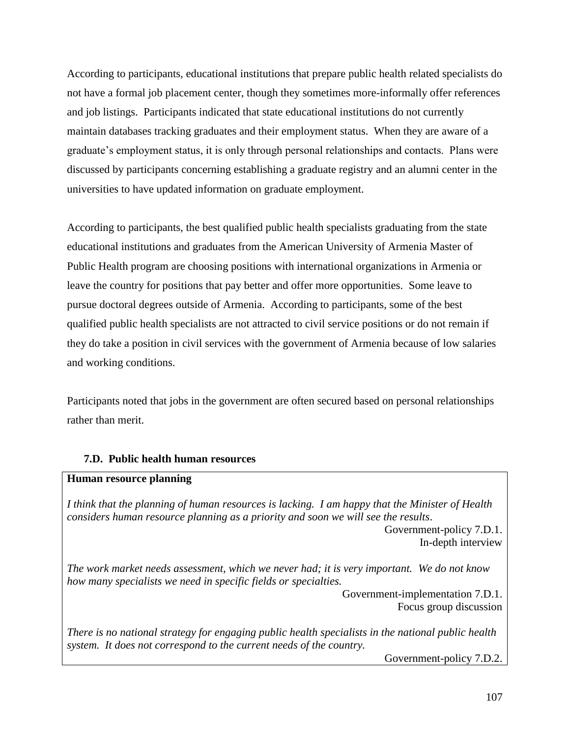According to participants, educational institutions that prepare public health related specialists do not have a formal job placement center, though they sometimes more-informally offer references and job listings. Participants indicated that state educational institutions do not currently maintain databases tracking graduates and their employment status. When they are aware of a graduate's employment status, it is only through personal relationships and contacts. Plans were discussed by participants concerning establishing a graduate registry and an alumni center in the universities to have updated information on graduate employment.

According to participants, the best qualified public health specialists graduating from the state educational institutions and graduates from the American University of Armenia Master of Public Health program are choosing positions with international organizations in Armenia or leave the country for positions that pay better and offer more opportunities. Some leave to pursue doctoral degrees outside of Armenia. According to participants, some of the best qualified public health specialists are not attracted to civil service positions or do not remain if they do take a position in civil services with the government of Armenia because of low salaries and working conditions.

Participants noted that jobs in the government are often secured based on personal relationships rather than merit.

### 7.D. Public health human resources

**Human resource planning**

*I think that the planning of human resources is lacking. I am happy that the Minister of Health considers human resource planning as a priority and soon we will see the results.*

Government-policy 7.D.1.
In-depth interview

*The work market needs assessment, which we never had; it is very important. We do not know how many specialists we need in specific fields or specialties.*

Government-implementation 7.D.1.
Focus group discussion

*There is no national strategy for engaging public health specialists in the national public health system. It does not correspond to the current needs of the country.*

Government-policy 7.D.2.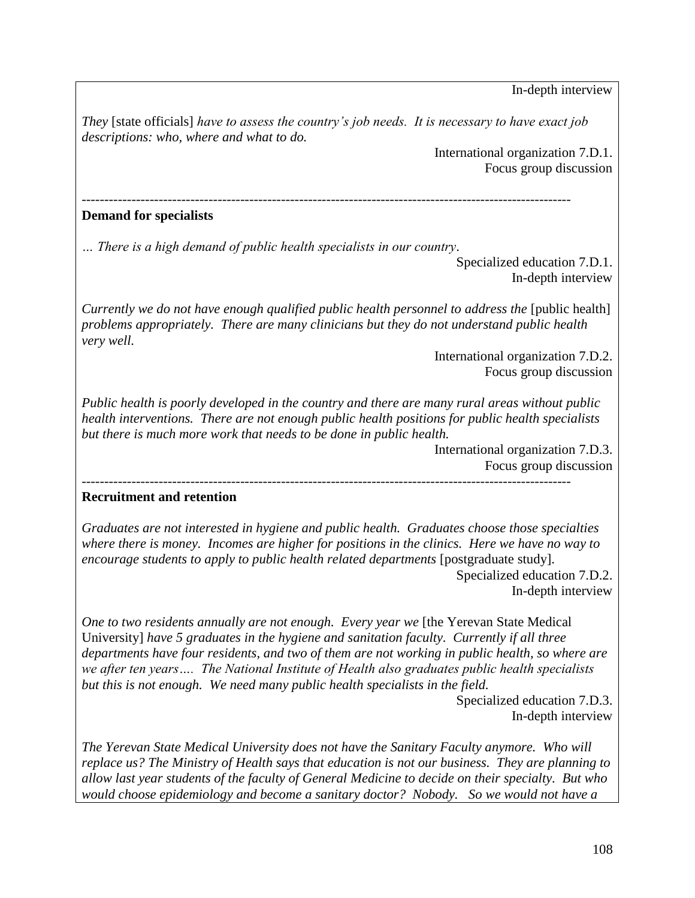In-depth interview

*They* [state officials] *have to assess the country's job needs. It is necessary to have exact job descriptions: who, where and what to do.*

International organization 7.D.1.
Focus group discussion

---

**Demand for specialists**

*… There is a high demand of public health specialists in our country.*

Specialized education 7.D.1.
In-depth interview

*Currently we do not have enough qualified public health personnel to address the* [public health] *problems appropriately. There are many clinicians but they do not understand public health very well.*

International organization 7.D.2.
Focus group discussion

*Public health is poorly developed in the country and there are many rural areas without public health interventions. There are not enough public health positions for public health specialists but there is much more work that needs to be done in public health.*

International organization 7.D.3.
Focus group discussion

---

**Recruitment and retention**

*Graduates are not interested in hygiene and public health. Graduates choose those specialties where there is money. Incomes are higher for positions in the clinics. Here we have no way to encourage students to apply to public health related departments* [postgraduate study].

Specialized education 7.D.2.
In-depth interview

*One to two residents annually are not enough. Every year we* [the Yerevan State Medical University] *have 5 graduates in the hygiene and sanitation faculty. Currently if all three departments have four residents, and two of them are not working in public health, so where are we after ten years…. The National Institute of Health also graduates public health specialists but this is not enough. We need many public health specialists in the field.*

Specialized education 7.D.3.
In-depth interview

*The Yerevan State Medical University does not have the Sanitary Faculty anymore. Who will replace us? The Ministry of Health says that education is not our business. They are planning to allow last year students of the faculty of General Medicine to decide on their specialty. But who would choose epidemiology and become a sanitary doctor? Nobody. So we would not have a*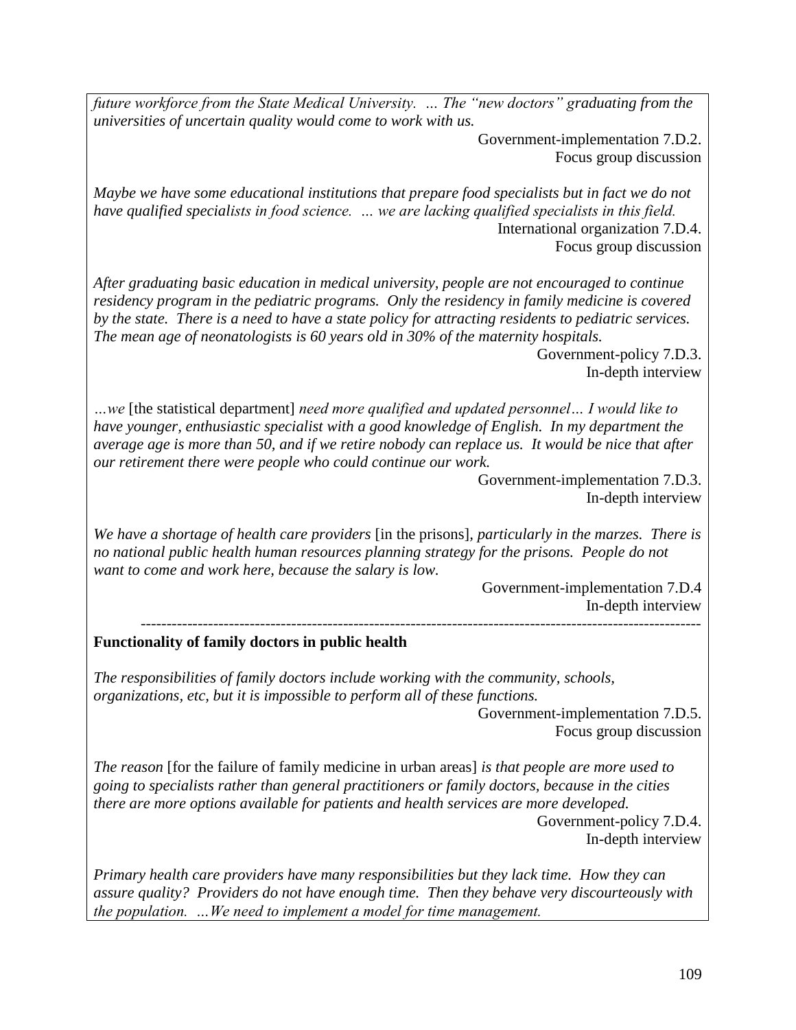*future workforce from the State Medical University. … The "new doctors" graduating from the universities of uncertain quality would come to work with us.*

Government-implementation 7.D.2.
Focus group discussion

*Maybe we have some educational institutions that prepare food specialists but in fact we do not have qualified specialists in food science. … we are lacking qualified specialists in this field.*

International organization 7.D.4.
Focus group discussion

*After graduating basic education in medical university, people are not encouraged to continue residency program in the pediatric programs. Only the residency in family medicine is covered by the state. There is a need to have a state policy for attracting residents to pediatric services. The mean age of neonatologists is 60 years old in 30% of the maternity hospitals.*

Government-policy 7.D.3.
In-depth interview

*…we* [the statistical department] *need more qualified and updated personnel… I would like to have younger, enthusiastic specialist with a good knowledge of English. In my department the average age is more than 50, and if we retire nobody can replace us. It would be nice that after our retirement there were people who could continue our work.*

Government-implementation 7.D.3.
In-depth interview

*We have a shortage of health care providers* [in the prisons], *particularly in the marzes. There is no national public health human resources planning strategy for the prisons. People do not want to come and work here, because the salary is low.*

Government-implementation 7.D.4
In-depth interview

---

**Functionality of family doctors in public health**

*The responsibilities of family doctors include working with the community, schools, organizations, etc, but it is impossible to perform all of these functions.*

Government-implementation 7.D.5.
Focus group discussion

*The reason* [for the failure of family medicine in urban areas] *is that people are more used to going to specialists rather than general practitioners or family doctors, because in the cities there are more options available for patients and health services are more developed.*

Government-policy 7.D.4.
In-depth interview

*Primary health care providers have many responsibilities but they lack time. How they can assure quality? Providers do not have enough time. Then they behave very discourteously with the population. …We need to implement a model for time management.*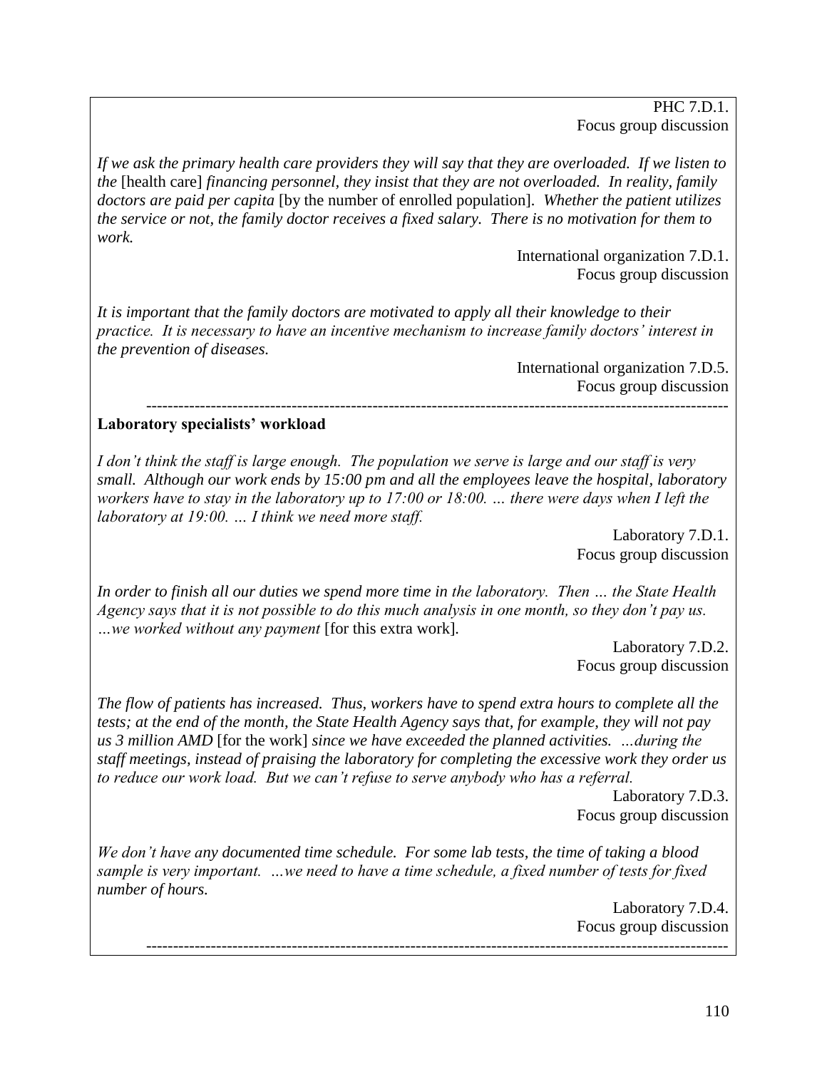PHC 7.D.1.
Focus group discussion

*If we ask the primary health care providers they will say that they are overloaded. If we listen to the* [health care] *financing personnel, they insist that they are not overloaded. In reality, family doctors are paid per capita* [by the number of enrolled population]. *Whether the patient utilizes the service or not, the family doctor receives a fixed salary. There is no motivation for them to work.*

International organization 7.D.1.
Focus group discussion

*It is important that the family doctors are motivated to apply all their knowledge to their practice. It is necessary to have an incentive mechanism to increase family doctors' interest in the prevention of diseases.*

International organization 7.D.5.
Focus group discussion

---

**Laboratory specialists' workload**

*I don't think the staff is large enough. The population we serve is large and our staff is very small. Although our work ends by 15:00 pm and all the employees leave the hospital, laboratory workers have to stay in the laboratory up to 17:00 or 18:00. … there were days when I left the laboratory at 19:00. … I think we need more staff.*

Laboratory 7.D.1.
Focus group discussion

*In order to finish all our duties we spend more time in the laboratory. Then … the State Health Agency says that it is not possible to do this much analysis in one month, so they don't pay us. …we worked without any payment* [for this extra work].

Laboratory 7.D.2.
Focus group discussion

*The flow of patients has increased. Thus, workers have to spend extra hours to complete all the tests; at the end of the month, the State Health Agency says that, for example, they will not pay us 3 million AMD* [for the work] *since we have exceeded the planned activities. …during the staff meetings, instead of praising the laboratory for completing the excessive work they order us to reduce our work load. But we can't refuse to serve anybody who has a referral.*

Laboratory 7.D.3.
Focus group discussion

*We don't have any documented time schedule. For some lab tests, the time of taking a blood sample is very important. …we need to have a time schedule, a fixed number of tests for fixed number of hours.*

Laboratory 7.D.4.
Focus group discussion

---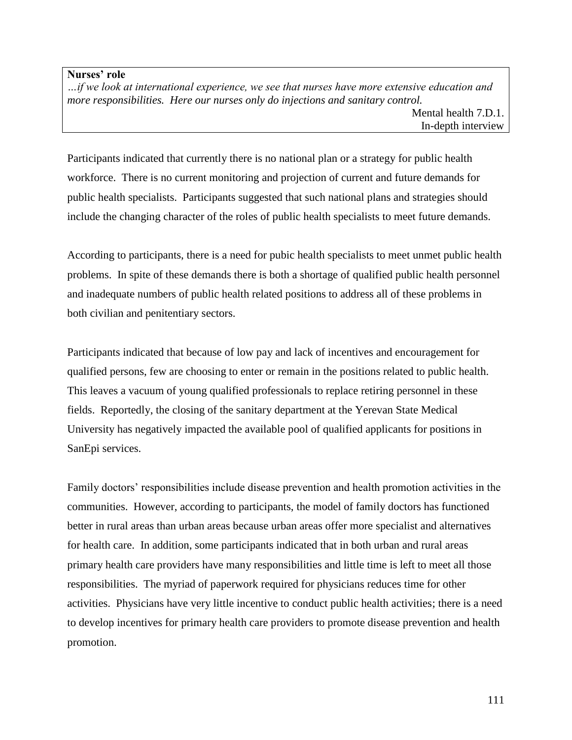**Nurses' role**

*…if we look at international experience, we see that nurses have more extensive education and more responsibilities. Here our nurses only do injections and sanitary control.*

Mental health 7.D.1.
In-depth interview

Participants indicated that currently there is no national plan or a strategy for public health workforce. There is no current monitoring and projection of current and future demands for public health specialists. Participants suggested that such national plans and strategies should include the changing character of the roles of public health specialists to meet future demands.

According to participants, there is a need for pubic health specialists to meet unmet public health problems. In spite of these demands there is both a shortage of qualified public health personnel and inadequate numbers of public health related positions to address all of these problems in both civilian and penitentiary sectors.

Participants indicated that because of low pay and lack of incentives and encouragement for qualified persons, few are choosing to enter or remain in the positions related to public health. This leaves a vacuum of young qualified professionals to replace retiring personnel in these fields. Reportedly, the closing of the sanitary department at the Yerevan State Medical University has negatively impacted the available pool of qualified applicants for positions in SanEpi services.

Family doctors' responsibilities include disease prevention and health promotion activities in the communities. However, according to participants, the model of family doctors has functioned better in rural areas than urban areas because urban areas offer more specialist and alternatives for health care. In addition, some participants indicated that in both urban and rural areas primary health care providers have many responsibilities and little time is left to meet all those responsibilities. The myriad of paperwork required for physicians reduces time for other activities. Physicians have very little incentive to conduct public health activities; there is a need to develop incentives for primary health care providers to promote disease prevention and health promotion.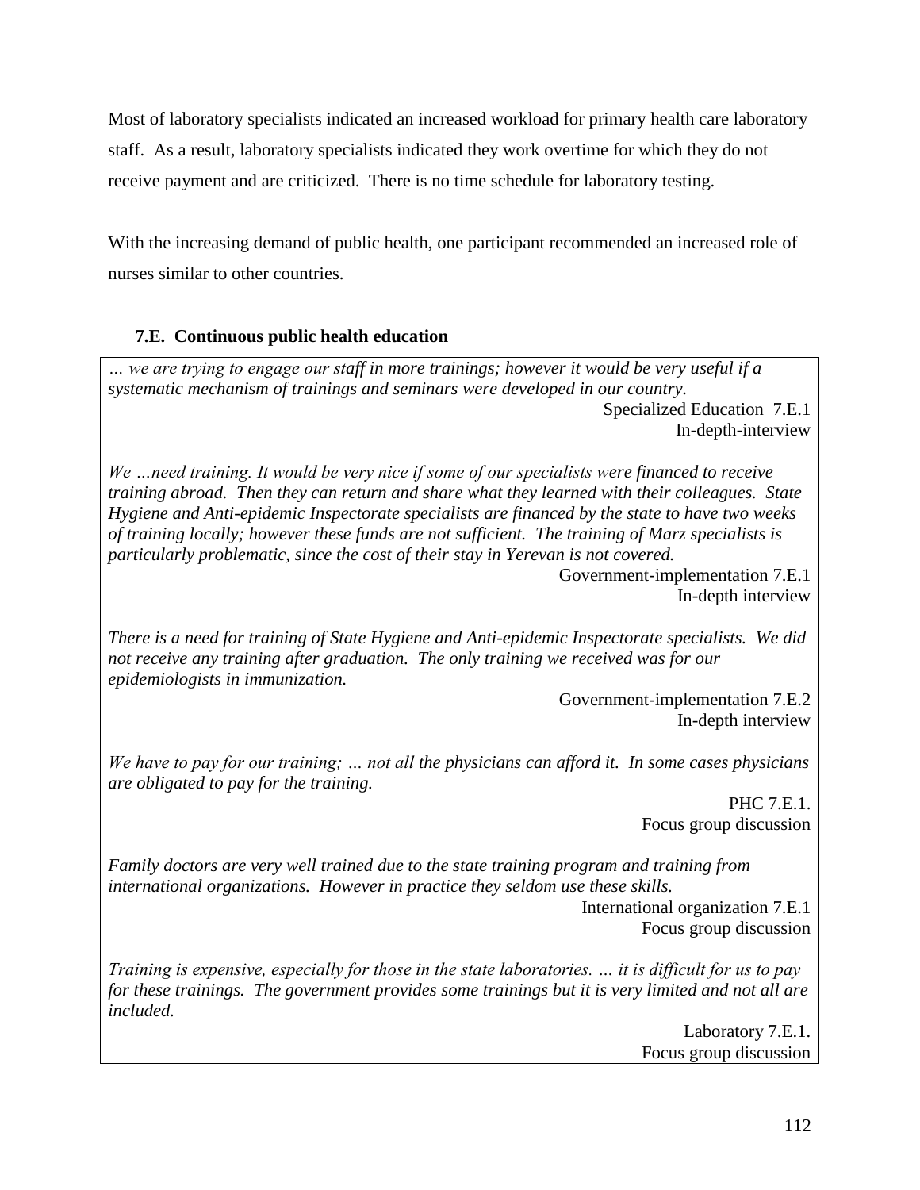Most of laboratory specialists indicated an increased workload for primary health care laboratory staff. As a result, laboratory specialists indicated they work overtime for which they do not receive payment and are criticized. There is no time schedule for laboratory testing.

With the increasing demand of public health, one participant recommended an increased role of nurses similar to other countries.

### 7.E. Continuous public health education

*… we are trying to engage our staff in more trainings; however it would be very useful if a systematic mechanism of trainings and seminars were developed in our country.*

Specialized Education 7.E.1
In-depth-interview

*We …need training. It would be very nice if some of our specialists were financed to receive training abroad. Then they can return and share what they learned with their colleagues. State Hygiene and Anti-epidemic Inspectorate specialists are financed by the state to have two weeks of training locally; however these funds are not sufficient. The training of Marz specialists is particularly problematic, since the cost of their stay in Yerevan is not covered.*

Government-implementation 7.E.1
In-depth interview

*There is a need for training of State Hygiene and Anti-epidemic Inspectorate specialists. We did not receive any training after graduation. The only training we received was for our epidemiologists in immunization.*

Government-implementation 7.E.2
In-depth interview

*We have to pay for our training; … not all the physicians can afford it. In some cases physicians are obligated to pay for the training.*

PHC 7.E.1.
Focus group discussion

*Family doctors are very well trained due to the state training program and training from international organizations. However in practice they seldom use these skills.*

International organization 7.E.1
Focus group discussion

*Training is expensive, especially for those in the state laboratories. … it is difficult for us to pay for these trainings. The government provides some trainings but it is very limited and not all are included.*

Laboratory 7.E.1.
Focus group discussion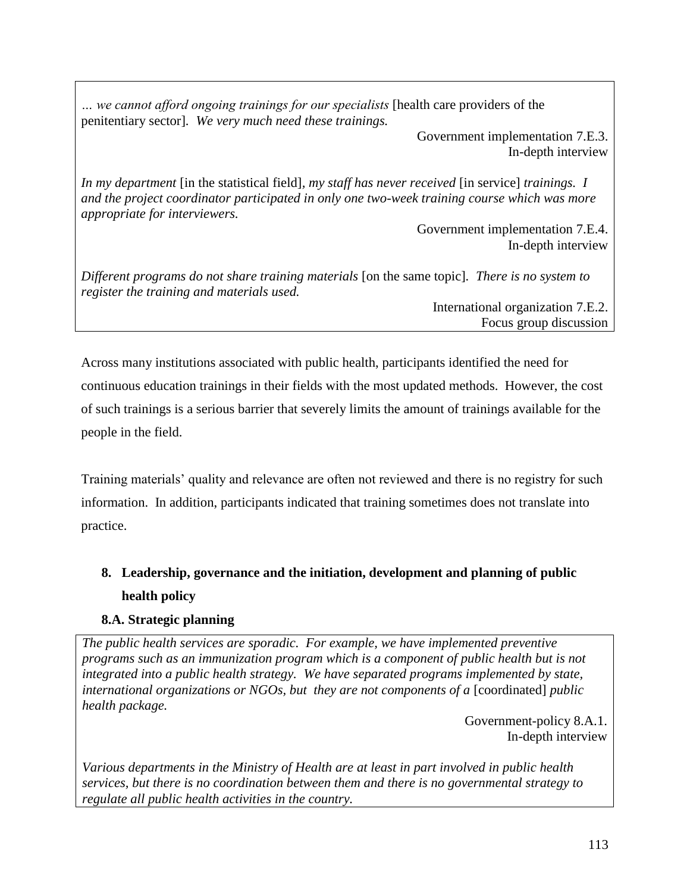*… we cannot afford ongoing trainings for our specialists* [health care providers of the penitentiary sector]. *We very much need these trainings.*

Government implementation 7.E.3.
In-depth interview

*In my department* [in the statistical field], *my staff has never received* [in service] *trainings. I and the project coordinator participated in only one two-week training course which was more appropriate for interviewers.*

Government implementation 7.E.4.
In-depth interview

*Different programs do not share training materials* [on the same topic]. *There is no system to register the training and materials used.*

International organization 7.E.2.
Focus group discussion

Across many institutions associated with public health, participants identified the need for continuous education trainings in their fields with the most updated methods. However, the cost of such trainings is a serious barrier that severely limits the amount of trainings available for the people in the field.

Training materials' quality and relevance are often not reviewed and there is no registry for such information. In addition, participants indicated that training sometimes does not translate into practice.

## 8. Leadership, governance and the initiation, development and planning of public health policy

### 8.A. Strategic planning

*The public health services are sporadic. For example, we have implemented preventive programs such as an immunization program which is a component of public health but is not integrated into a public health strategy. We have separated programs implemented by state, international organizations or NGOs, but they are not components of a* [coordinated] *public health package.*

Government-policy 8.A.1.
In-depth interview

*Various departments in the Ministry of Health are at least in part involved in public health services, but there is no coordination between them and there is no governmental strategy to regulate all public health activities in the country.*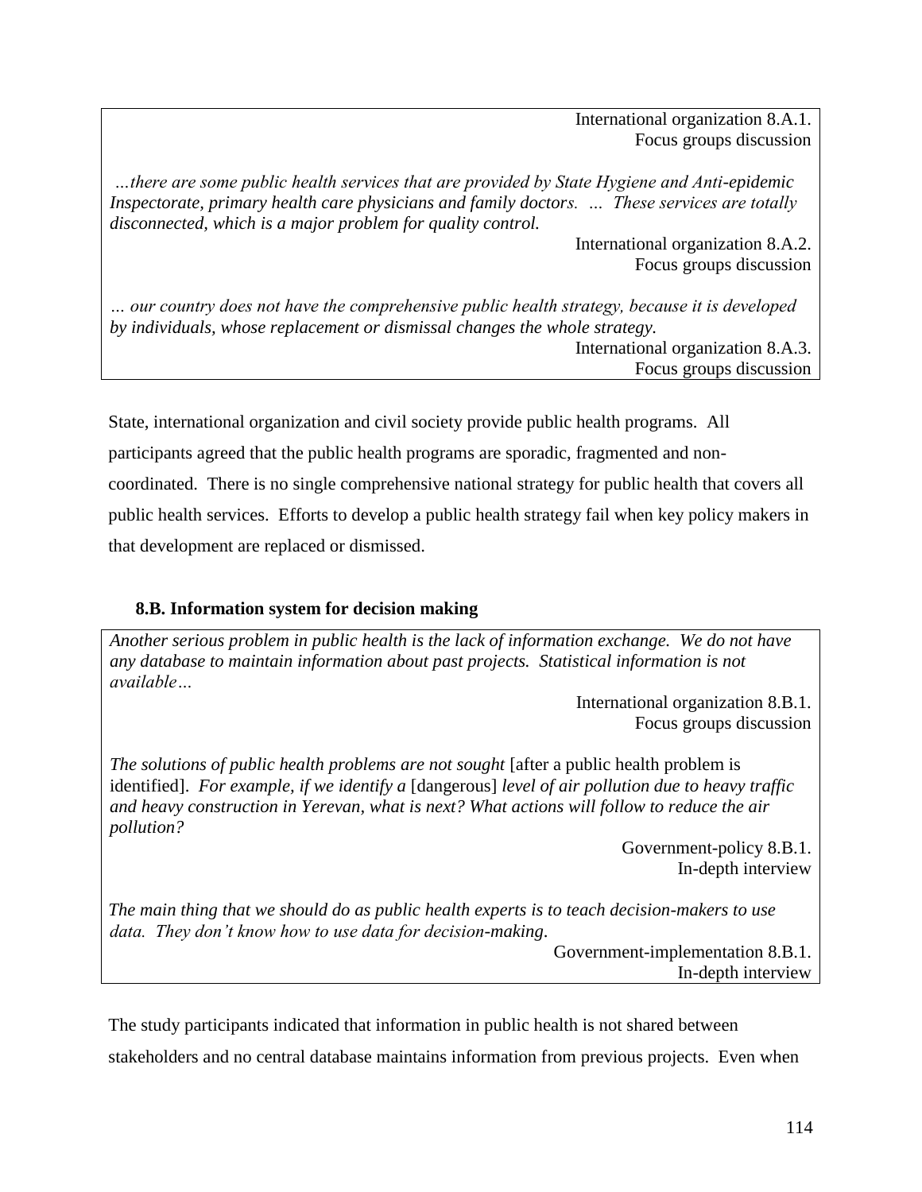International organization 8.A.1.
Focus groups discussion

*…there are some public health services that are provided by State Hygiene and Anti-epidemic Inspectorate, primary health care physicians and family doctors. … These services are totally disconnected, which is a major problem for quality control.*

International organization 8.A.2.
Focus groups discussion

*… our country does not have the comprehensive public health strategy, because it is developed by individuals, whose replacement or dismissal changes the whole strategy.*

International organization 8.A.3.
Focus groups discussion

State, international organization and civil society provide public health programs. All participants agreed that the public health programs are sporadic, fragmented and non-coordinated. There is no single comprehensive national strategy for public health that covers all public health services. Efforts to develop a public health strategy fail when key policy makers in that development are replaced or dismissed.

### 8.B. Information system for decision making

*Another serious problem in public health is the lack of information exchange. We do not have any database to maintain information about past projects. Statistical information is not available…*

International organization 8.B.1.
Focus groups discussion

*The solutions of public health problems are not sought* [after a public health problem is identified]. *For example, if we identify a* [dangerous] *level of air pollution due to heavy traffic and heavy construction in Yerevan, what is next? What actions will follow to reduce the air pollution?*

Government-policy 8.B.1.
In-depth interview

*The main thing that we should do as public health experts is to teach decision-makers to use data. They don't know how to use data for decision-making.*

Government-implementation 8.B.1.
In-depth interview

The study participants indicated that information in public health is not shared between stakeholders and no central database maintains information from previous projects. Even when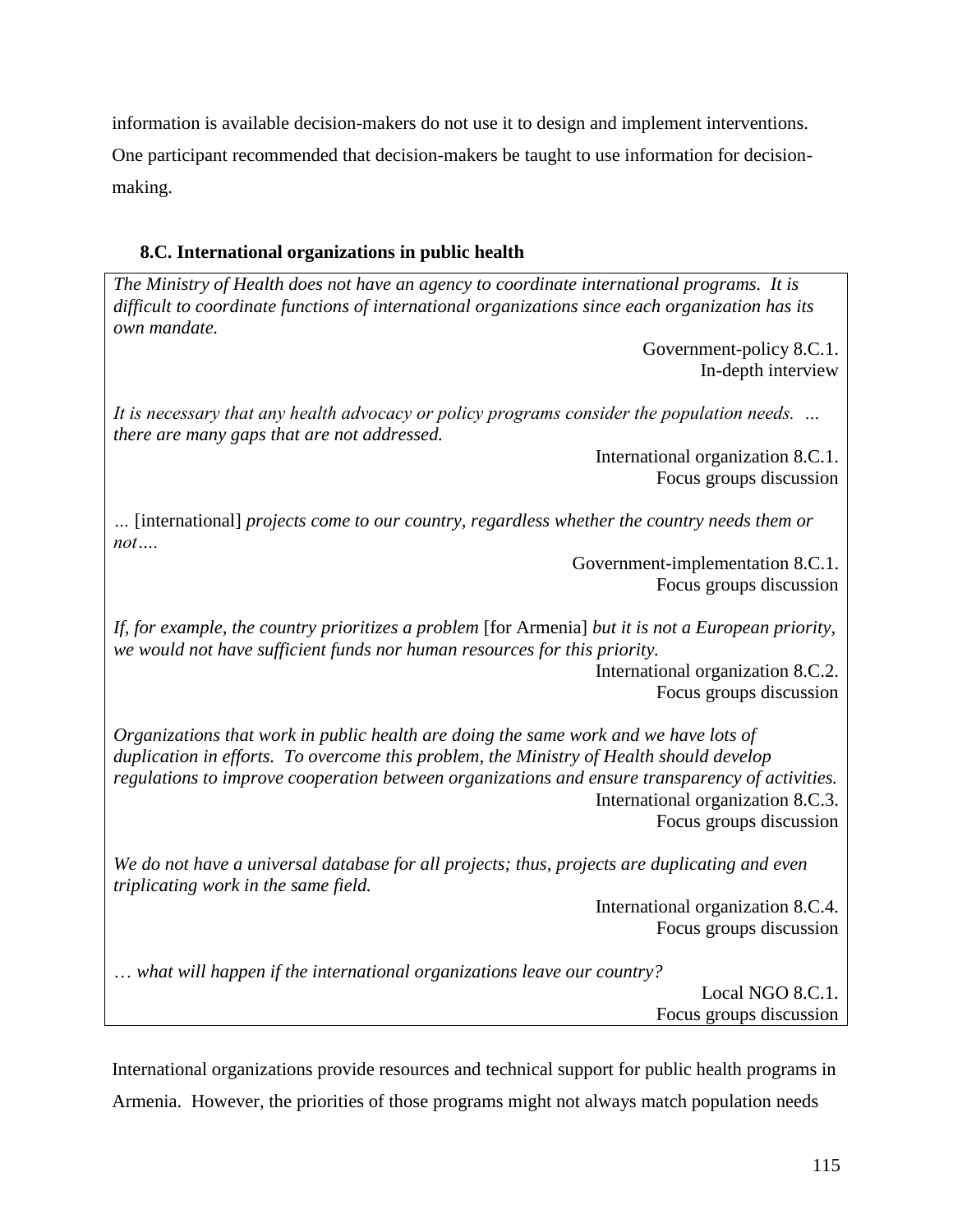information is available decision-makers do not use it to design and implement interventions. One participant recommended that decision-makers be taught to use information for decision-making.

### 8.C. International organizations in public health

*The Ministry of Health does not have an agency to coordinate international programs. It is difficult to coordinate functions of international organizations since each organization has its own mandate.*

Government-policy 8.C.1.
In-depth interview

*It is necessary that any health advocacy or policy programs consider the population needs. … there are many gaps that are not addressed.*

International organization 8.C.1.
Focus groups discussion

*…* [international] *projects come to our country, regardless whether the country needs them or not….*

Government-implementation 8.C.1.
Focus groups discussion

*If, for example, the country prioritizes a problem* [for Armenia] *but it is not a European priority, we would not have sufficient funds nor human resources for this priority.*

International organization 8.C.2.
Focus groups discussion

*Organizations that work in public health are doing the same work and we have lots of duplication in efforts. To overcome this problem, the Ministry of Health should develop regulations to improve cooperation between organizations and ensure transparency of activities.*

International organization 8.C.3.
Focus groups discussion

*We do not have a universal database for all projects; thus, projects are duplicating and even triplicating work in the same field.*

International organization 8.C.4.
Focus groups discussion

*… what will happen if the international organizations leave our country?*

Local NGO 8.C.1.
Focus groups discussion

International organizations provide resources and technical support for public health programs in Armenia. However, the priorities of those programs might not always match population needs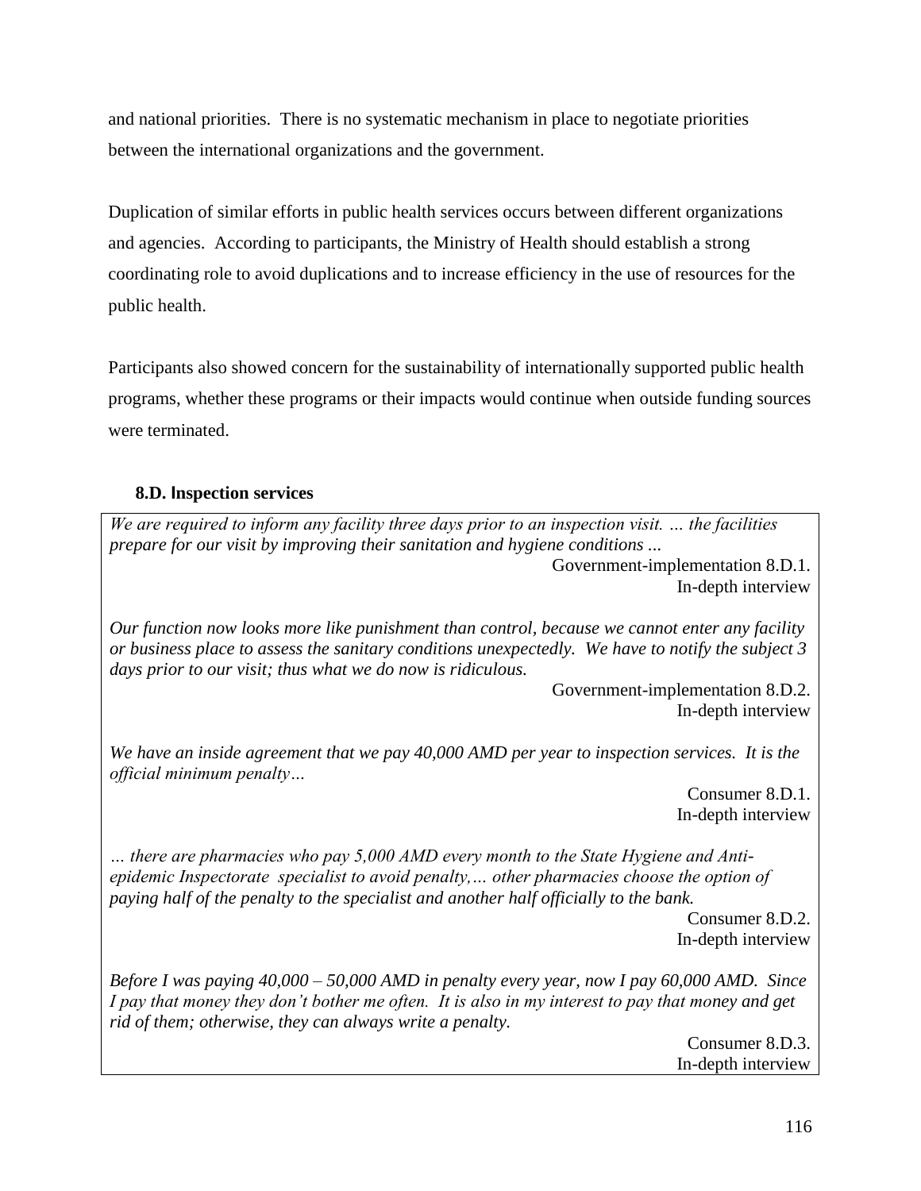and national priorities. There is no systematic mechanism in place to negotiate priorities between the international organizations and the government.

Duplication of similar efforts in public health services occurs between different organizations and agencies. According to participants, the Ministry of Health should establish a strong coordinating role to avoid duplications and to increase efficiency in the use of resources for the public health.

Participants also showed concern for the sustainability of internationally supported public health programs, whether these programs or their impacts would continue when outside funding sources were terminated.

### 8.D. Inspection services

*We are required to inform any facility three days prior to an inspection visit. … the facilities prepare for our visit by improving their sanitation and hygiene conditions ...*

Government-implementation 8.D.1.
In-depth interview

*Our function now looks more like punishment than control, because we cannot enter any facility or business place to assess the sanitary conditions unexpectedly. We have to notify the subject 3 days prior to our visit; thus what we do now is ridiculous.*

Government-implementation 8.D.2.
In-depth interview

*We have an inside agreement that we pay 40,000 AMD per year to inspection services. It is the official minimum penalty…*

Consumer 8.D.1.
In-depth interview

*… there are pharmacies who pay 5,000 AMD every month to the State Hygiene and Anti-epidemic Inspectorate specialist to avoid penalty,… other pharmacies choose the option of paying half of the penalty to the specialist and another half officially to the bank.*

Consumer 8.D.2.
In-depth interview

*Before I was paying 40,000 – 50,000 AMD in penalty every year, now I pay 60,000 AMD. Since I pay that money they don't bother me often. It is also in my interest to pay that money and get rid of them; otherwise, they can always write a penalty.*

Consumer 8.D.3.
In-depth interview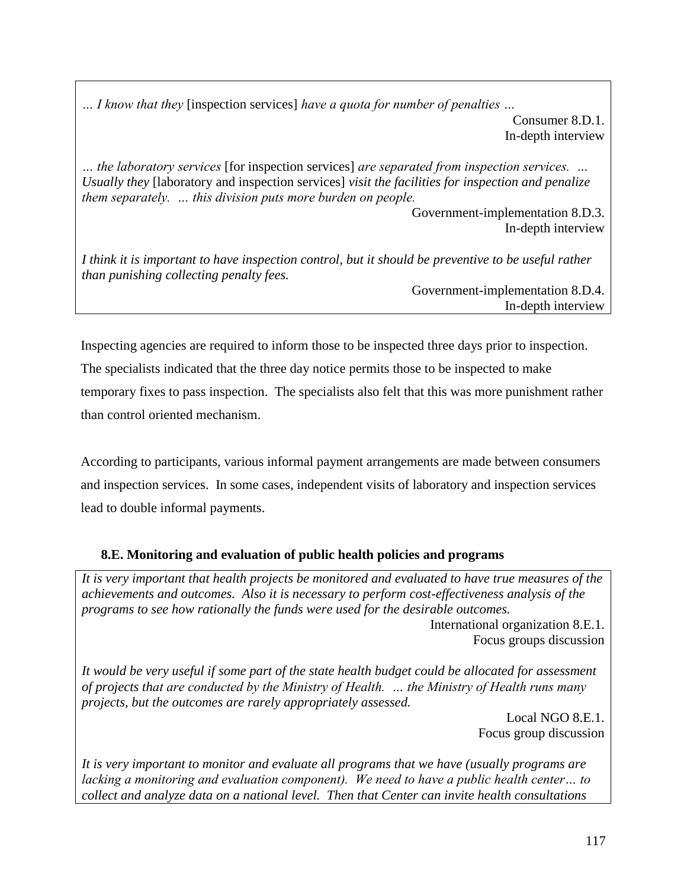*… I know that they* [inspection services] *have a quota for number of penalties …*

Consumer 8.D.1.
In-depth interview

*… the laboratory services* [for inspection services] *are separated from inspection services. … Usually they* [laboratory and inspection services] *visit the facilities for inspection and penalize them separately. … this division puts more burden on people.*

Government-implementation 8.D.3.
In-depth interview

*I think it is important to have inspection control, but it should be preventive to be useful rather than punishing collecting penalty fees.*

Government-implementation 8.D.4.
In-depth interview

Inspecting agencies are required to inform those to be inspected three days prior to inspection. The specialists indicated that the three day notice permits those to be inspected to make temporary fixes to pass inspection. The specialists also felt that this was more punishment rather than control oriented mechanism.

According to participants, various informal payment arrangements are made between consumers and inspection services. In some cases, independent visits of laboratory and inspection services lead to double informal payments.

### 8.E. Monitoring and evaluation of public health policies and programs

*It is very important that health projects be monitored and evaluated to have true measures of the achievements and outcomes. Also it is necessary to perform cost-effectiveness analysis of the programs to see how rationally the funds were used for the desirable outcomes.*

International organization 8.E.1.
Focus groups discussion

*It would be very useful if some part of the state health budget could be allocated for assessment of projects that are conducted by the Ministry of Health. … the Ministry of Health runs many projects, but the outcomes are rarely appropriately assessed.*

Local NGO 8.E.1.
Focus group discussion

*It is very important to monitor and evaluate all programs that we have (usually programs are lacking a monitoring and evaluation component). We need to have a public health center… to collect and analyze data on a national level. Then that Center can invite health consultations*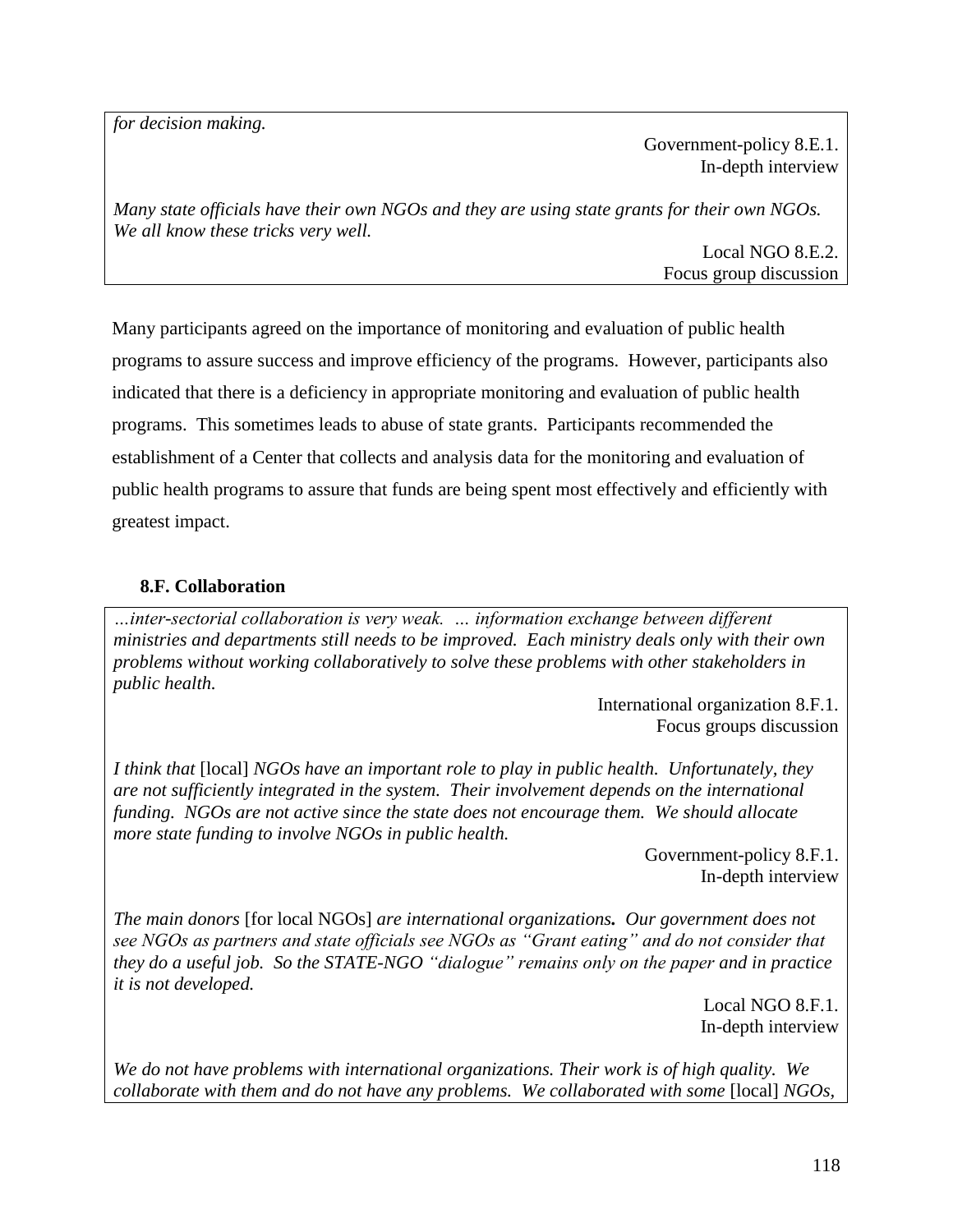*for decision making.*

Government-policy 8.E.1.
In-depth interview

*Many state officials have their own NGOs and they are using state grants for their own NGOs. We all know these tricks very well.*

Local NGO 8.E.2.
Focus group discussion

Many participants agreed on the importance of monitoring and evaluation of public health programs to assure success and improve efficiency of the programs. However, participants also indicated that there is a deficiency in appropriate monitoring and evaluation of public health programs. This sometimes leads to abuse of state grants. Participants recommended the establishment of a Center that collects and analysis data for the monitoring and evaluation of public health programs to assure that funds are being spent most effectively and efficiently with greatest impact.

### 8.F. Collaboration

*…inter-sectorial collaboration is very weak. … information exchange between different ministries and departments still needs to be improved. Each ministry deals only with their own problems without working collaboratively to solve these problems with other stakeholders in public health.*

International organization 8.F.1.
Focus groups discussion

*I think that* [local] *NGOs have an important role to play in public health. Unfortunately, they are not sufficiently integrated in the system. Their involvement depends on the international funding. NGOs are not active since the state does not encourage them. We should allocate more state funding to involve NGOs in public health.*

Government-policy 8.F.1.
In-depth interview

*The main donors* [for local NGOs] *are international organizations. Our government does not see NGOs as partners and state officials see NGOs as "Grant eating" and do not consider that they do a useful job. So the STATE-NGO "dialogue" remains only on the paper and in practice it is not developed.*

Local NGO 8.F.1.
In-depth interview

*We do not have problems with international organizations. Their work is of high quality. We collaborate with them and do not have any problems. We collaborated with some* [local] *NGOs,*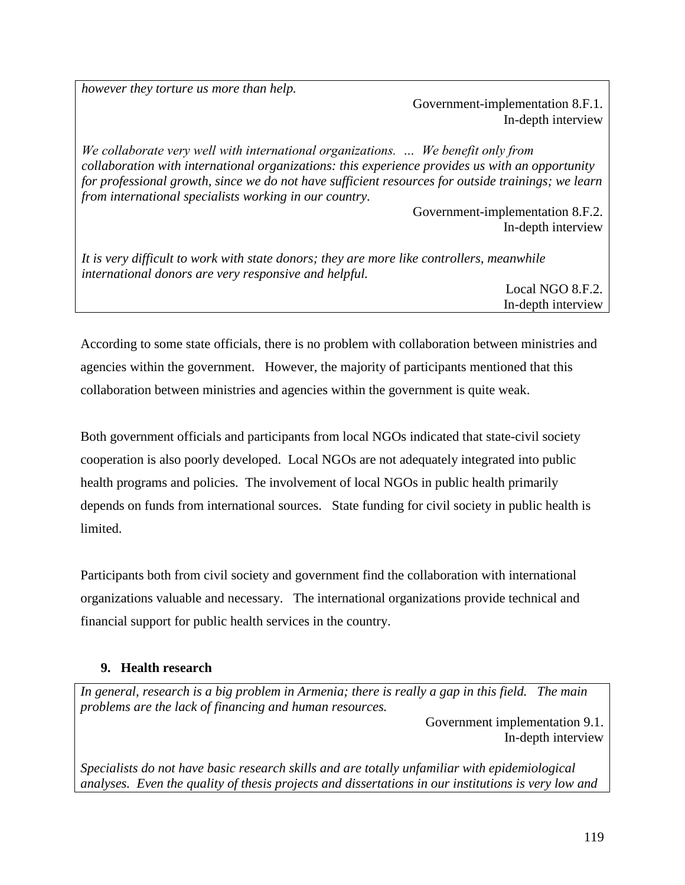*however they torture us more than help.*

Government-implementation 8.F.1.
In-depth interview

*We collaborate very well with international organizations. … We benefit only from collaboration with international organizations: this experience provides us with an opportunity for professional growth, since we do not have sufficient resources for outside trainings; we learn from international specialists working in our country.*

Government-implementation 8.F.2.
In-depth interview

*It is very difficult to work with state donors; they are more like controllers, meanwhile international donors are very responsive and helpful.*

Local NGO 8.F.2.
In-depth interview

According to some state officials, there is no problem with collaboration between ministries and agencies within the government. However, the majority of participants mentioned that this collaboration between ministries and agencies within the government is quite weak.

Both government officials and participants from local NGOs indicated that state-civil society cooperation is also poorly developed. Local NGOs are not adequately integrated into public health programs and policies. The involvement of local NGOs in public health primarily depends on funds from international sources. State funding for civil society in public health is limited.

Participants both from civil society and government find the collaboration with international organizations valuable and necessary. The international organizations provide technical and financial support for public health services in the country.

## 9. Health research

*In general, research is a big problem in Armenia; there is really a gap in this field. The main problems are the lack of financing and human resources.*

Government implementation 9.1.
In-depth interview

*Specialists do not have basic research skills and are totally unfamiliar with epidemiological analyses. Even the quality of thesis projects and dissertations in our institutions is very low and*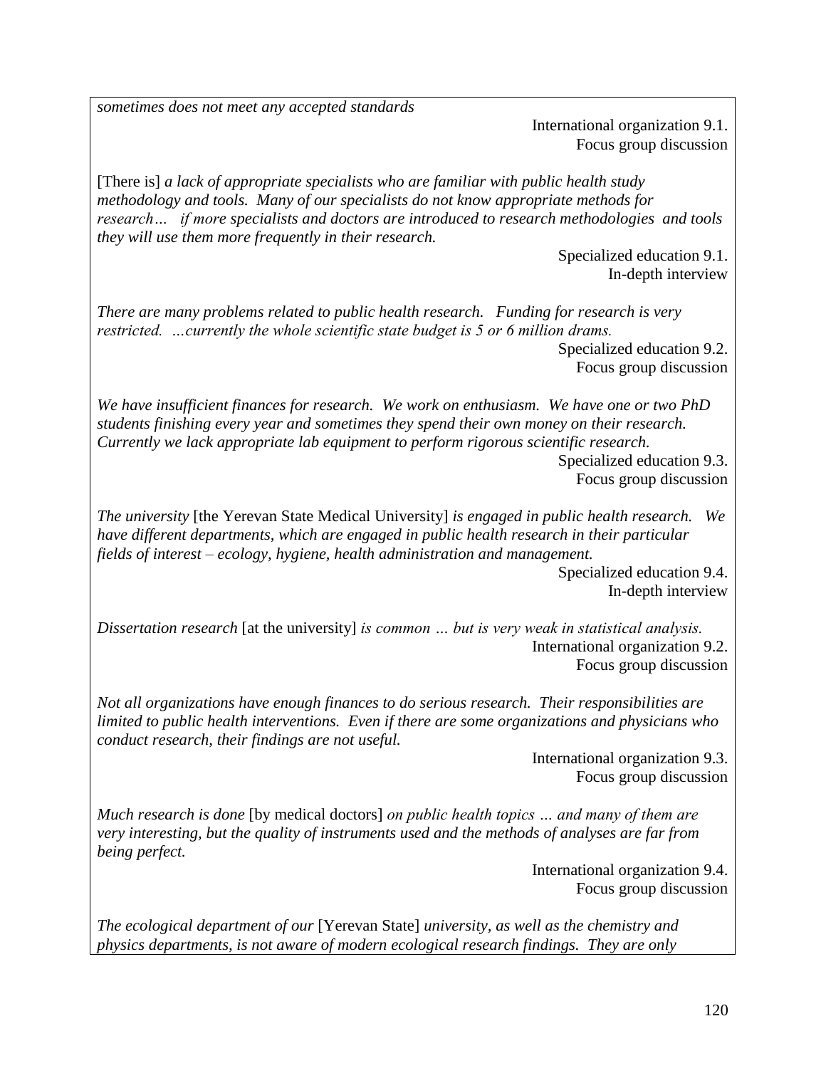*sometimes does not meet any accepted standards*

International organization 9.1.
Focus group discussion

[There is] *a lack of appropriate specialists who are familiar with public health study methodology and tools. Many of our specialists do not know appropriate methods for research… if more specialists and doctors are introduced to research methodologies and tools they will use them more frequently in their research.*

Specialized education 9.1.
In-depth interview

*There are many problems related to public health research. Funding for research is very restricted. …currently the whole scientific state budget is 5 or 6 million drams.*

Specialized education 9.2.
Focus group discussion

*We have insufficient finances for research. We work on enthusiasm. We have one or two PhD students finishing every year and sometimes they spend their own money on their research. Currently we lack appropriate lab equipment to perform rigorous scientific research.*

Specialized education 9.3.
Focus group discussion

*The university* [the Yerevan State Medical University] *is engaged in public health research. We have different departments, which are engaged in public health research in their particular fields of interest – ecology, hygiene, health administration and management.*

Specialized education 9.4.
In-depth interview

*Dissertation research* [at the university] *is common … but is very weak in statistical analysis.*

International organization 9.2.
Focus group discussion

*Not all organizations have enough finances to do serious research. Their responsibilities are limited to public health interventions. Even if there are some organizations and physicians who conduct research, their findings are not useful.*

International organization 9.3.
Focus group discussion

*Much research is done* [by medical doctors] *on public health topics … and many of them are very interesting, but the quality of instruments used and the methods of analyses are far from being perfect.*

International organization 9.4.
Focus group discussion

*The ecological department of our* [Yerevan State] *university, as well as the chemistry and physics departments, is not aware of modern ecological research findings. They are only*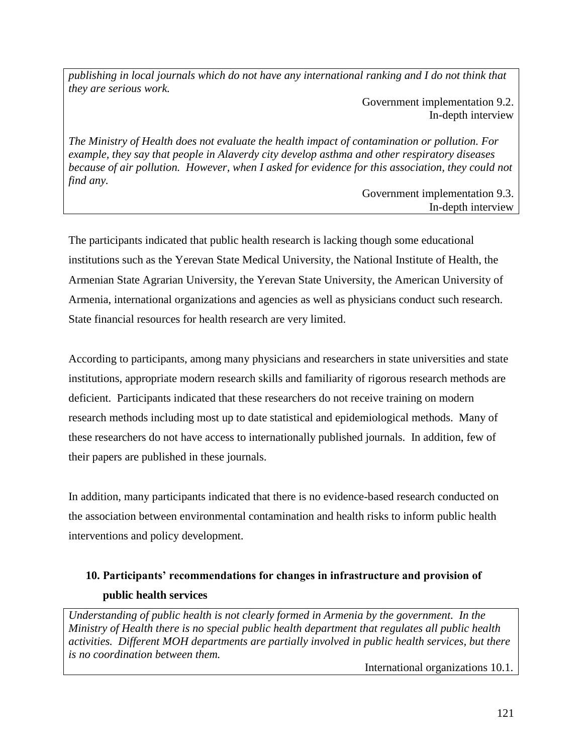*publishing in local journals which do not have any international ranking and I do not think that they are serious work.*

Government implementation 9.2.
In-depth interview

*The Ministry of Health does not evaluate the health impact of contamination or pollution. For example, they say that people in Alaverdy city develop asthma and other respiratory diseases because of air pollution. However, when I asked for evidence for this association, they could not find any.*

Government implementation 9.3.
In-depth interview

The participants indicated that public health research is lacking though some educational institutions such as the Yerevan State Medical University, the National Institute of Health, the Armenian State Agrarian University, the Yerevan State University, the American University of Armenia, international organizations and agencies as well as physicians conduct such research. State financial resources for health research are very limited.

According to participants, among many physicians and researchers in state universities and state institutions, appropriate modern research skills and familiarity of rigorous research methods are deficient. Participants indicated that these researchers do not receive training on modern research methods including most up to date statistical and epidemiological methods. Many of these researchers do not have access to internationally published journals. In addition, few of their papers are published in these journals.

In addition, many participants indicated that there is no evidence-based research conducted on the association between environmental contamination and health risks to inform public health interventions and policy development.

## 10. Participants' recommendations for changes in infrastructure and provision of public health services

*Understanding of public health is not clearly formed in Armenia by the government. In the Ministry of Health there is no special public health department that regulates all public health activities. Different MOH departments are partially involved in public health services, but there is no coordination between them.*

International organizations 10.1.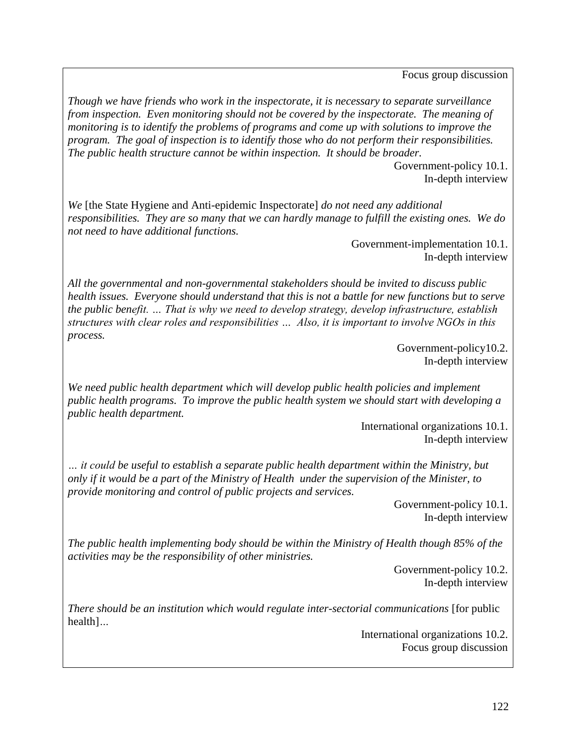Focus group discussion

*Though we have friends who work in the inspectorate, it is necessary to separate surveillance from inspection. Even monitoring should not be covered by the inspectorate. The meaning of monitoring is to identify the problems of programs and come up with solutions to improve the program. The goal of inspection is to identify those who do not perform their responsibilities. The public health structure cannot be within inspection. It should be broader.*

Government-policy 10.1.
In-depth interview

*We* [the State Hygiene and Anti-epidemic Inspectorate] *do not need any additional responsibilities. They are so many that we can hardly manage to fulfill the existing ones. We do not need to have additional functions.*

Government-implementation 10.1.
In-depth interview

*All the governmental and non-governmental stakeholders should be invited to discuss public health issues. Everyone should understand that this is not a battle for new functions but to serve the public benefit. … That is why we need to develop strategy, develop infrastructure, establish structures with clear roles and responsibilities … Also, it is important to involve NGOs in this process.*

Government-policy10.2.
In-depth interview

*We need public health department which will develop public health policies and implement public health programs. To improve the public health system we should start with developing a public health department.*

International organizations 10.1.
In-depth interview

*… it could be useful to establish a separate public health department within the Ministry, but only if it would be a part of the Ministry of Health under the supervision of the Minister, to provide monitoring and control of public projects and services.*

Government-policy 10.1.
In-depth interview

*The public health implementing body should be within the Ministry of Health though 85% of the activities may be the responsibility of other ministries.*

Government-policy 10.2.
In-depth interview

*There should be an institution which would regulate inter-sectorial communications* [for public health]...

International organizations 10.2.
Focus group discussion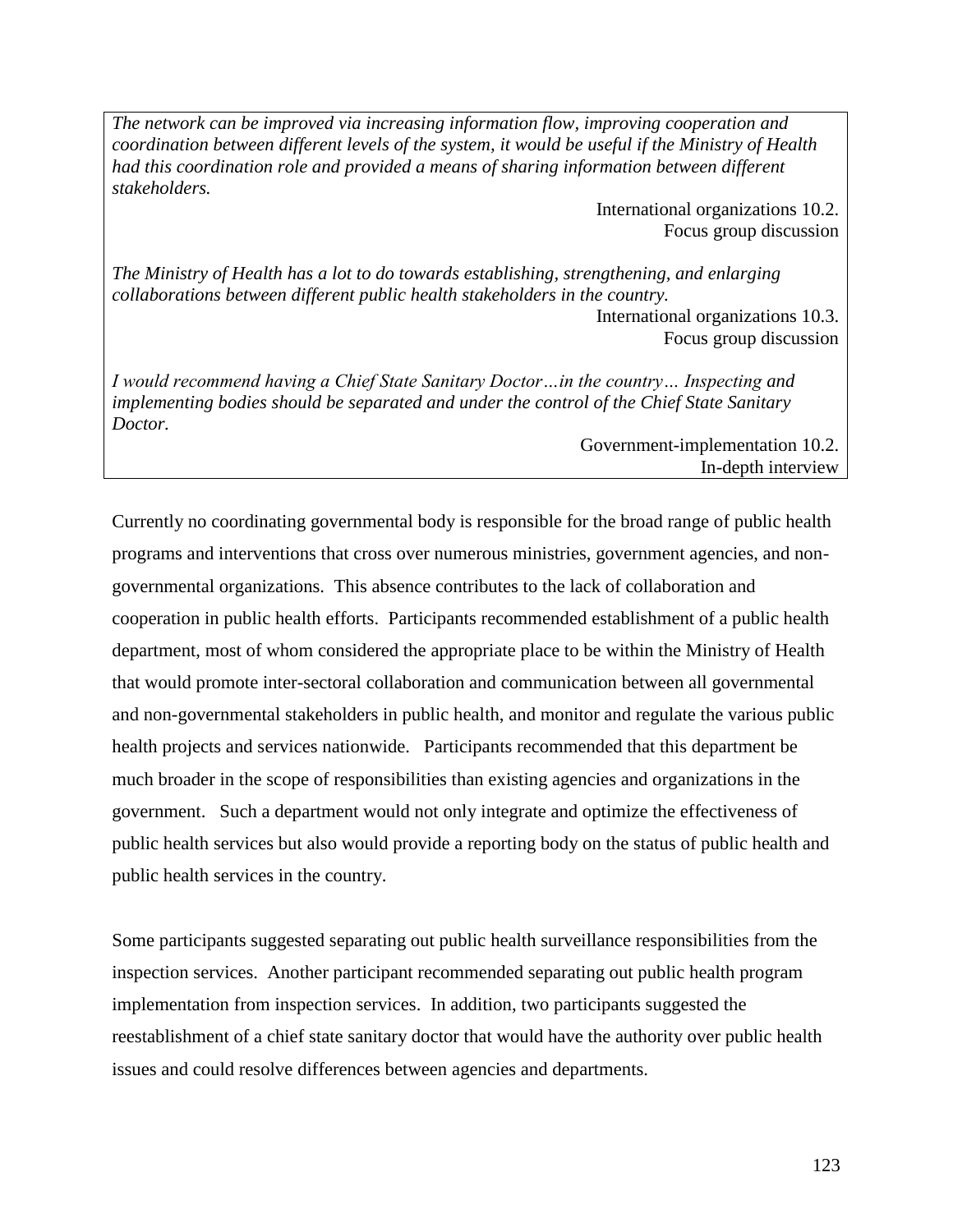*The network can be improved via increasing information flow, improving cooperation and coordination between different levels of the system, it would be useful if the Ministry of Health had this coordination role and provided a means of sharing information between different stakeholders.*

International organizations 10.2.
Focus group discussion

*The Ministry of Health has a lot to do towards establishing, strengthening, and enlarging collaborations between different public health stakeholders in the country.*

International organizations 10.3.
Focus group discussion

*I would recommend having a Chief State Sanitary Doctor…in the country… Inspecting and implementing bodies should be separated and under the control of the Chief State Sanitary Doctor.*

Government-implementation 10.2.
In-depth interview

Currently no coordinating governmental body is responsible for the broad range of public health programs and interventions that cross over numerous ministries, government agencies, and non-governmental organizations. This absence contributes to the lack of collaboration and cooperation in public health efforts. Participants recommended establishment of a public health department, most of whom considered the appropriate place to be within the Ministry of Health that would promote inter-sectoral collaboration and communication between all governmental and non-governmental stakeholders in public health, and monitor and regulate the various public health projects and services nationwide. Participants recommended that this department be much broader in the scope of responsibilities than existing agencies and organizations in the government. Such a department would not only integrate and optimize the effectiveness of public health services but also would provide a reporting body on the status of public health and public health services in the country.

Some participants suggested separating out public health surveillance responsibilities from the inspection services. Another participant recommended separating out public health program implementation from inspection services. In addition, two participants suggested the reestablishment of a chief state sanitary doctor that would have the authority over public health issues and could resolve differences between agencies and departments.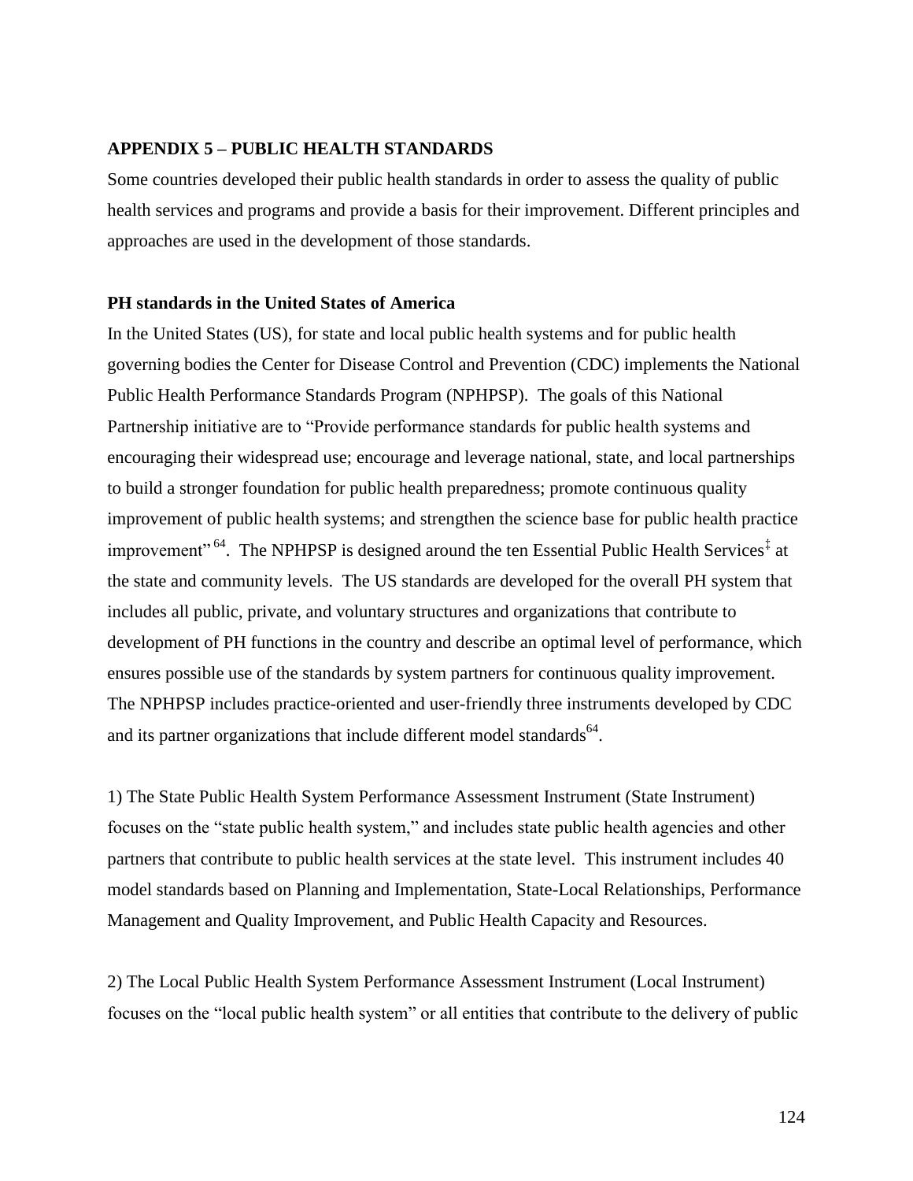## APPENDIX 5 – PUBLIC HEALTH STANDARDS

Some countries developed their public health standards in order to assess the quality of public health services and programs and provide a basis for their improvement. Different principles and approaches are used in the development of those standards.

### PH standards in the United States of America

In the United States (US), for state and local public health systems and for public health governing bodies the Center for Disease Control and Prevention (CDC) implements the National Public Health Performance Standards Program (NPHPSP). The goals of this National Partnership initiative are to "Provide performance standards for public health systems and encouraging their widespread use; encourage and leverage national, state, and local partnerships to build a stronger foundation for public health preparedness; promote continuous quality improvement of public health systems; and strengthen the science base for public health practice improvement"[64]. The NPHPSP is designed around the ten Essential Public Health Services[‡] at the state and community levels. The US standards are developed for the overall PH system that includes all public, private, and voluntary structures and organizations that contribute to development of PH functions in the country and describe an optimal level of performance, which ensures possible use of the standards by system partners for continuous quality improvement. The NPHPSP includes practice-oriented and user-friendly three instruments developed by CDC and its partner organizations that include different model standards[64].

1) The State Public Health System Performance Assessment Instrument (State Instrument) focuses on the "state public health system," and includes state public health agencies and other partners that contribute to public health services at the state level. This instrument includes 40 model standards based on Planning and Implementation, State-Local Relationships, Performance Management and Quality Improvement, and Public Health Capacity and Resources.

2) The Local Public Health System Performance Assessment Instrument (Local Instrument) focuses on the "local public health system" or all entities that contribute to the delivery of public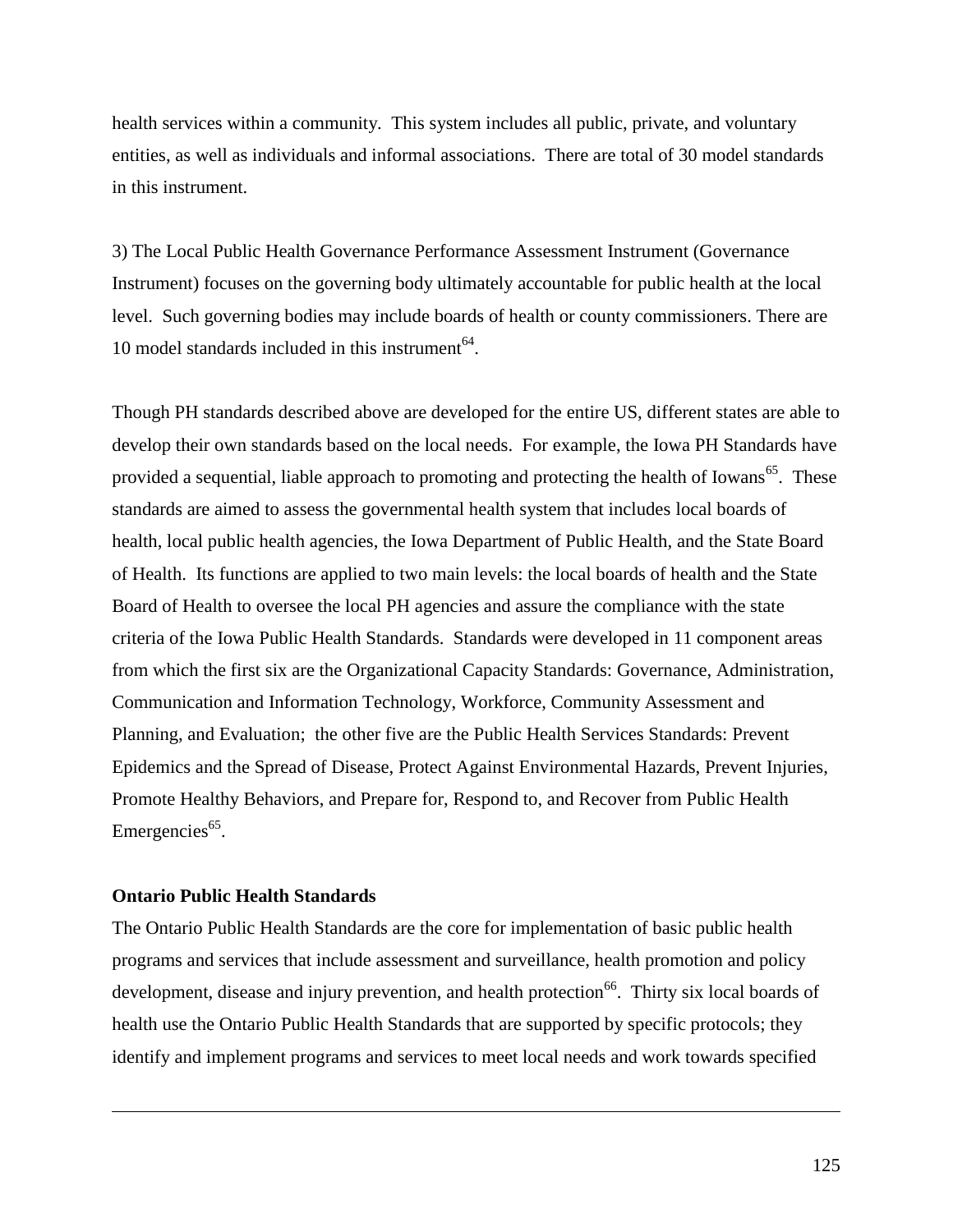health services within a community. This system includes all public, private, and voluntary entities, as well as individuals and informal associations. There are total of 30 model standards in this instrument.

3) The Local Public Health Governance Performance Assessment Instrument (Governance Instrument) focuses on the governing body ultimately accountable for public health at the local level. Such governing bodies may include boards of health or county commissioners. There are 10 model standards included in this instrument[64].

Though PH standards described above are developed for the entire US, different states are able to develop their own standards based on the local needs. For example, the Iowa PH Standards have provided a sequential, liable approach to promoting and protecting the health of Iowans[65]. These standards are aimed to assess the governmental health system that includes local boards of health, local public health agencies, the Iowa Department of Public Health, and the State Board of Health. Its functions are applied to two main levels: the local boards of health and the State Board of Health to oversee the local PH agencies and assure the compliance with the state criteria of the Iowa Public Health Standards. Standards were developed in 11 component areas from which the first six are the Organizational Capacity Standards: Governance, Administration, Communication and Information Technology, Workforce, Community Assessment and Planning, and Evaluation; the other five are the Public Health Services Standards: Prevent Epidemics and the Spread of Disease, Protect Against Environmental Hazards, Prevent Injuries, Promote Healthy Behaviors, and Prepare for, Respond to, and Recover from Public Health Emergencies[65].

**Ontario Public Health Standards**

The Ontario Public Health Standards are the core for implementation of basic public health programs and services that include assessment and surveillance, health promotion and policy development, disease and injury prevention, and health protection[66]. Thirty six local boards of health use the Ontario Public Health Standards that are supported by specific protocols; they identify and implement programs and services to meet local needs and work towards specified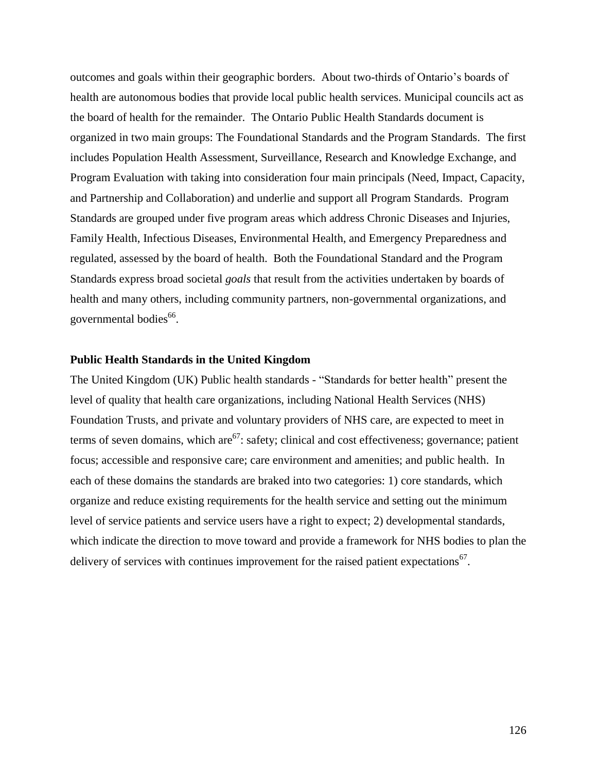outcomes and goals within their geographic borders. About two-thirds of Ontario's boards of health are autonomous bodies that provide local public health services. Municipal councils act as the board of health for the remainder. The Ontario Public Health Standards document is organized in two main groups: The Foundational Standards and the Program Standards. The first includes Population Health Assessment, Surveillance, Research and Knowledge Exchange, and Program Evaluation with taking into consideration four main principals (Need, Impact, Capacity, and Partnership and Collaboration) and underlie and support all Program Standards. Program Standards are grouped under five program areas which address Chronic Diseases and Injuries, Family Health, Infectious Diseases, Environmental Health, and Emergency Preparedness and regulated, assessed by the board of health. Both the Foundational Standard and the Program Standards express broad societal *goals* that result from the activities undertaken by boards of health and many others, including community partners, non-governmental organizations, and governmental bodies[66].

**Public Health Standards in the United Kingdom**

The United Kingdom (UK) Public health standards - "Standards for better health" present the level of quality that health care organizations, including National Health Services (NHS) Foundation Trusts, and private and voluntary providers of NHS care, are expected to meet in terms of seven domains, which are[67]: safety; clinical and cost effectiveness; governance; patient focus; accessible and responsive care; care environment and amenities; and public health. In each of these domains the standards are braked into two categories: 1) core standards, which organize and reduce existing requirements for the health service and setting out the minimum level of service patients and service users have a right to expect; 2) developmental standards, which indicate the direction to move toward and provide a framework for NHS bodies to plan the delivery of services with continues improvement for the raised patient expectations[67].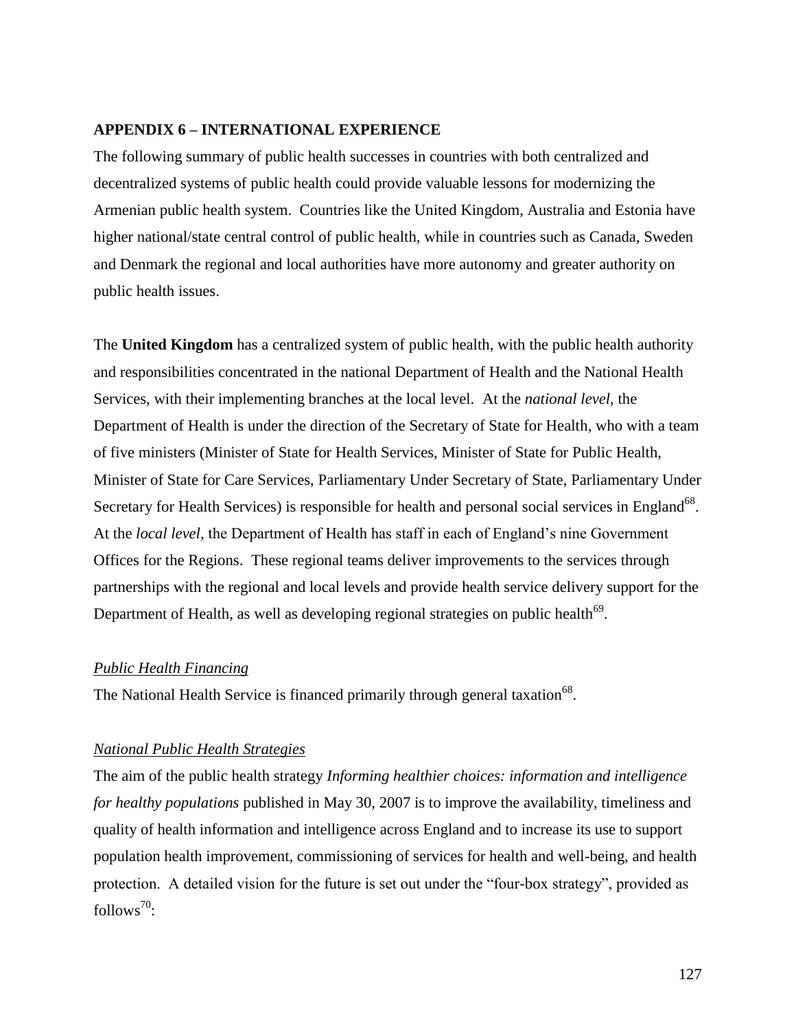## APPENDIX 6 – INTERNATIONAL EXPERIENCE

The following summary of public health successes in countries with both centralized and decentralized systems of public health could provide valuable lessons for modernizing the Armenian public health system. Countries like the United Kingdom, Australia and Estonia have higher national/state central control of public health, while in countries such as Canada, Sweden and Denmark the regional and local authorities have more autonomy and greater authority on public health issues.

The **United Kingdom** has a centralized system of public health, with the public health authority and responsibilities concentrated in the national Department of Health and the National Health Services, with their implementing branches at the local level. At the *national level,* the Department of Health is under the direction of the Secretary of State for Health, who with a team of five ministers (Minister of State for Health Services, Minister of State for Public Health, Minister of State for Care Services, Parliamentary Under Secretary of State, Parliamentary Under Secretary for Health Services) is responsible for health and personal social services in England[68]. At the *local level,* the Department of Health has staff in each of England's nine Government Offices for the Regions. These regional teams deliver improvements to the services through partnerships with the regional and local levels and provide health service delivery support for the Department of Health, as well as developing regional strategies on public health[69].

### *Public Health Financing*

The National Health Service is financed primarily through general taxation[68].

### *National Public Health Strategies*

The aim of the public health strategy *Informing healthier choices: information and intelligence for healthy populations* published in May 30, 2007 is to improve the availability, timeliness and quality of health information and intelligence across England and to increase its use to support population health improvement, commissioning of services for health and well-being, and health protection. A detailed vision for the future is set out under the "four-box strategy", provided as follows[70]: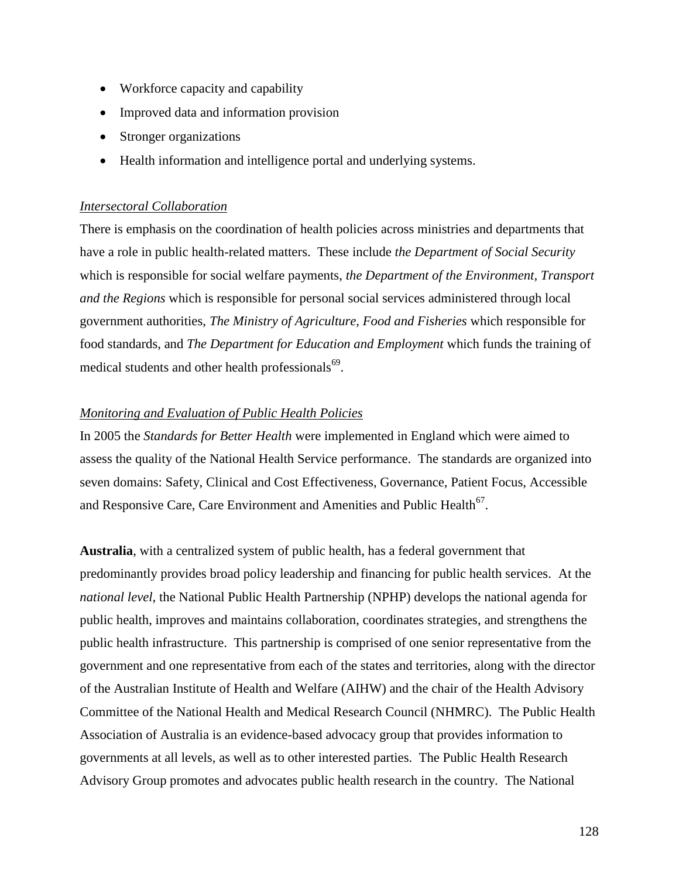- Workforce capacity and capability
- Improved data and information provision
- Stronger organizations
- Health information and intelligence portal and underlying systems.

*Intersectoral Collaboration*

There is emphasis on the coordination of health policies across ministries and departments that have a role in public health-related matters. These include *the Department of Social Security* which is responsible for social welfare payments, *the Department of the Environment, Transport and the Regions* which is responsible for personal social services administered through local government authorities, *The Ministry of Agriculture, Food and Fisheries* which responsible for food standards, and *The Department for Education and Employment* which funds the training of medical students and other health professionals[69].

*Monitoring and Evaluation of Public Health Policies*

In 2005 the *Standards for Better Health* were implemented in England which were aimed to assess the quality of the National Health Service performance. The standards are organized into seven domains: Safety, Clinical and Cost Effectiveness, Governance, Patient Focus, Accessible and Responsive Care, Care Environment and Amenities and Public Health[67].

**Australia**, with a centralized system of public health, has a federal government that predominantly provides broad policy leadership and financing for public health services. At the *national level*, the National Public Health Partnership (NPHP) develops the national agenda for public health, improves and maintains collaboration, coordinates strategies, and strengthens the public health infrastructure. This partnership is comprised of one senior representative from the government and one representative from each of the states and territories, along with the director of the Australian Institute of Health and Welfare (AIHW) and the chair of the Health Advisory Committee of the National Health and Medical Research Council (NHMRC). The Public Health Association of Australia is an evidence-based advocacy group that provides information to governments at all levels, as well as to other interested parties. The Public Health Research Advisory Group promotes and advocates public health research in the country. The National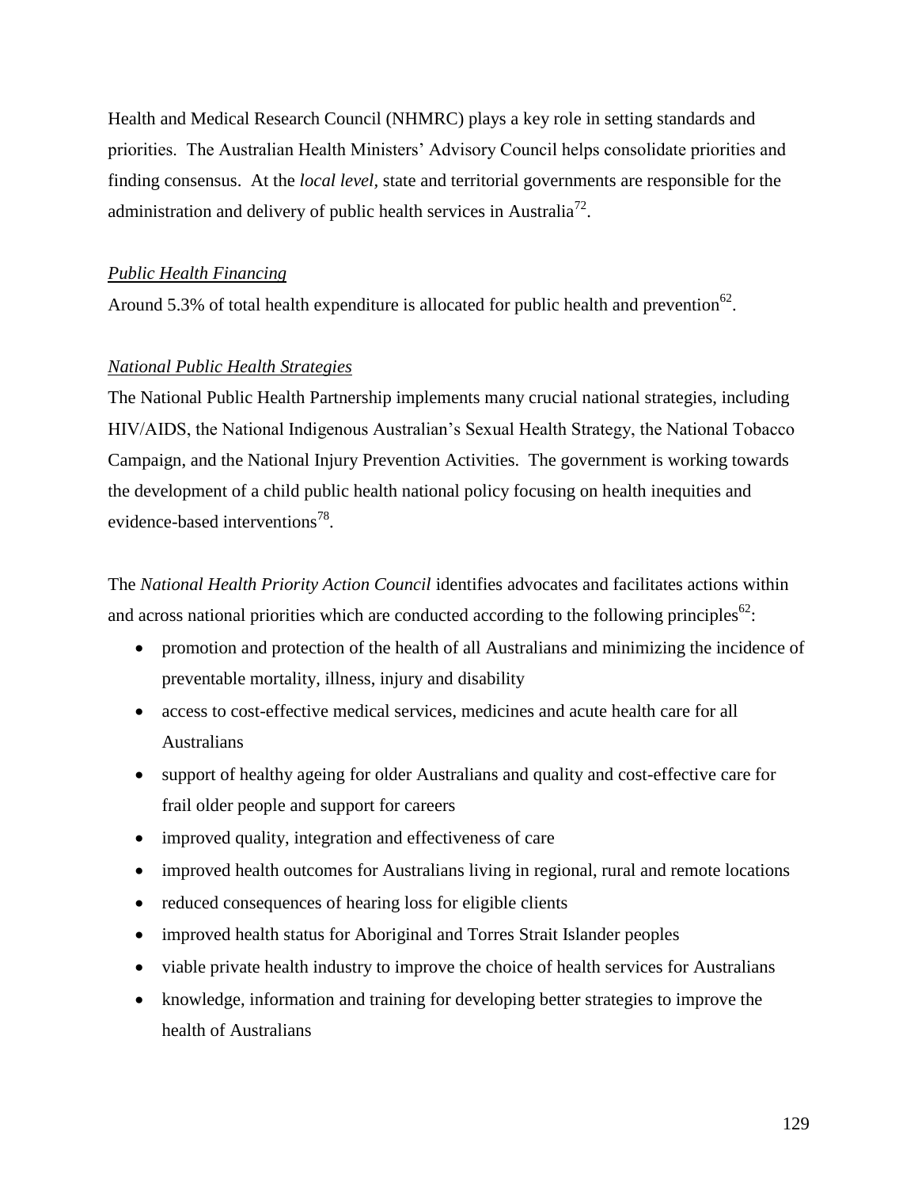Health and Medical Research Council (NHMRC) plays a key role in setting standards and priorities. The Australian Health Ministers' Advisory Council helps consolidate priorities and finding consensus. At the *local level*, state and territorial governments are responsible for the administration and delivery of public health services in Australia[72].

*Public Health Financing*

Around 5.3% of total health expenditure is allocated for public health and prevention[62].

*National Public Health Strategies*

The National Public Health Partnership implements many crucial national strategies, including HIV/AIDS, the National Indigenous Australian's Sexual Health Strategy, the National Tobacco Campaign, and the National Injury Prevention Activities. The government is working towards the development of a child public health national policy focusing on health inequities and evidence-based interventions[78].

The *National Health Priority Action Council* identifies advocates and facilitates actions within and across national priorities which are conducted according to the following principles[62]:

- promotion and protection of the health of all Australians and minimizing the incidence of preventable mortality, illness, injury and disability
- access to cost-effective medical services, medicines and acute health care for all Australians
- support of healthy ageing for older Australians and quality and cost-effective care for frail older people and support for careers
- improved quality, integration and effectiveness of care
- improved health outcomes for Australians living in regional, rural and remote locations
- reduced consequences of hearing loss for eligible clients
- improved health status for Aboriginal and Torres Strait Islander peoples
- viable private health industry to improve the choice of health services for Australians
- knowledge, information and training for developing better strategies to improve the health of Australians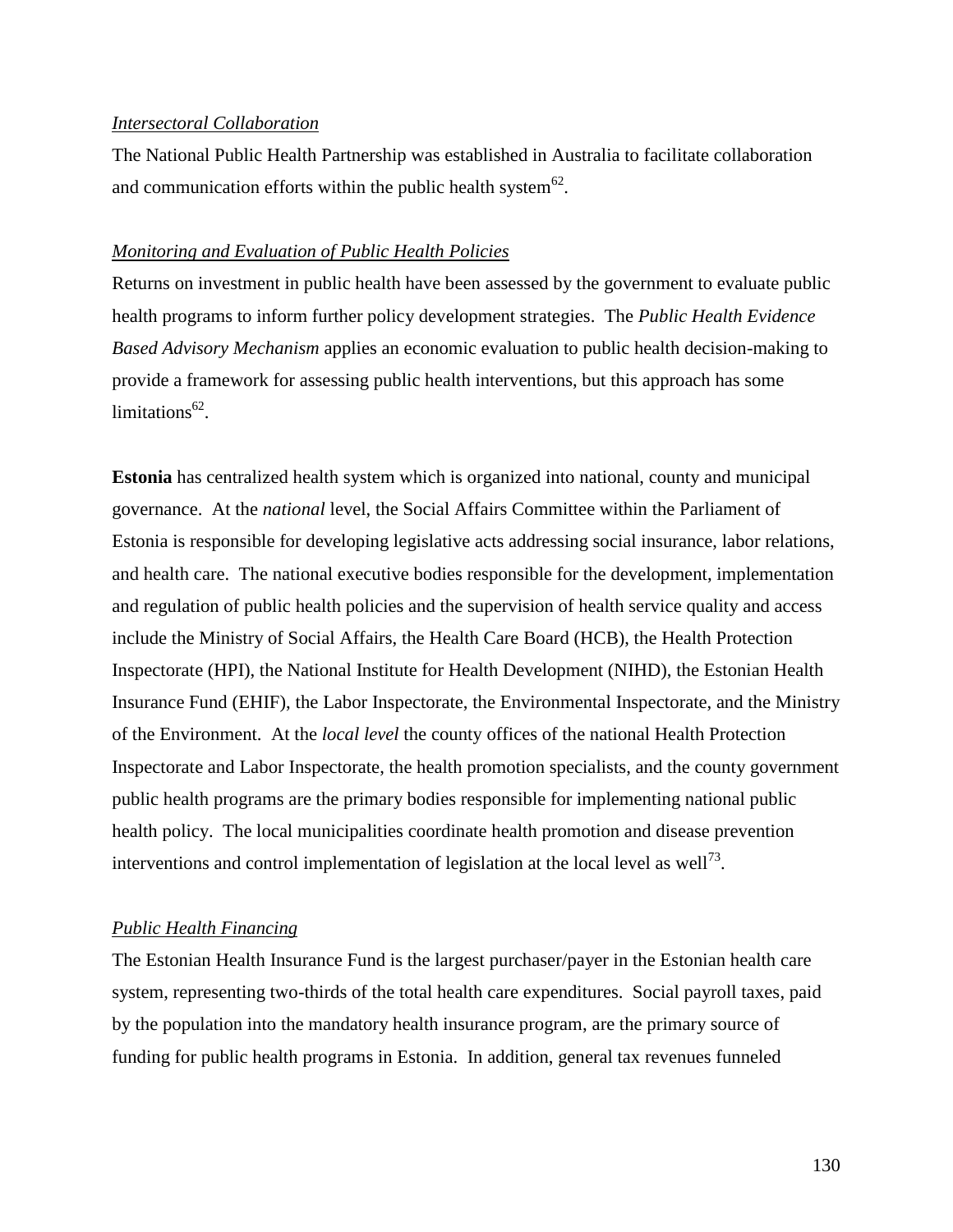*Intersectoral Collaboration*

The National Public Health Partnership was established in Australia to facilitate collaboration and communication efforts within the public health system[62].

*Monitoring and Evaluation of Public Health Policies*

Returns on investment in public health have been assessed by the government to evaluate public health programs to inform further policy development strategies. The *Public Health Evidence Based Advisory Mechanism* applies an economic evaluation to public health decision-making to provide a framework for assessing public health interventions, but this approach has some limitations[62].

**Estonia** has centralized health system which is organized into national, county and municipal governance. At the *national* level, the Social Affairs Committee within the Parliament of Estonia is responsible for developing legislative acts addressing social insurance, labor relations, and health care. The national executive bodies responsible for the development, implementation and regulation of public health policies and the supervision of health service quality and access include the Ministry of Social Affairs, the Health Care Board (HCB), the Health Protection Inspectorate (HPI), the National Institute for Health Development (NIHD), the Estonian Health Insurance Fund (EHIF), the Labor Inspectorate, the Environmental Inspectorate, and the Ministry of the Environment. At the *local level* the county offices of the national Health Protection Inspectorate and Labor Inspectorate, the health promotion specialists, and the county government public health programs are the primary bodies responsible for implementing national public health policy. The local municipalities coordinate health promotion and disease prevention interventions and control implementation of legislation at the local level as well[73].

*Public Health Financing*

The Estonian Health Insurance Fund is the largest purchaser/payer in the Estonian health care system, representing two-thirds of the total health care expenditures. Social payroll taxes, paid by the population into the mandatory health insurance program, are the primary source of funding for public health programs in Estonia. In addition, general tax revenues funneled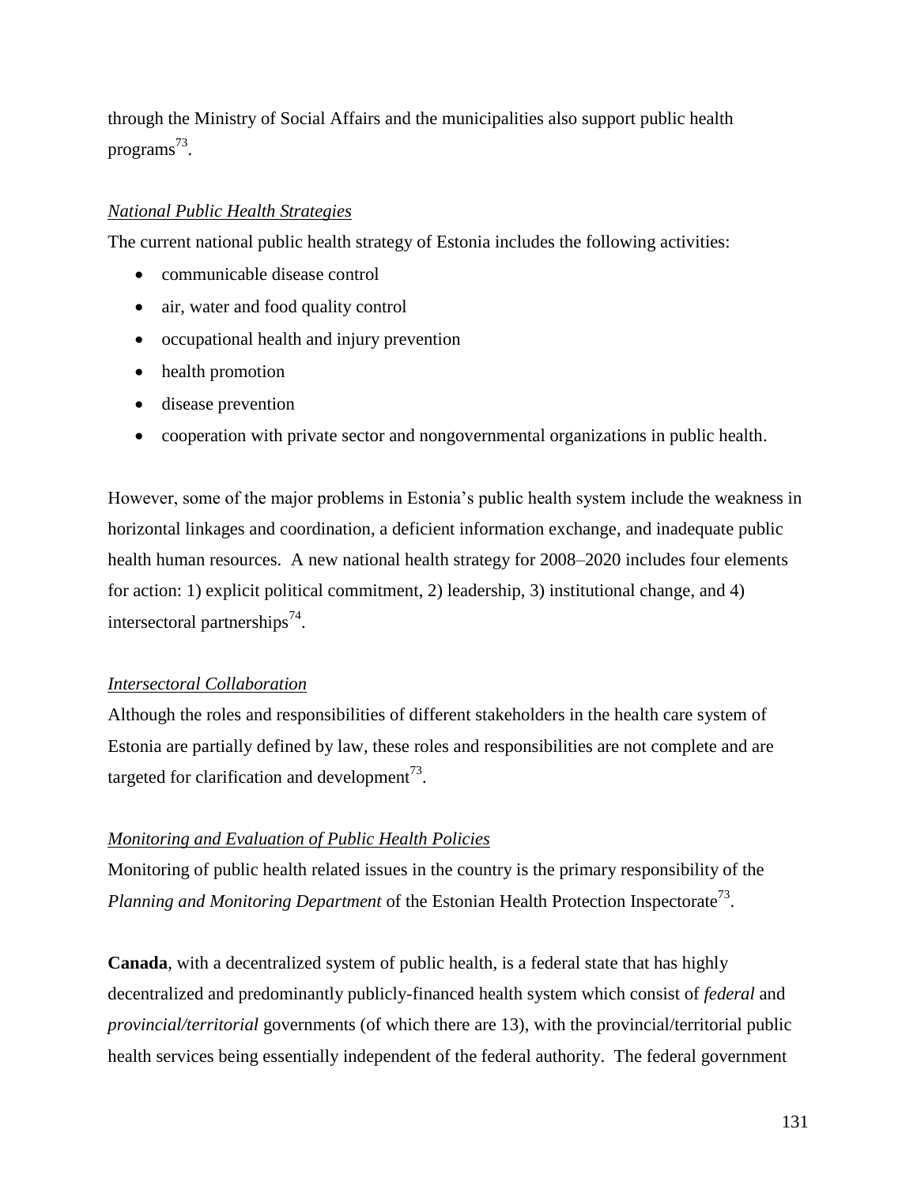through the Ministry of Social Affairs and the municipalities also support public health programs[73].

*National Public Health Strategies*

The current national public health strategy of Estonia includes the following activities:

- communicable disease control
- air, water and food quality control
- occupational health and injury prevention
- health promotion
- disease prevention
- cooperation with private sector and nongovernmental organizations in public health.

However, some of the major problems in Estonia's public health system include the weakness in horizontal linkages and coordination, a deficient information exchange, and inadequate public health human resources. A new national health strategy for 2008–2020 includes four elements for action: 1) explicit political commitment, 2) leadership, 3) institutional change, and 4) intersectoral partnerships[74].

*Intersectoral Collaboration*

Although the roles and responsibilities of different stakeholders in the health care system of Estonia are partially defined by law, these roles and responsibilities are not complete and are targeted for clarification and development[73].

*Monitoring and Evaluation of Public Health Policies*

Monitoring of public health related issues in the country is the primary responsibility of the *Planning and Monitoring Department* of the Estonian Health Protection Inspectorate[73].

**Canada**, with a decentralized system of public health, is a federal state that has highly decentralized and predominantly publicly-financed health system which consist of *federal* and *provincial/territorial* governments (of which there are 13), with the provincial/territorial public health services being essentially independent of the federal authority. The federal government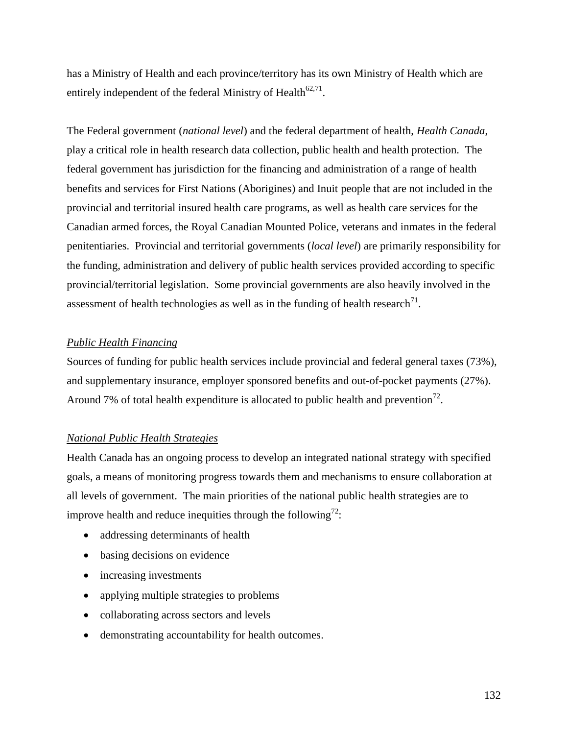has a Ministry of Health and each province/territory has its own Ministry of Health which are entirely independent of the federal Ministry of Health[62,71].

The Federal government (*national level*) and the federal department of health, *Health Canada*, play a critical role in health research data collection, public health and health protection. The federal government has jurisdiction for the financing and administration of a range of health benefits and services for First Nations (Aborigines) and Inuit people that are not included in the provincial and territorial insured health care programs, as well as health care services for the Canadian armed forces, the Royal Canadian Mounted Police, veterans and inmates in the federal penitentiaries. Provincial and territorial governments (*local level*) are primarily responsibility for the funding, administration and delivery of public health services provided according to specific provincial/territorial legislation. Some provincial governments are also heavily involved in the assessment of health technologies as well as in the funding of health research[71].

*Public Health Financing*

Sources of funding for public health services include provincial and federal general taxes (73%), and supplementary insurance, employer sponsored benefits and out-of-pocket payments (27%). Around 7% of total health expenditure is allocated to public health and prevention[72].

*National Public Health Strategies*

Health Canada has an ongoing process to develop an integrated national strategy with specified goals, a means of monitoring progress towards them and mechanisms to ensure collaboration at all levels of government. The main priorities of the national public health strategies are to improve health and reduce inequities through the following[72]:

- addressing determinants of health
- basing decisions on evidence
- increasing investments
- applying multiple strategies to problems
- collaborating across sectors and levels
- demonstrating accountability for health outcomes.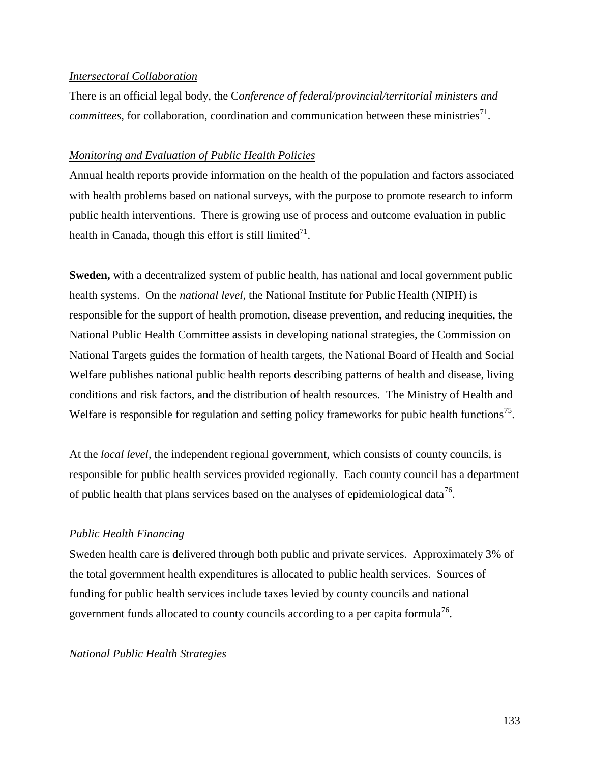*Intersectoral Collaboration*

There is an official legal body, the C*onference of federal/provincial/territorial ministers and committees,* for collaboration, coordination and communication between these ministries[71].

*Monitoring and Evaluation of Public Health Policies*

Annual health reports provide information on the health of the population and factors associated with health problems based on national surveys, with the purpose to promote research to inform public health interventions. There is growing use of process and outcome evaluation in public health in Canada, though this effort is still limited[71].

**Sweden,** with a decentralized system of public health, has national and local government public health systems. On the *national level*, the National Institute for Public Health (NIPH) is responsible for the support of health promotion, disease prevention, and reducing inequities, the National Public Health Committee assists in developing national strategies, the Commission on National Targets guides the formation of health targets, the National Board of Health and Social Welfare publishes national public health reports describing patterns of health and disease, living conditions and risk factors, and the distribution of health resources. The Ministry of Health and Welfare is responsible for regulation and setting policy frameworks for pubic health functions[75].

At the *local level*, the independent regional government, which consists of county councils, is responsible for public health services provided regionally. Each county council has a department of public health that plans services based on the analyses of epidemiological data[76].

*Public Health Financing*

Sweden health care is delivered through both public and private services. Approximately 3% of the total government health expenditures is allocated to public health services. Sources of funding for public health services include taxes levied by county councils and national government funds allocated to county councils according to a per capita formula[76].

*National Public Health Strategies*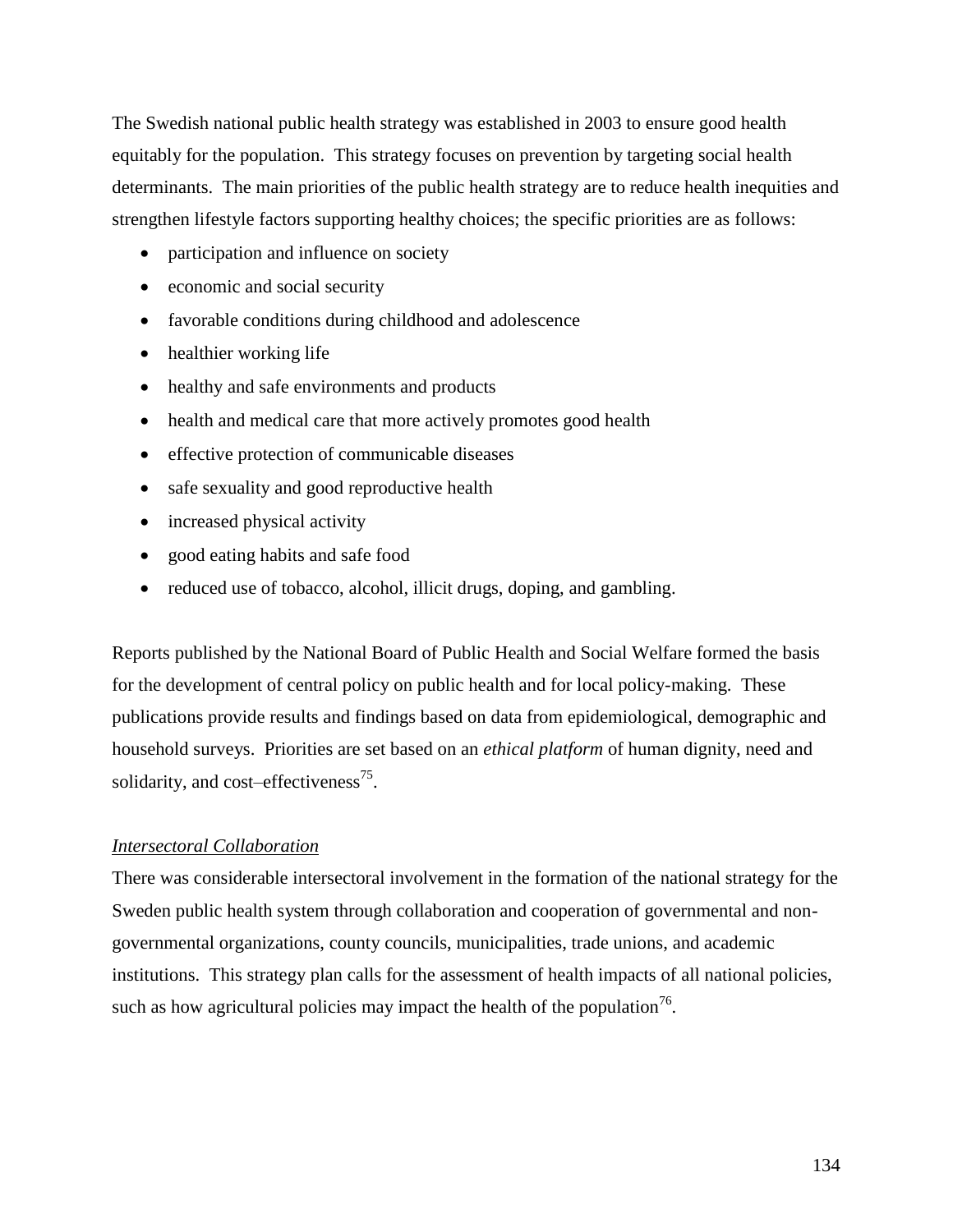The Swedish national public health strategy was established in 2003 to ensure good health equitably for the population. This strategy focuses on prevention by targeting social health determinants. The main priorities of the public health strategy are to reduce health inequities and strengthen lifestyle factors supporting healthy choices; the specific priorities are as follows:

- participation and influence on society
- economic and social security
- favorable conditions during childhood and adolescence
- healthier working life
- healthy and safe environments and products
- health and medical care that more actively promotes good health
- effective protection of communicable diseases
- safe sexuality and good reproductive health
- increased physical activity
- good eating habits and safe food
- reduced use of tobacco, alcohol, illicit drugs, doping, and gambling.

Reports published by the National Board of Public Health and Social Welfare formed the basis for the development of central policy on public health and for local policy-making. These publications provide results and findings based on data from epidemiological, demographic and household surveys. Priorities are set based on an *ethical platform* of human dignity, need and solidarity, and cost–effectiveness[75].

*Intersectoral Collaboration*

There was considerable intersectoral involvement in the formation of the national strategy for the Sweden public health system through collaboration and cooperation of governmental and non-governmental organizations, county councils, municipalities, trade unions, and academic institutions. This strategy plan calls for the assessment of health impacts of all national policies, such as how agricultural policies may impact the health of the population[76].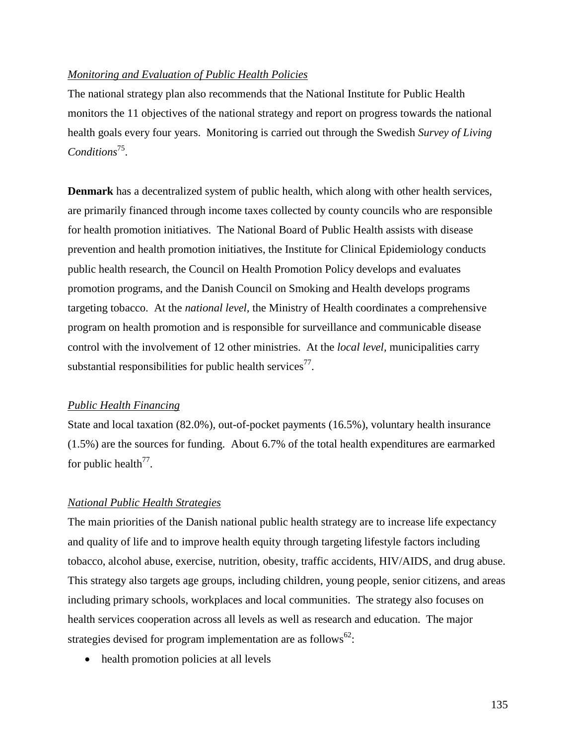*Monitoring and Evaluation of Public Health Policies*

The national strategy plan also recommends that the National Institute for Public Health monitors the 11 objectives of the national strategy and report on progress towards the national health goals every four years. Monitoring is carried out through the Swedish *Survey of Living Conditions*[75].

**Denmark** has a decentralized system of public health, which along with other health services, are primarily financed through income taxes collected by county councils who are responsible for health promotion initiatives. The National Board of Public Health assists with disease prevention and health promotion initiatives, the Institute for Clinical Epidemiology conducts public health research, the Council on Health Promotion Policy develops and evaluates promotion programs, and the Danish Council on Smoking and Health develops programs targeting tobacco. At the *national level,* the Ministry of Health coordinates a comprehensive program on health promotion and is responsible for surveillance and communicable disease control with the involvement of 12 other ministries. At the *local level,* municipalities carry substantial responsibilities for public health services[77].

*Public Health Financing*

State and local taxation (82.0%), out-of-pocket payments (16.5%), voluntary health insurance (1.5%) are the sources for funding. About 6.7% of the total health expenditures are earmarked for public health[77].

*National Public Health Strategies*

The main priorities of the Danish national public health strategy are to increase life expectancy and quality of life and to improve health equity through targeting lifestyle factors including tobacco, alcohol abuse, exercise, nutrition, obesity, traffic accidents, HIV/AIDS, and drug abuse. This strategy also targets age groups, including children, young people, senior citizens, and areas including primary schools, workplaces and local communities. The strategy also focuses on health services cooperation across all levels as well as research and education. The major strategies devised for program implementation are as follows[62]:

- health promotion policies at all levels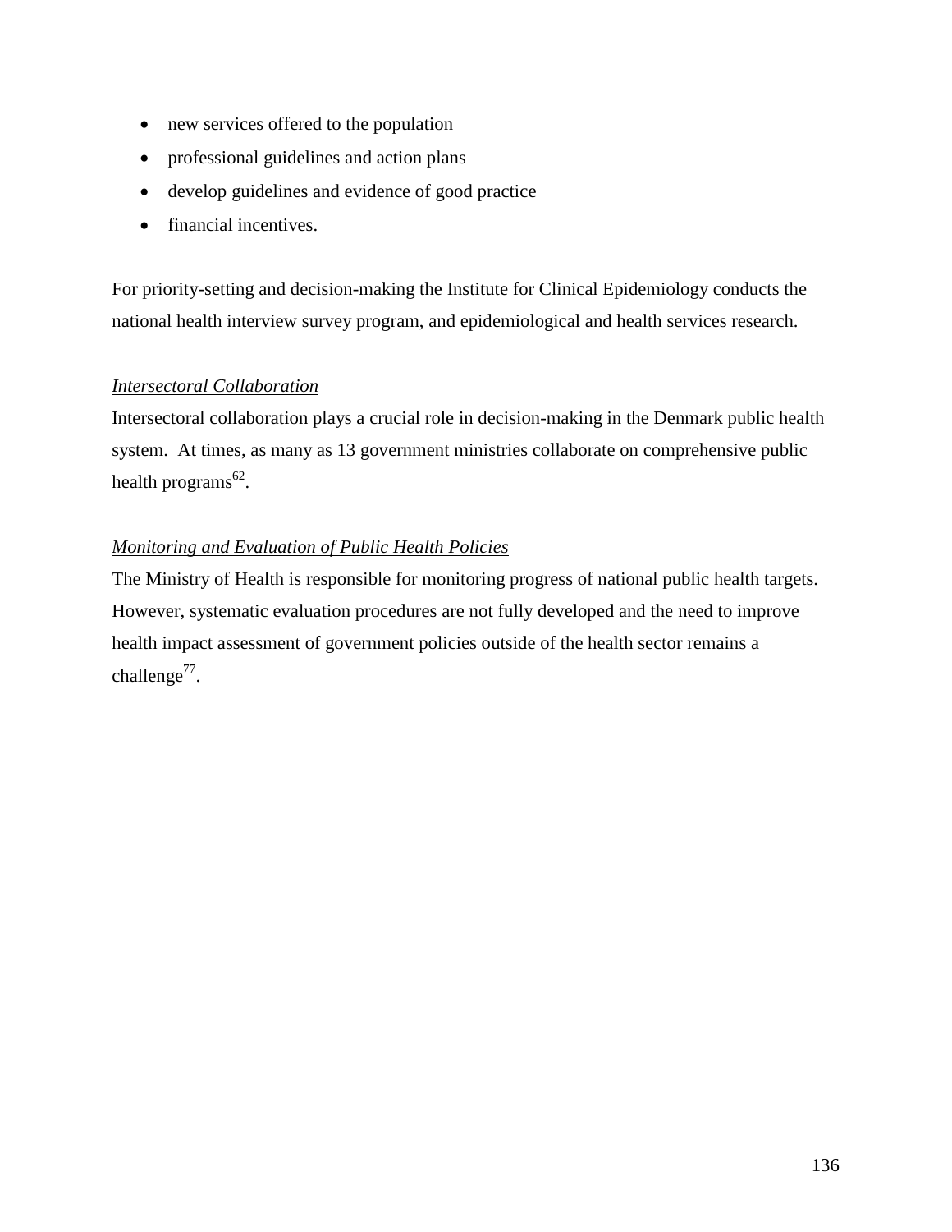- new services offered to the population
- professional guidelines and action plans
- develop guidelines and evidence of good practice
- financial incentives.

For priority-setting and decision-making the Institute for Clinical Epidemiology conducts the national health interview survey program, and epidemiological and health services research.

*Intersectoral Collaboration*

Intersectoral collaboration plays a crucial role in decision-making in the Denmark public health system. At times, as many as 13 government ministries collaborate on comprehensive public health programs[62].

*Monitoring and Evaluation of Public Health Policies*

The Ministry of Health is responsible for monitoring progress of national public health targets. However, systematic evaluation procedures are not fully developed and the need to improve health impact assessment of government policies outside of the health sector remains a challenge[77].